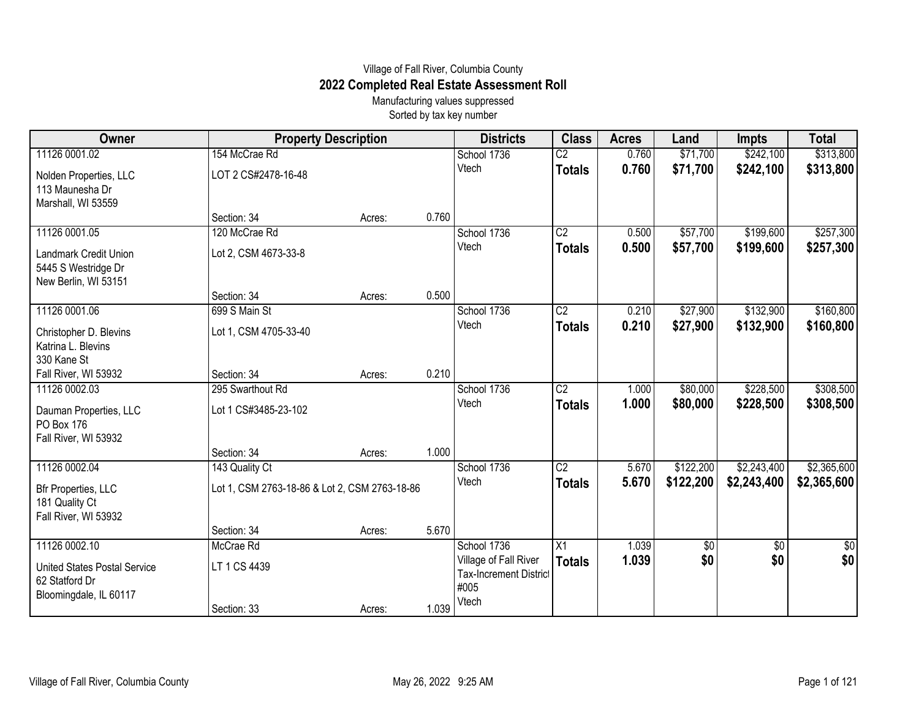Village of Fall River, Columbia County

# 2022 Completed Real Estate Assessment Roll

Manufacturing values suppressed

Sorted by tax key number

| Owner | Property Description | Districts | Class | Acres | Land | Impts | Total |
|---|---|---|---|---|---|---|---|
| 11126 0001.02<br>Nolden Properties, LLC<br>113 Maunesha Dr<br>Marshall, WI 53559 | 154 McCrae Rd<br>LOT 2 CS#2478-16-48<br>Section: 34 Acres: 0.760 | School 1736<br>Vtech | C2<br>**Totals** | 0.760<br>**0.760** | $71,700<br>**$71,700** | $242,100<br>**$242,100** | $313,800<br>**$313,800** |
| 11126 0001.05<br>Landmark Credit Union<br>5445 S Westridge Dr<br>New Berlin, WI 53151 | 120 McCrae Rd<br>Lot 2, CSM 4673-33-8<br>Section: 34 Acres: 0.500 | School 1736<br>Vtech | C2<br>**Totals** | 0.500<br>**0.500** | $57,700<br>**$57,700** | $199,600<br>**$199,600** | $257,300<br>**$257,300** |
| 11126 0001.06<br>Christopher D. Blevins<br>Katrina L. Blevins<br>330 Kane St<br>Fall River, WI 53932 | 699 S Main St<br>Lot 1, CSM 4705-33-40<br>Section: 34 Acres: 0.210 | School 1736<br>Vtech | C2<br>**Totals** | 0.210<br>**0.210** | $27,900<br>**$27,900** | $132,900<br>**$132,900** | $160,800<br>**$160,800** |
| 11126 0002.03<br>Dauman Properties, LLC<br>PO Box 176<br>Fall River, WI 53932 | 295 Swarthout Rd<br>Lot 1 CS#3485-23-102<br>Section: 34 Acres: 1.000 | School 1736<br>Vtech | C2<br>**Totals** | 1.000<br>**1.000** | $80,000<br>**$80,000** | $228,500<br>**$228,500** | $308,500<br>**$308,500** |
| 11126 0002.04<br>Bfr Properties, LLC<br>181 Quality Ct<br>Fall River, WI 53932 | 143 Quality Ct<br>Lot 1, CSM 2763-18-86 & Lot 2, CSM 2763-18-86<br>Section: 34 Acres: 5.670 | School 1736<br>Vtech | C2<br>**Totals** | 5.670<br>**5.670** | $122,200<br>**$122,200** | $2,243,400<br>**$2,243,400** | $2,365,600<br>**$2,365,600** |
| 11126 0002.10<br>United States Postal Service<br>62 Statford Dr<br>Bloomingdale, IL 60117 | McCrae Rd<br>LT 1 CS 4439<br>Section: 33 Acres: 1.039 | School 1736<br>Village of Fall River Tax-Increment District #005<br>Vtech | X1<br>**Totals** | 1.039<br>**1.039** | $0<br>**$0** | $0<br>**$0** | $0<br>**$0** |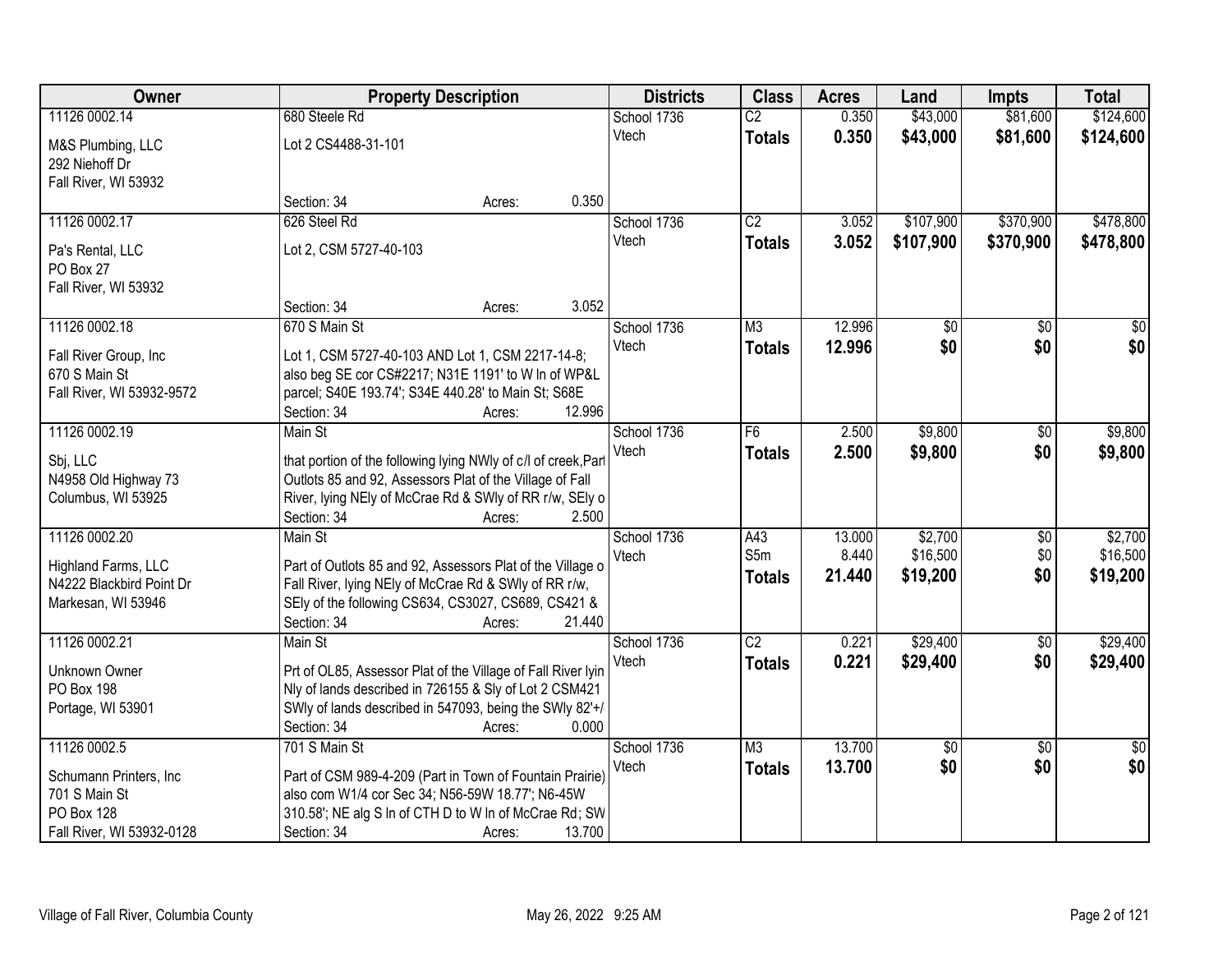| Owner | Property Description | Districts | Class | Acres | Land | Impts | Total |
|---|---|---|---|---|---|---|---|
| 11126 0002.14<br>M&S Plumbing, LLC<br>292 Niehoff Dr<br>Fall River, WI 53932 | 680 Steele Rd<br>Lot 2 CS4488-31-101<br>Section: 34 Acres: 0.350 | School 1736<br>Vtech | C2<br>**Totals** | 0.350<br>**0.350** | $43,000<br>**$43,000** | $81,600<br>**$81,600** | $124,600<br>**$124,600** |
| 11126 0002.17<br>Pa's Rental, LLC<br>PO Box 27<br>Fall River, WI 53932 | 626 Steel Rd<br>Lot 2, CSM 5727-40-103<br>Section: 34 Acres: 3.052 | School 1736<br>Vtech | C2<br>**Totals** | 3.052<br>**3.052** | $107,900<br>**$107,900** | $370,900<br>**$370,900** | $478,800<br>**$478,800** |
| 11126 0002.18<br>Fall River Group, Inc<br>670 S Main St<br>Fall River, WI 53932-9572 | 670 S Main St<br>Lot 1, CSM 5727-40-103 AND Lot 1, CSM 2217-14-8; also beg SE cor CS#2217; N31E 1191' to W ln of WP&L parcel; S40E 193.74'; S34E 440.28' to Main St; S68E<br>Section: 34 Acres: 12.996 | School 1736<br>Vtech | M3<br>**Totals** | 12.996<br>**12.996** | $0<br>**$0** | $0<br>**$0** | $0<br>**$0** |
| 11126 0002.19<br>Sbj, LLC<br>N4958 Old Highway 73<br>Columbus, WI 53925 | Main St<br>that portion of the following lying NWly of c/l of creek,Part Outlots 85 and 92, Assessors Plat of the Village of Fall River, lying NEly of McCrae Rd & SWly of RR r/w, SEly o<br>Section: 34 Acres: 2.500 | School 1736<br>Vtech | F6<br>**Totals** | 2.500<br>**2.500** | $9,800<br>**$9,800** | $0<br>**$0** | $9,800<br>**$9,800** |
| 11126 0002.20<br>Highland Farms, LLC<br>N4222 Blackbird Point Dr<br>Markesan, WI 53946 | Main St<br>Part of Outlots 85 and 92, Assessors Plat of the Village o Fall River, lying NEly of McCrae Rd & SWly of RR r/w, SEly of the following CS634, CS3027, CS689, CS421 &<br>Section: 34 Acres: 21.440 | School 1736<br>Vtech | A43<br>S5m<br>**Totals** | 13.000<br>8.440<br>**21.440** | $2,700<br>$16,500<br>**$19,200** | $0<br>$0<br>**$0** | $2,700<br>$16,500<br>**$19,200** |
| 11126 0002.21<br>Unknown Owner<br>PO Box 198<br>Portage, WI 53901 | Main St<br>Prt of OL85, Assessor Plat of the Village of Fall River lyin Nly of lands described in 726155 & Sly of Lot 2 CSM421 SWly of lands described in 547093, being the SWly 82'+/<br>Section: 34 Acres: 0.000 | School 1736<br>Vtech | C2<br>**Totals** | 0.221<br>**0.221** | $29,400<br>**$29,400** | $0<br>**$0** | $29,400<br>**$29,400** |
| 11126 0002.5<br>Schumann Printers, Inc<br>701 S Main St<br>PO Box 128<br>Fall River, WI 53932-0128 | 701 S Main St<br>Part of CSM 989-4-209 (Part in Town of Fountain Prairie) also com W1/4 cor Sec 34; N56-59W 18.77'; N6-45W 310.58'; NE alg S ln of CTH D to W ln of McCrae Rd; SW<br>Section: 34 Acres: 13.700 | School 1736<br>Vtech | M3<br>**Totals** | 13.700<br>**13.700** | $0<br>**$0** | $0<br>**$0** | $0<br>**$0** |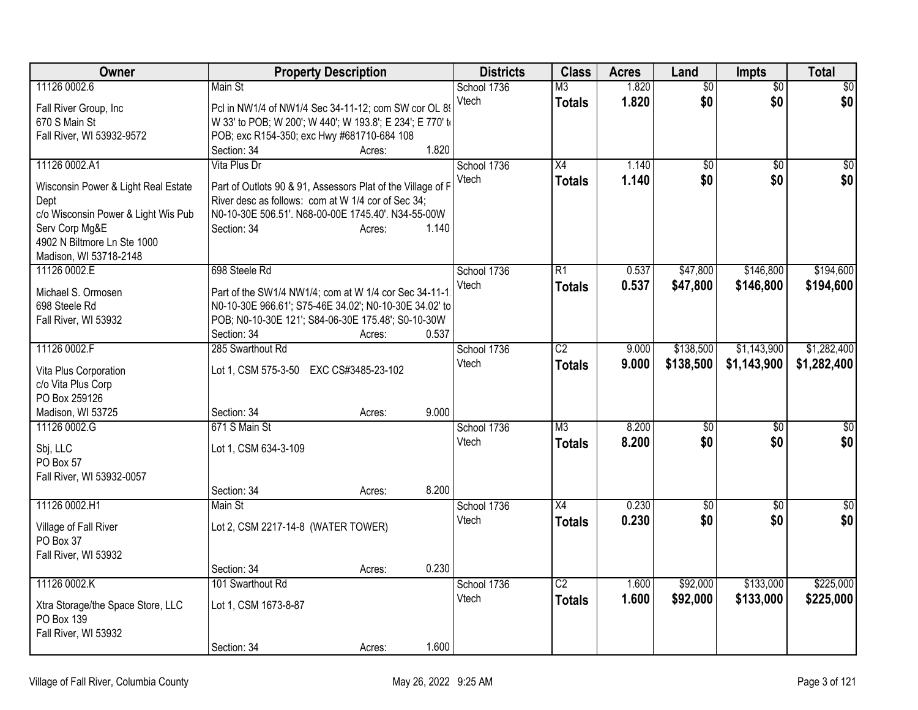| Owner | Property Description | Districts | Class | Acres | Land | Impts | Total |
|---|---|---|---|---|---|---|---|
| 11126 0002.6<br>Fall River Group, Inc<br>670 S Main St<br>Fall River, WI 53932-9572 | Main St<br>Pcl in NW1/4 of NW1/4 Sec 34-11-12; com SW cor OL 89 W 33' to POB; W 200'; W 440'; W 193.8'; E 234'; E 770' to POB; exc R154-350; exc Hwy #681710-684 108<br>Section: 34 Acres: 1.820 | School 1736<br>Vtech | M3<br>**Totals** | 1.820<br>**1.820** | $0<br>**$0** | $0<br>**$0** | $0<br>**$0** |
| 11126 0002.A1<br>Wisconsin Power & Light Real Estate Dept<br>c/o Wisconsin Power & Light Wis Pub Serv Corp Mg&E<br>4902 N Biltmore Ln Ste 1000<br>Madison, WI 53718-2148 | Vita Plus Dr<br>Part of Outlots 90 & 91, Assessors Plat of the Village of F River desc as follows: com at W 1/4 cor of Sec 34; N0-10-30E 506.51'. N68-00-00E 1745.40'. N34-55-00W<br>Section: 34 Acres: 1.140 | School 1736<br>Vtech | X4<br>**Totals** | 1.140<br>**1.140** | $0<br>**$0** | $0<br>**$0** | $0<br>**$0** |
| 11126 0002.E<br>Michael S. Ormosen<br>698 Steele Rd<br>Fall River, WI 53932 | 698 Steele Rd<br>Part of the SW1/4 NW1/4; com at W 1/4 cor Sec 34-11-1 N0-10-30E 966.61'; S75-46E 34.02'; N0-10-30E 34.02' to POB; N0-10-30E 121'; S84-06-30E 175.48'; S0-10-30W<br>Section: 34 Acres: 0.537 | School 1736<br>Vtech | R1<br>**Totals** | 0.537<br>**0.537** | $47,800<br>**$47,800** | $146,800<br>**$146,800** | $194,600<br>**$194,600** |
| 11126 0002.F<br>Vita Plus Corporation<br>c/o Vita Plus Corp<br>PO Box 259126<br>Madison, WI 53725 | 285 Swarthout Rd<br>Lot 1, CSM 575-3-50 EXC CS#3485-23-102<br>Section: 34 Acres: 9.000 | School 1736<br>Vtech | C2<br>**Totals** | 9.000<br>**9.000** | $138,500<br>**$138,500** | $1,143,900<br>**$1,143,900** | $1,282,400<br>**$1,282,400** |
| 11126 0002.G<br>Sbj, LLC<br>PO Box 57<br>Fall River, WI 53932-0057 | 671 S Main St<br>Lot 1, CSM 634-3-109<br>Section: 34 Acres: 8.200 | School 1736<br>Vtech | M3<br>**Totals** | 8.200<br>**8.200** | $0<br>**$0** | $0<br>**$0** | $0<br>**$0** |
| 11126 0002.H1<br>Village of Fall River<br>PO Box 37<br>Fall River, WI 53932 | Main St<br>Lot 2, CSM 2217-14-8 (WATER TOWER)<br>Section: 34 Acres: 0.230 | School 1736<br>Vtech | X4<br>**Totals** | 0.230<br>**0.230** | $0<br>**$0** | $0<br>**$0** | $0<br>**$0** |
| 11126 0002.K<br>Xtra Storage/the Space Store, LLC<br>PO Box 139<br>Fall River, WI 53932 | 101 Swarthout Rd<br>Lot 1, CSM 1673-8-87<br>Section: 34 Acres: 1.600 | School 1736<br>Vtech | C2<br>**Totals** | 1.600<br>**1.600** | $92,000<br>**$92,000** | $133,000<br>**$133,000** | $225,000<br>**$225,000** |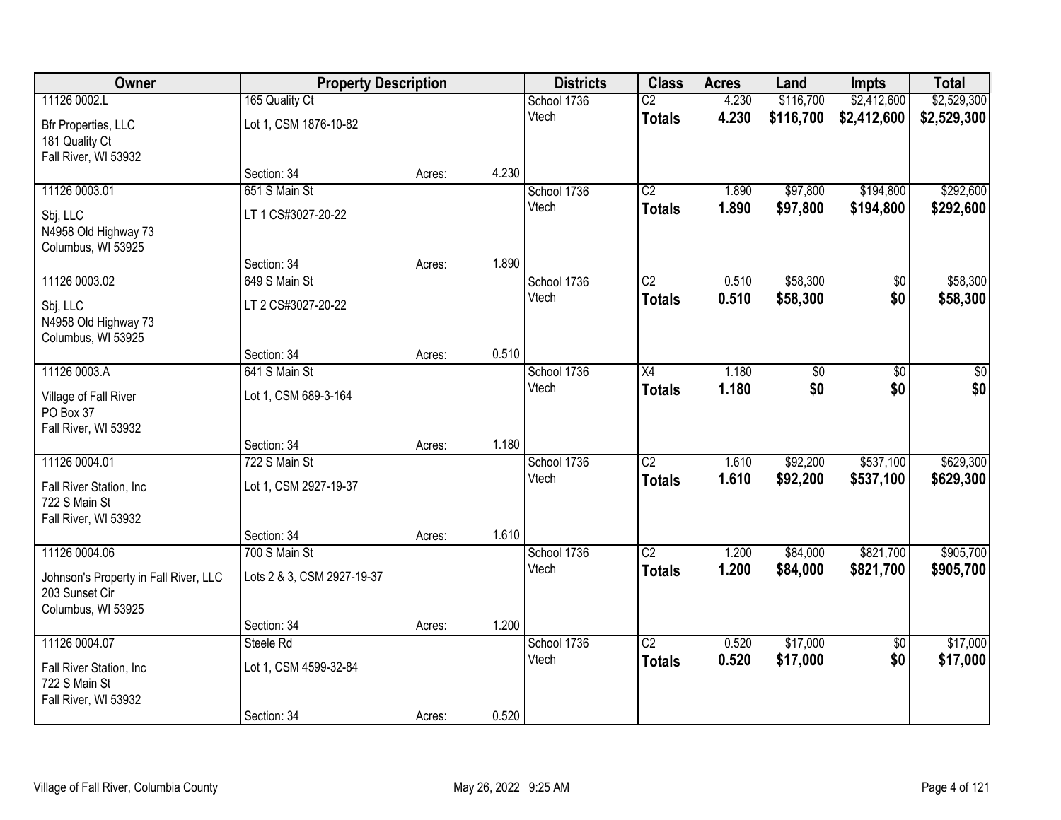| Owner | Property Description | | | Districts | Class | Acres | Land | Impts | Total |
|---|---|---|---|---|---|---|---|---|---|
| 11126 0002.L | 165 Quality Ct | | | School 1736 | C2 | 4.230 | $116,700 | $2,412,600 | $2,529,300 |
| Bfr Properties, LLC<br>181 Quality Ct<br>Fall River, WI 53932 | Lot 1, CSM 1876-10-82 | | | Vtech | **Totals** | **4.230** | **$116,700** | **$2,412,600** | **$2,529,300** |
| | Section: 34 | Acres: | 4.230 | | | | | | |
| 11126 0003.01 | 651 S Main St | | | School 1736 | C2 | 1.890 | $97,800 | $194,800 | $292,600 |
| Sbj, LLC<br>N4958 Old Highway 73<br>Columbus, WI 53925 | LT 1 CS#3027-20-22 | | | Vtech | **Totals** | **1.890** | **$97,800** | **$194,800** | **$292,600** |
| | Section: 34 | Acres: | 1.890 | | | | | | |
| 11126 0003.02 | 649 S Main St | | | School 1736 | C2 | 0.510 | $58,300 | $0 | $58,300 |
| Sbj, LLC<br>N4958 Old Highway 73<br>Columbus, WI 53925 | LT 2 CS#3027-20-22 | | | Vtech | **Totals** | **0.510** | **$58,300** | **$0** | **$58,300** |
| | Section: 34 | Acres: | 0.510 | | | | | | |
| 11126 0003.A | 641 S Main St | | | School 1736 | X4 | 1.180 | $0 | $0 | $0 |
| Village of Fall River<br>PO Box 37<br>Fall River, WI 53932 | Lot 1, CSM 689-3-164 | | | Vtech | **Totals** | **1.180** | **$0** | **$0** | **$0** |
| | Section: 34 | Acres: | 1.180 | | | | | | |
| 11126 0004.01 | 722 S Main St | | | School 1736 | C2 | 1.610 | $92,200 | $537,100 | $629,300 |
| Fall River Station, Inc<br>722 S Main St<br>Fall River, WI 53932 | Lot 1, CSM 2927-19-37 | | | Vtech | **Totals** | **1.610** | **$92,200** | **$537,100** | **$629,300** |
| | Section: 34 | Acres: | 1.610 | | | | | | |
| 11126 0004.06 | 700 S Main St | | | School 1736 | C2 | 1.200 | $84,000 | $821,700 | $905,700 |
| Johnson's Property in Fall River, LLC<br>203 Sunset Cir<br>Columbus, WI 53925 | Lots 2 & 3, CSM 2927-19-37 | | | Vtech | **Totals** | **1.200** | **$84,000** | **$821,700** | **$905,700** |
| | Section: 34 | Acres: | 1.200 | | | | | | |
| 11126 0004.07 | Steele Rd | | | School 1736 | C2 | 0.520 | $17,000 | $0 | $17,000 |
| Fall River Station, Inc<br>722 S Main St<br>Fall River, WI 53932 | Lot 1, CSM 4599-32-84 | | | Vtech | **Totals** | **0.520** | **$17,000** | **$0** | **$17,000** |
| | Section: 34 | Acres: | 0.520 | | | | | | |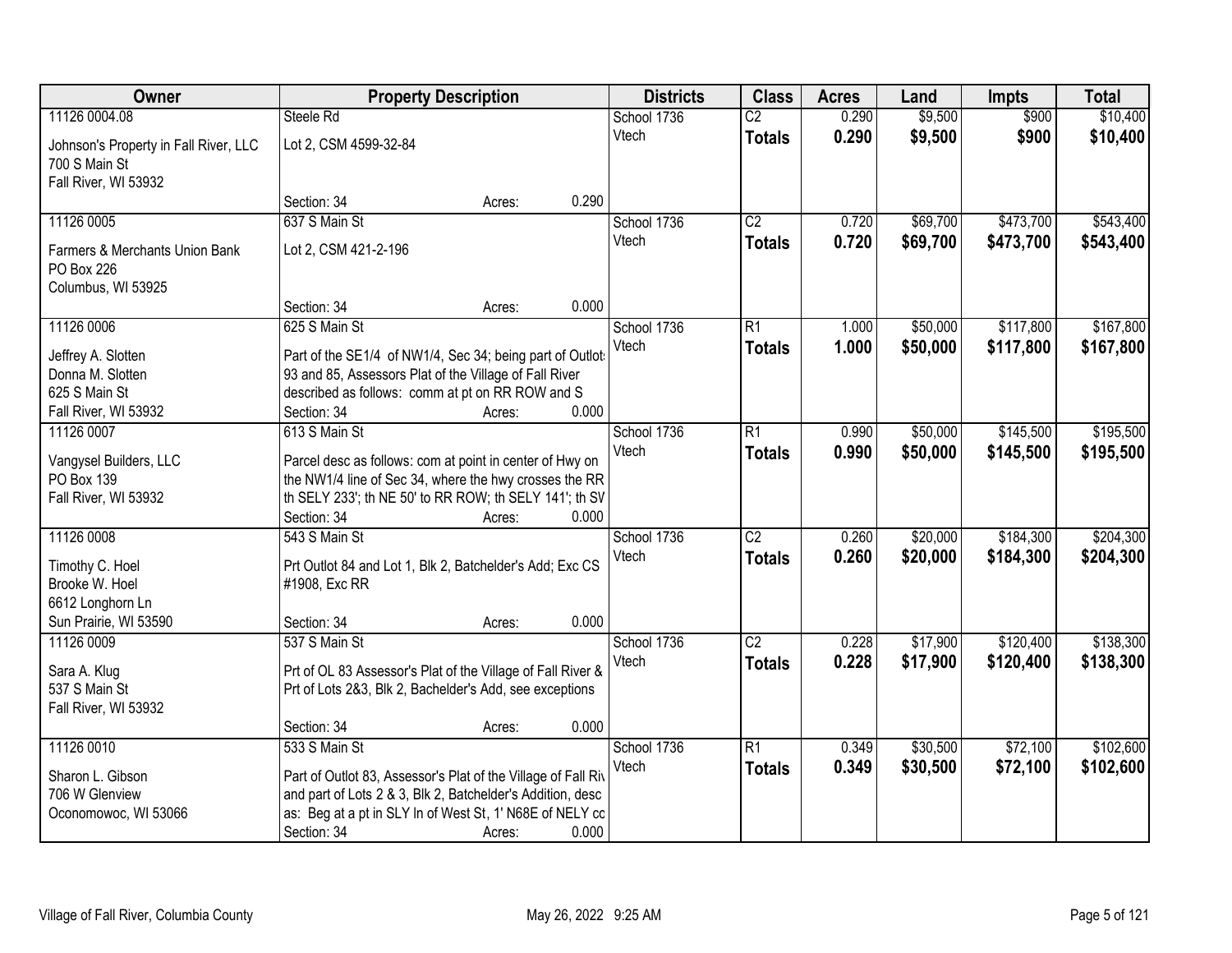| Owner | Property Description | Districts | Class | Acres | Land | Impts | Total |
|---|---|---|---|---|---|---|---|
| 11126 0004.08<br>Johnson's Property in Fall River, LLC<br>700 S Main St<br>Fall River, WI 53932 | Steele Rd<br>Lot 2, CSM 4599-32-84<br>Section: 34 Acres: 0.290 | School 1736<br>Vtech | C2<br>**Totals** | 0.290<br>**0.290** | $9,500<br>**$9,500** | $900<br>**$900** | $10,400<br>**$10,400** |
| 11126 0005<br>Farmers & Merchants Union Bank<br>PO Box 226<br>Columbus, WI 53925 | 637 S Main St<br>Lot 2, CSM 421-2-196<br>Section: 34 Acres: 0.000 | School 1736<br>Vtech | C2<br>**Totals** | 0.720<br>**0.720** | $69,700<br>**$69,700** | $473,700<br>**$473,700** | $543,400<br>**$543,400** |
| 11126 0006<br>Jeffrey A. Slotten<br>Donna M. Slotten<br>625 S Main St<br>Fall River, WI 53932 | 625 S Main St<br>Part of the SE1/4 of NW1/4, Sec 34; being part of Outlot: 93 and 85, Assessors Plat of the Village of Fall River described as follows: comm at pt on RR ROW and S<br>Section: 34 Acres: 0.000 | School 1736<br>Vtech | R1<br>**Totals** | 1.000<br>**1.000** | $50,000<br>**$50,000** | $117,800<br>**$117,800** | $167,800<br>**$167,800** |
| 11126 0007<br>Vangysel Builders, LLC<br>PO Box 139<br>Fall River, WI 53932 | 613 S Main St<br>Parcel desc as follows: com at point in center of Hwy on the NW1/4 line of Sec 34, where the hwy crosses the RR th SELY 233'; th NE 50' to RR ROW; th SELY 141'; th SV<br>Section: 34 Acres: 0.000 | School 1736<br>Vtech | R1<br>**Totals** | 0.990<br>**0.990** | $50,000<br>**$50,000** | $145,500<br>**$145,500** | $195,500<br>**$195,500** |
| 11126 0008<br>Timothy C. Hoel<br>Brooke W. Hoel<br>6612 Longhorn Ln<br>Sun Prairie, WI 53590 | 543 S Main St<br>Prt Outlot 84 and Lot 1, Blk 2, Batchelder's Add; Exc CS #1908, Exc RR<br>Section: 34 Acres: 0.000 | School 1736<br>Vtech | C2<br>**Totals** | 0.260<br>**0.260** | $20,000<br>**$20,000** | $184,300<br>**$184,300** | $204,300<br>**$204,300** |
| 11126 0009<br>Sara A. Klug<br>537 S Main St<br>Fall River, WI 53932 | 537 S Main St<br>Prt of OL 83 Assessor's Plat of the Village of Fall River & Prt of Lots 2&3, Blk 2, Bachelder's Add, see exceptions<br>Section: 34 Acres: 0.000 | School 1736<br>Vtech | C2<br>**Totals** | 0.228<br>**0.228** | $17,900<br>**$17,900** | $120,400<br>**$120,400** | $138,300<br>**$138,300** |
| 11126 0010<br>Sharon L. Gibson<br>706 W Glenview<br>Oconomowoc, WI 53066 | 533 S Main St<br>Part of Outlot 83, Assessor's Plat of the Village of Fall Riv and part of Lots 2 & 3, Blk 2, Batchelder's Addition, desc as: Beg at a pt in SLY ln of West St, 1' N68E of NELY cc<br>Section: 34 Acres: 0.000 | School 1736<br>Vtech | R1<br>**Totals** | 0.349<br>**0.349** | $30,500<br>**$30,500** | $72,100<br>**$72,100** | $102,600<br>**$102,600** |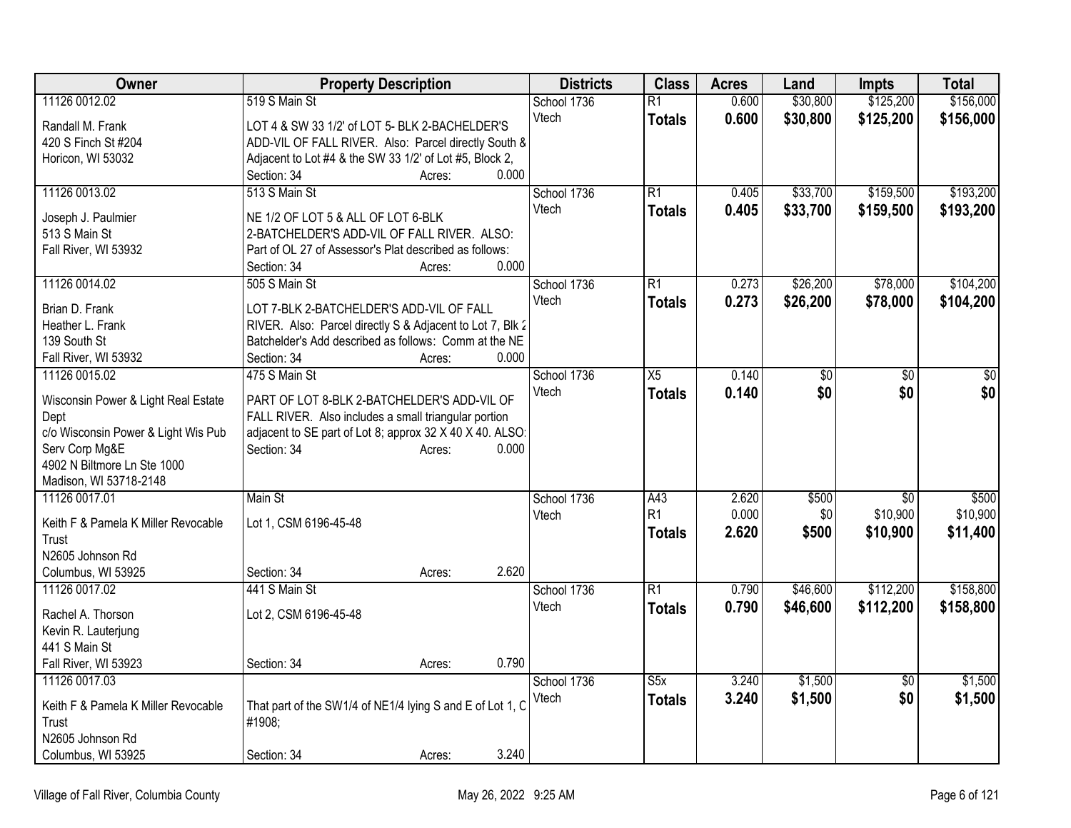| Owner | Property Description | Districts | Class | Acres | Land | Impts | Total |
|---|---|---|---|---|---|---|---|
| 11126 0012.02<br><br>Randall M. Frank<br>420 S Finch St #204<br>Horicon, WI 53032 | 519 S Main St<br><br>LOT 4 & SW 33 1/2' of LOT 5- BLK 2-BACHELDER'S ADD-VIL OF FALL RIVER. Also: Parcel directly South & Adjacent to Lot #4 & the SW 33 1/2' of Lot #5, Block 2,<br>Section: 34 Acres: 0.000 | School 1736<br>Vtech | R1<br>**Totals** | 0.600<br>**0.600** | $30,800<br>**$30,800** | $125,200<br>**$125,200** | $156,000<br>**$156,000** |
| 11126 0013.02<br><br>Joseph J. Paulmier<br>513 S Main St<br>Fall River, WI 53932 | 513 S Main St<br><br>NE 1/2 OF LOT 5 & ALL OF LOT 6-BLK 2-BATCHELDER'S ADD-VIL OF FALL RIVER. ALSO: Part of OL 27 of Assessor's Plat described as follows:<br>Section: 34 Acres: 0.000 | School 1736<br>Vtech | R1<br>**Totals** | 0.405<br>**0.405** | $33,700<br>**$33,700** | $159,500<br>**$159,500** | $193,200<br>**$193,200** |
| 11126 0014.02<br><br>Brian D. Frank<br>Heather L. Frank<br>139 South St<br>Fall River, WI 53932 | 505 S Main St<br><br>LOT 7-BLK 2-BATCHELDER'S ADD-VIL OF FALL RIVER. Also: Parcel directly S & Adjacent to Lot 7, Blk 2 Batchelder's Add described as follows: Comm at the NE<br>Section: 34 Acres: 0.000 | School 1736<br>Vtech | R1<br>**Totals** | 0.273<br>**0.273** | $26,200<br>**$26,200** | $78,000<br>**$78,000** | $104,200<br>**$104,200** |
| 11126 0015.02<br><br>Wisconsin Power & Light Real Estate Dept<br>c/o Wisconsin Power & Light Wis Pub Serv Corp Mg&E<br>4902 N Biltmore Ln Ste 1000<br>Madison, WI 53718-2148 | 475 S Main St<br><br>PART OF LOT 8-BLK 2-BATCHELDER'S ADD-VIL OF FALL RIVER. Also includes a small triangular portion adjacent to SE part of Lot 8; approx 32 X 40 X 40. ALSO:<br>Section: 34 Acres: 0.000 | School 1736<br>Vtech | X5<br>**Totals** | 0.140<br>**0.140** | $0<br>**$0** | $0<br>**$0** | $0<br>**$0** |
| 11126 0017.01<br><br>Keith F & Pamela K Miller Revocable Trust<br>N2605 Johnson Rd<br>Columbus, WI 53925 | Main St<br><br>Lot 1, CSM 6196-45-48<br><br>Section: 34 Acres: 2.620 | School 1736<br>Vtech | A43<br>R1<br>**Totals** | 2.620<br>0.000<br>**2.620** | $500<br>$0<br>**$500** | $0<br>$10,900<br>**$10,900** | $500<br>$10,900<br>**$11,400** |
| 11126 0017.02<br><br>Rachel A. Thorson<br>Kevin R. Lauterjung<br>441 S Main St<br>Fall River, WI 53923 | 441 S Main St<br><br>Lot 2, CSM 6196-45-48<br><br>Section: 34 Acres: 0.790 | School 1736<br>Vtech | R1<br>**Totals** | 0.790<br>**0.790** | $46,600<br>**$46,600** | $112,200<br>**$112,200** | $158,800<br>**$158,800** |
| 11126 0017.03<br><br>Keith F & Pamela K Miller Revocable Trust<br>N2605 Johnson Rd<br>Columbus, WI 53925 | <br><br>That part of the SW1/4 of NE1/4 lying S and E of Lot 1, C #1908;<br><br>Section: 34 Acres: 3.240 | School 1736<br>Vtech | S5x<br>**Totals** | 3.240<br>**3.240** | $1,500<br>**$1,500** | $0<br>**$0** | $1,500<br>**$1,500** |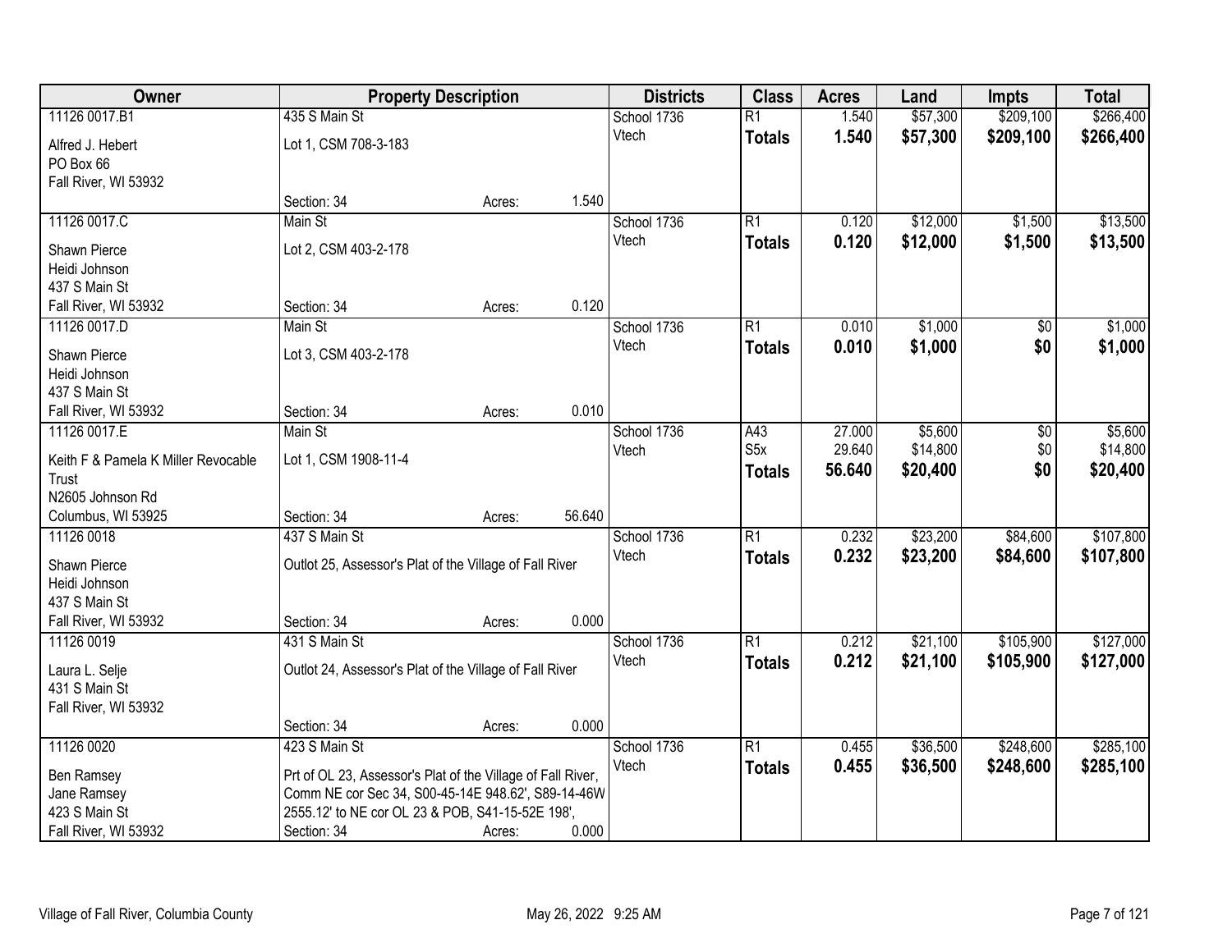| Owner | Property Description | | | Districts | Class | Acres | Land | Impts | Total |
|---|---|---|---|---|---|---|---|---|---|
| 11126 0017.B1 | 435 S Main St | | | School 1736 | R1 | 1.540 | $57,300 | $209,100 | $266,400 |
| Alfred J. Hebert<br>PO Box 66<br>Fall River, WI 53932 | Lot 1, CSM 708-3-183 | | | Vtech | **Totals** | **1.540** | **$57,300** | **$209,100** | **$266,400** |
| | Section: 34 | Acres: | 1.540 | | | | | | |
| 11126 0017.C | Main St | | | School 1736 | R1 | 0.120 | $12,000 | $1,500 | $13,500 |
| Shawn Pierce<br>Heidi Johnson<br>437 S Main St<br>Fall River, WI 53932 | Lot 2, CSM 403-2-178 | | | Vtech | **Totals** | **0.120** | **$12,000** | **$1,500** | **$13,500** |
| | Section: 34 | Acres: | 0.120 | | | | | | |
| 11126 0017.D | Main St | | | School 1736 | R1 | 0.010 | $1,000 | $0 | $1,000 |
| Shawn Pierce<br>Heidi Johnson<br>437 S Main St<br>Fall River, WI 53932 | Lot 3, CSM 403-2-178 | | | Vtech | **Totals** | **0.010** | **$1,000** | **$0** | **$1,000** |
| | Section: 34 | Acres: | 0.010 | | | | | | |
| 11126 0017.E | Main St | | | School 1736 | A43 | 27.000 | $5,600 | $0 | $5,600 |
| Keith F & Pamela K Miller Revocable Trust<br>N2605 Johnson Rd<br>Columbus, WI 53925 | Lot 1, CSM 1908-11-4 | | | Vtech | S5x | 29.640 | $14,800 | $0 | $14,800 |
| | | | | | **Totals** | **56.640** | **$20,400** | **$0** | **$20,400** |
| | Section: 34 | Acres: | 56.640 | | | | | | |
| 11126 0018 | 437 S Main St | | | School 1736 | R1 | 0.232 | $23,200 | $84,600 | $107,800 |
| Shawn Pierce<br>Heidi Johnson<br>437 S Main St<br>Fall River, WI 53932 | Outlot 25, Assessor's Plat of the Village of Fall River | | | Vtech | **Totals** | **0.232** | **$23,200** | **$84,600** | **$107,800** |
| | Section: 34 | Acres: | 0.000 | | | | | | |
| 11126 0019 | 431 S Main St | | | School 1736 | R1 | 0.212 | $21,100 | $105,900 | $127,000 |
| Laura L. Selje<br>431 S Main St<br>Fall River, WI 53932 | Outlot 24, Assessor's Plat of the Village of Fall River | | | Vtech | **Totals** | **0.212** | **$21,100** | **$105,900** | **$127,000** |
| | Section: 34 | Acres: | 0.000 | | | | | | |
| 11126 0020 | 423 S Main St | | | School 1736 | R1 | 0.455 | $36,500 | $248,600 | $285,100 |
| Ben Ramsey<br>Jane Ramsey<br>423 S Main St<br>Fall River, WI 53932 | Prt of OL 23, Assessor's Plat of the Village of Fall River, Comm NE cor Sec 34, S00-45-14E 948.62', S89-14-46W 2555.12' to NE cor OL 23 & POB, S41-15-52E 198', | | | Vtech | **Totals** | **0.455** | **$36,500** | **$248,600** | **$285,100** |
| | Section: 34 | Acres: | 0.000 | | | | | | |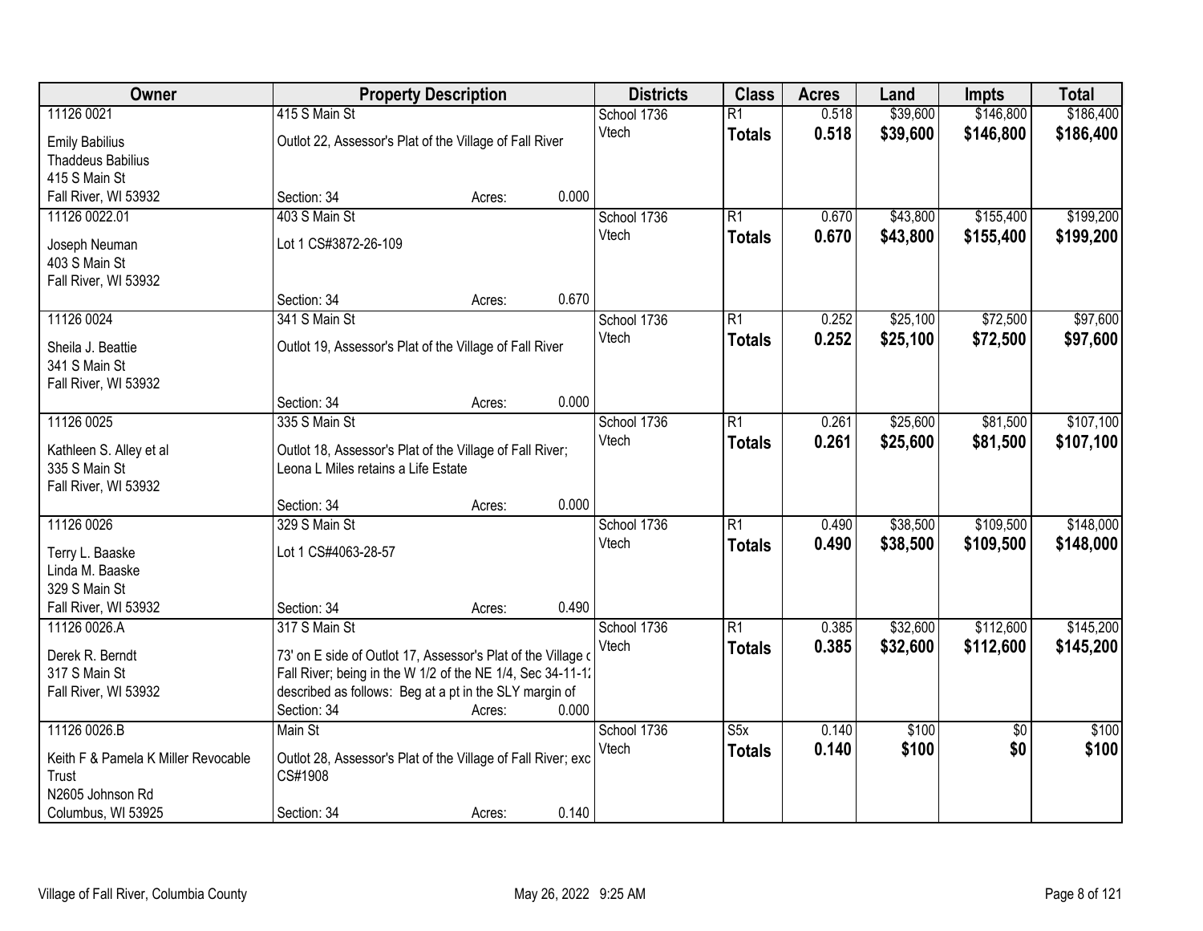| Owner | Property Description | Districts | Class | Acres | Land | Impts | Total |
|---|---|---|---|---|---|---|---|
| 11126 0021<br>Emily Babilius<br>Thaddeus Babilius<br>415 S Main St<br>Fall River, WI 53932 | 415 S Main St<br>Outlot 22, Assessor's Plat of the Village of Fall River<br>Section: 34 Acres: 0.000 | School 1736<br>Vtech | R1<br>**Totals** | 0.518<br>**0.518** | $39,600<br>**$39,600** | $146,800<br>**$146,800** | $186,400<br>**$186,400** |
| 11126 0022.01<br>Joseph Neuman<br>403 S Main St<br>Fall River, WI 53932 | 403 S Main St<br>Lot 1 CS#3872-26-109<br>Section: 34 Acres: 0.670 | School 1736<br>Vtech | R1<br>**Totals** | 0.670<br>**0.670** | $43,800<br>**$43,800** | $155,400<br>**$155,400** | $199,200<br>**$199,200** |
| 11126 0024<br>Sheila J. Beattie<br>341 S Main St<br>Fall River, WI 53932 | 341 S Main St<br>Outlot 19, Assessor's Plat of the Village of Fall River<br>Section: 34 Acres: 0.000 | School 1736<br>Vtech | R1<br>**Totals** | 0.252<br>**0.252** | $25,100<br>**$25,100** | $72,500<br>**$72,500** | $97,600<br>**$97,600** |
| 11126 0025<br>Kathleen S. Alley et al<br>335 S Main St<br>Fall River, WI 53932 | 335 S Main St<br>Outlot 18, Assessor's Plat of the Village of Fall River; Leona L Miles retains a Life Estate<br>Section: 34 Acres: 0.000 | School 1736<br>Vtech | R1<br>**Totals** | 0.261<br>**0.261** | $25,600<br>**$25,600** | $81,500<br>**$81,500** | $107,100<br>**$107,100** |
| 11126 0026<br>Terry L. Baaske<br>Linda M. Baaske<br>329 S Main St<br>Fall River, WI 53932 | 329 S Main St<br>Lot 1 CS#4063-28-57<br>Section: 34 Acres: 0.490 | School 1736<br>Vtech | R1<br>**Totals** | 0.490<br>**0.490** | $38,500<br>**$38,500** | $109,500<br>**$109,500** | $148,000<br>**$148,000** |
| 11126 0026.A<br>Derek R. Berndt<br>317 S Main St<br>Fall River, WI 53932 | 317 S Main St<br>73' on E side of Outlot 17, Assessor's Plat of the Village of Fall River; being in the W 1/2 of the NE 1/4, Sec 34-11-12 described as follows: Beg at a pt in the SLY margin of<br>Section: 34 Acres: 0.000 | School 1736<br>Vtech | R1<br>**Totals** | 0.385<br>**0.385** | $32,600<br>**$32,600** | $112,600<br>**$112,600** | $145,200<br>**$145,200** |
| 11126 0026.B<br>Keith F & Pamela K Miller Revocable Trust<br>N2605 Johnson Rd<br>Columbus, WI 53925 | Main St<br>Outlot 28, Assessor's Plat of the Village of Fall River; exc CS#1908<br>Section: 34 Acres: 0.140 | School 1736<br>Vtech | S5x<br>**Totals** | 0.140<br>**0.140** | $100<br>**$100** | $0<br>**$0** | $100<br>**$100** |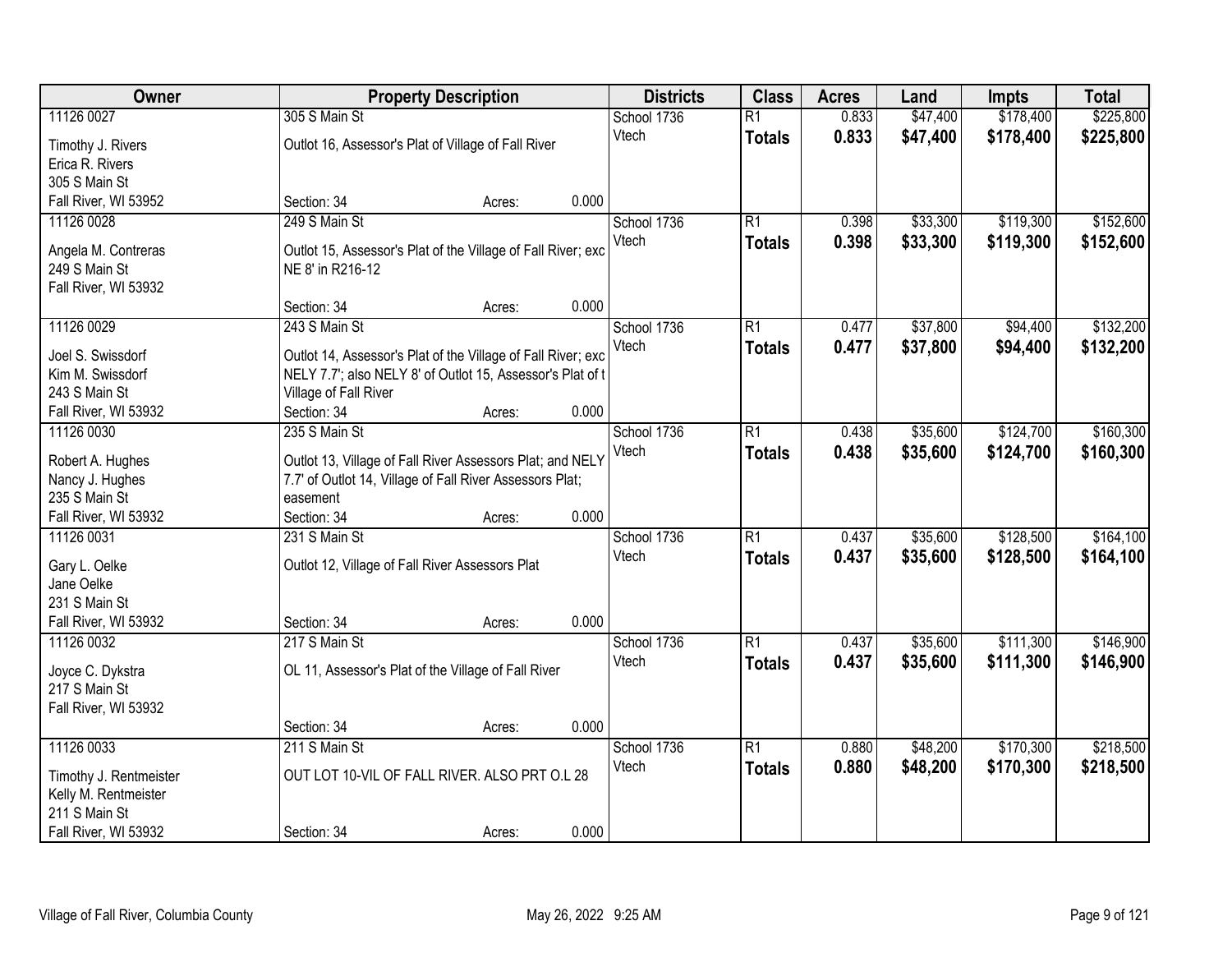| Owner | Property Description | Districts | Class | Acres | Land | Impts | Total |
|---|---|---|---|---|---|---|---|
| 11126 0027<br>Timothy J. Rivers<br>Erica R. Rivers<br>305 S Main St<br>Fall River, WI 53952 | 305 S Main St<br>Outlot 16, Assessor's Plat of Village of Fall River<br>Section: 34 Acres: 0.000 | School 1736<br>Vtech | R1<br>**Totals** | 0.833<br>**0.833** | $47,400<br>**$47,400** | $178,400<br>**$178,400** | $225,800<br>**$225,800** |
| 11126 0028<br>Angela M. Contreras<br>249 S Main St<br>Fall River, WI 53932 | 249 S Main St<br>Outlot 15, Assessor's Plat of the Village of Fall River; exc NE 8' in R216-12<br>Section: 34 Acres: 0.000 | School 1736<br>Vtech | R1<br>**Totals** | 0.398<br>**0.398** | $33,300<br>**$33,300** | $119,300<br>**$119,300** | $152,600<br>**$152,600** |
| 11126 0029<br>Joel S. Swissdorf<br>Kim M. Swissdorf<br>243 S Main St<br>Fall River, WI 53932 | 243 S Main St<br>Outlot 14, Assessor's Plat of the Village of Fall River; exc NELY 7.7'; also NELY 8' of Outlot 15, Assessor's Plat of t Village of Fall River<br>Section: 34 Acres: 0.000 | School 1736<br>Vtech | R1<br>**Totals** | 0.477<br>**0.477** | $37,800<br>**$37,800** | $94,400<br>**$94,400** | $132,200<br>**$132,200** |
| 11126 0030<br>Robert A. Hughes<br>Nancy J. Hughes<br>235 S Main St<br>Fall River, WI 53932 | 235 S Main St<br>Outlot 13, Village of Fall River Assessors Plat; and NELY 7.7' of Outlot 14, Village of Fall River Assessors Plat; easement<br>Section: 34 Acres: 0.000 | School 1736<br>Vtech | R1<br>**Totals** | 0.438<br>**0.438** | $35,600<br>**$35,600** | $124,700<br>**$124,700** | $160,300<br>**$160,300** |
| 11126 0031<br>Gary L. Oelke<br>Jane Oelke<br>231 S Main St<br>Fall River, WI 53932 | 231 S Main St<br>Outlot 12, Village of Fall River Assessors Plat<br>Section: 34 Acres: 0.000 | School 1736<br>Vtech | R1<br>**Totals** | 0.437<br>**0.437** | $35,600<br>**$35,600** | $128,500<br>**$128,500** | $164,100<br>**$164,100** |
| 11126 0032<br>Joyce C. Dykstra<br>217 S Main St<br>Fall River, WI 53932 | 217 S Main St<br>OL 11, Assessor's Plat of the Village of Fall River<br>Section: 34 Acres: 0.000 | School 1736<br>Vtech | R1<br>**Totals** | 0.437<br>**0.437** | $35,600<br>**$35,600** | $111,300<br>**$111,300** | $146,900<br>**$146,900** |
| 11126 0033<br>Timothy J. Rentmeister<br>Kelly M. Rentmeister<br>211 S Main St<br>Fall River, WI 53932 | 211 S Main St<br>OUT LOT 10-VIL OF FALL RIVER. ALSO PRT O.L 28<br>Section: 34 Acres: 0.000 | School 1736<br>Vtech | R1<br>**Totals** | 0.880<br>**0.880** | $48,200<br>**$48,200** | $170,300<br>**$170,300** | $218,500<br>**$218,500** |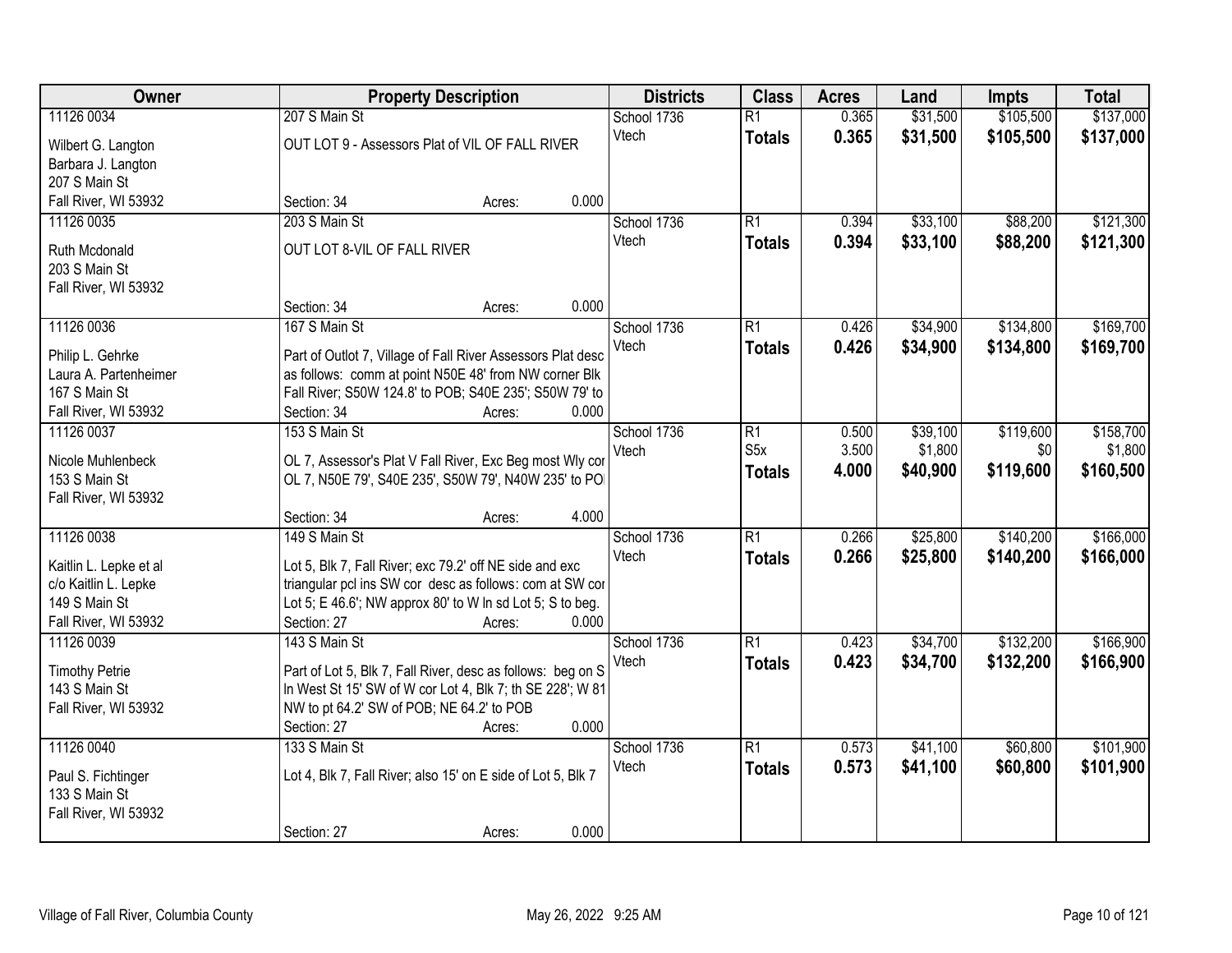| Owner | Property Description | Districts | Class | Acres | Land | Impts | Total |
|---|---|---|---|---|---|---|---|
| 11126 0034<br>Wilbert G. Langton<br>Barbara J. Langton<br>207 S Main St<br>Fall River, WI 53932 | 207 S Main St<br>OUT LOT 9 - Assessors Plat of VIL OF FALL RIVER<br>Section: 34 Acres: 0.000 | School 1736<br>Vtech | R1<br>**Totals** | 0.365<br>**0.365** | $31,500<br>**$31,500** | $105,500<br>**$105,500** | $137,000<br>**$137,000** |
| 11126 0035<br>Ruth Mcdonald<br>203 S Main St<br>Fall River, WI 53932 | 203 S Main St<br>OUT LOT 8-VIL OF FALL RIVER<br>Section: 34 Acres: 0.000 | School 1736<br>Vtech | R1<br>**Totals** | 0.394<br>**0.394** | $33,100<br>**$33,100** | $88,200<br>**$88,200** | $121,300<br>**$121,300** |
| 11126 0036<br>Philip L. Gehrke<br>Laura A. Partenheimer<br>167 S Main St<br>Fall River, WI 53932 | 167 S Main St<br>Part of Outlot 7, Village of Fall River Assessors Plat desc as follows: comm at point N50E 48' from NW corner Blk Fall River; S50W 124.8' to POB; S40E 235'; S50W 79' to<br>Section: 34 Acres: 0.000 | School 1736<br>Vtech | R1<br>**Totals** | 0.426<br>**0.426** | $34,900<br>**$34,900** | $134,800<br>**$134,800** | $169,700<br>**$169,700** |
| 11126 0037<br>Nicole Muhlenbeck<br>153 S Main St<br>Fall River, WI 53932 | 153 S Main St<br>OL 7, Assessor's Plat V Fall River, Exc Beg most Wly cor OL 7, N50E 79', S40E 235', S50W 79', N40W 235' to PO<br>Section: 34 Acres: 4.000 | School 1736<br>Vtech | R1<br>S5x<br>**Totals** | 0.500<br>3.500<br>**4.000** | $39,100<br>$1,800<br>**$40,900** | $119,600<br>$0<br>**$119,600** | $158,700<br>$1,800<br>**$160,500** |
| 11126 0038<br>Kaitlin L. Lepke et al<br>c/o Kaitlin L. Lepke<br>149 S Main St<br>Fall River, WI 53932 | 149 S Main St<br>Lot 5, Blk 7, Fall River; exc 79.2' off NE side and exc triangular pcl ins SW cor desc as follows: com at SW cor Lot 5; E 46.6'; NW approx 80' to W ln sd Lot 5; S to beg.<br>Section: 27 Acres: 0.000 | School 1736<br>Vtech | R1<br>**Totals** | 0.266<br>**0.266** | $25,800<br>**$25,800** | $140,200<br>**$140,200** | $166,000<br>**$166,000** |
| 11126 0039<br>Timothy Petrie<br>143 S Main St<br>Fall River, WI 53932 | 143 S Main St<br>Part of Lot 5, Blk 7, Fall River, desc as follows: beg on S ln West St 15' SW of W cor Lot 4, Blk 7; th SE 228'; W 81 NW to pt 64.2' SW of POB; NE 64.2' to POB<br>Section: 27 Acres: 0.000 | School 1736<br>Vtech | R1<br>**Totals** | 0.423<br>**0.423** | $34,700<br>**$34,700** | $132,200<br>**$132,200** | $166,900<br>**$166,900** |
| 11126 0040<br>Paul S. Fichtinger<br>133 S Main St<br>Fall River, WI 53932 | 133 S Main St<br>Lot 4, Blk 7, Fall River; also 15' on E side of Lot 5, Blk 7<br>Section: 27 Acres: 0.000 | School 1736<br>Vtech | R1<br>**Totals** | 0.573<br>**0.573** | $41,100<br>**$41,100** | $60,800<br>**$60,800** | $101,900<br>**$101,900** |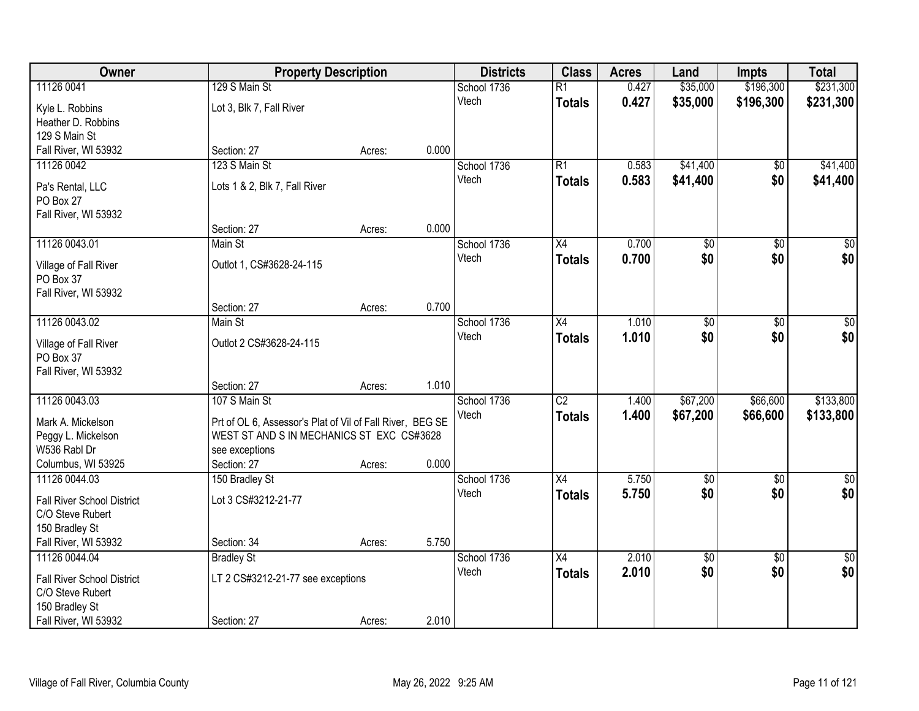| Owner | Property Description | | | Districts | Class | Acres | Land | Impts | Total |
|---|---|---|---|---|---|---|---|---|---|
| 11126 0041<br><br>Kyle L. Robbins<br>Heather D. Robbins<br>129 S Main St<br>Fall River, WI 53932 | 129 S Main St<br><br>Lot 3, Blk 7, Fall River<br><br>Section: 27 | Acres: | 0.000 | School 1736<br>Vtech | R1<br>**Totals** | 0.427<br>**0.427** | $35,000<br>**$35,000** | $196,300<br>**$196,300** | $231,300<br>**$231,300** |
| 11126 0042<br><br>Pa's Rental, LLC<br>PO Box 27<br>Fall River, WI 53932 | 123 S Main St<br><br>Lots 1 & 2, Blk 7, Fall River<br><br>Section: 27 | Acres: | 0.000 | School 1736<br>Vtech | R1<br>**Totals** | 0.583<br>**0.583** | $41,400<br>**$41,400** | $0<br>**$0** | $41,400<br>**$41,400** |
| 11126 0043.01<br><br>Village of Fall River<br>PO Box 37<br>Fall River, WI 53932 | Main St<br><br>Outlot 1, CS#3628-24-115<br><br>Section: 27 | Acres: | 0.700 | School 1736<br>Vtech | X4<br>**Totals** | 0.700<br>**0.700** | $0<br>**$0** | $0<br>**$0** | $0<br>**$0** |
| 11126 0043.02<br><br>Village of Fall River<br>PO Box 37<br>Fall River, WI 53932 | Main St<br><br>Outlot 2 CS#3628-24-115<br><br>Section: 27 | Acres: | 1.010 | School 1736<br>Vtech | X4<br>**Totals** | 1.010<br>**1.010** | $0<br>**$0** | $0<br>**$0** | $0<br>**$0** |
| 11126 0043.03<br><br>Mark A. Mickelson<br>Peggy L. Mickelson<br>W536 Rabl Dr<br>Columbus, WI 53925 | 107 S Main St<br><br>Prt of OL 6, Assessor's Plat of Vil of Fall River, BEG SE WEST ST AND S IN MECHANICS ST EXC CS#3628 see exceptions<br>Section: 27 | Acres: | 0.000 | School 1736<br>Vtech | C2<br>**Totals** | 1.400<br>**1.400** | $67,200<br>**$67,200** | $66,600<br>**$66,600** | $133,800<br>**$133,800** |
| 11126 0044.03<br><br>Fall River School District<br>C/O Steve Rubert<br>150 Bradley St<br>Fall River, WI 53932 | 150 Bradley St<br><br>Lot 3 CS#3212-21-77<br><br>Section: 34 | Acres: | 5.750 | School 1736<br>Vtech | X4<br>**Totals** | 5.750<br>**5.750** | $0<br>**$0** | $0<br>**$0** | $0<br>**$0** |
| 11126 0044.04<br><br>Fall River School District<br>C/O Steve Rubert<br>150 Bradley St<br>Fall River, WI 53932 | Bradley St<br><br>LT 2 CS#3212-21-77 see exceptions<br><br>Section: 27 | Acres: | 2.010 | School 1736<br>Vtech | X4<br>**Totals** | 2.010<br>**2.010** | $0<br>**$0** | $0<br>**$0** | $0<br>**$0** |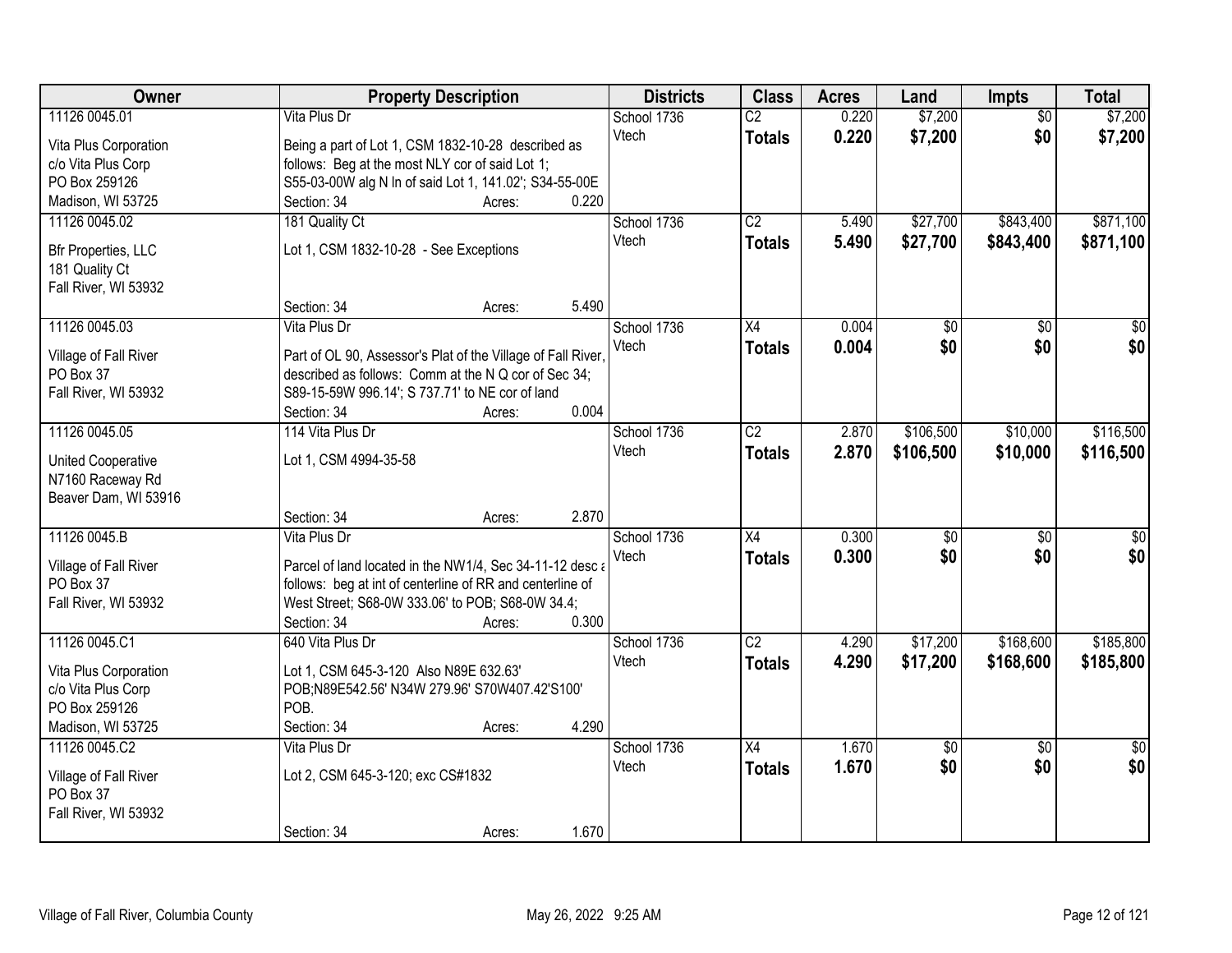| Owner | Property Description | Districts | Class | Acres | Land | Impts | Total |
|---|---|---|---|---|---|---|---|
| 11126 0045.01<br>Vita Plus Corporation<br>c/o Vita Plus Corp<br>PO Box 259126<br>Madison, WI 53725 | Vita Plus Dr<br>Being a part of Lot 1, CSM 1832-10-28 described as follows: Beg at the most NLY cor of said Lot 1; S55-03-00W alg N ln of said Lot 1, 141.02'; S34-55-00E<br>Section: 34 Acres: 0.220 | School 1736<br>Vtech | C2<br>**Totals** | 0.220<br>**0.220** | $7,200<br>**$7,200** | $0<br>**$0** | $7,200<br>**$7,200** |
| 11126 0045.02<br>Bfr Properties, LLC<br>181 Quality Ct<br>Fall River, WI 53932 | 181 Quality Ct<br>Lot 1, CSM 1832-10-28 - See Exceptions<br>Section: 34 Acres: 5.490 | School 1736<br>Vtech | C2<br>**Totals** | 5.490<br>**5.490** | $27,700<br>**$27,700** | $843,400<br>**$843,400** | $871,100<br>**$871,100** |
| 11126 0045.03<br>Village of Fall River<br>PO Box 37<br>Fall River, WI 53932 | Vita Plus Dr<br>Part of OL 90, Assessor's Plat of the Village of Fall River, described as follows: Comm at the N Q cor of Sec 34; S89-15-59W 996.14'; S 737.71' to NE cor of land<br>Section: 34 Acres: 0.004 | School 1736<br>Vtech | X4<br>**Totals** | 0.004<br>**0.004** | $0<br>**$0** | $0<br>**$0** | $0<br>**$0** |
| 11126 0045.05<br>United Cooperative<br>N7160 Raceway Rd<br>Beaver Dam, WI 53916 | 114 Vita Plus Dr<br>Lot 1, CSM 4994-35-58<br>Section: 34 Acres: 2.870 | School 1736<br>Vtech | C2<br>**Totals** | 2.870<br>**2.870** | $106,500<br>**$106,500** | $10,000<br>**$10,000** | $116,500<br>**$116,500** |
| 11126 0045.B<br>Village of Fall River<br>PO Box 37<br>Fall River, WI 53932 | Vita Plus Dr<br>Parcel of land located in the NW1/4, Sec 34-11-12 desc a follows: beg at int of centerline of RR and centerline of West Street; S68-0W 333.06' to POB; S68-0W 34.4;<br>Section: 34 Acres: 0.300 | School 1736<br>Vtech | X4<br>**Totals** | 0.300<br>**0.300** | $0<br>**$0** | $0<br>**$0** | $0<br>**$0** |
| 11126 0045.C1<br>Vita Plus Corporation<br>c/o Vita Plus Corp<br>PO Box 259126<br>Madison, WI 53725 | 640 Vita Plus Dr<br>Lot 1, CSM 645-3-120 Also N89E 632.63' POB;N89E542.56' N34W 279.96' S70W407.42'S100' POB.<br>Section: 34 Acres: 4.290 | School 1736<br>Vtech | C2<br>**Totals** | 4.290<br>**4.290** | $17,200<br>**$17,200** | $168,600<br>**$168,600** | $185,800<br>**$185,800** |
| 11126 0045.C2<br>Village of Fall River<br>PO Box 37<br>Fall River, WI 53932 | Vita Plus Dr<br>Lot 2, CSM 645-3-120; exc CS#1832<br>Section: 34 Acres: 1.670 | School 1736<br>Vtech | X4<br>**Totals** | 1.670<br>**1.670** | $0<br>**$0** | $0<br>**$0** | $0<br>**$0** |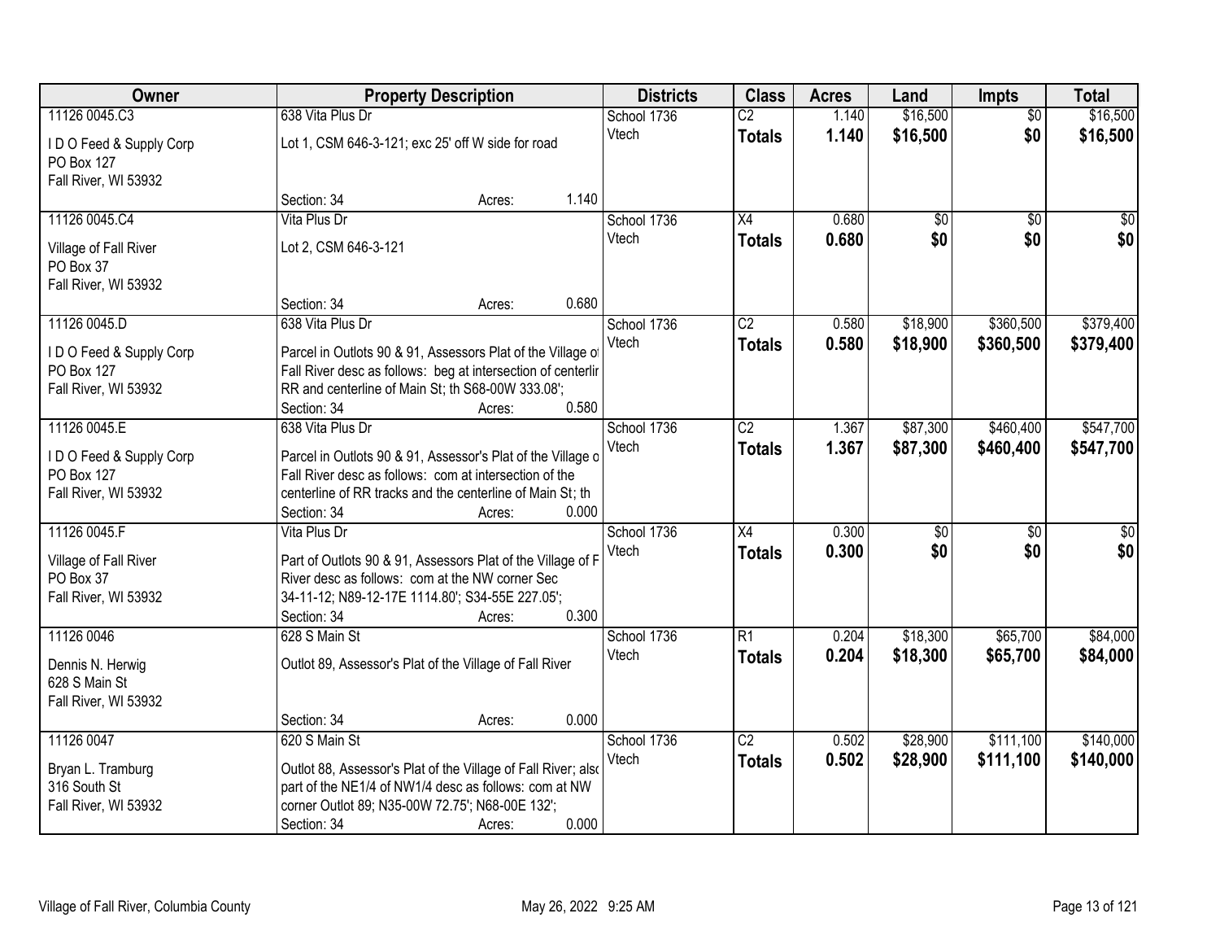| Owner | Property Description | Districts | Class | Acres | Land | Impts | Total |
|---|---|---|---|---|---|---|---|
| 11126 0045.C3<br>I D O Feed & Supply Corp<br>PO Box 127<br>Fall River, WI 53932 | 638 Vita Plus Dr<br>Lot 1, CSM 646-3-121; exc 25' off W side for road<br>Section: 34 Acres: 1.140 | School 1736<br>Vtech | C2<br>**Totals** | 1.140<br>**1.140** | $16,500<br>**$16,500** | $0<br>**$0** | $16,500<br>**$16,500** |
| 11126 0045.C4<br>Village of Fall River<br>PO Box 37<br>Fall River, WI 53932 | Vita Plus Dr<br>Lot 2, CSM 646-3-121<br>Section: 34 Acres: 0.680 | School 1736<br>Vtech | X4<br>**Totals** | 0.680<br>**0.680** | $0<br>**$0** | $0<br>**$0** | $0<br>**$0** |
| 11126 0045.D<br>I D O Feed & Supply Corp<br>PO Box 127<br>Fall River, WI 53932 | 638 Vita Plus Dr<br>Parcel in Outlots 90 & 91, Assessors Plat of the Village of Fall River desc as follows: beg at intersection of centerlir RR and centerline of Main St; th S68-00W 333.08';<br>Section: 34 Acres: 0.580 | School 1736<br>Vtech | C2<br>**Totals** | 0.580<br>**0.580** | $18,900<br>**$18,900** | $360,500<br>**$360,500** | $379,400<br>**$379,400** |
| 11126 0045.E<br>I D O Feed & Supply Corp<br>PO Box 127<br>Fall River, WI 53932 | 638 Vita Plus Dr<br>Parcel in Outlots 90 & 91, Assessor's Plat of the Village o Fall River desc as follows: com at intersection of the centerline of RR tracks and the centerline of Main St; th<br>Section: 34 Acres: 0.000 | School 1736<br>Vtech | C2<br>**Totals** | 1.367<br>**1.367** | $87,300<br>**$87,300** | $460,400<br>**$460,400** | $547,700<br>**$547,700** |
| 11126 0045.F<br>Village of Fall River<br>PO Box 37<br>Fall River, WI 53932 | Vita Plus Dr<br>Part of Outlots 90 & 91, Assessors Plat of the Village of F River desc as follows: com at the NW corner Sec 34-11-12; N89-12-17E 1114.80'; S34-55E 227.05';<br>Section: 34 Acres: 0.300 | School 1736<br>Vtech | X4<br>**Totals** | 0.300<br>**0.300** | $0<br>**$0** | $0<br>**$0** | $0<br>**$0** |
| 11126 0046<br>Dennis N. Herwig<br>628 S Main St<br>Fall River, WI 53932 | 628 S Main St<br>Outlot 89, Assessor's Plat of the Village of Fall River<br>Section: 34 Acres: 0.000 | School 1736<br>Vtech | R1<br>**Totals** | 0.204<br>**0.204** | $18,300<br>**$18,300** | $65,700<br>**$65,700** | $84,000<br>**$84,000** |
| 11126 0047<br>Bryan L. Tramburg<br>316 South St<br>Fall River, WI 53932 | 620 S Main St<br>Outlot 88, Assessor's Plat of the Village of Fall River; also part of the NE1/4 of NW1/4 desc as follows: com at NW corner Outlot 89; N35-00W 72.75'; N68-00E 132';<br>Section: 34 Acres: 0.000 | School 1736<br>Vtech | C2<br>**Totals** | 0.502<br>**0.502** | $28,900<br>**$28,900** | $111,100<br>**$111,100** | $140,000<br>**$140,000** |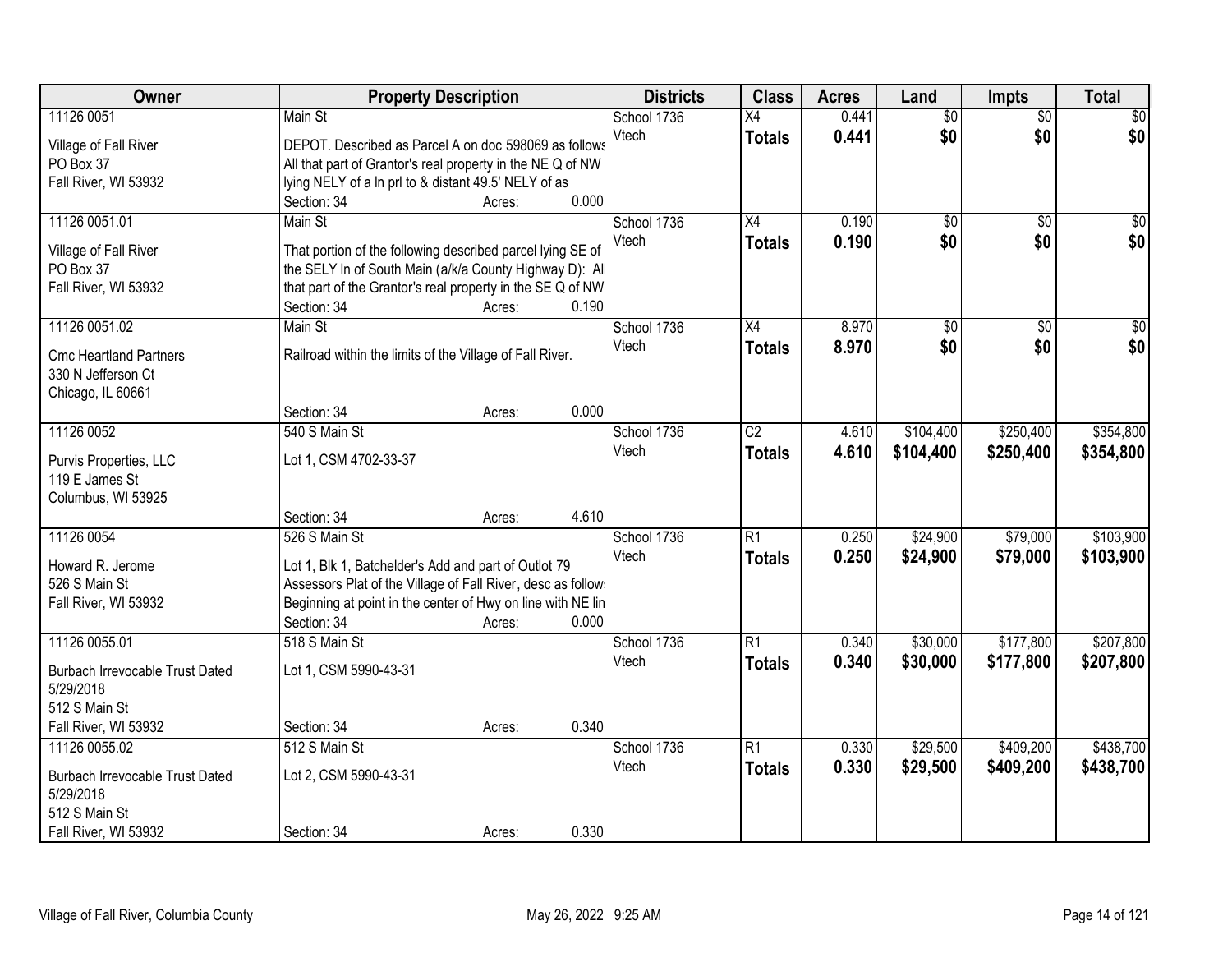| Owner | Property Description | Districts | Class | Acres | Land | Impts | Total |
|---|---|---|---|---|---|---|---|
| 11126 0051<br><br>Village of Fall River<br>PO Box 37<br>Fall River, WI 53932 | Main St<br><br>DEPOT. Described as Parcel A on doc 598069 as follows All that part of Grantor's real property in the NE Q of NW lying NELY of a ln prl to & distant 49.5' NELY of as<br>Section: 34 Acres: 0.000 | School 1736<br>Vtech | X4<br>**Totals** | 0.441<br>**0.441** | $0<br>**$0** | $0<br>**$0** | $0<br>**$0** |
| 11126 0051.01<br><br>Village of Fall River<br>PO Box 37<br>Fall River, WI 53932 | Main St<br><br>That portion of the following described parcel lying SE of the SELY ln of South Main (a/k/a County Highway D): Al that part of the Grantor's real property in the SE Q of NW<br>Section: 34 Acres: 0.190 | School 1736<br>Vtech | X4<br>**Totals** | 0.190<br>**0.190** | $0<br>**$0** | $0<br>**$0** | $0<br>**$0** |
| 11126 0051.02<br><br>Cmc Heartland Partners<br>330 N Jefferson Ct<br>Chicago, IL 60661 | Main St<br><br>Railroad within the limits of the Village of Fall River.<br><br>Section: 34 Acres: 0.000 | School 1736<br>Vtech | X4<br>**Totals** | 8.970<br>**8.970** | $0<br>**$0** | $0<br>**$0** | $0<br>**$0** |
| 11126 0052<br><br>Purvis Properties, LLC<br>119 E James St<br>Columbus, WI 53925 | 540 S Main St<br><br>Lot 1, CSM 4702-33-37<br><br>Section: 34 Acres: 4.610 | School 1736<br>Vtech | C2<br>**Totals** | 4.610<br>**4.610** | $104,400<br>**$104,400** | $250,400<br>**$250,400** | $354,800<br>**$354,800** |
| 11126 0054<br><br>Howard R. Jerome<br>526 S Main St<br>Fall River, WI 53932 | 526 S Main St<br><br>Lot 1, Blk 1, Batchelder's Add and part of Outlot 79 Assessors Plat of the Village of Fall River, desc as follow Beginning at point in the center of Hwy on line with NE lin<br>Section: 34 Acres: 0.000 | School 1736<br>Vtech | R1<br>**Totals** | 0.250<br>**0.250** | $24,900<br>**$24,900** | $79,000<br>**$79,000** | $103,900<br>**$103,900** |
| 11126 0055.01<br><br>Burbach Irrevocable Trust Dated 5/29/2018<br>512 S Main St<br>Fall River, WI 53932 | 518 S Main St<br><br>Lot 1, CSM 5990-43-31<br><br>Section: 34 Acres: 0.340 | School 1736<br>Vtech | R1<br>**Totals** | 0.340<br>**0.340** | $30,000<br>**$30,000** | $177,800<br>**$177,800** | $207,800<br>**$207,800** |
| 11126 0055.02<br><br>Burbach Irrevocable Trust Dated 5/29/2018<br>512 S Main St<br>Fall River, WI 53932 | 512 S Main St<br><br>Lot 2, CSM 5990-43-31<br><br>Section: 34 Acres: 0.330 | School 1736<br>Vtech | R1<br>**Totals** | 0.330<br>**0.330** | $29,500<br>**$29,500** | $409,200<br>**$409,200** | $438,700<br>**$438,700** |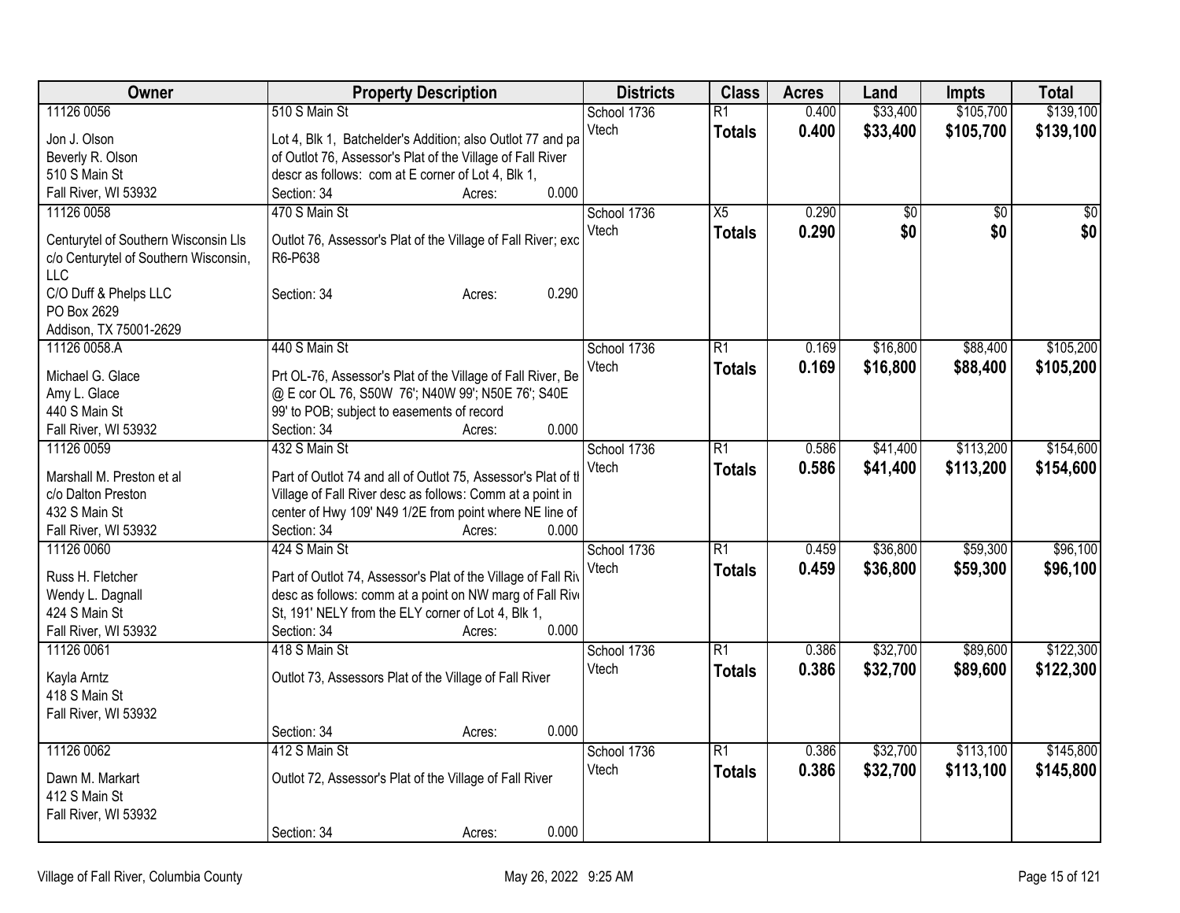| Owner | Property Description | Districts | Class | Acres | Land | Impts | Total |
|---|---|---|---|---|---|---|---|
| 11126 0056<br>Jon J. Olson<br>Beverly R. Olson<br>510 S Main St<br>Fall River, WI 53932 | 510 S Main St<br>Lot 4, Blk 1, Batchelder's Addition; also Outlot 77 and pa of Outlot 76, Assessor's Plat of the Village of Fall River descr as follows: com at E corner of Lot 4, Blk 1,<br>Section: 34 Acres: 0.000 | School 1736<br>Vtech | R1<br>**Totals** | 0.400<br>**0.400** | $33,400<br>**$33,400** | $105,700<br>**$105,700** | $139,100<br>**$139,100** |
| 11126 0058<br>Centurytel of Southern Wisconsin Lls<br>c/o Centurytel of Southern Wisconsin, LLC<br>C/O Duff & Phelps LLC<br>PO Box 2629<br>Addison, TX 75001-2629 | 470 S Main St<br>Outlot 76, Assessor's Plat of the Village of Fall River; exc R6-P638<br>Section: 34 Acres: 0.290 | School 1736<br>Vtech | X5<br>**Totals** | 0.290<br>**0.290** | $0<br>**$0** | $0<br>**$0** | $0<br>**$0** |
| 11126 0058.A<br>Michael G. Glace<br>Amy L. Glace<br>440 S Main St<br>Fall River, WI 53932 | 440 S Main St<br>Prt OL-76, Assessor's Plat of the Village of Fall River, Be @ E cor OL 76, S50W 76'; N40W 99'; N50E 76'; S40E 99' to POB; subject to easements of record<br>Section: 34 Acres: 0.000 | School 1736<br>Vtech | R1<br>**Totals** | 0.169<br>**0.169** | $16,800<br>**$16,800** | $88,400<br>**$88,400** | $105,200<br>**$105,200** |
| 11126 0059<br>Marshall M. Preston et al<br>c/o Dalton Preston<br>432 S Main St<br>Fall River, WI 53932 | 432 S Main St<br>Part of Outlot 74 and all of Outlot 75, Assessor's Plat of tl Village of Fall River desc as follows: Comm at a point in center of Hwy 109' N49 1/2E from point where NE line of<br>Section: 34 Acres: 0.000 | School 1736<br>Vtech | R1<br>**Totals** | 0.586<br>**0.586** | $41,400<br>**$41,400** | $113,200<br>**$113,200** | $154,600<br>**$154,600** |
| 11126 0060<br>Russ H. Fletcher<br>Wendy L. Dagnall<br>424 S Main St<br>Fall River, WI 53932 | 424 S Main St<br>Part of Outlot 74, Assessor's Plat of the Village of Fall Riv desc as follows: comm at a point on NW marg of Fall Rivi St, 191' NELY from the ELY corner of Lot 4, Blk 1,<br>Section: 34 Acres: 0.000 | School 1736<br>Vtech | R1<br>**Totals** | 0.459<br>**0.459** | $36,800<br>**$36,800** | $59,300<br>**$59,300** | $96,100<br>**$96,100** |
| 11126 0061<br>Kayla Arntz<br>418 S Main St<br>Fall River, WI 53932 | 418 S Main St<br>Outlot 73, Assessors Plat of the Village of Fall River<br>Section: 34 Acres: 0.000 | School 1736<br>Vtech | R1<br>**Totals** | 0.386<br>**0.386** | $32,700<br>**$32,700** | $89,600<br>**$89,600** | $122,300<br>**$122,300** |
| 11126 0062<br>Dawn M. Markart<br>412 S Main St<br>Fall River, WI 53932 | 412 S Main St<br>Outlot 72, Assessor's Plat of the Village of Fall River<br>Section: 34 Acres: 0.000 | School 1736<br>Vtech | R1<br>**Totals** | 0.386<br>**0.386** | $32,700<br>**$32,700** | $113,100<br>**$113,100** | $145,800<br>**$145,800** |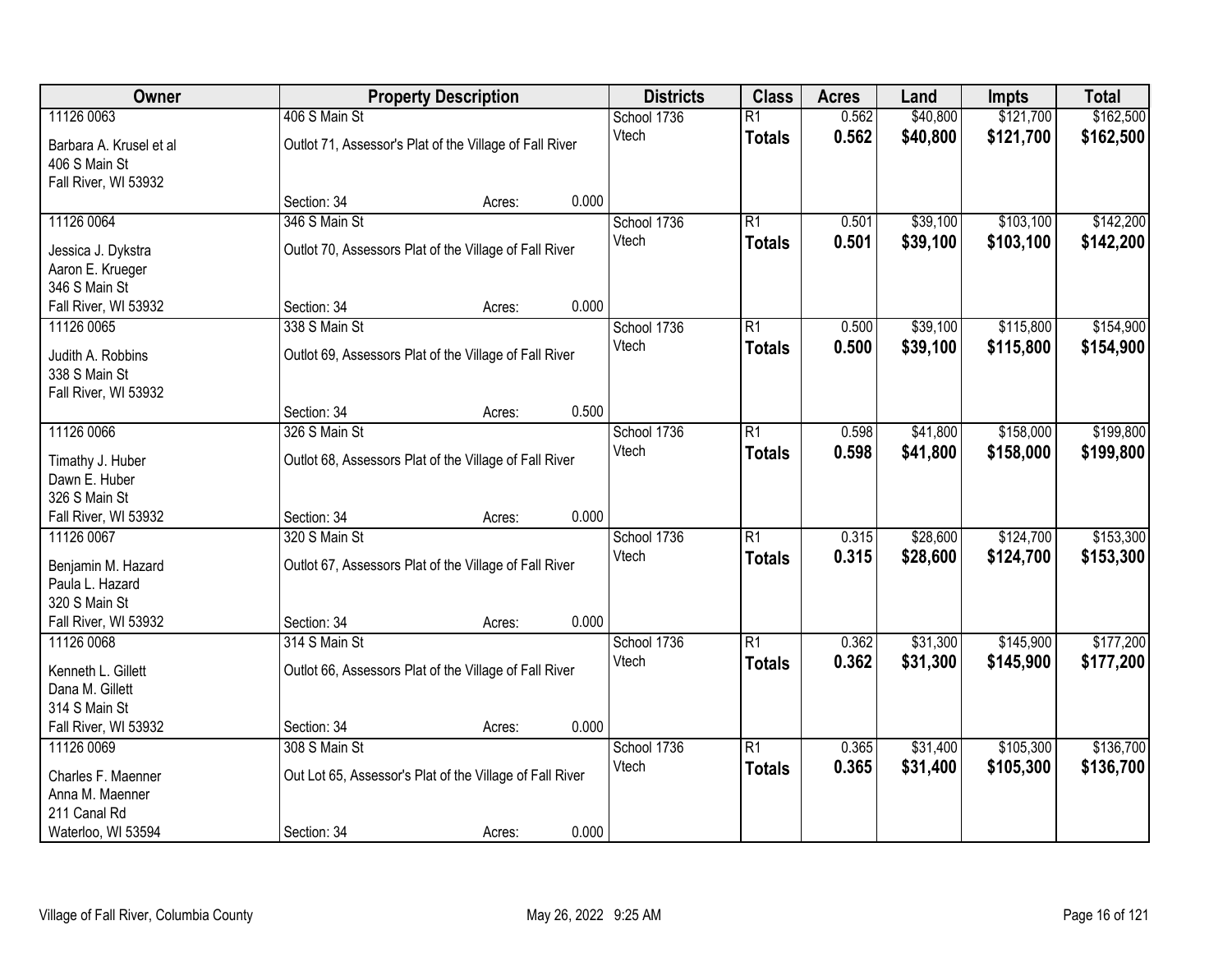| Owner | Property Description | Districts | Class | Acres | Land | Impts | Total |
|---|---|---|---|---|---|---|---|
| 11126 0063<br>Barbara A. Krusel et al<br>406 S Main St<br>Fall River, WI 53932 | 406 S Main St<br>Outlot 71, Assessor's Plat of the Village of Fall River<br>Section: 34 Acres: 0.000 | School 1736<br>Vtech | R1<br>**Totals** | 0.562<br>**0.562** | $40,800<br>**$40,800** | $121,700<br>**$121,700** | $162,500<br>**$162,500** |
| 11126 0064<br>Jessica J. Dykstra<br>Aaron E. Krueger<br>346 S Main St<br>Fall River, WI 53932 | 346 S Main St<br>Outlot 70, Assessors Plat of the Village of Fall River<br>Section: 34 Acres: 0.000 | School 1736<br>Vtech | R1<br>**Totals** | 0.501<br>**0.501** | $39,100<br>**$39,100** | $103,100<br>**$103,100** | $142,200<br>**$142,200** |
| 11126 0065<br>Judith A. Robbins<br>338 S Main St<br>Fall River, WI 53932 | 338 S Main St<br>Outlot 69, Assessors Plat of the Village of Fall River<br>Section: 34 Acres: 0.500 | School 1736<br>Vtech | R1<br>**Totals** | 0.500<br>**0.500** | $39,100<br>**$39,100** | $115,800<br>**$115,800** | $154,900<br>**$154,900** |
| 11126 0066<br>Timathy J. Huber<br>Dawn E. Huber<br>326 S Main St<br>Fall River, WI 53932 | 326 S Main St<br>Outlot 68, Assessors Plat of the Village of Fall River<br>Section: 34 Acres: 0.000 | School 1736<br>Vtech | R1<br>**Totals** | 0.598<br>**0.598** | $41,800<br>**$41,800** | $158,000<br>**$158,000** | $199,800<br>**$199,800** |
| 11126 0067<br>Benjamin M. Hazard<br>Paula L. Hazard<br>320 S Main St<br>Fall River, WI 53932 | 320 S Main St<br>Outlot 67, Assessors Plat of the Village of Fall River<br>Section: 34 Acres: 0.000 | School 1736<br>Vtech | R1<br>**Totals** | 0.315<br>**0.315** | $28,600<br>**$28,600** | $124,700<br>**$124,700** | $153,300<br>**$153,300** |
| 11126 0068<br>Kenneth L. Gillett<br>Dana M. Gillett<br>314 S Main St<br>Fall River, WI 53932 | 314 S Main St<br>Outlot 66, Assessors Plat of the Village of Fall River<br>Section: 34 Acres: 0.000 | School 1736<br>Vtech | R1<br>**Totals** | 0.362<br>**0.362** | $31,300<br>**$31,300** | $145,900<br>**$145,900** | $177,200<br>**$177,200** |
| 11126 0069<br>Charles F. Maenner<br>Anna M. Maenner<br>211 Canal Rd<br>Waterloo, WI 53594 | 308 S Main St<br>Out Lot 65, Assessor's Plat of the Village of Fall River<br>Section: 34 Acres: 0.000 | School 1736<br>Vtech | R1<br>**Totals** | 0.365<br>**0.365** | $31,400<br>**$31,400** | $105,300<br>**$105,300** | $136,700<br>**$136,700** |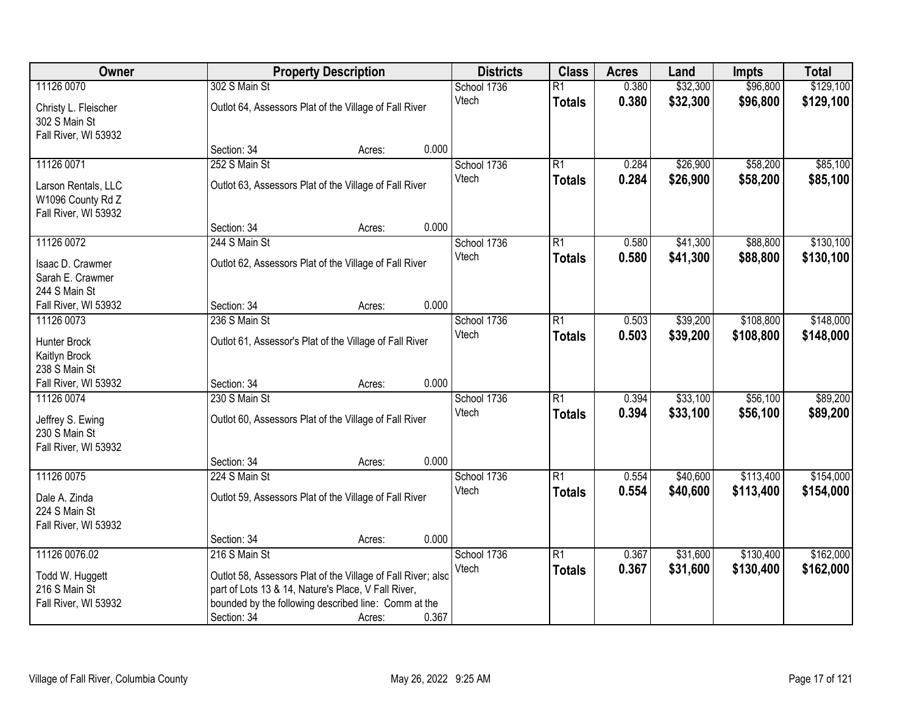| Owner | Property Description | Districts | Class | Acres | Land | Impts | Total |
|---|---|---|---|---|---|---|---|
| 11126 0070<br>Christy L. Fleischer<br>302 S Main St<br>Fall River, WI 53932 | 302 S Main St<br>Outlot 64, Assessors Plat of the Village of Fall River<br>Section: 34 Acres: 0.000 | School 1736<br>Vtech | R1<br>**Totals** | 0.380<br>**0.380** | $32,300<br>**$32,300** | $96,800<br>**$96,800** | $129,100<br>**$129,100** |
| 11126 0071<br>Larson Rentals, LLC<br>W1096 County Rd Z<br>Fall River, WI 53932 | 252 S Main St<br>Outlot 63, Assessors Plat of the Village of Fall River<br>Section: 34 Acres: 0.000 | School 1736<br>Vtech | R1<br>**Totals** | 0.284<br>**0.284** | $26,900<br>**$26,900** | $58,200<br>**$58,200** | $85,100<br>**$85,100** |
| 11126 0072<br>Isaac D. Crawmer<br>Sarah E. Crawmer<br>244 S Main St<br>Fall River, WI 53932 | 244 S Main St<br>Outlot 62, Assessors Plat of the Village of Fall River<br>Section: 34 Acres: 0.000 | School 1736<br>Vtech | R1<br>**Totals** | 0.580<br>**0.580** | $41,300<br>**$41,300** | $88,800<br>**$88,800** | $130,100<br>**$130,100** |
| 11126 0073<br>Hunter Brock<br>Kaitlyn Brock<br>238 S Main St<br>Fall River, WI 53932 | 236 S Main St<br>Outlot 61, Assessor's Plat of the Village of Fall River<br>Section: 34 Acres: 0.000 | School 1736<br>Vtech | R1<br>**Totals** | 0.503<br>**0.503** | $39,200<br>**$39,200** | $108,800<br>**$108,800** | $148,000<br>**$148,000** |
| 11126 0074<br>Jeffrey S. Ewing<br>230 S Main St<br>Fall River, WI 53932 | 230 S Main St<br>Outlot 60, Assessors Plat of the Village of Fall River<br>Section: 34 Acres: 0.000 | School 1736<br>Vtech | R1<br>**Totals** | 0.394<br>**0.394** | $33,100<br>**$33,100** | $56,100<br>**$56,100** | $89,200<br>**$89,200** |
| 11126 0075<br>Dale A. Zinda<br>224 S Main St<br>Fall River, WI 53932 | 224 S Main St<br>Outlot 59, Assessors Plat of the Village of Fall River<br>Section: 34 Acres: 0.000 | School 1736<br>Vtech | R1<br>**Totals** | 0.554<br>**0.554** | $40,600<br>**$40,600** | $113,400<br>**$113,400** | $154,000<br>**$154,000** |
| 11126 0076.02<br>Todd W. Huggett<br>216 S Main St<br>Fall River, WI 53932 | 216 S Main St<br>Outlot 58, Assessors Plat of the Village of Fall River; also part of Lots 13 & 14, Nature's Place, V Fall River, bounded by the following described line: Comm at the<br>Section: 34 Acres: 0.367 | School 1736<br>Vtech | R1<br>**Totals** | 0.367<br>**0.367** | $31,600<br>**$31,600** | $130,400<br>**$130,400** | $162,000<br>**$162,000** |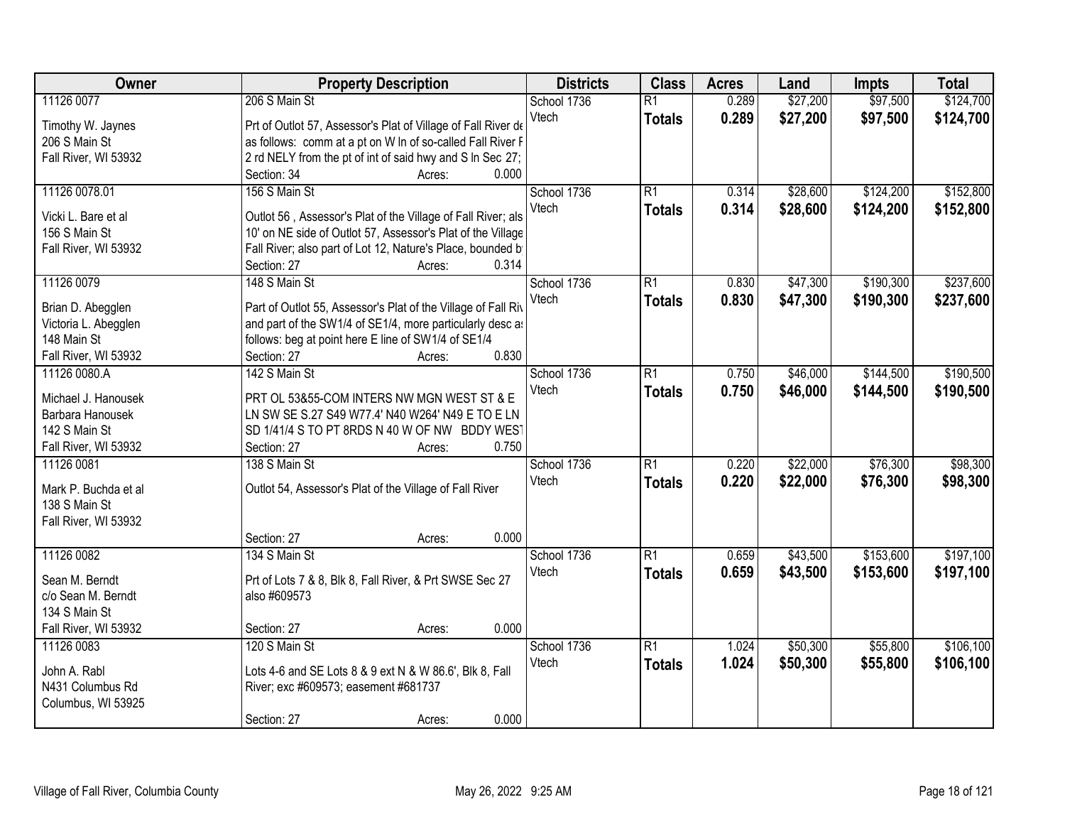| Owner | Property Description | Districts | Class | Acres | Land | Impts | Total |
|---|---|---|---|---|---|---|---|
| 11126 0077<br>Timothy W. Jaynes<br>206 S Main St<br>Fall River, WI 53932 | 206 S Main St<br>Prt of Outlot 57, Assessor's Plat of Village of Fall River de as follows: comm at a pt on W ln of so-called Fall River F 2 rd NELY from the pt of int of said hwy and S ln Sec 27;<br>Section: 34 Acres: 0.000 | School 1736<br>Vtech | R1<br>**Totals** | 0.289<br>**0.289** | $27,200<br>**$27,200** | $97,500<br>**$97,500** | $124,700<br>**$124,700** |
| 11126 0078.01<br>Vicki L. Bare et al<br>156 S Main St<br>Fall River, WI 53932 | 156 S Main St<br>Outlot 56 , Assessor's Plat of the Village of Fall River; als 10' on NE side of Outlot 57, Assessor's Plat of the Village Fall River; also part of Lot 12, Nature's Place, bounded b<br>Section: 27 Acres: 0.314 | School 1736<br>Vtech | R1<br>**Totals** | 0.314<br>**0.314** | $28,600<br>**$28,600** | $124,200<br>**$124,200** | $152,800<br>**$152,800** |
| 11126 0079<br>Brian D. Abegglen<br>Victoria L. Abegglen<br>148 Main St<br>Fall River, WI 53932 | 148 S Main St<br>Part of Outlot 55, Assessor's Plat of the Village of Fall Riv and part of the SW1/4 of SE1/4, more particularly desc as follows: beg at point here E line of SW1/4 of SE1/4<br>Section: 27 Acres: 0.830 | School 1736<br>Vtech | R1<br>**Totals** | 0.830<br>**0.830** | $47,300<br>**$47,300** | $190,300<br>**$190,300** | $237,600<br>**$237,600** |
| 11126 0080.A<br>Michael J. Hanousek<br>Barbara Hanousek<br>142 S Main St<br>Fall River, WI 53932 | 142 S Main St<br>PRT OL 53&55-COM INTERS NW MGN WEST ST & E LN SW SE S.27 S49 W77.4' N40 W264' N49 E TO E LN SD 1/41/4 S TO PT 8RDS N 40 W OF NW BDDY WEST<br>Section: 27 Acres: 0.750 | School 1736<br>Vtech | R1<br>**Totals** | 0.750<br>**0.750** | $46,000<br>**$46,000** | $144,500<br>**$144,500** | $190,500<br>**$190,500** |
| 11126 0081<br>Mark P. Buchda et al<br>138 S Main St<br>Fall River, WI 53932 | 138 S Main St<br>Outlot 54, Assessor's Plat of the Village of Fall River<br>Section: 27 Acres: 0.000 | School 1736<br>Vtech | R1<br>**Totals** | 0.220<br>**0.220** | $22,000<br>**$22,000** | $76,300<br>**$76,300** | $98,300<br>**$98,300** |
| 11126 0082<br>Sean M. Berndt<br>c/o Sean M. Berndt<br>134 S Main St<br>Fall River, WI 53932 | 134 S Main St<br>Prt of Lots 7 & 8, Blk 8, Fall River, & Prt SWSE Sec 27 also #609573<br>Section: 27 Acres: 0.000 | School 1736<br>Vtech | R1<br>**Totals** | 0.659<br>**0.659** | $43,500<br>**$43,500** | $153,600<br>**$153,600** | $197,100<br>**$197,100** |
| 11126 0083<br>John A. Rabl<br>N431 Columbus Rd<br>Columbus, WI 53925 | 120 S Main St<br>Lots 4-6 and SE Lots 8 & 9 ext N & W 86.6', Blk 8, Fall River; exc #609573; easement #681737<br>Section: 27 Acres: 0.000 | School 1736<br>Vtech | R1<br>**Totals** | 1.024<br>**1.024** | $50,300<br>**$50,300** | $55,800<br>**$55,800** | $106,100<br>**$106,100** |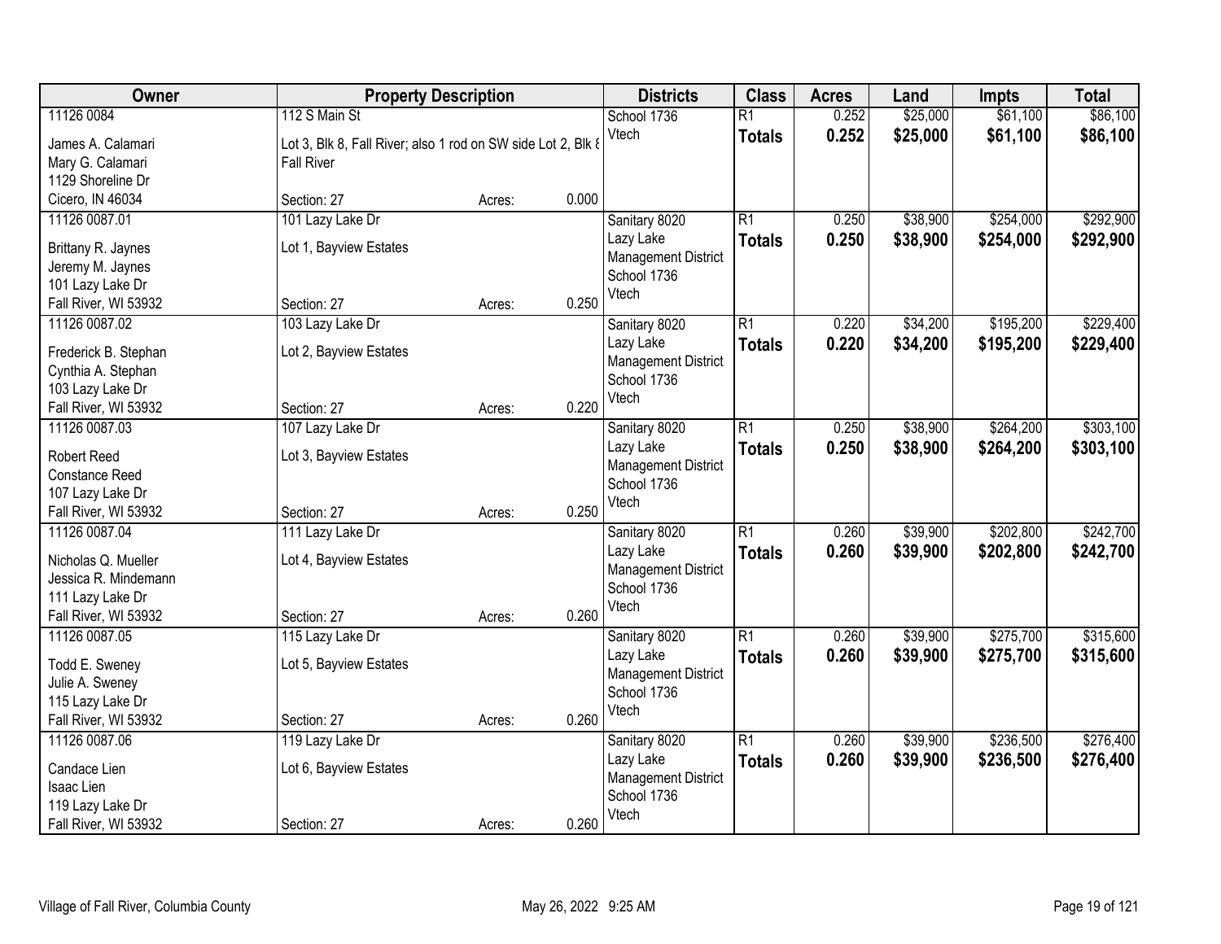| Owner | Property Description | | | Districts | Class | Acres | Land | Impts | Total |
|---|---|---|---|---|---|---|---|---|---|
| 11126 0084<br>James A. Calamari<br>Mary G. Calamari<br>1129 Shoreline Dr<br>Cicero, IN 46034 | 112 S Main St<br>Lot 3, Blk 8, Fall River; also 1 rod on SW side Lot 2, Blk 8<br>Fall River<br>Section: 27 | Acres: | 0.000 | School 1736<br>Vtech | R1<br>**Totals** | 0.252<br>**0.252** | $25,000<br>**$25,000** | $61,100<br>**$61,100** | $86,100<br>**$86,100** |
| 11126 0087.01<br>Brittany R. Jaynes<br>Jeremy M. Jaynes<br>101 Lazy Lake Dr<br>Fall River, WI 53932 | 101 Lazy Lake Dr<br>Lot 1, Bayview Estates<br>Section: 27 | Acres: | 0.250 | Sanitary 8020<br>Lazy Lake Management District<br>School 1736<br>Vtech | R1<br>**Totals** | 0.250<br>**0.250** | $38,900<br>**$38,900** | $254,000<br>**$254,000** | $292,900<br>**$292,900** |
| 11126 0087.02<br>Frederick B. Stephan<br>Cynthia A. Stephan<br>103 Lazy Lake Dr<br>Fall River, WI 53932 | 103 Lazy Lake Dr<br>Lot 2, Bayview Estates<br>Section: 27 | Acres: | 0.220 | Sanitary 8020<br>Lazy Lake Management District<br>School 1736<br>Vtech | R1<br>**Totals** | 0.220<br>**0.220** | $34,200<br>**$34,200** | $195,200<br>**$195,200** | $229,400<br>**$229,400** |
| 11126 0087.03<br>Robert Reed<br>Constance Reed<br>107 Lazy Lake Dr<br>Fall River, WI 53932 | 107 Lazy Lake Dr<br>Lot 3, Bayview Estates<br>Section: 27 | Acres: | 0.250 | Sanitary 8020<br>Lazy Lake Management District<br>School 1736<br>Vtech | R1<br>**Totals** | 0.250<br>**0.250** | $38,900<br>**$38,900** | $264,200<br>**$264,200** | $303,100<br>**$303,100** |
| 11126 0087.04<br>Nicholas Q. Mueller<br>Jessica R. Mindemann<br>111 Lazy Lake Dr<br>Fall River, WI 53932 | 111 Lazy Lake Dr<br>Lot 4, Bayview Estates<br>Section: 27 | Acres: | 0.260 | Sanitary 8020<br>Lazy Lake Management District<br>School 1736<br>Vtech | R1<br>**Totals** | 0.260<br>**0.260** | $39,900<br>**$39,900** | $202,800<br>**$202,800** | $242,700<br>**$242,700** |
| 11126 0087.05<br>Todd E. Sweney<br>Julie A. Sweney<br>115 Lazy Lake Dr<br>Fall River, WI 53932 | 115 Lazy Lake Dr<br>Lot 5, Bayview Estates<br>Section: 27 | Acres: | 0.260 | Sanitary 8020<br>Lazy Lake Management District<br>School 1736<br>Vtech | R1<br>**Totals** | 0.260<br>**0.260** | $39,900<br>**$39,900** | $275,700<br>**$275,700** | $315,600<br>**$315,600** |
| 11126 0087.06<br>Candace Lien<br>Isaac Lien<br>119 Lazy Lake Dr<br>Fall River, WI 53932 | 119 Lazy Lake Dr<br>Lot 6, Bayview Estates<br>Section: 27 | Acres: | 0.260 | Sanitary 8020<br>Lazy Lake Management District<br>School 1736<br>Vtech | R1<br>**Totals** | 0.260<br>**0.260** | $39,900<br>**$39,900** | $236,500<br>**$236,500** | $276,400<br>**$276,400** |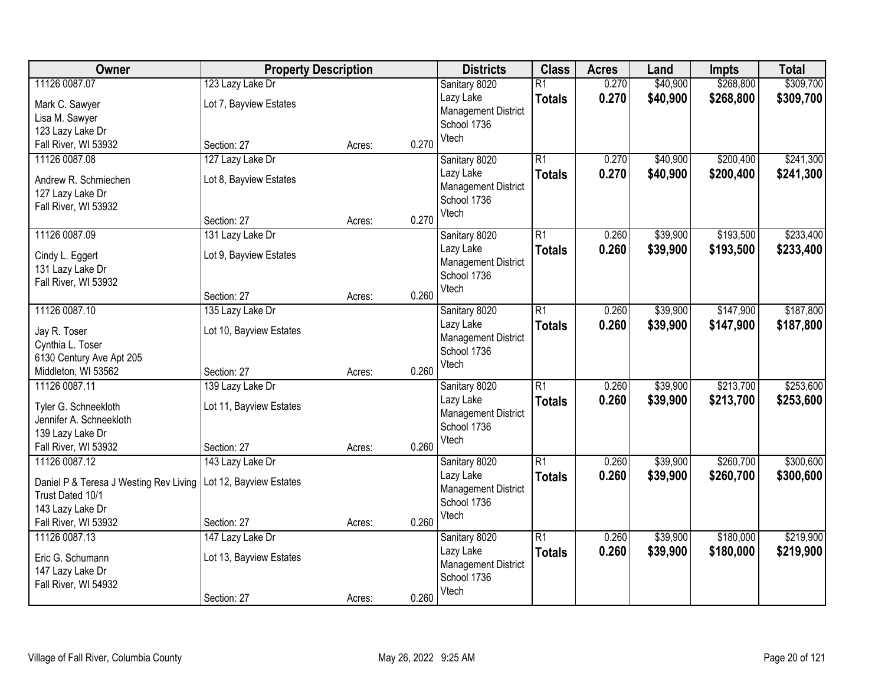| Owner | Property Description | | | Districts | Class | Acres | Land | Impts | Total |
|---|---|---|---|---|---|---|---|---|---|
| 11126 0087.07<br>Mark C. Sawyer<br>Lisa M. Sawyer<br>123 Lazy Lake Dr<br>Fall River, WI 53932 | 123 Lazy Lake Dr<br>Lot 7, Bayview Estates<br>Section: 27 | Acres: | 0.270 | Sanitary 8020<br>Lazy Lake Management District<br>School 1736<br>Vtech | R1<br>**Totals** | 0.270<br>**0.270** | $40,900<br>**$40,900** | $268,800<br>**$268,800** | $309,700<br>**$309,700** |
| 11126 0087.08<br>Andrew R. Schmiechen<br>127 Lazy Lake Dr<br>Fall River, WI 53932 | 127 Lazy Lake Dr<br>Lot 8, Bayview Estates<br>Section: 27 | Acres: | 0.270 | Sanitary 8020<br>Lazy Lake Management District<br>School 1736<br>Vtech | R1<br>**Totals** | 0.270<br>**0.270** | $40,900<br>**$40,900** | $200,400<br>**$200,400** | $241,300<br>**$241,300** |
| 11126 0087.09<br>Cindy L. Eggert<br>131 Lazy Lake Dr<br>Fall River, WI 53932 | 131 Lazy Lake Dr<br>Lot 9, Bayview Estates<br>Section: 27 | Acres: | 0.260 | Sanitary 8020<br>Lazy Lake Management District<br>School 1736<br>Vtech | R1<br>**Totals** | 0.260<br>**0.260** | $39,900<br>**$39,900** | $193,500<br>**$193,500** | $233,400<br>**$233,400** |
| 11126 0087.10<br>Jay R. Toser<br>Cynthia L. Toser<br>6130 Century Ave Apt 205<br>Middleton, WI 53562 | 135 Lazy Lake Dr<br>Lot 10, Bayview Estates<br>Section: 27 | Acres: | 0.260 | Sanitary 8020<br>Lazy Lake Management District<br>School 1736<br>Vtech | R1<br>**Totals** | 0.260<br>**0.260** | $39,900<br>**$39,900** | $147,900<br>**$147,900** | $187,800<br>**$187,800** |
| 11126 0087.11<br>Tyler G. Schneekloth<br>Jennifer A. Schneekloth<br>139 Lazy Lake Dr<br>Fall River, WI 53932 | 139 Lazy Lake Dr<br>Lot 11, Bayview Estates<br>Section: 27 | Acres: | 0.260 | Sanitary 8020<br>Lazy Lake Management District<br>School 1736<br>Vtech | R1<br>**Totals** | 0.260<br>**0.260** | $39,900<br>**$39,900** | $213,700<br>**$213,700** | $253,600<br>**$253,600** |
| 11126 0087.12<br>Daniel P & Teresa J Westing Rev Living Trust Dated 10/1<br>143 Lazy Lake Dr<br>Fall River, WI 53932 | 143 Lazy Lake Dr<br>Lot 12, Bayview Estates<br>Section: 27 | Acres: | 0.260 | Sanitary 8020<br>Lazy Lake Management District<br>School 1736<br>Vtech | R1<br>**Totals** | 0.260<br>**0.260** | $39,900<br>**$39,900** | $260,700<br>**$260,700** | $300,600<br>**$300,600** |
| 11126 0087.13<br>Eric G. Schumann<br>147 Lazy Lake Dr<br>Fall River, WI 54932 | 147 Lazy Lake Dr<br>Lot 13, Bayview Estates<br>Section: 27 | Acres: | 0.260 | Sanitary 8020<br>Lazy Lake Management District<br>School 1736<br>Vtech | R1<br>**Totals** | 0.260<br>**0.260** | $39,900<br>**$39,900** | $180,000<br>**$180,000** | $219,900<br>**$219,900** |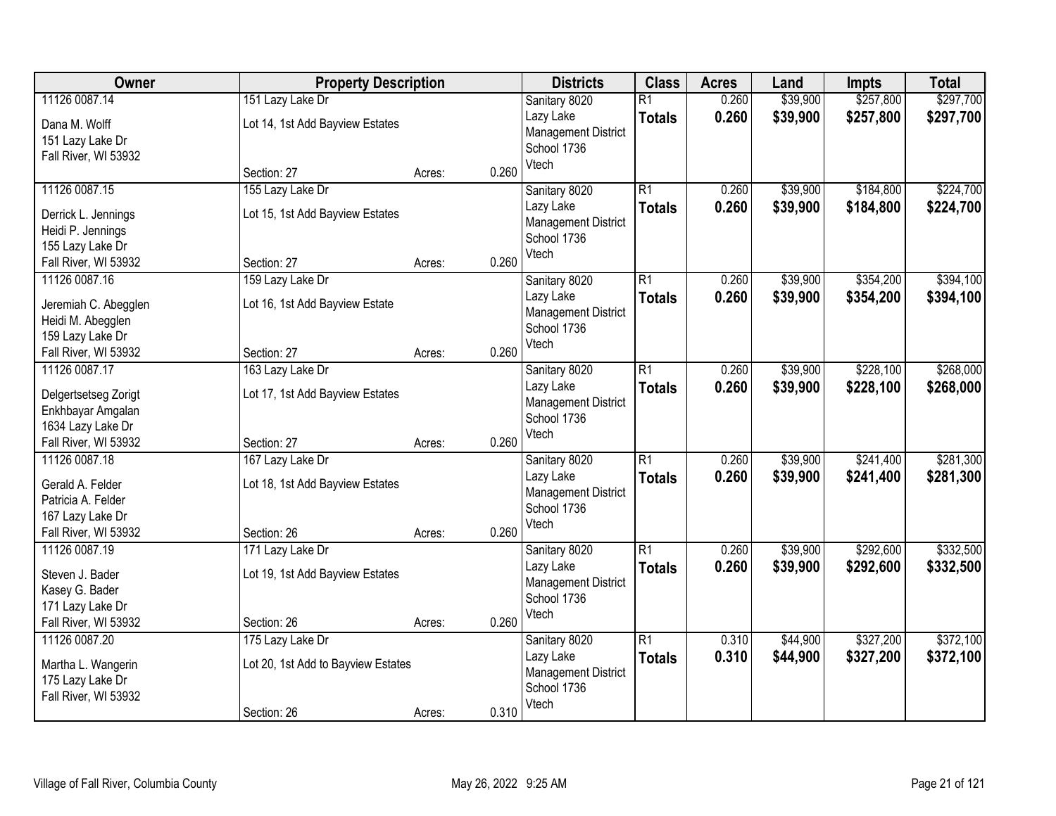| Owner | Property Description | | | Districts | Class | Acres | Land | Impts | Total |
|---|---|---|---|---|---|---|---|---|---|
| 11126 0087.14<br>Dana M. Wolff<br>151 Lazy Lake Dr<br>Fall River, WI 53932 | 151 Lazy Lake Dr<br>Lot 14, 1st Add Bayview Estates<br><br>Section: 27 | Acres: | 0.260 | Sanitary 8020<br>Lazy Lake Management District<br>School 1736<br>Vtech | R1<br>**Totals** | 0.260<br>**0.260** | $39,900<br>**$39,900** | $257,800<br>**$257,800** | $297,700<br>**$297,700** |
| 11126 0087.15<br>Derrick L. Jennings<br>Heidi P. Jennings<br>155 Lazy Lake Dr<br>Fall River, WI 53932 | 155 Lazy Lake Dr<br>Lot 15, 1st Add Bayview Estates<br><br>Section: 27 | Acres: | 0.260 | Sanitary 8020<br>Lazy Lake Management District<br>School 1736<br>Vtech | R1<br>**Totals** | 0.260<br>**0.260** | $39,900<br>**$39,900** | $184,800<br>**$184,800** | $224,700<br>**$224,700** |
| 11126 0087.16<br>Jeremiah C. Abegglen<br>Heidi M. Abegglen<br>159 Lazy Lake Dr<br>Fall River, WI 53932 | 159 Lazy Lake Dr<br>Lot 16, 1st Add Bayview Estate<br><br>Section: 27 | Acres: | 0.260 | Sanitary 8020<br>Lazy Lake Management District<br>School 1736<br>Vtech | R1<br>**Totals** | 0.260<br>**0.260** | $39,900<br>**$39,900** | $354,200<br>**$354,200** | $394,100<br>**$394,100** |
| 11126 0087.17<br>Delgertsetseg Zorigt<br>Enkhbayar Amgalan<br>1634 Lazy Lake Dr<br>Fall River, WI 53932 | 163 Lazy Lake Dr<br>Lot 17, 1st Add Bayview Estates<br><br>Section: 27 | Acres: | 0.260 | Sanitary 8020<br>Lazy Lake Management District<br>School 1736<br>Vtech | R1<br>**Totals** | 0.260<br>**0.260** | $39,900<br>**$39,900** | $228,100<br>**$228,100** | $268,000<br>**$268,000** |
| 11126 0087.18<br>Gerald A. Felder<br>Patricia A. Felder<br>167 Lazy Lake Dr<br>Fall River, WI 53932 | 167 Lazy Lake Dr<br>Lot 18, 1st Add Bayview Estates<br><br>Section: 26 | Acres: | 0.260 | Sanitary 8020<br>Lazy Lake Management District<br>School 1736<br>Vtech | R1<br>**Totals** | 0.260<br>**0.260** | $39,900<br>**$39,900** | $241,400<br>**$241,400** | $281,300<br>**$281,300** |
| 11126 0087.19<br>Steven J. Bader<br>Kasey G. Bader<br>171 Lazy Lake Dr<br>Fall River, WI 53932 | 171 Lazy Lake Dr<br>Lot 19, 1st Add Bayview Estates<br><br>Section: 26 | Acres: | 0.260 | Sanitary 8020<br>Lazy Lake Management District<br>School 1736<br>Vtech | R1<br>**Totals** | 0.260<br>**0.260** | $39,900<br>**$39,900** | $292,600<br>**$292,600** | $332,500<br>**$332,500** |
| 11126 0087.20<br>Martha L. Wangerin<br>175 Lazy Lake Dr<br>Fall River, WI 53932 | 175 Lazy Lake Dr<br>Lot 20, 1st Add to Bayview Estates<br><br>Section: 26 | Acres: | 0.310 | Sanitary 8020<br>Lazy Lake Management District<br>School 1736<br>Vtech | R1<br>**Totals** | 0.310<br>**0.310** | $44,900<br>**$44,900** | $327,200<br>**$327,200** | $372,100<br>**$372,100** |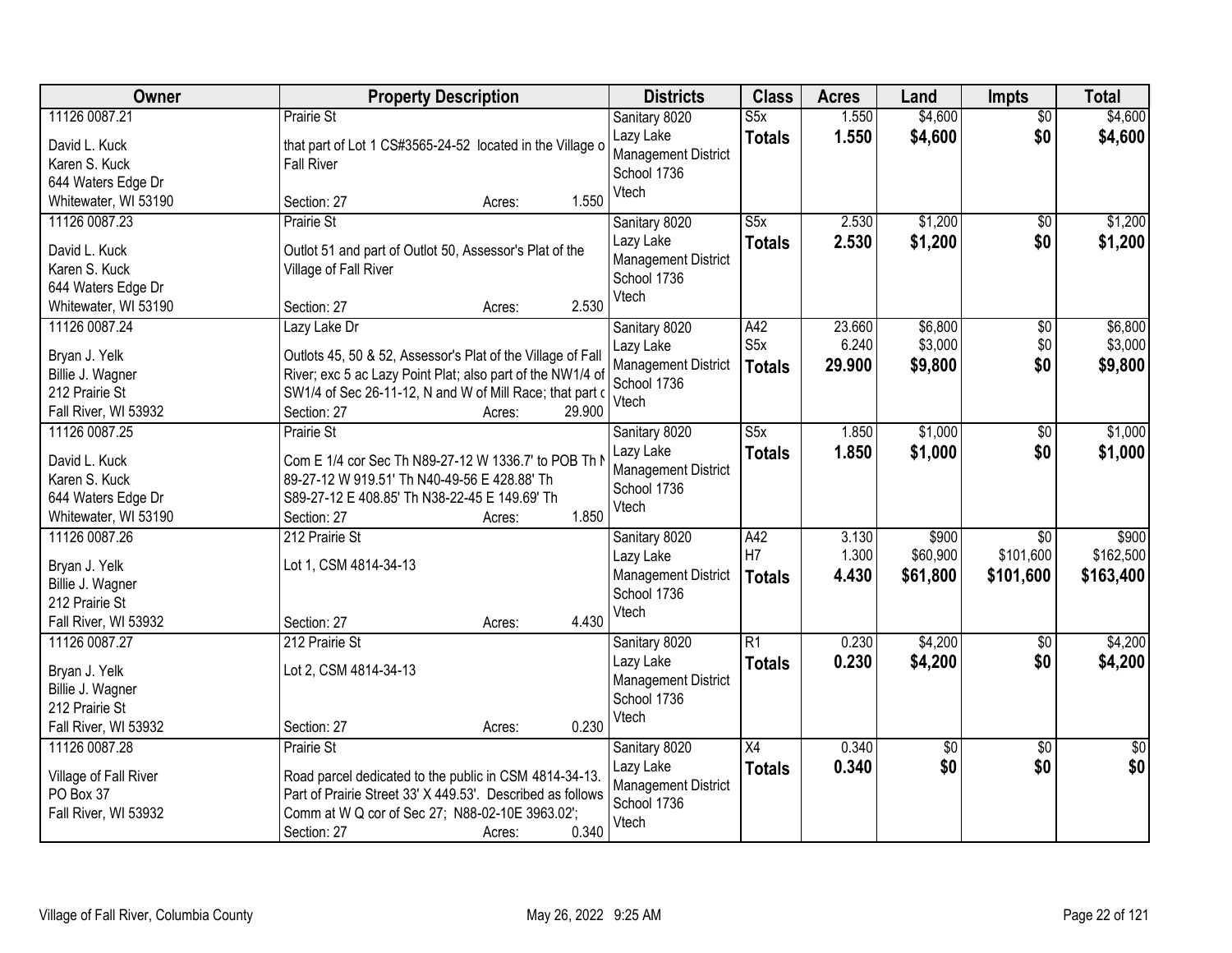| Owner | Property Description | Districts | Class | Acres | Land | Impts | Total |
|---|---|---|---|---|---|---|---|
| 11126 0087.21<br>David L. Kuck<br>Karen S. Kuck<br>644 Waters Edge Dr<br>Whitewater, WI 53190 | Prairie St<br>that part of Lot 1 CS#3565-24-52 located in the Village o Fall River<br>Section: 27 Acres: 1.550 | Sanitary 8020<br>Lazy Lake Management District<br>School 1736<br>Vtech | S5x<br>**Totals** | 1.550<br>**1.550** | $4,600<br>**$4,600** | $0<br>**$0** | $4,600<br>**$4,600** |
| 11126 0087.23<br>David L. Kuck<br>Karen S. Kuck<br>644 Waters Edge Dr<br>Whitewater, WI 53190 | Prairie St<br>Outlot 51 and part of Outlot 50, Assessor's Plat of the Village of Fall River<br>Section: 27 Acres: 2.530 | Sanitary 8020<br>Lazy Lake Management District<br>School 1736<br>Vtech | S5x<br>**Totals** | 2.530<br>**2.530** | $1,200<br>**$1,200** | $0<br>**$0** | $1,200<br>**$1,200** |
| 11126 0087.24<br>Bryan J. Yelk<br>Billie J. Wagner<br>212 Prairie St<br>Fall River, WI 53932 | Lazy Lake Dr<br>Outlots 45, 50 & 52, Assessor's Plat of the Village of Fall River; exc 5 ac Lazy Point Plat; also part of the NW1/4 of SW1/4 of Sec 26-11-12, N and W of Mill Race; that part c<br>Section: 27 Acres: 29.900 | Sanitary 8020<br>Lazy Lake Management District<br>School 1736<br>Vtech | A42<br>S5x<br>**Totals** | 23.660<br>6.240<br>**29.900** | $6,800<br>$3,000<br>**$9,800** | $0<br>$0<br>**$0** | $6,800<br>$3,000<br>**$9,800** |
| 11126 0087.25<br>David L. Kuck<br>Karen S. Kuck<br>644 Waters Edge Dr<br>Whitewater, WI 53190 | Prairie St<br>Com E 1/4 cor Sec Th N89-27-12 W 1336.7' to POB Th N 89-27-12 W 919.51' Th N40-49-56 E 428.88' Th S89-27-12 E 408.85' Th N38-22-45 E 149.69' Th<br>Section: 27 Acres: 1.850 | Sanitary 8020<br>Lazy Lake Management District<br>School 1736<br>Vtech | S5x<br>**Totals** | 1.850<br>**1.850** | $1,000<br>**$1,000** | $0<br>**$0** | $1,000<br>**$1,000** |
| 11126 0087.26<br>Bryan J. Yelk<br>Billie J. Wagner<br>212 Prairie St<br>Fall River, WI 53932 | 212 Prairie St<br>Lot 1, CSM 4814-34-13<br>Section: 27 Acres: 4.430 | Sanitary 8020<br>Lazy Lake Management District<br>School 1736<br>Vtech | A42<br>H7<br>**Totals** | 3.130<br>1.300<br>**4.430** | $900<br>$60,900<br>**$61,800** | $0<br>$101,600<br>**$101,600** | $900<br>$162,500<br>**$163,400** |
| 11126 0087.27<br>Bryan J. Yelk<br>Billie J. Wagner<br>212 Prairie St<br>Fall River, WI 53932 | 212 Prairie St<br>Lot 2, CSM 4814-34-13<br>Section: 27 Acres: 0.230 | Sanitary 8020<br>Lazy Lake Management District<br>School 1736<br>Vtech | R1<br>**Totals** | 0.230<br>**0.230** | $4,200<br>**$4,200** | $0<br>**$0** | $4,200<br>**$4,200** |
| 11126 0087.28<br>Village of Fall River<br>PO Box 37<br>Fall River, WI 53932 | Prairie St<br>Road parcel dedicated to the public in CSM 4814-34-13. Part of Prairie Street 33' X 449.53'. Described as follows Comm at W Q cor of Sec 27; N88-02-10E 3963.02';<br>Section: 27 Acres: 0.340 | Sanitary 8020<br>Lazy Lake Management District<br>School 1736<br>Vtech | X4<br>**Totals** | 0.340<br>**0.340** | $0<br>**$0** | $0<br>**$0** | $0<br>**$0** |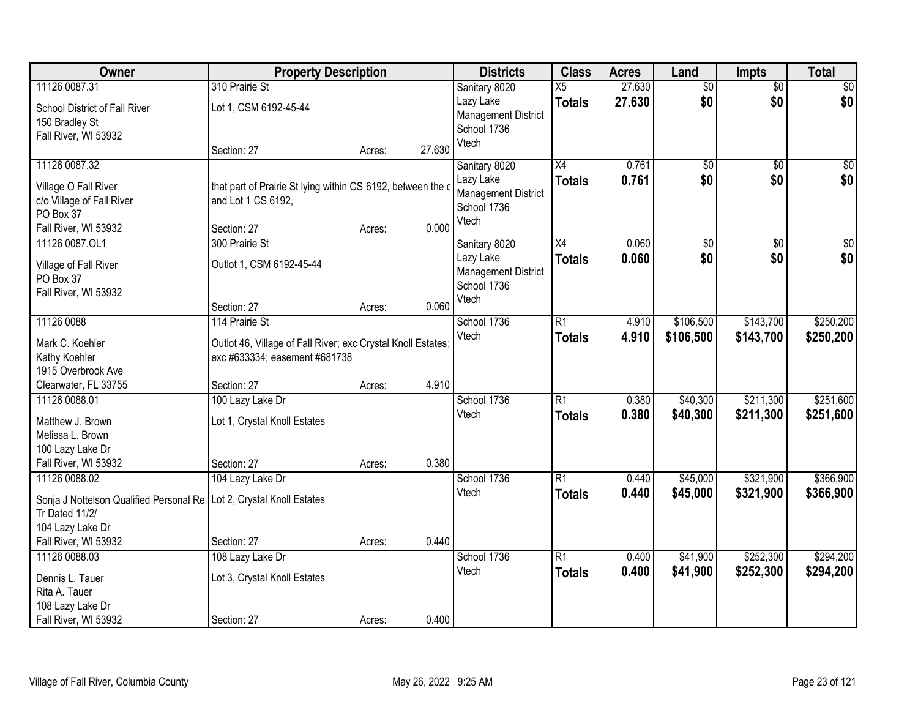| Owner | Property Description | | | Districts | Class | Acres | Land | Impts | Total |
|---|---|---|---|---|---|---|---|---|---|
| 11126 0087.31<br>School District of Fall River<br>150 Bradley St<br>Fall River, WI 53932 | 310 Prairie St<br>Lot 1, CSM 6192-45-44<br>Section: 27 | Acres: | 27.630 | Sanitary 8020<br>Lazy Lake Management District<br>School 1736<br>Vtech | X5<br>**Totals** | 27.630<br>**27.630** | $0<br>**$0** | $0<br>**$0** | $0<br>**$0** |
| 11126 0087.32<br>Village O Fall River<br>c/o Village of Fall River<br>PO Box 37<br>Fall River, WI 53932 | that part of Prairie St lying within CS 6192, between the c and Lot 1 CS 6192,<br>Section: 27 | Acres: | 0.000 | Sanitary 8020<br>Lazy Lake Management District<br>School 1736<br>Vtech | X4<br>**Totals** | 0.761<br>**0.761** | $0<br>**$0** | $0<br>**$0** | $0<br>**$0** |
| 11126 0087.OL1<br>Village of Fall River<br>PO Box 37<br>Fall River, WI 53932 | 300 Prairie St<br>Outlot 1, CSM 6192-45-44<br>Section: 27 | Acres: | 0.060 | Sanitary 8020<br>Lazy Lake Management District<br>School 1736<br>Vtech | X4<br>**Totals** | 0.060<br>**0.060** | $0<br>**$0** | $0<br>**$0** | $0<br>**$0** |
| 11126 0088<br>Mark C. Koehler<br>Kathy Koehler<br>1915 Overbrook Ave<br>Clearwater, FL 33755 | 114 Prairie St<br>Outlot 46, Village of Fall River; exc Crystal Knoll Estates; exc #633334; easement #681738<br>Section: 27 | Acres: | 4.910 | School 1736<br>Vtech | R1<br>**Totals** | 4.910<br>**4.910** | $106,500<br>**$106,500** | $143,700<br>**$143,700** | $250,200<br>**$250,200** |
| 11126 0088.01<br>Matthew J. Brown<br>Melissa L. Brown<br>100 Lazy Lake Dr<br>Fall River, WI 53932 | 100 Lazy Lake Dr<br>Lot 1, Crystal Knoll Estates<br>Section: 27 | Acres: | 0.380 | School 1736<br>Vtech | R1<br>**Totals** | 0.380<br>**0.380** | $40,300<br>**$40,300** | $211,300<br>**$211,300** | $251,600<br>**$251,600** |
| 11126 0088.02<br>Sonja J Nottelson Qualified Personal Re<br>Tr Dated 11/2/<br>104 Lazy Lake Dr<br>Fall River, WI 53932 | 104 Lazy Lake Dr<br>Lot 2, Crystal Knoll Estates<br>Section: 27 | Acres: | 0.440 | School 1736<br>Vtech | R1<br>**Totals** | 0.440<br>**0.440** | $45,000<br>**$45,000** | $321,900<br>**$321,900** | $366,900<br>**$366,900** |
| 11126 0088.03<br>Dennis L. Tauer<br>Rita A. Tauer<br>108 Lazy Lake Dr<br>Fall River, WI 53932 | 108 Lazy Lake Dr<br>Lot 3, Crystal Knoll Estates<br>Section: 27 | Acres: | 0.400 | School 1736<br>Vtech | R1<br>**Totals** | 0.400<br>**0.400** | $41,900<br>**$41,900** | $252,300<br>**$252,300** | $294,200<br>**$294,200** |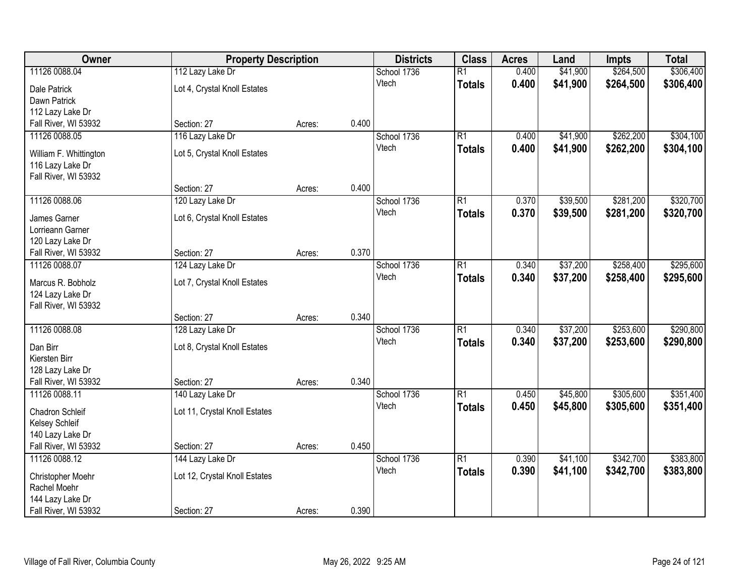| Owner | Property Description | | | Districts | Class | Acres | Land | Impts | Total |
|---|---|---|---|---|---|---|---|---|---|
| 11126 0088.04 | 112 Lazy Lake Dr | | | School 1736 | R1 | 0.400 | $41,900 | $264,500 | $306,400 |
| Dale Patrick<br>Dawn Patrick<br>112 Lazy Lake Dr<br>Fall River, WI 53932 | Lot 4, Crystal Knoll Estates<br><br>Section: 27 | Acres: | 0.400 | Vtech | **Totals** | **0.400** | **$41,900** | **$264,500** | **$306,400** |
| 11126 0088.05 | 116 Lazy Lake Dr | | | School 1736 | R1 | 0.400 | $41,900 | $262,200 | $304,100 |
| William F. Whittington<br>116 Lazy Lake Dr<br>Fall River, WI 53932 | Lot 5, Crystal Knoll Estates<br><br>Section: 27 | Acres: | 0.400 | Vtech | **Totals** | **0.400** | **$41,900** | **$262,200** | **$304,100** |
| 11126 0088.06 | 120 Lazy Lake Dr | | | School 1736 | R1 | 0.370 | $39,500 | $281,200 | $320,700 |
| James Garner<br>Lorrieann Garner<br>120 Lazy Lake Dr<br>Fall River, WI 53932 | Lot 6, Crystal Knoll Estates<br><br>Section: 27 | Acres: | 0.370 | Vtech | **Totals** | **0.370** | **$39,500** | **$281,200** | **$320,700** |
| 11126 0088.07 | 124 Lazy Lake Dr | | | School 1736 | R1 | 0.340 | $37,200 | $258,400 | $295,600 |
| Marcus R. Bobholz<br>124 Lazy Lake Dr<br>Fall River, WI 53932 | Lot 7, Crystal Knoll Estates<br><br>Section: 27 | Acres: | 0.340 | Vtech | **Totals** | **0.340** | **$37,200** | **$258,400** | **$295,600** |
| 11126 0088.08 | 128 Lazy Lake Dr | | | School 1736 | R1 | 0.340 | $37,200 | $253,600 | $290,800 |
| Dan Birr<br>Kiersten Birr<br>128 Lazy Lake Dr<br>Fall River, WI 53932 | Lot 8, Crystal Knoll Estates<br><br>Section: 27 | Acres: | 0.340 | Vtech | **Totals** | **0.340** | **$37,200** | **$253,600** | **$290,800** |
| 11126 0088.11 | 140 Lazy Lake Dr | | | School 1736 | R1 | 0.450 | $45,800 | $305,600 | $351,400 |
| Chadron Schleif<br>Kelsey Schleif<br>140 Lazy Lake Dr<br>Fall River, WI 53932 | Lot 11, Crystal Knoll Estates<br><br>Section: 27 | Acres: | 0.450 | Vtech | **Totals** | **0.450** | **$45,800** | **$305,600** | **$351,400** |
| 11126 0088.12 | 144 Lazy Lake Dr | | | School 1736 | R1 | 0.390 | $41,100 | $342,700 | $383,800 |
| Christopher Moehr<br>Rachel Moehr<br>144 Lazy Lake Dr<br>Fall River, WI 53932 | Lot 12, Crystal Knoll Estates<br><br>Section: 27 | Acres: | 0.390 | Vtech | **Totals** | **0.390** | **$41,100** | **$342,700** | **$383,800** |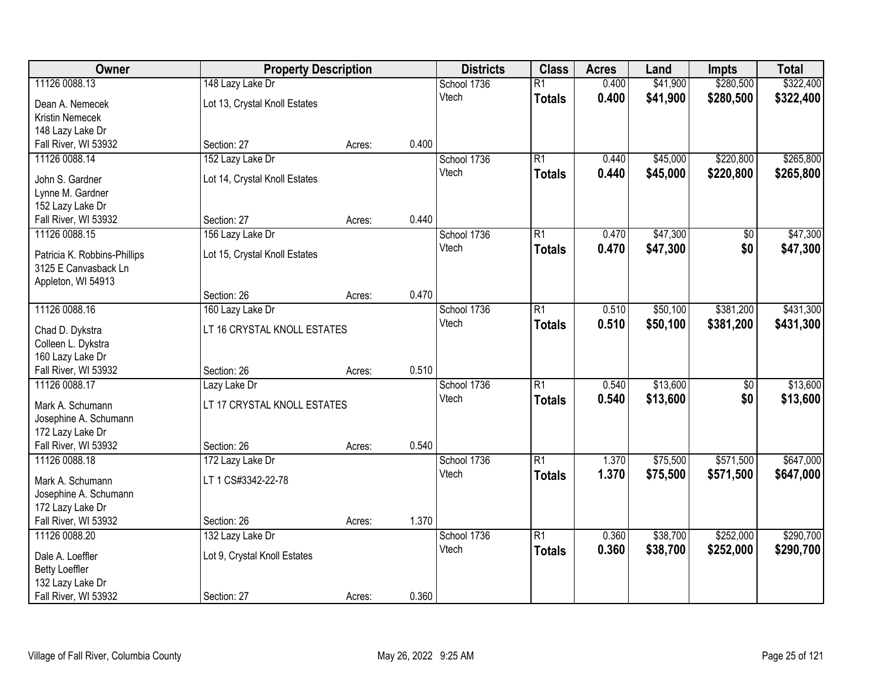| Owner | Property Description | | | Districts | Class | Acres | Land | Impts | Total |
|---|---|---|---|---|---|---|---|---|---|
| 11126 0088.13 | 148 Lazy Lake Dr | | | School 1736 | R1 | 0.400 | $41,900 | $280,500 | $322,400 |
| Dean A. Nemecek<br>Kristin Nemecek<br>148 Lazy Lake Dr<br>Fall River, WI 53932 | Lot 13, Crystal Knoll Estates | | | Vtech | **Totals** | **0.400** | **$41,900** | **$280,500** | **$322,400** |
| | Section: 27 | Acres: | 0.400 | | | | | | |
| 11126 0088.14 | 152 Lazy Lake Dr | | | School 1736 | R1 | 0.440 | $45,000 | $220,800 | $265,800 |
| John S. Gardner<br>Lynne M. Gardner<br>152 Lazy Lake Dr<br>Fall River, WI 53932 | Lot 14, Crystal Knoll Estates | | | Vtech | **Totals** | **0.440** | **$45,000** | **$220,800** | **$265,800** |
| | Section: 27 | Acres: | 0.440 | | | | | | |
| 11126 0088.15 | 156 Lazy Lake Dr | | | School 1736 | R1 | 0.470 | $47,300 | $0 | $47,300 |
| Patricia K. Robbins-Phillips<br>3125 E Canvasback Ln<br>Appleton, WI 54913 | Lot 15, Crystal Knoll Estates | | | Vtech | **Totals** | **0.470** | **$47,300** | **$0** | **$47,300** |
| | Section: 26 | Acres: | 0.470 | | | | | | |
| 11126 0088.16 | 160 Lazy Lake Dr | | | School 1736 | R1 | 0.510 | $50,100 | $381,200 | $431,300 |
| Chad D. Dykstra<br>Colleen L. Dykstra<br>160 Lazy Lake Dr<br>Fall River, WI 53932 | LT 16 CRYSTAL KNOLL ESTATES | | | Vtech | **Totals** | **0.510** | **$50,100** | **$381,200** | **$431,300** |
| | Section: 26 | Acres: | 0.510 | | | | | | |
| 11126 0088.17 | Lazy Lake Dr | | | School 1736 | R1 | 0.540 | $13,600 | $0 | $13,600 |
| Mark A. Schumann<br>Josephine A. Schumann<br>172 Lazy Lake Dr<br>Fall River, WI 53932 | LT 17 CRYSTAL KNOLL ESTATES | | | Vtech | **Totals** | **0.540** | **$13,600** | **$0** | **$13,600** |
| | Section: 26 | Acres: | 0.540 | | | | | | |
| 11126 0088.18 | 172 Lazy Lake Dr | | | School 1736 | R1 | 1.370 | $75,500 | $571,500 | $647,000 |
| Mark A. Schumann<br>Josephine A. Schumann<br>172 Lazy Lake Dr<br>Fall River, WI 53932 | LT 1 CS#3342-22-78 | | | Vtech | **Totals** | **1.370** | **$75,500** | **$571,500** | **$647,000** |
| | Section: 26 | Acres: | 1.370 | | | | | | |
| 11126 0088.20 | 132 Lazy Lake Dr | | | School 1736 | R1 | 0.360 | $38,700 | $252,000 | $290,700 |
| Dale A. Loeffler<br>Betty Loeffler<br>132 Lazy Lake Dr<br>Fall River, WI 53932 | Lot 9, Crystal Knoll Estates | | | Vtech | **Totals** | **0.360** | **$38,700** | **$252,000** | **$290,700** |
| | Section: 27 | Acres: | 0.360 | | | | | | |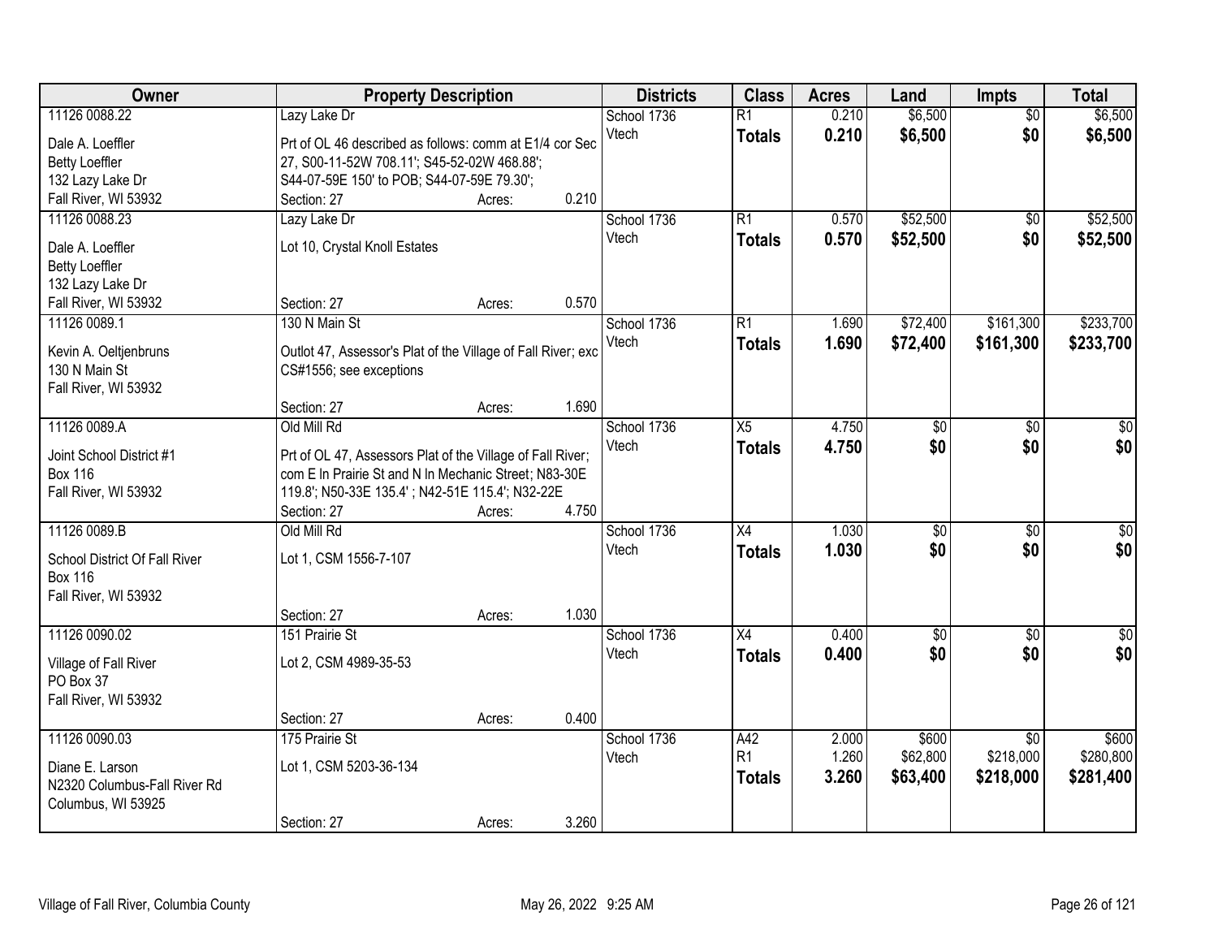| Owner | Property Description | Districts | Class | Acres | Land | Impts | Total |
|---|---|---|---|---|---|---|---|
| 11126 0088.22<br>Dale A. Loeffler<br>Betty Loeffler<br>132 Lazy Lake Dr<br>Fall River, WI 53932 | Lazy Lake Dr<br>Prt of OL 46 described as follows: comm at E1/4 cor Sec 27, S00-11-52W 708.11'; S45-52-02W 468.88'; S44-07-59E 150' to POB; S44-07-59E 79.30';<br>Section: 27 Acres: 0.210 | School 1736<br>Vtech | R1<br>**Totals** | 0.210<br>**0.210** | $6,500<br>**$6,500** | $0<br>**$0** | $6,500<br>**$6,500** |
| 11126 0088.23<br>Dale A. Loeffler<br>Betty Loeffler<br>132 Lazy Lake Dr<br>Fall River, WI 53932 | Lazy Lake Dr<br>Lot 10, Crystal Knoll Estates<br>Section: 27 Acres: 0.570 | School 1736<br>Vtech | R1<br>**Totals** | 0.570<br>**0.570** | $52,500<br>**$52,500** | $0<br>**$0** | $52,500<br>**$52,500** |
| 11126 0089.1<br>Kevin A. Oeltjenbruns<br>130 N Main St<br>Fall River, WI 53932 | 130 N Main St<br>Outlot 47, Assessor's Plat of the Village of Fall River; exc CS#1556; see exceptions<br>Section: 27 Acres: 1.690 | School 1736<br>Vtech | R1<br>**Totals** | 1.690<br>**1.690** | $72,400<br>**$72,400** | $161,300<br>**$161,300** | $233,700<br>**$233,700** |
| 11126 0089.A<br>Joint School District #1<br>Box 116<br>Fall River, WI 53932 | Old Mill Rd<br>Prt of OL 47, Assessors Plat of the Village of Fall River; com E ln Prairie St and N ln Mechanic Street; N83-30E 119.8'; N50-33E 135.4' ; N42-51E 115.4'; N32-22E<br>Section: 27 Acres: 4.750 | School 1736<br>Vtech | X5<br>**Totals** | 4.750<br>**4.750** | $0<br>**$0** | $0<br>**$0** | $0<br>**$0** |
| 11126 0089.B<br>School District Of Fall River<br>Box 116<br>Fall River, WI 53932 | Old Mill Rd<br>Lot 1, CSM 1556-7-107<br>Section: 27 Acres: 1.030 | School 1736<br>Vtech | X4<br>**Totals** | 1.030<br>**1.030** | $0<br>**$0** | $0<br>**$0** | $0<br>**$0** |
| 11126 0090.02<br>Village of Fall River<br>PO Box 37<br>Fall River, WI 53932 | 151 Prairie St<br>Lot 2, CSM 4989-35-53<br>Section: 27 Acres: 0.400 | School 1736<br>Vtech | X4<br>**Totals** | 0.400<br>**0.400** | $0<br>**$0** | $0<br>**$0** | $0<br>**$0** |
| 11126 0090.03<br>Diane E. Larson<br>N2320 Columbus-Fall River Rd<br>Columbus, WI 53925 | 175 Prairie St<br>Lot 1, CSM 5203-36-134<br>Section: 27 Acres: 3.260 | School 1736<br>Vtech | A42<br>R1<br>**Totals** | 2.000<br>1.260<br>**3.260** | $600<br>$62,800<br>**$63,400** | $0<br>$218,000<br>**$218,000** | $600<br>$280,800<br>**$281,400** |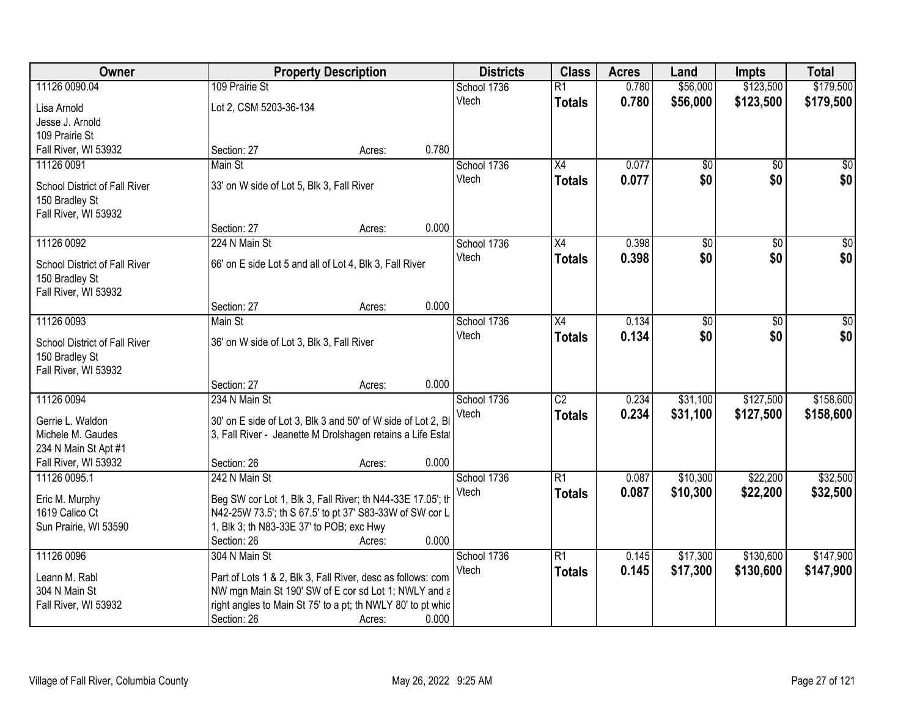| Owner | Property Description | Districts | Class | Acres | Land | Impts | Total |
|---|---|---|---|---|---|---|---|
| 11126 0090.04<br>Lisa Arnold<br>Jesse J. Arnold<br>109 Prairie St<br>Fall River, WI 53932 | 109 Prairie St<br>Lot 2, CSM 5203-36-134<br>Section: 27 Acres: 0.780 | School 1736<br>Vtech | R1<br>**Totals** | 0.780<br>**0.780** | $56,000<br>**$56,000** | $123,500<br>**$123,500** | $179,500<br>**$179,500** |
| 11126 0091<br>School District of Fall River<br>150 Bradley St<br>Fall River, WI 53932 | Main St<br>33' on W side of Lot 5, Blk 3, Fall River<br>Section: 27 Acres: 0.000 | School 1736<br>Vtech | X4<br>**Totals** | 0.077<br>**0.077** | $0<br>**$0** | $0<br>**$0** | $0<br>**$0** |
| 11126 0092<br>School District of Fall River<br>150 Bradley St<br>Fall River, WI 53932 | 224 N Main St<br>66' on E side Lot 5 and all of Lot 4, Blk 3, Fall River<br>Section: 27 Acres: 0.000 | School 1736<br>Vtech | X4<br>**Totals** | 0.398<br>**0.398** | $0<br>**$0** | $0<br>**$0** | $0<br>**$0** |
| 11126 0093<br>School District of Fall River<br>150 Bradley St<br>Fall River, WI 53932 | Main St<br>36' on W side of Lot 3, Blk 3, Fall River<br>Section: 27 Acres: 0.000 | School 1736<br>Vtech | X4<br>**Totals** | 0.134<br>**0.134** | $0<br>**$0** | $0<br>**$0** | $0<br>**$0** |
| 11126 0094<br>Gerrie L. Waldon<br>Michele M. Gaudes<br>234 N Main St Apt #1<br>Fall River, WI 53932 | 234 N Main St<br>30' on E side of Lot 3, Blk 3 and 50' of W side of Lot 2, Bl 3, Fall River - Jeanette M Drolshagen retains a Life Estat<br>Section: 26 Acres: 0.000 | School 1736<br>Vtech | C2<br>**Totals** | 0.234<br>**0.234** | $31,100<br>**$31,100** | $127,500<br>**$127,500** | $158,600<br>**$158,600** |
| 11126 0095.1<br>Eric M. Murphy<br>1619 Calico Ct<br>Sun Prairie, WI 53590 | 242 N Main St<br>Beg SW cor Lot 1, Blk 3, Fall River; th N44-33E 17.05'; th N42-25W 73.5'; th S 67.5' to pt 37' S83-33W of SW cor L 1, Blk 3; th N83-33E 37' to POB; exc Hwy<br>Section: 26 Acres: 0.000 | School 1736<br>Vtech | R1<br>**Totals** | 0.087<br>**0.087** | $10,300<br>**$10,300** | $22,200<br>**$22,200** | $32,500<br>**$32,500** |
| 11126 0096<br>Leann M. Rabl<br>304 N Main St<br>Fall River, WI 53932 | 304 N Main St<br>Part of Lots 1 & 2, Blk 3, Fall River, desc as follows: com NW mgn Main St 190' SW of E cor sd Lot 1; NWLY and a right angles to Main St 75' to a pt; th NWLY 80' to pt whic<br>Section: 26 Acres: 0.000 | School 1736<br>Vtech | R1<br>**Totals** | 0.145<br>**0.145** | $17,300<br>**$17,300** | $130,600<br>**$130,600** | $147,900<br>**$147,900** |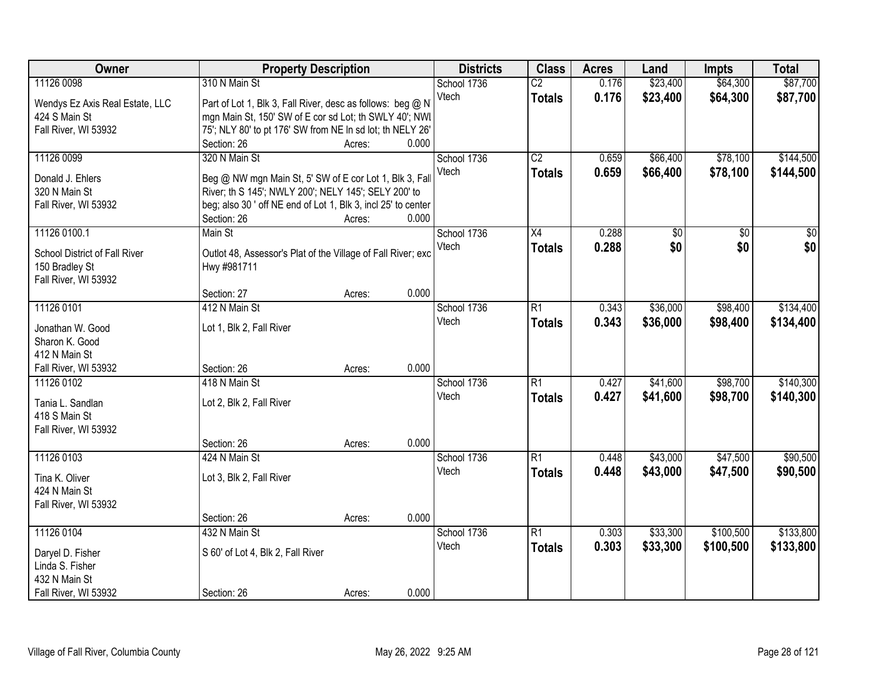| Owner | Property Description | Districts | Class | Acres | Land | Impts | Total |
|---|---|---|---|---|---|---|---|
| 11126 0098<br>Wendys Ez Axis Real Estate, LLC<br>424 S Main St<br>Fall River, WI 53932 | 310 N Main St<br>Part of Lot 1, Blk 3, Fall River, desc as follows: beg @ N mgn Main St, 150' SW of E cor sd Lot; th SWLY 40'; NWL 75'; NLY 80' to pt 176' SW from NE ln sd lot; th NELY 26'<br>Section: 26 Acres: 0.000 | School 1736<br>Vtech | C2<br>**Totals** | 0.176<br>**0.176** | $23,400<br>**$23,400** | $64,300<br>**$64,300** | $87,700<br>**$87,700** |
| 11126 0099<br>Donald J. Ehlers<br>320 N Main St<br>Fall River, WI 53932 | 320 N Main St<br>Beg @ NW mgn Main St, 5' SW of E cor Lot 1, Blk 3, Fall River; th S 145'; NWLY 200'; NELY 145'; SELY 200' to beg; also 30 ' off NE end of Lot 1, Blk 3, incl 25' to center<br>Section: 26 Acres: 0.000 | School 1736<br>Vtech | C2<br>**Totals** | 0.659<br>**0.659** | $66,400<br>**$66,400** | $78,100<br>**$78,100** | $144,500<br>**$144,500** |
| 11126 0100.1<br>School District of Fall River<br>150 Bradley St<br>Fall River, WI 53932 | Main St<br>Outlot 48, Assessor's Plat of the Village of Fall River; exc Hwy #981711<br>Section: 27 Acres: 0.000 | School 1736<br>Vtech | X4<br>**Totals** | 0.288<br>**0.288** | $0<br>**$0** | $0<br>**$0** | $0<br>**$0** |
| 11126 0101<br>Jonathan W. Good<br>Sharon K. Good<br>412 N Main St<br>Fall River, WI 53932 | 412 N Main St<br>Lot 1, Blk 2, Fall River<br>Section: 26 Acres: 0.000 | School 1736<br>Vtech | R1<br>**Totals** | 0.343<br>**0.343** | $36,000<br>**$36,000** | $98,400<br>**$98,400** | $134,400<br>**$134,400** |
| 11126 0102<br>Tania L. Sandlan<br>418 S Main St<br>Fall River, WI 53932 | 418 N Main St<br>Lot 2, Blk 2, Fall River<br>Section: 26 Acres: 0.000 | School 1736<br>Vtech | R1<br>**Totals** | 0.427<br>**0.427** | $41,600<br>**$41,600** | $98,700<br>**$98,700** | $140,300<br>**$140,300** |
| 11126 0103<br>Tina K. Oliver<br>424 N Main St<br>Fall River, WI 53932 | 424 N Main St<br>Lot 3, Blk 2, Fall River<br>Section: 26 Acres: 0.000 | School 1736<br>Vtech | R1<br>**Totals** | 0.448<br>**0.448** | $43,000<br>**$43,000** | $47,500<br>**$47,500** | $90,500<br>**$90,500** |
| 11126 0104<br>Daryel D. Fisher<br>Linda S. Fisher<br>432 N Main St<br>Fall River, WI 53932 | 432 N Main St<br>S 60' of Lot 4, Blk 2, Fall River<br>Section: 26 Acres: 0.000 | School 1736<br>Vtech | R1<br>**Totals** | 0.303<br>**0.303** | $33,300<br>**$33,300** | $100,500<br>**$100,500** | $133,800<br>**$133,800** |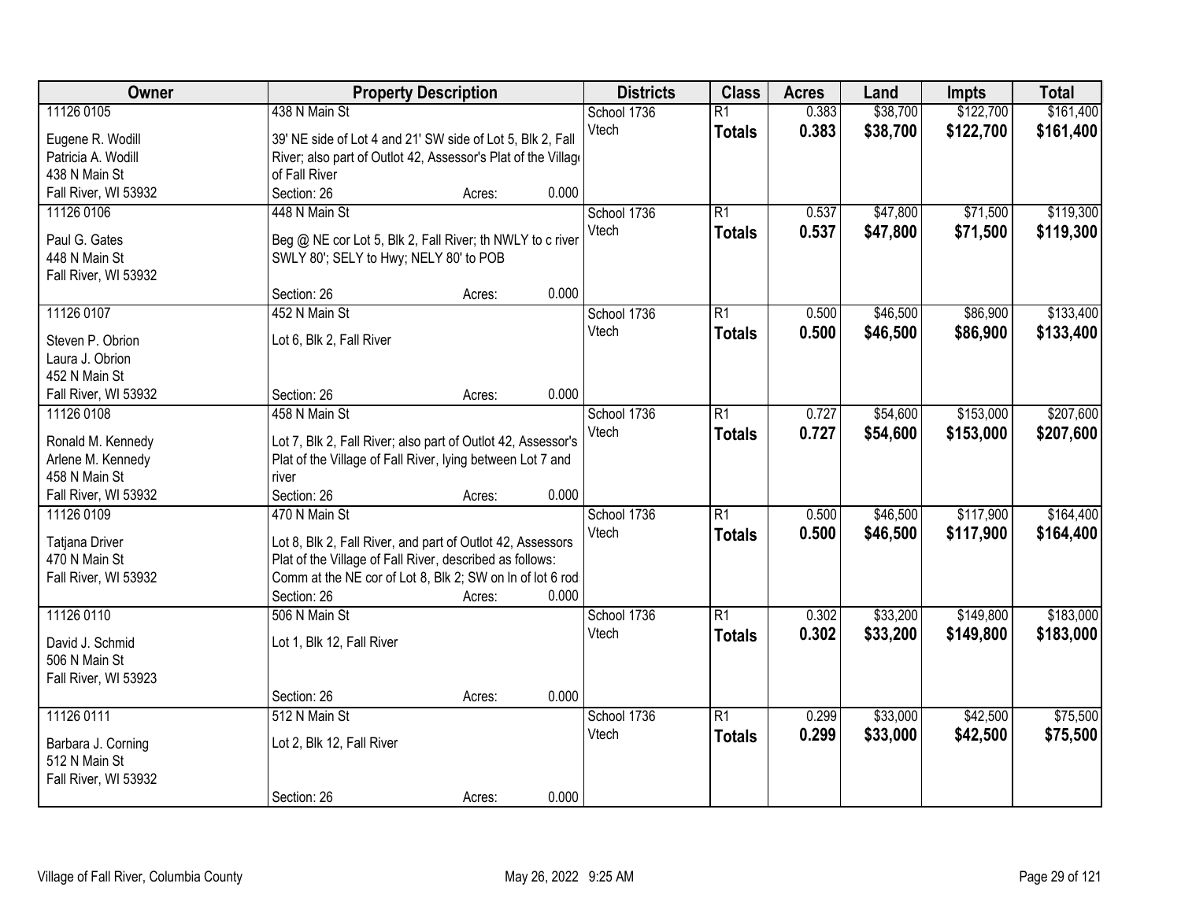| Owner | Property Description | Districts | Class | Acres | Land | Impts | Total |
|---|---|---|---|---|---|---|---|
| 11126 0105<br>Eugene R. Wodill<br>Patricia A. Wodill<br>438 N Main St<br>Fall River, WI 53932 | 438 N Main St<br>39' NE side of Lot 4 and 21' SW side of Lot 5, Blk 2, Fall River; also part of Outlot 42, Assessor's Plat of the Village of Fall River<br>Section: 26 Acres: 0.000 | School 1736<br>Vtech | R1<br>**Totals** | 0.383<br>**0.383** | $38,700<br>**$38,700** | $122,700<br>**$122,700** | $161,400<br>**$161,400** |
| 11126 0106<br>Paul G. Gates<br>448 N Main St<br>Fall River, WI 53932 | 448 N Main St<br>Beg @ NE cor Lot 5, Blk 2, Fall River; th NWLY to c river SWLY 80'; SELY to Hwy; NELY 80' to POB<br>Section: 26 Acres: 0.000 | School 1736<br>Vtech | R1<br>**Totals** | 0.537<br>**0.537** | $47,800<br>**$47,800** | $71,500<br>**$71,500** | $119,300<br>**$119,300** |
| 11126 0107<br>Steven P. Obrion<br>Laura J. Obrion<br>452 N Main St<br>Fall River, WI 53932 | 452 N Main St<br>Lot 6, Blk 2, Fall River<br>Section: 26 Acres: 0.000 | School 1736<br>Vtech | R1<br>**Totals** | 0.500<br>**0.500** | $46,500<br>**$46,500** | $86,900<br>**$86,900** | $133,400<br>**$133,400** |
| 11126 0108<br>Ronald M. Kennedy<br>Arlene M. Kennedy<br>458 N Main St<br>Fall River, WI 53932 | 458 N Main St<br>Lot 7, Blk 2, Fall River; also part of Outlot 42, Assessor's Plat of the Village of Fall River, lying between Lot 7 and river<br>Section: 26 Acres: 0.000 | School 1736<br>Vtech | R1<br>**Totals** | 0.727<br>**0.727** | $54,600<br>**$54,600** | $153,000<br>**$153,000** | $207,600<br>**$207,600** |
| 11126 0109<br>Tatjana Driver<br>470 N Main St<br>Fall River, WI 53932 | 470 N Main St<br>Lot 8, Blk 2, Fall River, and part of Outlot 42, Assessors Plat of the Village of Fall River, described as follows: Comm at the NE cor of Lot 8, Blk 2; SW on ln of lot 6 rod<br>Section: 26 Acres: 0.000 | School 1736<br>Vtech | R1<br>**Totals** | 0.500<br>**0.500** | $46,500<br>**$46,500** | $117,900<br>**$117,900** | $164,400<br>**$164,400** |
| 11126 0110<br>David J. Schmid<br>506 N Main St<br>Fall River, WI 53923 | 506 N Main St<br>Lot 1, Blk 12, Fall River<br>Section: 26 Acres: 0.000 | School 1736<br>Vtech | R1<br>**Totals** | 0.302<br>**0.302** | $33,200<br>**$33,200** | $149,800<br>**$149,800** | $183,000<br>**$183,000** |
| 11126 0111<br>Barbara J. Corning<br>512 N Main St<br>Fall River, WI 53932 | 512 N Main St<br>Lot 2, Blk 12, Fall River<br>Section: 26 Acres: 0.000 | School 1736<br>Vtech | R1<br>**Totals** | 0.299<br>**0.299** | $33,000<br>**$33,000** | $42,500<br>**$42,500** | $75,500<br>**$75,500** |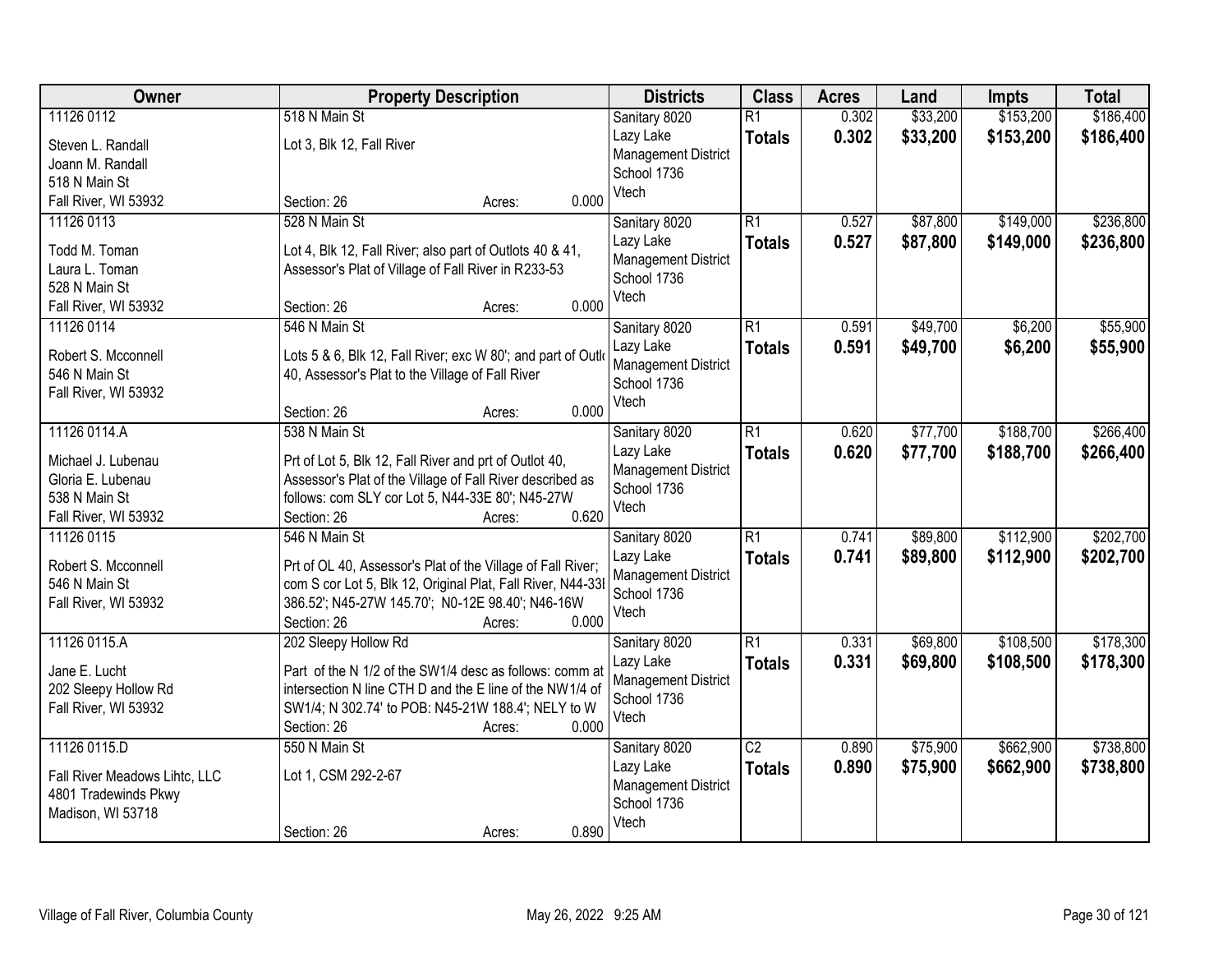| Owner | Property Description | Districts | Class | Acres | Land | Impts | Total |
|---|---|---|---|---|---|---|---|
| 11126 0112<br>Steven L. Randall<br>Joann M. Randall<br>518 N Main St<br>Fall River, WI 53932 | 518 N Main St<br>Lot 3, Blk 12, Fall River<br>Section: 26 Acres: 0.000 | Sanitary 8020<br>Lazy Lake Management District<br>School 1736<br>Vtech | R1<br>**Totals** | 0.302<br>**0.302** | $33,200<br>**$33,200** | $153,200<br>**$153,200** | $186,400<br>**$186,400** |
| 11126 0113<br>Todd M. Toman<br>Laura L. Toman<br>528 N Main St<br>Fall River, WI 53932 | 528 N Main St<br>Lot 4, Blk 12, Fall River; also part of Outlots 40 & 41, Assessor's Plat of Village of Fall River in R233-53<br>Section: 26 Acres: 0.000 | Sanitary 8020<br>Lazy Lake Management District<br>School 1736<br>Vtech | R1<br>**Totals** | 0.527<br>**0.527** | $87,800<br>**$87,800** | $149,000<br>**$149,000** | $236,800<br>**$236,800** |
| 11126 0114<br>Robert S. Mcconnell<br>546 N Main St<br>Fall River, WI 53932 | 546 N Main St<br>Lots 5 & 6, Blk 12, Fall River; exc W 80'; and part of Outlo 40, Assessor's Plat to the Village of Fall River<br>Section: 26 Acres: 0.000 | Sanitary 8020<br>Lazy Lake Management District<br>School 1736<br>Vtech | R1<br>**Totals** | 0.591<br>**0.591** | $49,700<br>**$49,700** | $6,200<br>**$6,200** | $55,900<br>**$55,900** |
| 11126 0114.A<br>Michael J. Lubenau<br>Gloria E. Lubenau<br>538 N Main St<br>Fall River, WI 53932 | 538 N Main St<br>Prt of Lot 5, Blk 12, Fall River and prt of Outlot 40, Assessor's Plat of the Village of Fall River described as follows: com SLY cor Lot 5, N44-33E 80'; N45-27W<br>Section: 26 Acres: 0.620 | Sanitary 8020<br>Lazy Lake Management District<br>School 1736<br>Vtech | R1<br>**Totals** | 0.620<br>**0.620** | $77,700<br>**$77,700** | $188,700<br>**$188,700** | $266,400<br>**$266,400** |
| 11126 0115<br>Robert S. Mcconnell<br>546 N Main St<br>Fall River, WI 53932 | 546 N Main St<br>Prt of OL 40, Assessor's Plat of the Village of Fall River; com S cor Lot 5, Blk 12, Original Plat, Fall River, N44-33I 386.52'; N45-27W 145.70'; N0-12E 98.40'; N46-16W<br>Section: 26 Acres: 0.000 | Sanitary 8020<br>Lazy Lake Management District<br>School 1736<br>Vtech | R1<br>**Totals** | 0.741<br>**0.741** | $89,800<br>**$89,800** | $112,900<br>**$112,900** | $202,700<br>**$202,700** |
| 11126 0115.A<br>Jane E. Lucht<br>202 Sleepy Hollow Rd<br>Fall River, WI 53932 | 202 Sleepy Hollow Rd<br>Part of the N 1/2 of the SW1/4 desc as follows: comm at intersection N line CTH D and the E line of the NW1/4 of SW1/4; N 302.74' to POB: N45-21W 188.4'; NELY to W<br>Section: 26 Acres: 0.000 | Sanitary 8020<br>Lazy Lake Management District<br>School 1736<br>Vtech | R1<br>**Totals** | 0.331<br>**0.331** | $69,800<br>**$69,800** | $108,500<br>**$108,500** | $178,300<br>**$178,300** |
| 11126 0115.D<br>Fall River Meadows Lihtc, LLC<br>4801 Tradewinds Pkwy<br>Madison, WI 53718 | 550 N Main St<br>Lot 1, CSM 292-2-67<br>Section: 26 Acres: 0.890 | Sanitary 8020<br>Lazy Lake Management District<br>School 1736<br>Vtech | C2<br>**Totals** | 0.890<br>**0.890** | $75,900<br>**$75,900** | $662,900<br>**$662,900** | $738,800<br>**$738,800** |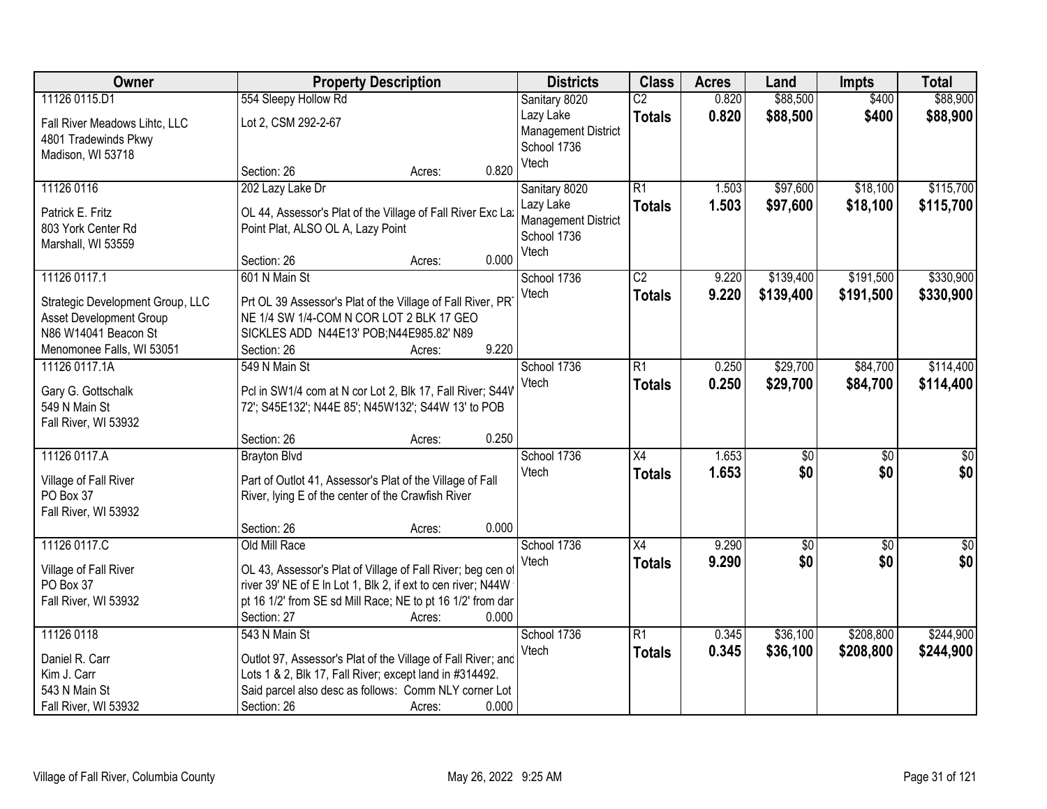| Owner | Property Description | Districts | Class | Acres | Land | Impts | Total |
|---|---|---|---|---|---|---|---|
| 11126 0115.D1<br>Fall River Meadows Lihtc, LLC<br>4801 Tradewinds Pkwy<br>Madison, WI 53718 | 554 Sleepy Hollow Rd<br>Lot 2, CSM 292-2-67<br>Section: 26 Acres: 0.820 | Sanitary 8020<br>Lazy Lake Management District<br>School 1736<br>Vtech | C2<br>**Totals** | 0.820<br>**0.820** | $88,500<br>**$88,500** | $400<br>**$400** | $88,900<br>**$88,900** |
| 11126 0116<br>Patrick E. Fritz<br>803 York Center Rd<br>Marshall, WI 53559 | 202 Lazy Lake Dr<br>OL 44, Assessor's Plat of the Village of Fall River Exc La: Point Plat, ALSO OL A, Lazy Point<br>Section: 26 Acres: 0.000 | Sanitary 8020<br>Lazy Lake Management District<br>School 1736<br>Vtech | R1<br>**Totals** | 1.503<br>**1.503** | $97,600<br>**$97,600** | $18,100<br>**$18,100** | $115,700<br>**$115,700** |
| 11126 0117.1<br>Strategic Development Group, LLC<br>Asset Development Group<br>N86 W14041 Beacon St<br>Menomonee Falls, WI 53051 | 601 N Main St<br>Prt OL 39 Assessor's Plat of the Village of Fall River, PRT NE 1/4 SW 1/4-COM N COR LOT 2 BLK 17 GEO SICKLES ADD N44E13' POB;N44E985.82' N89<br>Section: 26 Acres: 9.220 | School 1736<br>Vtech | C2<br>**Totals** | 9.220<br>**9.220** | $139,400<br>**$139,400** | $191,500<br>**$191,500** | $330,900<br>**$330,900** |
| 11126 0117.1A<br>Gary G. Gottschalk<br>549 N Main St<br>Fall River, WI 53932 | 549 N Main St<br>Pcl in SW1/4 com at N cor Lot 2, Blk 17, Fall River; S44W 72'; S45E132'; N44E 85'; N45W132'; S44W 13' to POB<br>Section: 26 Acres: 0.250 | School 1736<br>Vtech | R1<br>**Totals** | 0.250<br>**0.250** | $29,700<br>**$29,700** | $84,700<br>**$84,700** | $114,400<br>**$114,400** |
| 11126 0117.A<br>Village of Fall River<br>PO Box 37<br>Fall River, WI 53932 | Brayton Blvd<br>Part of Outlot 41, Assessor's Plat of the Village of Fall River, lying E of the center of the Crawfish River<br>Section: 26 Acres: 0.000 | School 1736<br>Vtech | X4<br>**Totals** | 1.653<br>**1.653** | $0<br>**$0** | $0<br>**$0** | $0<br>**$0** |
| 11126 0117.C<br>Village of Fall River<br>PO Box 37<br>Fall River, WI 53932 | Old Mill Race<br>OL 43, Assessor's Plat of Village of Fall River; beg cen of river 39' NE of E ln Lot 1, Blk 2, if ext to cen river; N44W pt 16 1/2' from SE sd Mill Race; NE to pt 16 1/2' from dar<br>Section: 27 Acres: 0.000 | School 1736<br>Vtech | X4<br>**Totals** | 9.290<br>**9.290** | $0<br>**$0** | $0<br>**$0** | $0<br>**$0** |
| 11126 0118<br>Daniel R. Carr<br>Kim J. Carr<br>543 N Main St<br>Fall River, WI 53932 | 543 N Main St<br>Outlot 97, Assessor's Plat of the Village of Fall River; and Lots 1 & 2, Blk 17, Fall River; except land in #314492. Said parcel also desc as follows: Comm NLY corner Lot<br>Section: 26 Acres: 0.000 | School 1736<br>Vtech | R1<br>**Totals** | 0.345<br>**0.345** | $36,100<br>**$36,100** | $208,800<br>**$208,800** | $244,900<br>**$244,900** |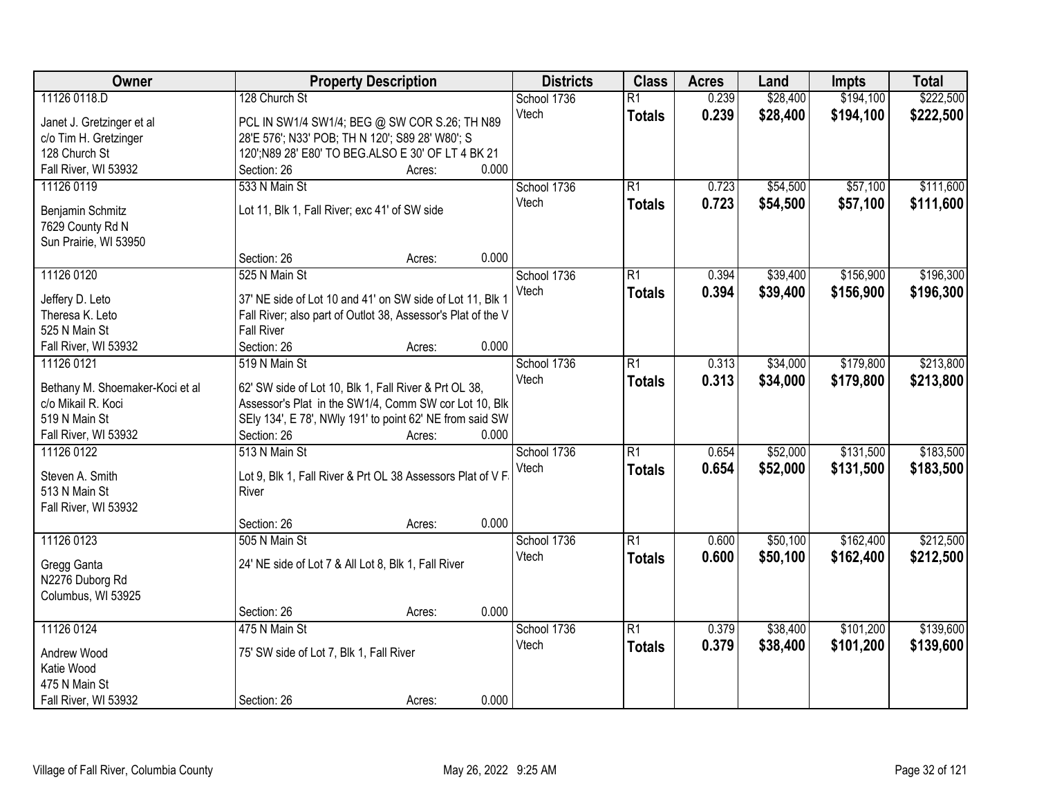| Owner | Property Description | Districts | Class | Acres | Land | Impts | Total |
|---|---|---|---|---|---|---|---|
| 11126 0118.D<br>Janet J. Gretzinger et al<br>c/o Tim H. Gretzinger<br>128 Church St<br>Fall River, WI 53932 | 128 Church St<br>PCL IN SW1/4 SW1/4; BEG @ SW COR S.26; TH N89 28'E 576'; N33' POB; TH N 120'; S89 28' W80'; S 120';N89 28' E80' TO BEG.ALSO E 30' OF LT 4 BK 21<br>Section: 26 Acres: 0.000 | School 1736<br>Vtech | R1<br>**Totals** | 0.239<br>**0.239** | $28,400<br>**$28,400** | $194,100<br>**$194,100** | $222,500<br>**$222,500** |
| 11126 0119<br>Benjamin Schmitz<br>7629 County Rd N<br>Sun Prairie, WI 53950 | 533 N Main St<br>Lot 11, Blk 1, Fall River; exc 41' of SW side<br>Section: 26 Acres: 0.000 | School 1736<br>Vtech | R1<br>**Totals** | 0.723<br>**0.723** | $54,500<br>**$54,500** | $57,100<br>**$57,100** | $111,600<br>**$111,600** |
| 11126 0120<br>Jeffery D. Leto<br>Theresa K. Leto<br>525 N Main St<br>Fall River, WI 53932 | 525 N Main St<br>37' NE side of Lot 10 and 41' on SW side of Lot 11, Blk 1 Fall River; also part of Outlot 38, Assessor's Plat of the V Fall River<br>Section: 26 Acres: 0.000 | School 1736<br>Vtech | R1<br>**Totals** | 0.394<br>**0.394** | $39,400<br>**$39,400** | $156,900<br>**$156,900** | $196,300<br>**$196,300** |
| 11126 0121<br>Bethany M. Shoemaker-Koci et al<br>c/o Mikail R. Koci<br>519 N Main St<br>Fall River, WI 53932 | 519 N Main St<br>62' SW side of Lot 10, Blk 1, Fall River & Prt OL 38, Assessor's Plat in the SW1/4, Comm SW cor Lot 10, Blk SEly 134', E 78', NWly 191' to point 62' NE from said SW<br>Section: 26 Acres: 0.000 | School 1736<br>Vtech | R1<br>**Totals** | 0.313<br>**0.313** | $34,000<br>**$34,000** | $179,800<br>**$179,800** | $213,800<br>**$213,800** |
| 11126 0122<br>Steven A. Smith<br>513 N Main St<br>Fall River, WI 53932 | 513 N Main St<br>Lot 9, Blk 1, Fall River & Prt OL 38 Assessors Plat of V F River<br>Section: 26 Acres: 0.000 | School 1736<br>Vtech | R1<br>**Totals** | 0.654<br>**0.654** | $52,000<br>**$52,000** | $131,500<br>**$131,500** | $183,500<br>**$183,500** |
| 11126 0123<br>Gregg Ganta<br>N2276 Duborg Rd<br>Columbus, WI 53925 | 505 N Main St<br>24' NE side of Lot 7 & All Lot 8, Blk 1, Fall River<br>Section: 26 Acres: 0.000 | School 1736<br>Vtech | R1<br>**Totals** | 0.600<br>**0.600** | $50,100<br>**$50,100** | $162,400<br>**$162,400** | $212,500<br>**$212,500** |
| 11126 0124<br>Andrew Wood<br>Katie Wood<br>475 N Main St<br>Fall River, WI 53932 | 475 N Main St<br>75' SW side of Lot 7, Blk 1, Fall River<br>Section: 26 Acres: 0.000 | School 1736<br>Vtech | R1<br>**Totals** | 0.379<br>**0.379** | $38,400<br>**$38,400** | $101,200<br>**$101,200** | $139,600<br>**$139,600** |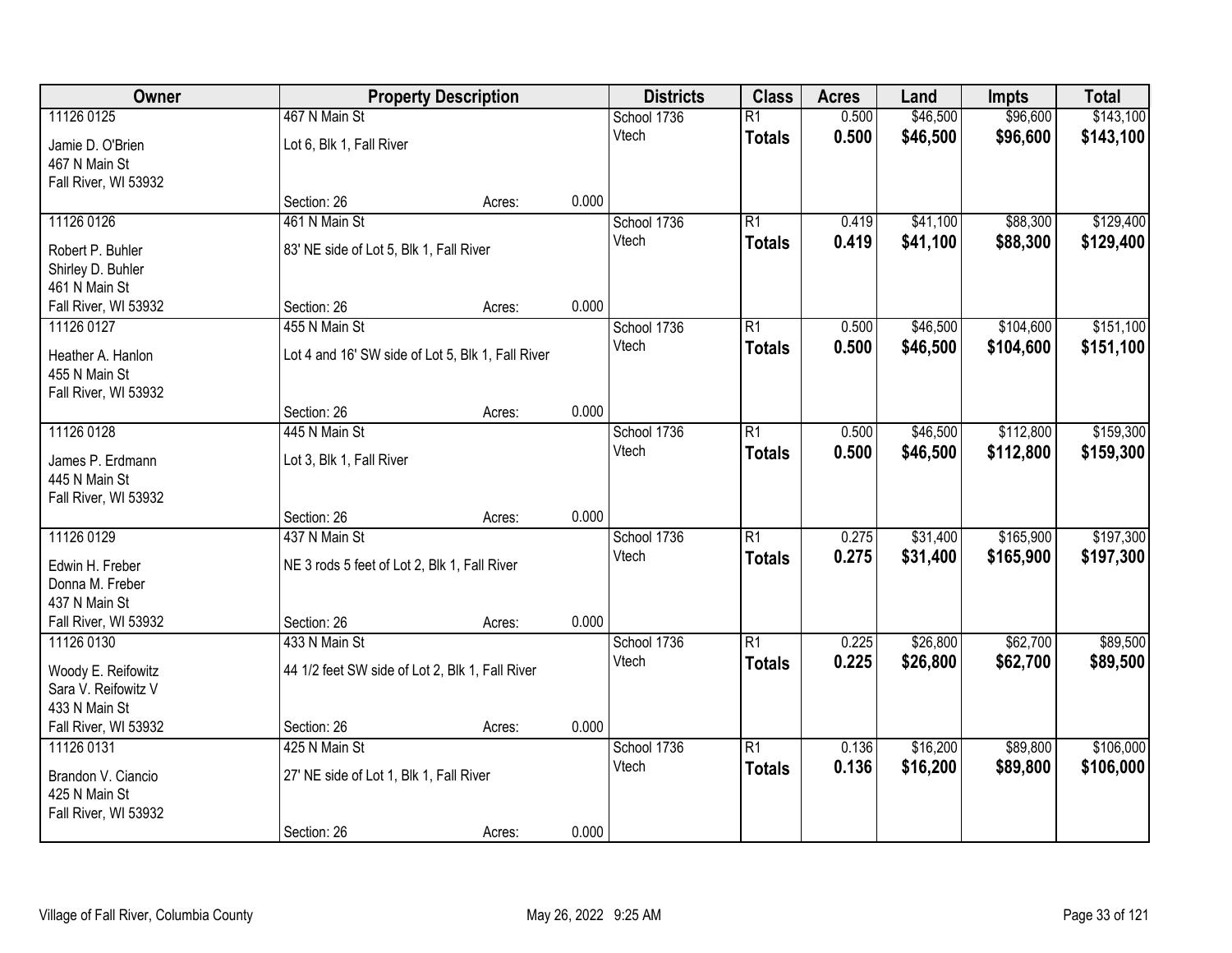| Owner | Property Description | | | Districts | Class | Acres | Land | Impts | Total |
|---|---|---|---|---|---|---|---|---|---|
| 11126 0125 | 467 N Main St | | | School 1736 | R1 | 0.500 | $46,500 | $96,600 | $143,100 |
| Jamie D. O'Brien<br>467 N Main St<br>Fall River, WI 53932 | Lot 6, Blk 1, Fall River | | | Vtech | **Totals** | **0.500** | **$46,500** | **$96,600** | **$143,100** |
| | Section: 26 | Acres: | 0.000 | | | | | | |
| 11126 0126 | 461 N Main St | | | School 1736 | R1 | 0.419 | $41,100 | $88,300 | $129,400 |
| Robert P. Buhler<br>Shirley D. Buhler<br>461 N Main St<br>Fall River, WI 53932 | 83' NE side of Lot 5, Blk 1, Fall River | | | Vtech | **Totals** | **0.419** | **$41,100** | **$88,300** | **$129,400** |
| | Section: 26 | Acres: | 0.000 | | | | | | |
| 11126 0127 | 455 N Main St | | | School 1736 | R1 | 0.500 | $46,500 | $104,600 | $151,100 |
| Heather A. Hanlon<br>455 N Main St<br>Fall River, WI 53932 | Lot 4 and 16' SW side of Lot 5, Blk 1, Fall River | | | Vtech | **Totals** | **0.500** | **$46,500** | **$104,600** | **$151,100** |
| | Section: 26 | Acres: | 0.000 | | | | | | |
| 11126 0128 | 445 N Main St | | | School 1736 | R1 | 0.500 | $46,500 | $112,800 | $159,300 |
| James P. Erdmann<br>445 N Main St<br>Fall River, WI 53932 | Lot 3, Blk 1, Fall River | | | Vtech | **Totals** | **0.500** | **$46,500** | **$112,800** | **$159,300** |
| | Section: 26 | Acres: | 0.000 | | | | | | |
| 11126 0129 | 437 N Main St | | | School 1736 | R1 | 0.275 | $31,400 | $165,900 | $197,300 |
| Edwin H. Freber<br>Donna M. Freber<br>437 N Main St<br>Fall River, WI 53932 | NE 3 rods 5 feet of Lot 2, Blk 1, Fall River | | | Vtech | **Totals** | **0.275** | **$31,400** | **$165,900** | **$197,300** |
| | Section: 26 | Acres: | 0.000 | | | | | | |
| 11126 0130 | 433 N Main St | | | School 1736 | R1 | 0.225 | $26,800 | $62,700 | $89,500 |
| Woody E. Reifowitz<br>Sara V. Reifowitz V<br>433 N Main St<br>Fall River, WI 53932 | 44 1/2 feet SW side of Lot 2, Blk 1, Fall River | | | Vtech | **Totals** | **0.225** | **$26,800** | **$62,700** | **$89,500** |
| | Section: 26 | Acres: | 0.000 | | | | | | |
| 11126 0131 | 425 N Main St | | | School 1736 | R1 | 0.136 | $16,200 | $89,800 | $106,000 |
| Brandon V. Ciancio<br>425 N Main St<br>Fall River, WI 53932 | 27' NE side of Lot 1, Blk 1, Fall River | | | Vtech | **Totals** | **0.136** | **$16,200** | **$89,800** | **$106,000** |
| | Section: 26 | Acres: | 0.000 | | | | | | |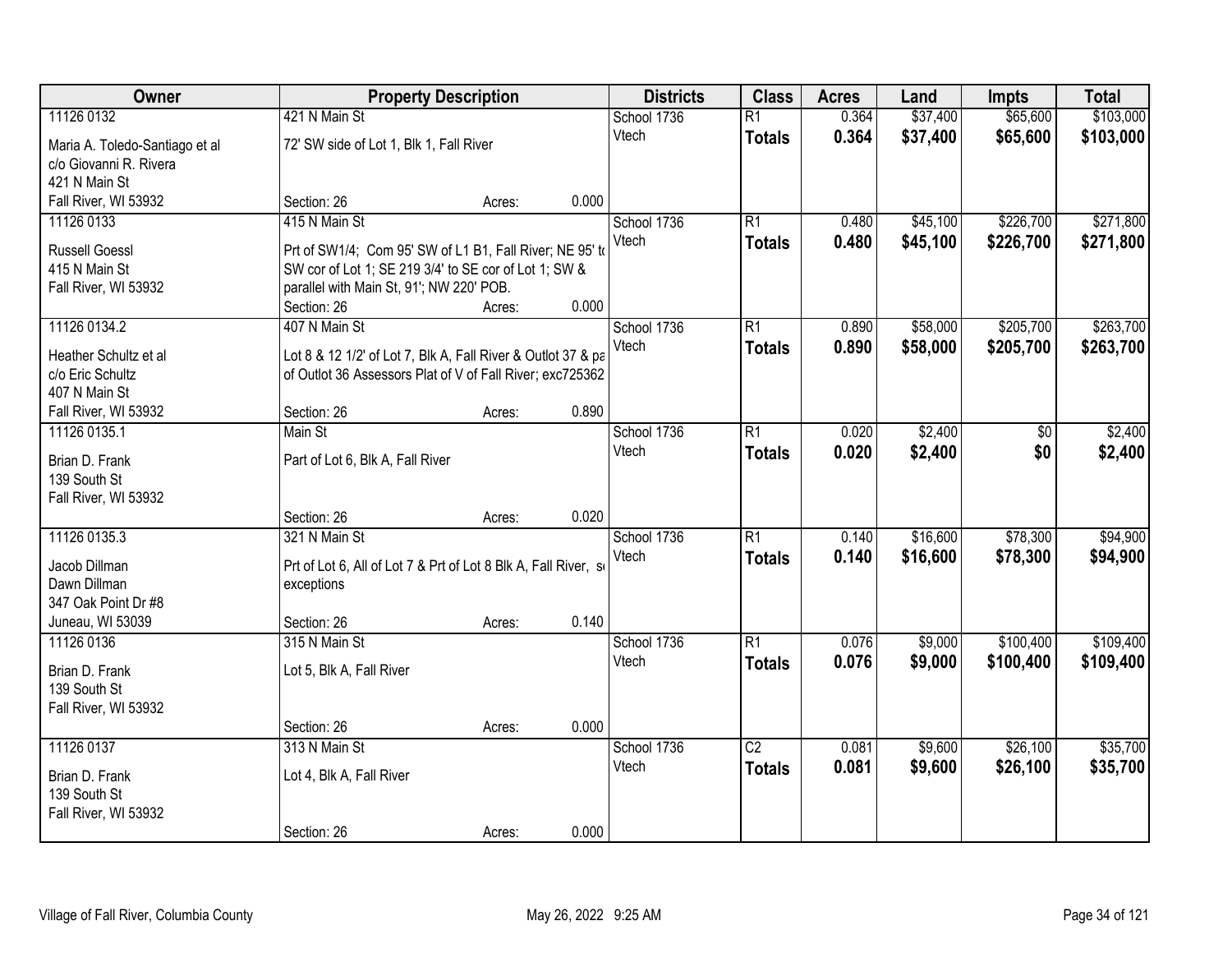| Owner | Property Description | | Districts | Class | Acres | Land | Impts | Total |
|---|---|---|---|---|---|---|---|---|
| 11126 0132 | 421 N Main St | | School 1736 | R1 | 0.364 | $37,400 | $65,600 | $103,000 |
| Maria A. Toledo-Santiago et al<br>c/o Giovanni R. Rivera<br>421 N Main St<br>Fall River, WI 53932 | 72' SW side of Lot 1, Blk 1, Fall River | | Vtech | **Totals** | **0.364** | **$37,400** | **$65,600** | **$103,000** |
| | Section: 26 | Acres: 0.000 | | | | | | |
| 11126 0133 | 415 N Main St | | School 1736 | R1 | 0.480 | $45,100 | $226,700 | $271,800 |
| Russell Goessl<br>415 N Main St<br>Fall River, WI 53932 | Prt of SW1/4; Com 95' SW of L1 B1, Fall River; NE 95' to SW cor of Lot 1; SE 219 3/4' to SE cor of Lot 1; SW & parallel with Main St, 91'; NW 220' POB. | | Vtech | **Totals** | **0.480** | **$45,100** | **$226,700** | **$271,800** |
| | Section: 26 | Acres: 0.000 | | | | | | |
| 11126 0134.2 | 407 N Main St | | School 1736 | R1 | 0.890 | $58,000 | $205,700 | $263,700 |
| Heather Schultz et al<br>c/o Eric Schultz<br>407 N Main St<br>Fall River, WI 53932 | Lot 8 & 12 1/2' of Lot 7, Blk A, Fall River & Outlot 37 & pa of Outlot 36 Assessors Plat of V of Fall River; exc725362 | | Vtech | **Totals** | **0.890** | **$58,000** | **$205,700** | **$263,700** |
| | Section: 26 | Acres: 0.890 | | | | | | |
| 11126 0135.1 | Main St | | School 1736 | R1 | 0.020 | $2,400 | $0 | $2,400 |
| Brian D. Frank<br>139 South St<br>Fall River, WI 53932 | Part of Lot 6, Blk A, Fall River | | Vtech | **Totals** | **0.020** | **$2,400** | **$0** | **$2,400** |
| | Section: 26 | Acres: 0.020 | | | | | | |
| 11126 0135.3 | 321 N Main St | | School 1736 | R1 | 0.140 | $16,600 | $78,300 | $94,900 |
| Jacob Dillman<br>Dawn Dillman<br>347 Oak Point Dr #8<br>Juneau, WI 53039 | Prt of Lot 6, All of Lot 7 & Prt of Lot 8 Blk A, Fall River, s exceptions | | Vtech | **Totals** | **0.140** | **$16,600** | **$78,300** | **$94,900** |
| | Section: 26 | Acres: 0.140 | | | | | | |
| 11126 0136 | 315 N Main St | | School 1736 | R1 | 0.076 | $9,000 | $100,400 | $109,400 |
| Brian D. Frank<br>139 South St<br>Fall River, WI 53932 | Lot 5, Blk A, Fall River | | Vtech | **Totals** | **0.076** | **$9,000** | **$100,400** | **$109,400** |
| | Section: 26 | Acres: 0.000 | | | | | | |
| 11126 0137 | 313 N Main St | | School 1736 | C2 | 0.081 | $9,600 | $26,100 | $35,700 |
| Brian D. Frank<br>139 South St<br>Fall River, WI 53932 | Lot 4, Blk A, Fall River | | Vtech | **Totals** | **0.081** | **$9,600** | **$26,100** | **$35,700** |
| | Section: 26 | Acres: 0.000 | | | | | | |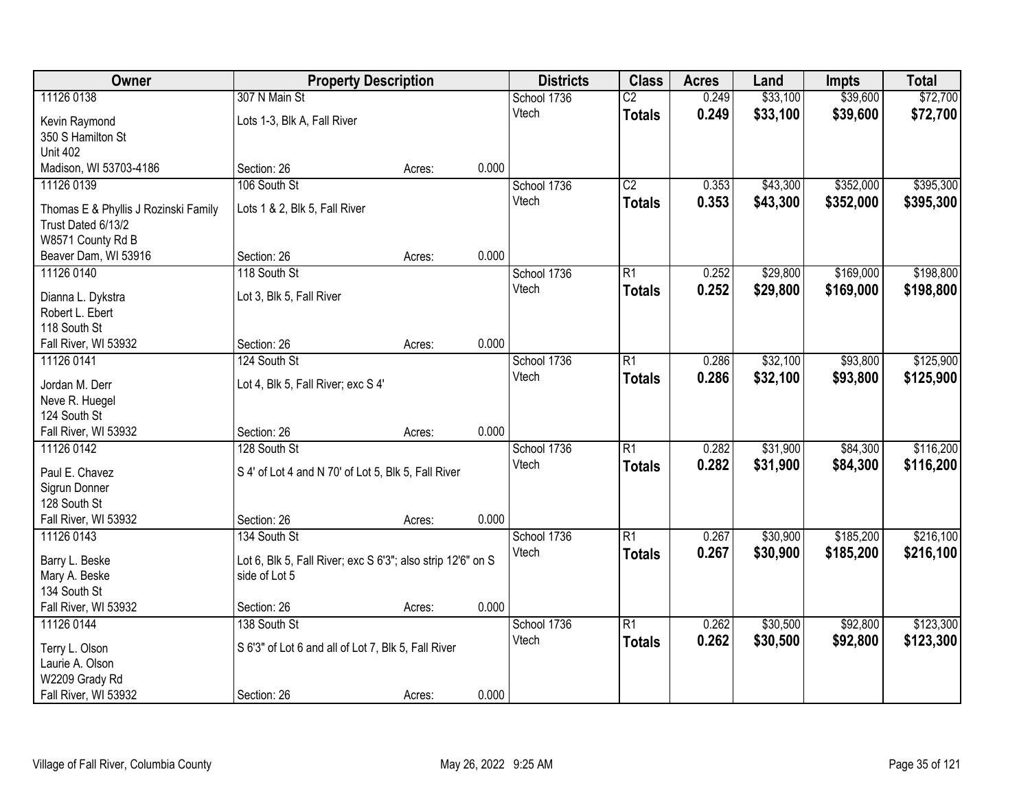| Owner | Property Description | | | Districts | Class | Acres | Land | Impts | Total |
|---|---|---|---|---|---|---|---|---|---|
| 11126 0138<br>Kevin Raymond<br>350 S Hamilton St<br>Unit 402<br>Madison, WI 53703-4186 | 307 N Main St<br>Lots 1-3, Blk A, Fall River<br>Section: 26 | Acres: | 0.000 | School 1736<br>Vtech | C2<br>**Totals** | 0.249<br>**0.249** | $33,100<br>**$33,100** | $39,600<br>**$39,600** | $72,700<br>**$72,700** |
| 11126 0139<br>Thomas E & Phyllis J Rozinski Family Trust Dated 6/13/2<br>W8571 County Rd B<br>Beaver Dam, WI 53916 | 106 South St<br>Lots 1 & 2, Blk 5, Fall River<br>Section: 26 | Acres: | 0.000 | School 1736<br>Vtech | C2<br>**Totals** | 0.353<br>**0.353** | $43,300<br>**$43,300** | $352,000<br>**$352,000** | $395,300<br>**$395,300** |
| 11126 0140<br>Dianna L. Dykstra<br>Robert L. Ebert<br>118 South St<br>Fall River, WI 53932 | 118 South St<br>Lot 3, Blk 5, Fall River<br>Section: 26 | Acres: | 0.000 | School 1736<br>Vtech | R1<br>**Totals** | 0.252<br>**0.252** | $29,800<br>**$29,800** | $169,000<br>**$169,000** | $198,800<br>**$198,800** |
| 11126 0141<br>Jordan M. Derr<br>Neve R. Huegel<br>124 South St<br>Fall River, WI 53932 | 124 South St<br>Lot 4, Blk 5, Fall River; exc S 4'<br>Section: 26 | Acres: | 0.000 | School 1736<br>Vtech | R1<br>**Totals** | 0.286<br>**0.286** | $32,100<br>**$32,100** | $93,800<br>**$93,800** | $125,900<br>**$125,900** |
| 11126 0142<br>Paul E. Chavez<br>Sigrun Donner<br>128 South St<br>Fall River, WI 53932 | 128 South St<br>S 4' of Lot 4 and N 70' of Lot 5, Blk 5, Fall River<br>Section: 26 | Acres: | 0.000 | School 1736<br>Vtech | R1<br>**Totals** | 0.282<br>**0.282** | $31,900<br>**$31,900** | $84,300<br>**$84,300** | $116,200<br>**$116,200** |
| 11126 0143<br>Barry L. Beske<br>Mary A. Beske<br>134 South St<br>Fall River, WI 53932 | 134 South St<br>Lot 6, Blk 5, Fall River; exc S 6'3"; also strip 12'6" on S side of Lot 5<br>Section: 26 | Acres: | 0.000 | School 1736<br>Vtech | R1<br>**Totals** | 0.267<br>**0.267** | $30,900<br>**$30,900** | $185,200<br>**$185,200** | $216,100<br>**$216,100** |
| 11126 0144<br>Terry L. Olson<br>Laurie A. Olson<br>W2209 Grady Rd<br>Fall River, WI 53932 | 138 South St<br>S 6'3" of Lot 6 and all of Lot 7, Blk 5, Fall River<br>Section: 26 | Acres: | 0.000 | School 1736<br>Vtech | R1<br>**Totals** | 0.262<br>**0.262** | $30,500<br>**$30,500** | $92,800<br>**$92,800** | $123,300<br>**$123,300** |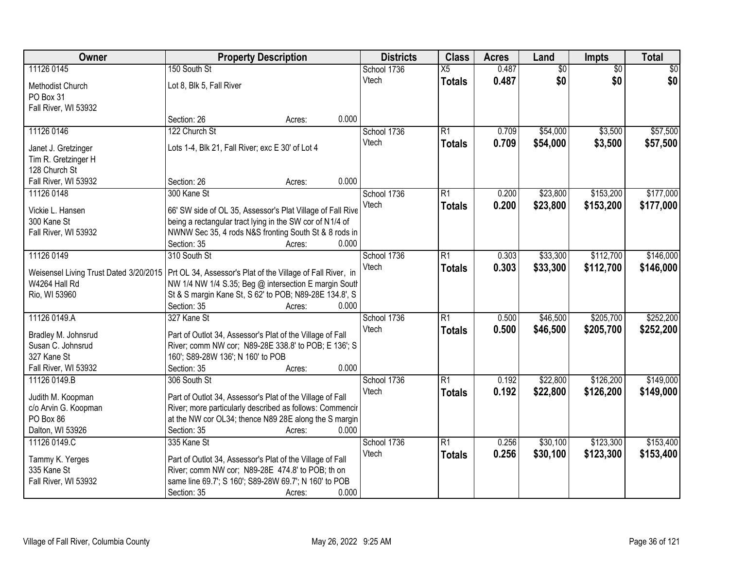| Owner | Property Description | Districts | Class | Acres | Land | Impts | Total |
|---|---|---|---|---|---|---|---|
| 11126 0145<br>Methodist Church<br>PO Box 31<br>Fall River, WI 53932 | 150 South St<br>Lot 8, Blk 5, Fall River<br>Section: 26 Acres: 0.000 | School 1736<br>Vtech | X5<br>**Totals** | 0.487<br>**0.487** | $0<br>**$0** | $0<br>**$0** | $0<br>**$0** |
| 11126 0146<br>Janet J. Gretzinger<br>Tim R. Gretzinger H<br>128 Church St<br>Fall River, WI 53932 | 122 Church St<br>Lots 1-4, Blk 21, Fall River; exc E 30' of Lot 4<br>Section: 26 Acres: 0.000 | School 1736<br>Vtech | R1<br>**Totals** | 0.709<br>**0.709** | $54,000<br>**$54,000** | $3,500<br>**$3,500** | $57,500<br>**$57,500** |
| 11126 0148<br>Vickie L. Hansen<br>300 Kane St<br>Fall River, WI 53932 | 300 Kane St<br>66' SW side of OL 35, Assessor's Plat Village of Fall Rive being a rectangular tract lying in the SW cor of N1/4 of NWNW Sec 35, 4 rods N&S fronting South St & 8 rods in<br>Section: 35 Acres: 0.000 | School 1736<br>Vtech | R1<br>**Totals** | 0.200<br>**0.200** | $23,800<br>**$23,800** | $153,200<br>**$153,200** | $177,000<br>**$177,000** |
| 11126 0149<br>Weisensel Living Trust Dated 3/20/2015<br>W4264 Hall Rd<br>Rio, WI 53960 | 310 South St<br>Prt OL 34, Assessor's Plat of the Village of Fall River, in NW 1/4 NW 1/4 S.35; Beg @ intersection E margin South St & S margin Kane St, S 62' to POB; N89-28E 134.8', S<br>Section: 35 Acres: 0.000 | School 1736<br>Vtech | R1<br>**Totals** | 0.303<br>**0.303** | $33,300<br>**$33,300** | $112,700<br>**$112,700** | $146,000<br>**$146,000** |
| 11126 0149.A<br>Bradley M. Johnsrud<br>Susan C. Johnsrud<br>327 Kane St<br>Fall River, WI 53932 | 327 Kane St<br>Part of Outlot 34, Assessor's Plat of the Village of Fall River; comm NW cor; N89-28E 338.8' to POB; E 136'; S 160'; S89-28W 136'; N 160' to POB<br>Section: 35 Acres: 0.000 | School 1736<br>Vtech | R1<br>**Totals** | 0.500<br>**0.500** | $46,500<br>**$46,500** | $205,700<br>**$205,700** | $252,200<br>**$252,200** |
| 11126 0149.B<br>Judith M. Koopman<br>c/o Arvin G. Koopman<br>PO Box 86<br>Dalton, WI 53926 | 306 South St<br>Part of Outlot 34, Assessor's Plat of the Village of Fall River; more particularly described as follows: Commencir at the NW cor OL34; thence N89 28E along the S margin<br>Section: 35 Acres: 0.000 | School 1736<br>Vtech | R1<br>**Totals** | 0.192<br>**0.192** | $22,800<br>**$22,800** | $126,200<br>**$126,200** | $149,000<br>**$149,000** |
| 11126 0149.C<br>Tammy K. Yerges<br>335 Kane St<br>Fall River, WI 53932 | 335 Kane St<br>Part of Outlot 34, Assessor's Plat of the Village of Fall River; comm NW cor; N89-28E 474.8' to POB; th on same line 69.7'; S 160'; S89-28W 69.7'; N 160' to POB<br>Section: 35 Acres: 0.000 | School 1736<br>Vtech | R1<br>**Totals** | 0.256<br>**0.256** | $30,100<br>**$30,100** | $123,300<br>**$123,300** | $153,400<br>**$153,400** |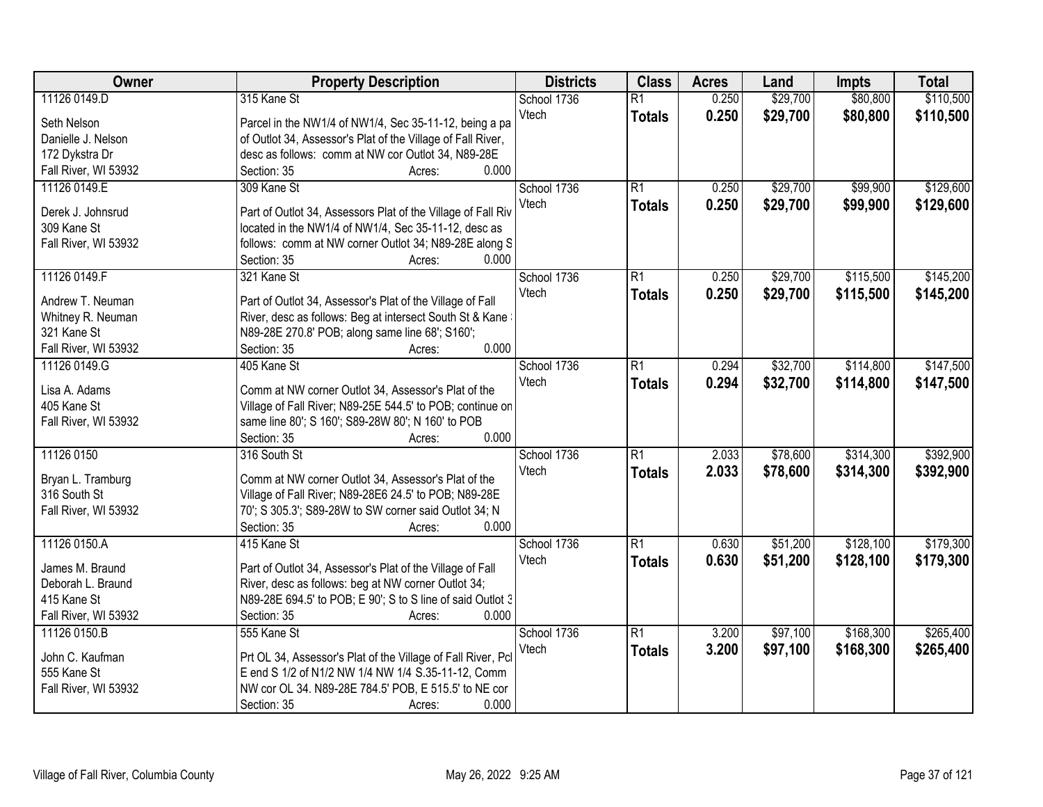| Owner | Property Description | Districts | Class | Acres | Land | Impts | Total |
|---|---|---|---|---|---|---|---|
| 11126 0149.D<br><br>Seth Nelson<br>Danielle J. Nelson<br>172 Dykstra Dr<br>Fall River, WI 53932 | 315 Kane St<br><br>Parcel in the NW1/4 of NW1/4, Sec 35-11-12, being a pa<br>of Outlot 34, Assessor's Plat of the Village of Fall River,<br>desc as follows: comm at NW cor Outlot 34, N89-28E<br>Section: 35 Acres: 0.000 | School 1736<br>Vtech | R1<br>**Totals** | 0.250<br>**0.250** | $29,700<br>**$29,700** | $80,800<br>**$80,800** | $110,500<br>**$110,500** |
| 11126 0149.E<br><br>Derek J. Johnsrud<br>309 Kane St<br>Fall River, WI 53932 | 309 Kane St<br><br>Part of Outlot 34, Assessors Plat of the Village of Fall Riv<br>located in the NW1/4 of NW1/4, Sec 35-11-12, desc as<br>follows: comm at NW corner Outlot 34; N89-28E along S<br>Section: 35 Acres: 0.000 | School 1736<br>Vtech | R1<br>**Totals** | 0.250<br>**0.250** | $29,700<br>**$29,700** | $99,900<br>**$99,900** | $129,600<br>**$129,600** |
| 11126 0149.F<br><br>Andrew T. Neuman<br>Whitney R. Neuman<br>321 Kane St<br>Fall River, WI 53932 | 321 Kane St<br><br>Part of Outlot 34, Assessor's Plat of the Village of Fall<br>River, desc as follows: Beg at intersect South St & Kane :<br>N89-28E 270.8' POB; along same line 68'; S160';<br>Section: 35 Acres: 0.000 | School 1736<br>Vtech | R1<br>**Totals** | 0.250<br>**0.250** | $29,700<br>**$29,700** | $115,500<br>**$115,500** | $145,200<br>**$145,200** |
| 11126 0149.G<br><br>Lisa A. Adams<br>405 Kane St<br>Fall River, WI 53932 | 405 Kane St<br><br>Comm at NW corner Outlot 34, Assessor's Plat of the<br>Village of Fall River; N89-25E 544.5' to POB; continue on<br>same line 80'; S 160'; S89-28W 80'; N 160' to POB<br>Section: 35 Acres: 0.000 | School 1736<br>Vtech | R1<br>**Totals** | 0.294<br>**0.294** | $32,700<br>**$32,700** | $114,800<br>**$114,800** | $147,500<br>**$147,500** |
| 11126 0150<br><br>Bryan L. Tramburg<br>316 South St<br>Fall River, WI 53932 | 316 South St<br><br>Comm at NW corner Outlot 34, Assessor's Plat of the<br>Village of Fall River; N89-28E6 24.5' to POB; N89-28E<br>70'; S 305.3'; S89-28W to SW corner said Outlot 34; N<br>Section: 35 Acres: 0.000 | School 1736<br>Vtech | R1<br>**Totals** | 2.033<br>**2.033** | $78,600<br>**$78,600** | $314,300<br>**$314,300** | $392,900<br>**$392,900** |
| 11126 0150.A<br><br>James M. Braund<br>Deborah L. Braund<br>415 Kane St<br>Fall River, WI 53932 | 415 Kane St<br><br>Part of Outlot 34, Assessor's Plat of the Village of Fall<br>River, desc as follows: beg at NW corner Outlot 34;<br>N89-28E 694.5' to POB; E 90'; S to S line of said Outlot 3<br>Section: 35 Acres: 0.000 | School 1736<br>Vtech | R1<br>**Totals** | 0.630<br>**0.630** | $51,200<br>**$51,200** | $128,100<br>**$128,100** | $179,300<br>**$179,300** |
| 11126 0150.B<br><br>John C. Kaufman<br>555 Kane St<br>Fall River, WI 53932 | 555 Kane St<br><br>Prt OL 34, Assessor's Plat of the Village of Fall River, Pcl<br>E end S 1/2 of N1/2 NW 1/4 NW 1/4 S.35-11-12, Comm<br>NW cor OL 34. N89-28E 784.5' POB, E 515.5' to NE cor<br>Section: 35 Acres: 0.000 | School 1736<br>Vtech | R1<br>**Totals** | 3.200<br>**3.200** | $97,100<br>**$97,100** | $168,300<br>**$168,300** | $265,400<br>**$265,400** |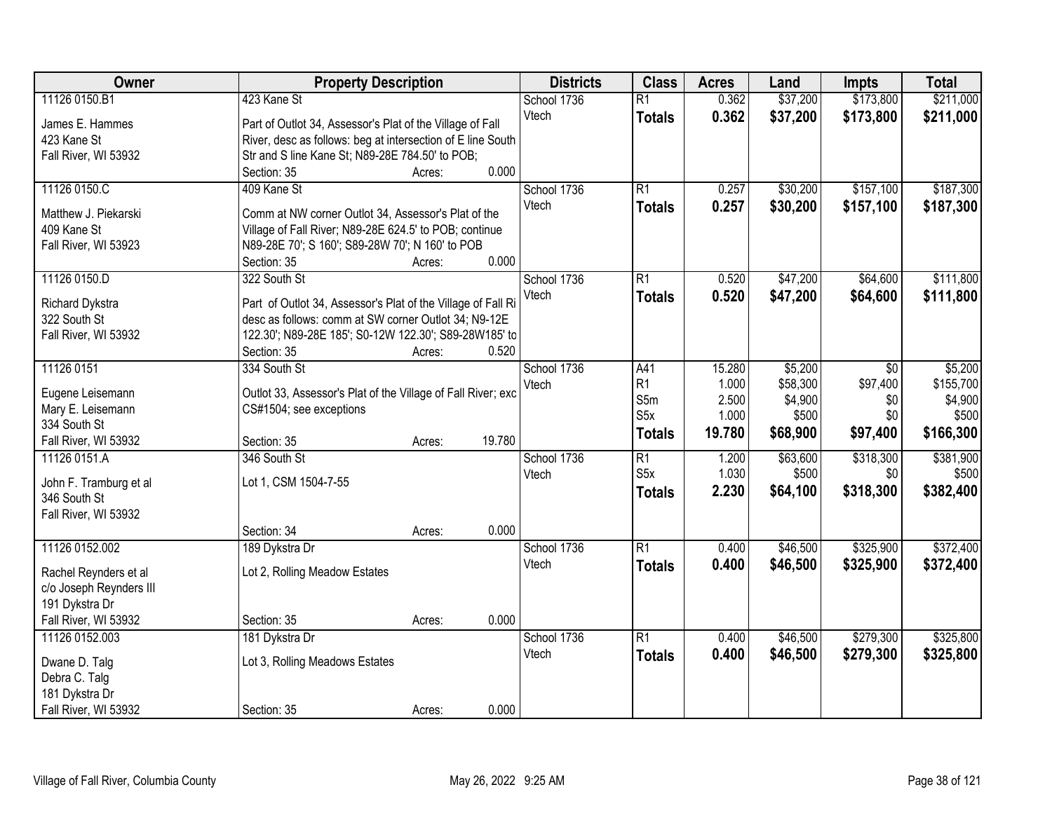| Owner | Property Description | Districts | Class | Acres | Land | Impts | Total |
|---|---|---|---|---|---|---|---|
| 11126 0150.B1<br>James E. Hammes<br>423 Kane St<br>Fall River, WI 53932 | 423 Kane St<br>Part of Outlot 34, Assessor's Plat of the Village of Fall River, desc as follows: beg at intersection of E line South Str and S line Kane St; N89-28E 784.50' to POB;<br>Section: 35 Acres: 0.000 | School 1736<br>Vtech | R1<br>**Totals** | 0.362<br>**0.362** | $37,200<br>**$37,200** | $173,800<br>**$173,800** | $211,000<br>**$211,000** |
| 11126 0150.C<br>Matthew J. Piekarski<br>409 Kane St<br>Fall River, WI 53923 | 409 Kane St<br>Comm at NW corner Outlot 34, Assessor's Plat of the Village of Fall River; N89-28E 624.5' to POB; continue N89-28E 70'; S 160'; S89-28W 70'; N 160' to POB<br>Section: 35 Acres: 0.000 | School 1736<br>Vtech | R1<br>**Totals** | 0.257<br>**0.257** | $30,200<br>**$30,200** | $157,100<br>**$157,100** | $187,300<br>**$187,300** |
| 11126 0150.D<br>Richard Dykstra<br>322 South St<br>Fall River, WI 53932 | 322 South St<br>Part of Outlot 34, Assessor's Plat of the Village of Fall Ri desc as follows: comm at SW corner Outlot 34; N9-12E 122.30'; N89-28E 185'; S0-12W 122.30'; S89-28W185' to<br>Section: 35 Acres: 0.520 | School 1736<br>Vtech | R1<br>**Totals** | 0.520<br>**0.520** | $47,200<br>**$47,200** | $64,600<br>**$64,600** | $111,800<br>**$111,800** |
| 11126 0151<br>Eugene Leisemann<br>Mary E. Leisemann<br>334 South St<br>Fall River, WI 53932 | 334 South St<br>Outlot 33, Assessor's Plat of the Village of Fall River; exc CS#1504; see exceptions<br>Section: 35 Acres: 19.780 | School 1736<br>Vtech | A41<br>R1<br>S5m<br>S5x<br>**Totals** | 15.280<br>1.000<br>2.500<br>1.000<br>**19.780** | $5,200<br>$58,300<br>$4,900<br>$500<br>**$68,900** | $0<br>$97,400<br>$0<br>$0<br>**$97,400** | $5,200<br>$155,700<br>$4,900<br>$500<br>**$166,300** |
| 11126 0151.A<br>John F. Tramburg et al<br>346 South St<br>Fall River, WI 53932 | 346 South St<br>Lot 1, CSM 1504-7-55<br>Section: 34 Acres: 0.000 | School 1736<br>Vtech | R1<br>S5x<br>**Totals** | 1.200<br>1.030<br>**2.230** | $63,600<br>$500<br>**$64,100** | $318,300<br>$0<br>**$318,300** | $381,900<br>$500<br>**$382,400** |
| 11126 0152.002<br>Rachel Reynders et al<br>c/o Joseph Reynders III<br>191 Dykstra Dr<br>Fall River, WI 53932 | 189 Dykstra Dr<br>Lot 2, Rolling Meadow Estates<br>Section: 35 Acres: 0.000 | School 1736<br>Vtech | R1<br>**Totals** | 0.400<br>**0.400** | $46,500<br>**$46,500** | $325,900<br>**$325,900** | $372,400<br>**$372,400** |
| 11126 0152.003<br>Dwane D. Talg<br>Debra C. Talg<br>181 Dykstra Dr<br>Fall River, WI 53932 | 181 Dykstra Dr<br>Lot 3, Rolling Meadows Estates<br>Section: 35 Acres: 0.000 | School 1736<br>Vtech | R1<br>**Totals** | 0.400<br>**0.400** | $46,500<br>**$46,500** | $279,300<br>**$279,300** | $325,800<br>**$325,800** |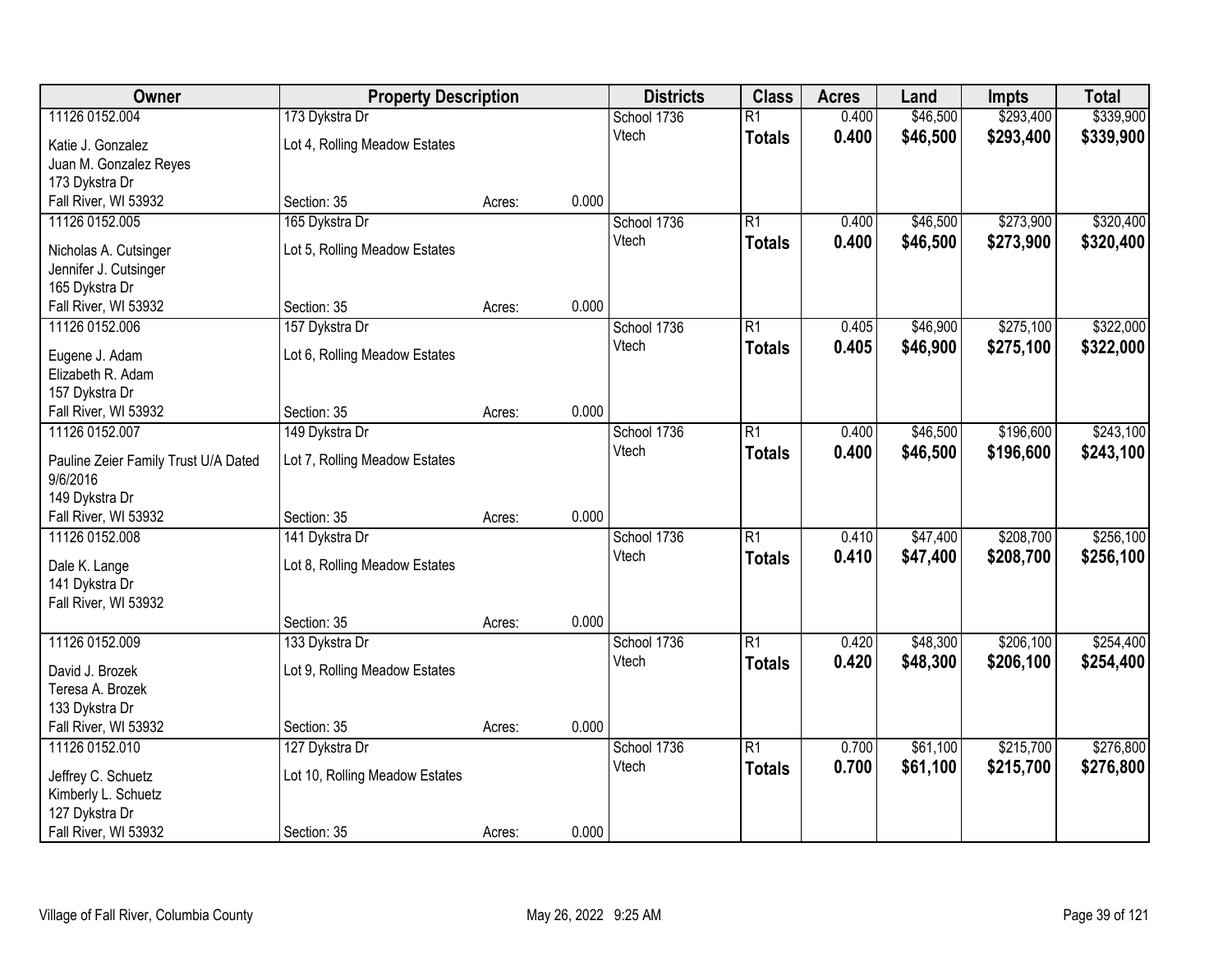| Owner | Property Description | | | Districts | Class | Acres | Land | Impts | Total |
|---|---|---|---|---|---|---|---|---|---|
| 11126 0152.004 | 173 Dykstra Dr | | | School 1736 | R1 | 0.400 | $46,500 | $293,400 | $339,900 |
| Katie J. Gonzalez<br>Juan M. Gonzalez Reyes<br>173 Dykstra Dr<br>Fall River, WI 53932 | Lot 4, Rolling Meadow Estates<br><br><br>Section: 35 | Acres: | 0.000 | Vtech | **Totals** | **0.400** | **$46,500** | **$293,400** | **$339,900** |
| 11126 0152.005 | 165 Dykstra Dr | | | School 1736 | R1 | 0.400 | $46,500 | $273,900 | $320,400 |
| Nicholas A. Cutsinger<br>Jennifer J. Cutsinger<br>165 Dykstra Dr<br>Fall River, WI 53932 | Lot 5, Rolling Meadow Estates<br><br><br>Section: 35 | Acres: | 0.000 | Vtech | **Totals** | **0.400** | **$46,500** | **$273,900** | **$320,400** |
| 11126 0152.006 | 157 Dykstra Dr | | | School 1736 | R1 | 0.405 | $46,900 | $275,100 | $322,000 |
| Eugene J. Adam<br>Elizabeth R. Adam<br>157 Dykstra Dr<br>Fall River, WI 53932 | Lot 6, Rolling Meadow Estates<br><br><br>Section: 35 | Acres: | 0.000 | Vtech | **Totals** | **0.405** | **$46,900** | **$275,100** | **$322,000** |
| 11126 0152.007 | 149 Dykstra Dr | | | School 1736 | R1 | 0.400 | $46,500 | $196,600 | $243,100 |
| Pauline Zeier Family Trust U/A Dated 9/6/2016<br>149 Dykstra Dr<br>Fall River, WI 53932 | Lot 7, Rolling Meadow Estates<br><br><br>Section: 35 | Acres: | 0.000 | Vtech | **Totals** | **0.400** | **$46,500** | **$196,600** | **$243,100** |
| 11126 0152.008 | 141 Dykstra Dr | | | School 1736 | R1 | 0.410 | $47,400 | $208,700 | $256,100 |
| Dale K. Lange<br>141 Dykstra Dr<br>Fall River, WI 53932 | Lot 8, Rolling Meadow Estates<br><br><br>Section: 35 | Acres: | 0.000 | Vtech | **Totals** | **0.410** | **$47,400** | **$208,700** | **$256,100** |
| 11126 0152.009 | 133 Dykstra Dr | | | School 1736 | R1 | 0.420 | $48,300 | $206,100 | $254,400 |
| David J. Brozek<br>Teresa A. Brozek<br>133 Dykstra Dr<br>Fall River, WI 53932 | Lot 9, Rolling Meadow Estates<br><br><br>Section: 35 | Acres: | 0.000 | Vtech | **Totals** | **0.420** | **$48,300** | **$206,100** | **$254,400** |
| 11126 0152.010 | 127 Dykstra Dr | | | School 1736 | R1 | 0.700 | $61,100 | $215,700 | $276,800 |
| Jeffrey C. Schuetz<br>Kimberly L. Schuetz<br>127 Dykstra Dr<br>Fall River, WI 53932 | Lot 10, Rolling Meadow Estates<br><br><br>Section: 35 | Acres: | 0.000 | Vtech | **Totals** | **0.700** | **$61,100** | **$215,700** | **$276,800** |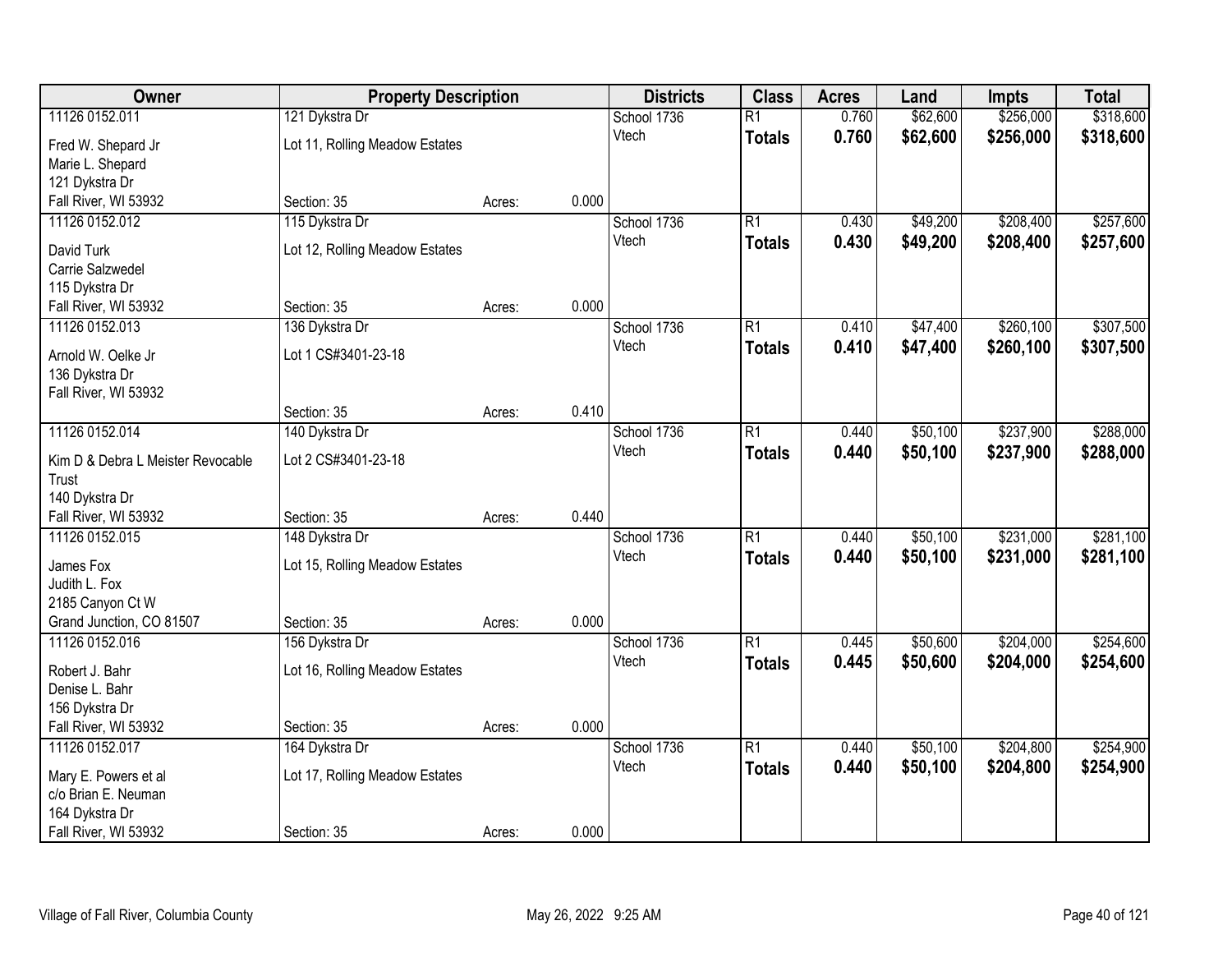| Owner | Property Description | | | Districts | Class | Acres | Land | Impts | Total |
|---|---|---|---|---|---|---|---|---|---|
| 11126 0152.011<br>Fred W. Shepard Jr<br>Marie L. Shepard<br>121 Dykstra Dr<br>Fall River, WI 53932 | 121 Dykstra Dr<br>Lot 11, Rolling Meadow Estates<br>Section: 35 | Acres: | 0.000 | School 1736<br>Vtech | R1<br>**Totals** | 0.760<br>**0.760** | $62,600<br>**$62,600** | $256,000<br>**$256,000** | $318,600<br>**$318,600** |
| 11126 0152.012<br>David Turk<br>Carrie Salzwedel<br>115 Dykstra Dr<br>Fall River, WI 53932 | 115 Dykstra Dr<br>Lot 12, Rolling Meadow Estates<br>Section: 35 | Acres: | 0.000 | School 1736<br>Vtech | R1<br>**Totals** | 0.430<br>**0.430** | $49,200<br>**$49,200** | $208,400<br>**$208,400** | $257,600<br>**$257,600** |
| 11126 0152.013<br>Arnold W. Oelke Jr<br>136 Dykstra Dr<br>Fall River, WI 53932 | 136 Dykstra Dr<br>Lot 1 CS#3401-23-18<br>Section: 35 | Acres: | 0.410 | School 1736<br>Vtech | R1<br>**Totals** | 0.410<br>**0.410** | $47,400<br>**$47,400** | $260,100<br>**$260,100** | $307,500<br>**$307,500** |
| 11126 0152.014<br>Kim D & Debra L Meister Revocable Trust<br>140 Dykstra Dr<br>Fall River, WI 53932 | 140 Dykstra Dr<br>Lot 2 CS#3401-23-18<br>Section: 35 | Acres: | 0.440 | School 1736<br>Vtech | R1<br>**Totals** | 0.440<br>**0.440** | $50,100<br>**$50,100** | $237,900<br>**$237,900** | $288,000<br>**$288,000** |
| 11126 0152.015<br>James Fox<br>Judith L. Fox<br>2185 Canyon Ct W<br>Grand Junction, CO 81507 | 148 Dykstra Dr<br>Lot 15, Rolling Meadow Estates<br>Section: 35 | Acres: | 0.000 | School 1736<br>Vtech | R1<br>**Totals** | 0.440<br>**0.440** | $50,100<br>**$50,100** | $231,000<br>**$231,000** | $281,100<br>**$281,100** |
| 11126 0152.016<br>Robert J. Bahr<br>Denise L. Bahr<br>156 Dykstra Dr<br>Fall River, WI 53932 | 156 Dykstra Dr<br>Lot 16, Rolling Meadow Estates<br>Section: 35 | Acres: | 0.000 | School 1736<br>Vtech | R1<br>**Totals** | 0.445<br>**0.445** | $50,600<br>**$50,600** | $204,000<br>**$204,000** | $254,600<br>**$254,600** |
| 11126 0152.017<br>Mary E. Powers et al<br>c/o Brian E. Neuman<br>164 Dykstra Dr<br>Fall River, WI 53932 | 164 Dykstra Dr<br>Lot 17, Rolling Meadow Estates<br>Section: 35 | Acres: | 0.000 | School 1736<br>Vtech | R1<br>**Totals** | 0.440<br>**0.440** | $50,100<br>**$50,100** | $204,800<br>**$204,800** | $254,900<br>**$254,900** |

Village of Fall River, Columbia County — May 26, 2022 9:25 AM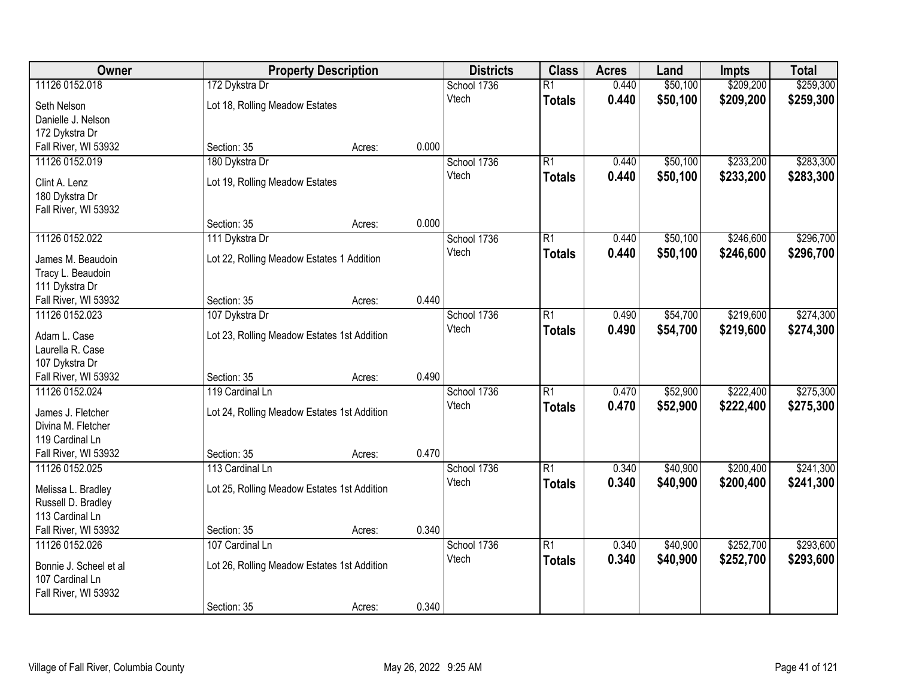| Owner | Property Description | | | Districts | Class | Acres | Land | Impts | Total |
|---|---|---|---|---|---|---|---|---|---|
| 11126 0152.018 | 172 Dykstra Dr | | | School 1736 | R1 | 0.440 | $50,100 | $209,200 | $259,300 |
| Seth Nelson<br>Danielle J. Nelson<br>172 Dykstra Dr<br>Fall River, WI 53932 | Lot 18, Rolling Meadow Estates | | | Vtech | **Totals** | **0.440** | **$50,100** | **$209,200** | **$259,300** |
| | Section: 35 | Acres: | 0.000 | | | | | | |
| 11126 0152.019 | 180 Dykstra Dr | | | School 1736 | R1 | 0.440 | $50,100 | $233,200 | $283,300 |
| Clint A. Lenz<br>180 Dykstra Dr<br>Fall River, WI 53932 | Lot 19, Rolling Meadow Estates | | | Vtech | **Totals** | **0.440** | **$50,100** | **$233,200** | **$283,300** |
| | Section: 35 | Acres: | 0.000 | | | | | | |
| 11126 0152.022 | 111 Dykstra Dr | | | School 1736 | R1 | 0.440 | $50,100 | $246,600 | $296,700 |
| James M. Beaudoin<br>Tracy L. Beaudoin<br>111 Dykstra Dr<br>Fall River, WI 53932 | Lot 22, Rolling Meadow Estates 1 Addition | | | Vtech | **Totals** | **0.440** | **$50,100** | **$246,600** | **$296,700** |
| | Section: 35 | Acres: | 0.440 | | | | | | |
| 11126 0152.023 | 107 Dykstra Dr | | | School 1736 | R1 | 0.490 | $54,700 | $219,600 | $274,300 |
| Adam L. Case<br>Laurella R. Case<br>107 Dykstra Dr<br>Fall River, WI 53932 | Lot 23, Rolling Meadow Estates 1st Addition | | | Vtech | **Totals** | **0.490** | **$54,700** | **$219,600** | **$274,300** |
| | Section: 35 | Acres: | 0.490 | | | | | | |
| 11126 0152.024 | 119 Cardinal Ln | | | School 1736 | R1 | 0.470 | $52,900 | $222,400 | $275,300 |
| James J. Fletcher<br>Divina M. Fletcher<br>119 Cardinal Ln<br>Fall River, WI 53932 | Lot 24, Rolling Meadow Estates 1st Addition | | | Vtech | **Totals** | **0.470** | **$52,900** | **$222,400** | **$275,300** |
| | Section: 35 | Acres: | 0.470 | | | | | | |
| 11126 0152.025 | 113 Cardinal Ln | | | School 1736 | R1 | 0.340 | $40,900 | $200,400 | $241,300 |
| Melissa L. Bradley<br>Russell D. Bradley<br>113 Cardinal Ln<br>Fall River, WI 53932 | Lot 25, Rolling Meadow Estates 1st Addition | | | Vtech | **Totals** | **0.340** | **$40,900** | **$200,400** | **$241,300** |
| | Section: 35 | Acres: | 0.340 | | | | | | |
| 11126 0152.026 | 107 Cardinal Ln | | | School 1736 | R1 | 0.340 | $40,900 | $252,700 | $293,600 |
| Bonnie J. Scheel et al<br>107 Cardinal Ln<br>Fall River, WI 53932 | Lot 26, Rolling Meadow Estates 1st Addition | | | Vtech | **Totals** | **0.340** | **$40,900** | **$252,700** | **$293,600** |
| | Section: 35 | Acres: | 0.340 | | | | | | |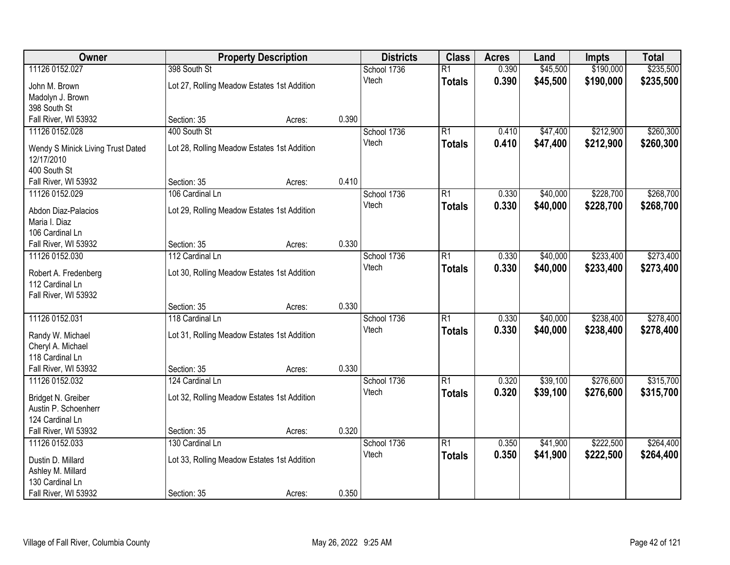| Owner | Property Description | | | Districts | Class | Acres | Land | Impts | Total |
|---|---|---|---|---|---|---|---|---|---|
| 11126 0152.027 | 398 South St | | | School 1736 | R1 | 0.390 | $45,500 | $190,000 | $235,500 |
| John M. Brown<br>Madolyn J. Brown<br>398 South St<br>Fall River, WI 53932 | Lot 27, Rolling Meadow Estates 1st Addition | | | Vtech | **Totals** | **0.390** | **$45,500** | **$190,000** | **$235,500** |
| | Section: 35 | Acres: | 0.390 | | | | | | |
| 11126 0152.028 | 400 South St | | | School 1736 | R1 | 0.410 | $47,400 | $212,900 | $260,300 |
| Wendy S Minick Living Trust Dated 12/17/2010<br>400 South St<br>Fall River, WI 53932 | Lot 28, Rolling Meadow Estates 1st Addition | | | Vtech | **Totals** | **0.410** | **$47,400** | **$212,900** | **$260,300** |
| | Section: 35 | Acres: | 0.410 | | | | | | |
| 11126 0152.029 | 106 Cardinal Ln | | | School 1736 | R1 | 0.330 | $40,000 | $228,700 | $268,700 |
| Abdon Diaz-Palacios<br>Maria I. Diaz<br>106 Cardinal Ln<br>Fall River, WI 53932 | Lot 29, Rolling Meadow Estates 1st Addition | | | Vtech | **Totals** | **0.330** | **$40,000** | **$228,700** | **$268,700** |
| | Section: 35 | Acres: | 0.330 | | | | | | |
| 11126 0152.030 | 112 Cardinal Ln | | | School 1736 | R1 | 0.330 | $40,000 | $233,400 | $273,400 |
| Robert A. Fredenberg<br>112 Cardinal Ln<br>Fall River, WI 53932 | Lot 30, Rolling Meadow Estates 1st Addition | | | Vtech | **Totals** | **0.330** | **$40,000** | **$233,400** | **$273,400** |
| | Section: 35 | Acres: | 0.330 | | | | | | |
| 11126 0152.031 | 118 Cardinal Ln | | | School 1736 | R1 | 0.330 | $40,000 | $238,400 | $278,400 |
| Randy W. Michael<br>Cheryl A. Michael<br>118 Cardinal Ln<br>Fall River, WI 53932 | Lot 31, Rolling Meadow Estates 1st Addition | | | Vtech | **Totals** | **0.330** | **$40,000** | **$238,400** | **$278,400** |
| | Section: 35 | Acres: | 0.330 | | | | | | |
| 11126 0152.032 | 124 Cardinal Ln | | | School 1736 | R1 | 0.320 | $39,100 | $276,600 | $315,700 |
| Bridget N. Greiber<br>Austin P. Schoenherr<br>124 Cardinal Ln<br>Fall River, WI 53932 | Lot 32, Rolling Meadow Estates 1st Addition | | | Vtech | **Totals** | **0.320** | **$39,100** | **$276,600** | **$315,700** |
| | Section: 35 | Acres: | 0.320 | | | | | | |
| 11126 0152.033 | 130 Cardinal Ln | | | School 1736 | R1 | 0.350 | $41,900 | $222,500 | $264,400 |
| Dustin D. Millard<br>Ashley M. Millard<br>130 Cardinal Ln<br>Fall River, WI 53932 | Lot 33, Rolling Meadow Estates 1st Addition | | | Vtech | **Totals** | **0.350** | **$41,900** | **$222,500** | **$264,400** |
| | Section: 35 | Acres: | 0.350 | | | | | | |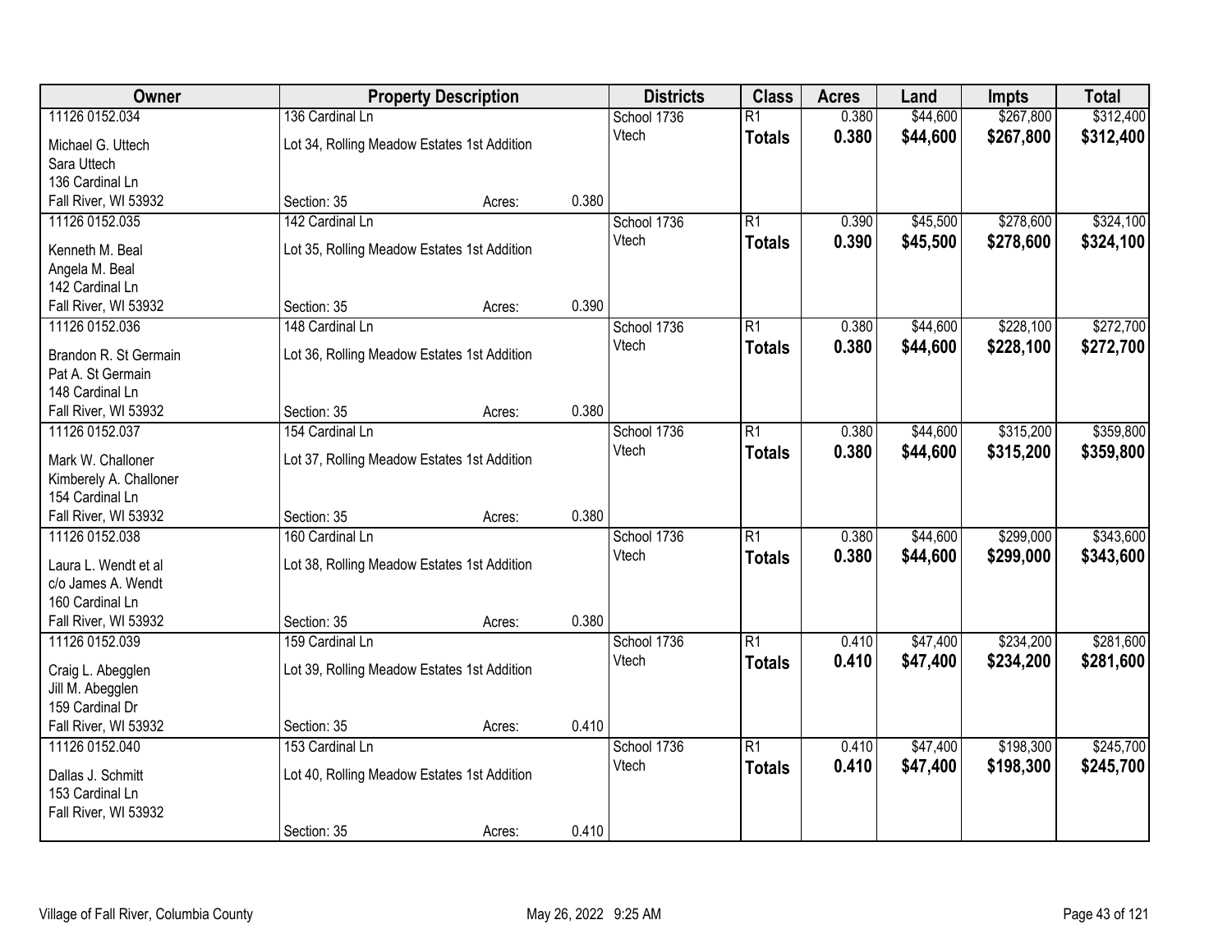| Owner | Property Description | | | Districts | Class | Acres | Land | Impts | Total |
|---|---|---|---|---|---|---|---|---|---|
| 11126 0152.034 | 136 Cardinal Ln | | | School 1736 | R1 | 0.380 | $44,600 | $267,800 | $312,400 |
| Michael G. Uttech<br>Sara Uttech<br>136 Cardinal Ln<br>Fall River, WI 53932 | Lot 34, Rolling Meadow Estates 1st Addition | | | Vtech | **Totals** | **0.380** | **$44,600** | **$267,800** | **$312,400** |
| | Section: 35 | Acres: | 0.380 | | | | | | |
| 11126 0152.035 | 142 Cardinal Ln | | | School 1736 | R1 | 0.390 | $45,500 | $278,600 | $324,100 |
| Kenneth M. Beal<br>Angela M. Beal<br>142 Cardinal Ln<br>Fall River, WI 53932 | Lot 35, Rolling Meadow Estates 1st Addition | | | Vtech | **Totals** | **0.390** | **$45,500** | **$278,600** | **$324,100** |
| | Section: 35 | Acres: | 0.390 | | | | | | |
| 11126 0152.036 | 148 Cardinal Ln | | | School 1736 | R1 | 0.380 | $44,600 | $228,100 | $272,700 |
| Brandon R. St Germain<br>Pat A. St Germain<br>148 Cardinal Ln<br>Fall River, WI 53932 | Lot 36, Rolling Meadow Estates 1st Addition | | | Vtech | **Totals** | **0.380** | **$44,600** | **$228,100** | **$272,700** |
| | Section: 35 | Acres: | 0.380 | | | | | | |
| 11126 0152.037 | 154 Cardinal Ln | | | School 1736 | R1 | 0.380 | $44,600 | $315,200 | $359,800 |
| Mark W. Challoner<br>Kimberely A. Challoner<br>154 Cardinal Ln<br>Fall River, WI 53932 | Lot 37, Rolling Meadow Estates 1st Addition | | | Vtech | **Totals** | **0.380** | **$44,600** | **$315,200** | **$359,800** |
| | Section: 35 | Acres: | 0.380 | | | | | | |
| 11126 0152.038 | 160 Cardinal Ln | | | School 1736 | R1 | 0.380 | $44,600 | $299,000 | $343,600 |
| Laura L. Wendt et al<br>c/o James A. Wendt<br>160 Cardinal Ln<br>Fall River, WI 53932 | Lot 38, Rolling Meadow Estates 1st Addition | | | Vtech | **Totals** | **0.380** | **$44,600** | **$299,000** | **$343,600** |
| | Section: 35 | Acres: | 0.380 | | | | | | |
| 11126 0152.039 | 159 Cardinal Ln | | | School 1736 | R1 | 0.410 | $47,400 | $234,200 | $281,600 |
| Craig L. Abegglen<br>Jill M. Abegglen<br>159 Cardinal Dr<br>Fall River, WI 53932 | Lot 39, Rolling Meadow Estates 1st Addition | | | Vtech | **Totals** | **0.410** | **$47,400** | **$234,200** | **$281,600** |
| | Section: 35 | Acres: | 0.410 | | | | | | |
| 11126 0152.040 | 153 Cardinal Ln | | | School 1736 | R1 | 0.410 | $47,400 | $198,300 | $245,700 |
| Dallas J. Schmitt<br>153 Cardinal Ln<br>Fall River, WI 53932 | Lot 40, Rolling Meadow Estates 1st Addition | | | Vtech | **Totals** | **0.410** | **$47,400** | **$198,300** | **$245,700** |
| | Section: 35 | Acres: | 0.410 | | | | | | |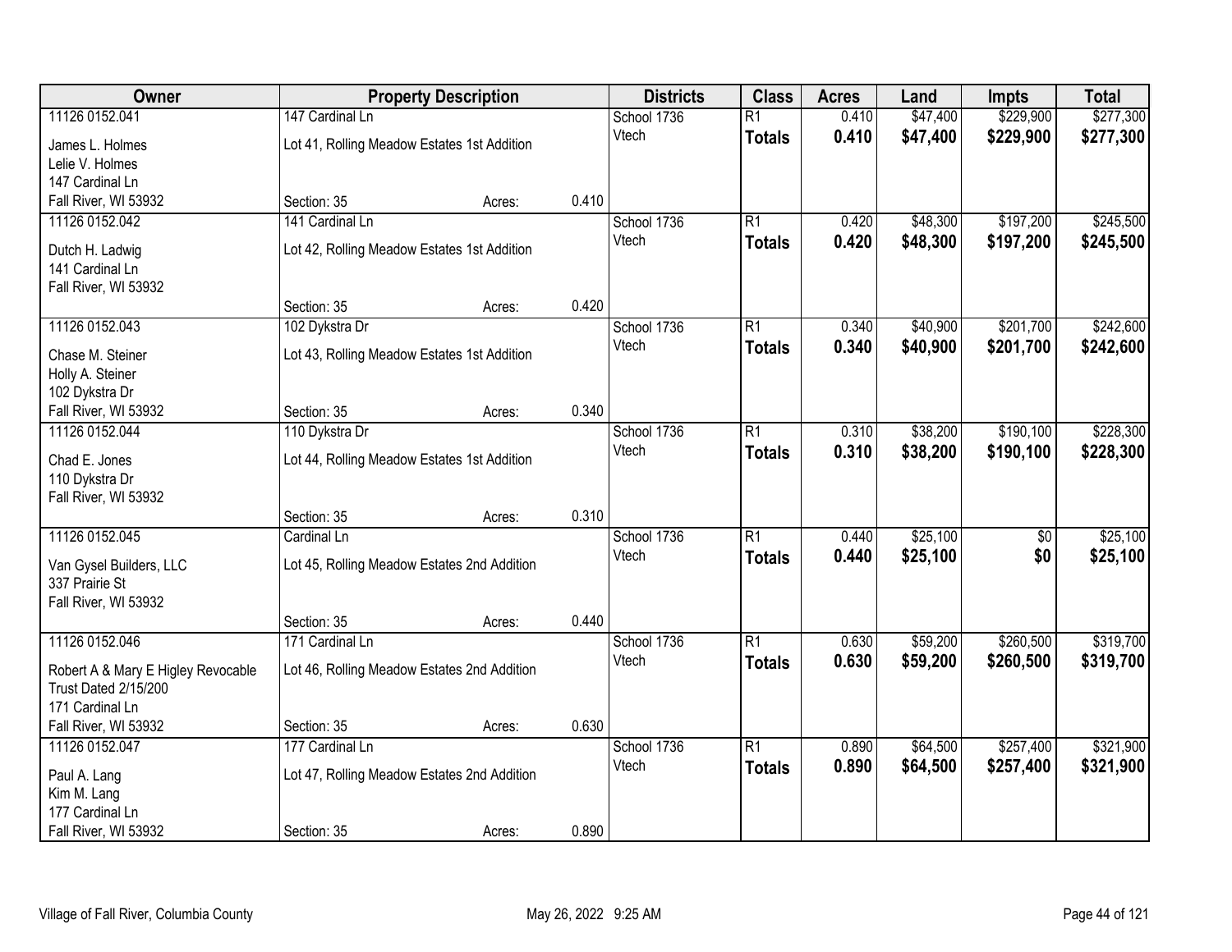| Owner | Property Description | | | Districts | Class | Acres | Land | Impts | Total |
|---|---|---|---|---|---|---|---|---|---|
| 11126 0152.041 | 147 Cardinal Ln | | | School 1736 | R1 | 0.410 | $47,400 | $229,900 | $277,300 |
| James L. Holmes<br>Lelie V. Holmes<br>147 Cardinal Ln<br>Fall River, WI 53932 | Lot 41, Rolling Meadow Estates 1st Addition<br>Section: 35 | Acres: | 0.410 | Vtech | **Totals** | **0.410** | **$47,400** | **$229,900** | **$277,300** |
| 11126 0152.042 | 141 Cardinal Ln | | | School 1736 | R1 | 0.420 | $48,300 | $197,200 | $245,500 |
| Dutch H. Ladwig<br>141 Cardinal Ln<br>Fall River, WI 53932 | Lot 42, Rolling Meadow Estates 1st Addition<br>Section: 35 | Acres: | 0.420 | Vtech | **Totals** | **0.420** | **$48,300** | **$197,200** | **$245,500** |
| 11126 0152.043 | 102 Dykstra Dr | | | School 1736 | R1 | 0.340 | $40,900 | $201,700 | $242,600 |
| Chase M. Steiner<br>Holly A. Steiner<br>102 Dykstra Dr<br>Fall River, WI 53932 | Lot 43, Rolling Meadow Estates 1st Addition<br>Section: 35 | Acres: | 0.340 | Vtech | **Totals** | **0.340** | **$40,900** | **$201,700** | **$242,600** |
| 11126 0152.044 | 110 Dykstra Dr | | | School 1736 | R1 | 0.310 | $38,200 | $190,100 | $228,300 |
| Chad E. Jones<br>110 Dykstra Dr<br>Fall River, WI 53932 | Lot 44, Rolling Meadow Estates 1st Addition<br>Section: 35 | Acres: | 0.310 | Vtech | **Totals** | **0.310** | **$38,200** | **$190,100** | **$228,300** |
| 11126 0152.045 | Cardinal Ln | | | School 1736 | R1 | 0.440 | $25,100 | $0 | $25,100 |
| Van Gysel Builders, LLC<br>337 Prairie St<br>Fall River, WI 53932 | Lot 45, Rolling Meadow Estates 2nd Addition<br>Section: 35 | Acres: | 0.440 | Vtech | **Totals** | **0.440** | **$25,100** | **$0** | **$25,100** |
| 11126 0152.046 | 171 Cardinal Ln | | | School 1736 | R1 | 0.630 | $59,200 | $260,500 | $319,700 |
| Robert A & Mary E Higley Revocable Trust Dated 2/15/200<br>171 Cardinal Ln<br>Fall River, WI 53932 | Lot 46, Rolling Meadow Estates 2nd Addition<br>Section: 35 | Acres: | 0.630 | Vtech | **Totals** | **0.630** | **$59,200** | **$260,500** | **$319,700** |
| 11126 0152.047 | 177 Cardinal Ln | | | School 1736 | R1 | 0.890 | $64,500 | $257,400 | $321,900 |
| Paul A. Lang<br>Kim M. Lang<br>177 Cardinal Ln<br>Fall River, WI 53932 | Lot 47, Rolling Meadow Estates 2nd Addition<br>Section: 35 | Acres: | 0.890 | Vtech | **Totals** | **0.890** | **$64,500** | **$257,400** | **$321,900** |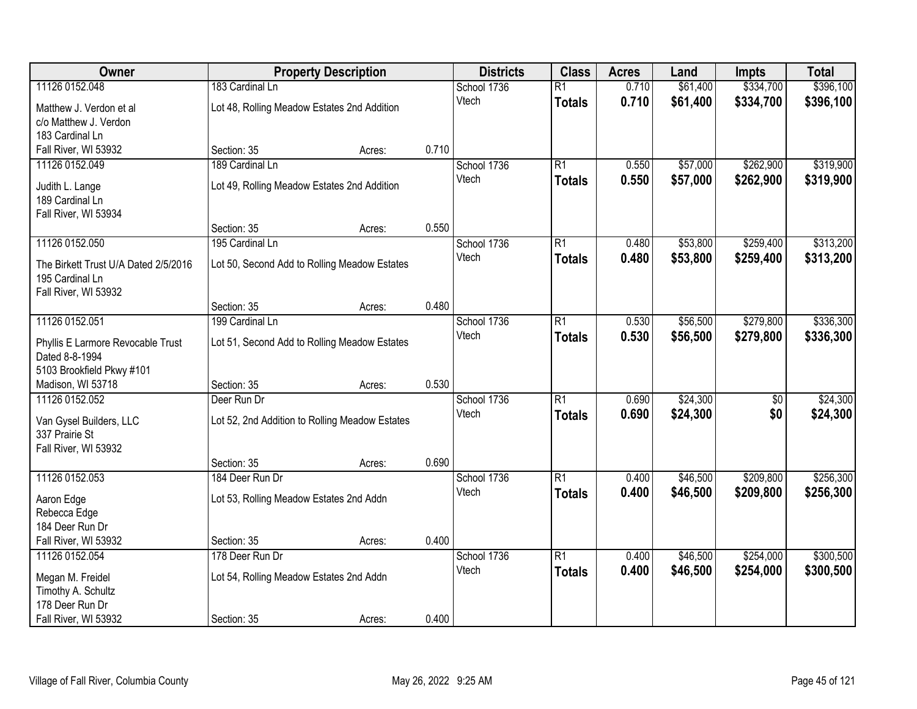| Owner | Property Description | | | Districts | Class | Acres | Land | Impts | Total |
|---|---|---|---|---|---|---|---|---|---|
| 11126 0152.048 | 183 Cardinal Ln | | | School 1736 | R1 | 0.710 | $61,400 | $334,700 | $396,100 |
| Matthew J. Verdon et al<br>c/o Matthew J. Verdon<br>183 Cardinal Ln<br>Fall River, WI 53932 | Lot 48, Rolling Meadow Estates 2nd Addition | | | Vtech | **Totals** | **0.710** | **$61,400** | **$334,700** | **$396,100** |
| | Section: 35 | Acres: | 0.710 | | | | | | |
| 11126 0152.049 | 189 Cardinal Ln | | | School 1736 | R1 | 0.550 | $57,000 | $262,900 | $319,900 |
| Judith L. Lange<br>189 Cardinal Ln<br>Fall River, WI 53934 | Lot 49, Rolling Meadow Estates 2nd Addition | | | Vtech | **Totals** | **0.550** | **$57,000** | **$262,900** | **$319,900** |
| | Section: 35 | Acres: | 0.550 | | | | | | |
| 11126 0152.050 | 195 Cardinal Ln | | | School 1736 | R1 | 0.480 | $53,800 | $259,400 | $313,200 |
| The Birkett Trust U/A Dated 2/5/2016<br>195 Cardinal Ln<br>Fall River, WI 53932 | Lot 50, Second Add to Rolling Meadow Estates | | | Vtech | **Totals** | **0.480** | **$53,800** | **$259,400** | **$313,200** |
| | Section: 35 | Acres: | 0.480 | | | | | | |
| 11126 0152.051 | 199 Cardinal Ln | | | School 1736 | R1 | 0.530 | $56,500 | $279,800 | $336,300 |
| Phyllis E Larmore Revocable Trust<br>Dated 8-8-1994<br>5103 Brookfield Pkwy #101<br>Madison, WI 53718 | Lot 51, Second Add to Rolling Meadow Estates | | | Vtech | **Totals** | **0.530** | **$56,500** | **$279,800** | **$336,300** |
| | Section: 35 | Acres: | 0.530 | | | | | | |
| 11126 0152.052 | Deer Run Dr | | | School 1736 | R1 | 0.690 | $24,300 | $0 | $24,300 |
| Van Gysel Builders, LLC<br>337 Prairie St<br>Fall River, WI 53932 | Lot 52, 2nd Addition to Rolling Meadow Estates | | | Vtech | **Totals** | **0.690** | **$24,300** | **$0** | **$24,300** |
| | Section: 35 | Acres: | 0.690 | | | | | | |
| 11126 0152.053 | 184 Deer Run Dr | | | School 1736 | R1 | 0.400 | $46,500 | $209,800 | $256,300 |
| Aaron Edge<br>Rebecca Edge<br>184 Deer Run Dr<br>Fall River, WI 53932 | Lot 53, Rolling Meadow Estates 2nd Addn | | | Vtech | **Totals** | **0.400** | **$46,500** | **$209,800** | **$256,300** |
| | Section: 35 | Acres: | 0.400 | | | | | | |
| 11126 0152.054 | 178 Deer Run Dr | | | School 1736 | R1 | 0.400 | $46,500 | $254,000 | $300,500 |
| Megan M. Freidel<br>Timothy A. Schultz<br>178 Deer Run Dr<br>Fall River, WI 53932 | Lot 54, Rolling Meadow Estates 2nd Addn | | | Vtech | **Totals** | **0.400** | **$46,500** | **$254,000** | **$300,500** |
| | Section: 35 | Acres: | 0.400 | | | | | | |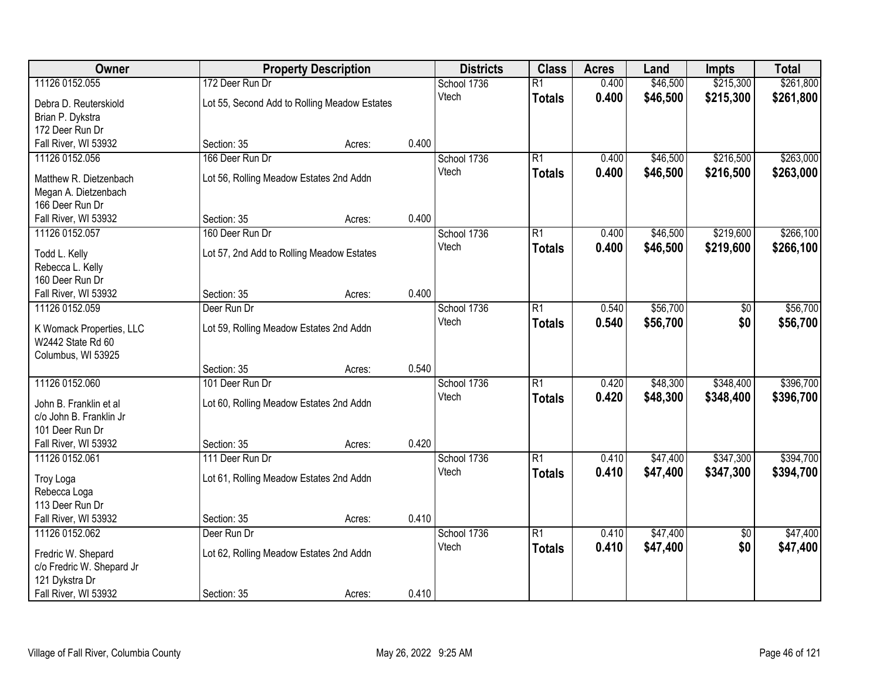| Owner | Property Description | | | Districts | Class | Acres | Land | Impts | Total |
|---|---|---|---|---|---|---|---|---|---|
| 11126 0152.055 | 172 Deer Run Dr | | | School 1736 | R1 | 0.400 | $46,500 | $215,300 | $261,800 |
| Debra D. Reuterskiold<br>Brian P. Dykstra<br>172 Deer Run Dr<br>Fall River, WI 53932 | Lot 55, Second Add to Rolling Meadow Estates | | | Vtech | **Totals** | **0.400** | **$46,500** | **$215,300** | **$261,800** |
| | Section: 35 | Acres: | 0.400 | | | | | | |
| 11126 0152.056 | 166 Deer Run Dr | | | School 1736 | R1 | 0.400 | $46,500 | $216,500 | $263,000 |
| Matthew R. Dietzenbach<br>Megan A. Dietzenbach<br>166 Deer Run Dr<br>Fall River, WI 53932 | Lot 56, Rolling Meadow Estates 2nd Addn | | | Vtech | **Totals** | **0.400** | **$46,500** | **$216,500** | **$263,000** |
| | Section: 35 | Acres: | 0.400 | | | | | | |
| 11126 0152.057 | 160 Deer Run Dr | | | School 1736 | R1 | 0.400 | $46,500 | $219,600 | $266,100 |
| Todd L. Kelly<br>Rebecca L. Kelly<br>160 Deer Run Dr<br>Fall River, WI 53932 | Lot 57, 2nd Add to Rolling Meadow Estates | | | Vtech | **Totals** | **0.400** | **$46,500** | **$219,600** | **$266,100** |
| | Section: 35 | Acres: | 0.400 | | | | | | |
| 11126 0152.059 | Deer Run Dr | | | School 1736 | R1 | 0.540 | $56,700 | $0 | $56,700 |
| K Womack Properties, LLC<br>W2442 State Rd 60<br>Columbus, WI 53925 | Lot 59, Rolling Meadow Estates 2nd Addn | | | Vtech | **Totals** | **0.540** | **$56,700** | **$0** | **$56,700** |
| | Section: 35 | Acres: | 0.540 | | | | | | |
| 11126 0152.060 | 101 Deer Run Dr | | | School 1736 | R1 | 0.420 | $48,300 | $348,400 | $396,700 |
| John B. Franklin et al<br>c/o John B. Franklin Jr<br>101 Deer Run Dr<br>Fall River, WI 53932 | Lot 60, Rolling Meadow Estates 2nd Addn | | | Vtech | **Totals** | **0.420** | **$48,300** | **$348,400** | **$396,700** |
| | Section: 35 | Acres: | 0.420 | | | | | | |
| 11126 0152.061 | 111 Deer Run Dr | | | School 1736 | R1 | 0.410 | $47,400 | $347,300 | $394,700 |
| Troy Loga<br>Rebecca Loga<br>113 Deer Run Dr<br>Fall River, WI 53932 | Lot 61, Rolling Meadow Estates 2nd Addn | | | Vtech | **Totals** | **0.410** | **$47,400** | **$347,300** | **$394,700** |
| | Section: 35 | Acres: | 0.410 | | | | | | |
| 11126 0152.062 | Deer Run Dr | | | School 1736 | R1 | 0.410 | $47,400 | $0 | $47,400 |
| Fredric W. Shepard<br>c/o Fredric W. Shepard Jr<br>121 Dykstra Dr<br>Fall River, WI 53932 | Lot 62, Rolling Meadow Estates 2nd Addn | | | Vtech | **Totals** | **0.410** | **$47,400** | **$0** | **$47,400** |
| | Section: 35 | Acres: | 0.410 | | | | | | |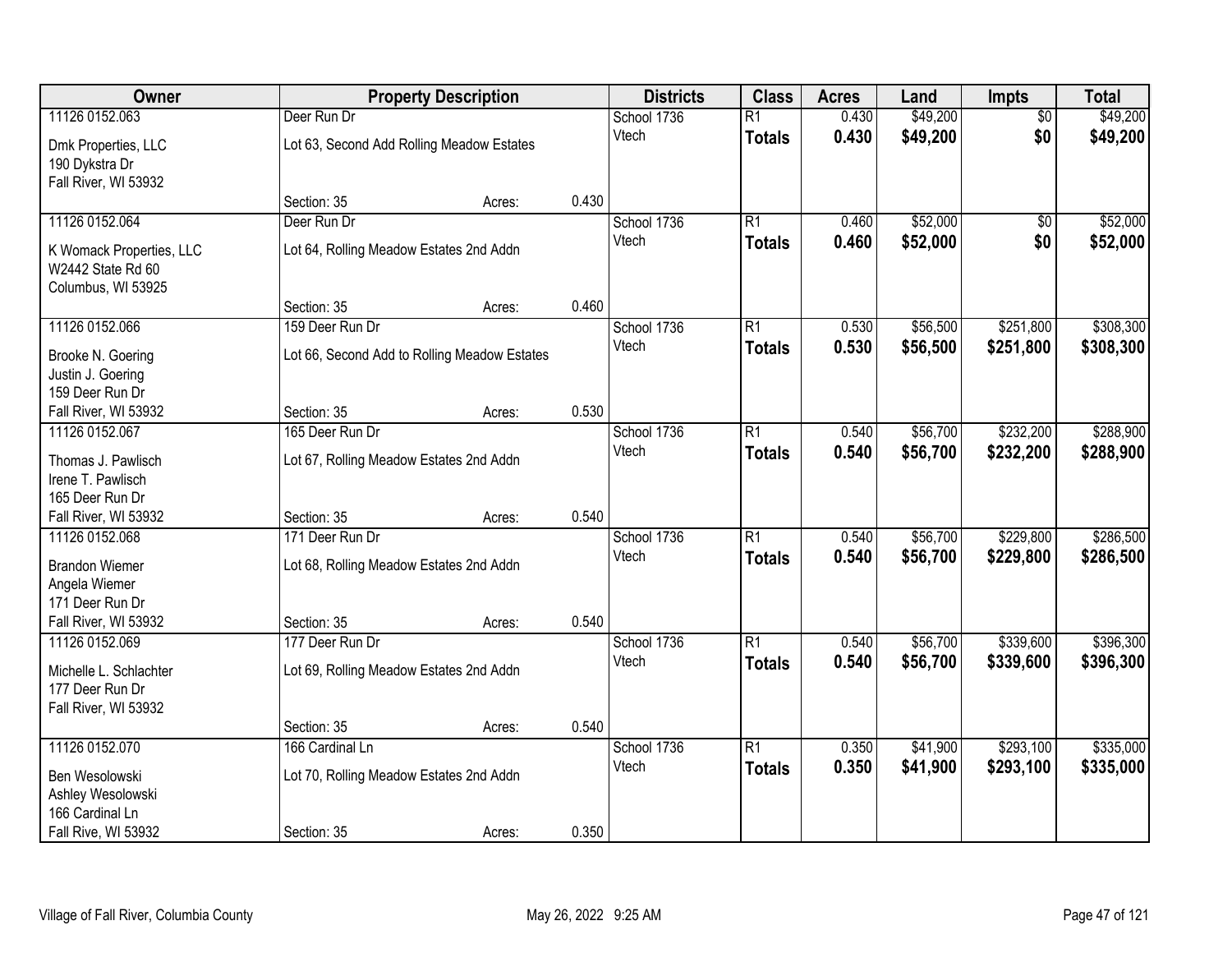| Owner | Property Description | | | Districts | Class | Acres | Land | Impts | Total |
|---|---|---|---|---|---|---|---|---|---|
| 11126 0152.063 | Deer Run Dr | | | School 1736 | R1 | 0.430 | $49,200 | $0 | $49,200 |
| Dmk Properties, LLC<br>190 Dykstra Dr<br>Fall River, WI 53932 | Lot 63, Second Add Rolling Meadow Estates | | | Vtech | **Totals** | **0.430** | **$49,200** | **$0** | **$49,200** |
| | Section: 35 | Acres: | 0.430 | | | | | | |
| 11126 0152.064 | Deer Run Dr | | | School 1736 | R1 | 0.460 | $52,000 | $0 | $52,000 |
| K Womack Properties, LLC<br>W2442 State Rd 60<br>Columbus, WI 53925 | Lot 64, Rolling Meadow Estates 2nd Addn | | | Vtech | **Totals** | **0.460** | **$52,000** | **$0** | **$52,000** |
| | Section: 35 | Acres: | 0.460 | | | | | | |
| 11126 0152.066 | 159 Deer Run Dr | | | School 1736 | R1 | 0.530 | $56,500 | $251,800 | $308,300 |
| Brooke N. Goering<br>Justin J. Goering<br>159 Deer Run Dr<br>Fall River, WI 53932 | Lot 66, Second Add to Rolling Meadow Estates | | | Vtech | **Totals** | **0.530** | **$56,500** | **$251,800** | **$308,300** |
| | Section: 35 | Acres: | 0.530 | | | | | | |
| 11126 0152.067 | 165 Deer Run Dr | | | School 1736 | R1 | 0.540 | $56,700 | $232,200 | $288,900 |
| Thomas J. Pawlisch<br>Irene T. Pawlisch<br>165 Deer Run Dr<br>Fall River, WI 53932 | Lot 67, Rolling Meadow Estates 2nd Addn | | | Vtech | **Totals** | **0.540** | **$56,700** | **$232,200** | **$288,900** |
| | Section: 35 | Acres: | 0.540 | | | | | | |
| 11126 0152.068 | 171 Deer Run Dr | | | School 1736 | R1 | 0.540 | $56,700 | $229,800 | $286,500 |
| Brandon Wiemer<br>Angela Wiemer<br>171 Deer Run Dr<br>Fall River, WI 53932 | Lot 68, Rolling Meadow Estates 2nd Addn | | | Vtech | **Totals** | **0.540** | **$56,700** | **$229,800** | **$286,500** |
| | Section: 35 | Acres: | 0.540 | | | | | | |
| 11126 0152.069 | 177 Deer Run Dr | | | School 1736 | R1 | 0.540 | $56,700 | $339,600 | $396,300 |
| Michelle L. Schlachter<br>177 Deer Run Dr<br>Fall River, WI 53932 | Lot 69, Rolling Meadow Estates 2nd Addn | | | Vtech | **Totals** | **0.540** | **$56,700** | **$339,600** | **$396,300** |
| | Section: 35 | Acres: | 0.540 | | | | | | |
| 11126 0152.070 | 166 Cardinal Ln | | | School 1736 | R1 | 0.350 | $41,900 | $293,100 | $335,000 |
| Ben Wesolowski<br>Ashley Wesolowski<br>166 Cardinal Ln<br>Fall Rive, WI 53932 | Lot 70, Rolling Meadow Estates 2nd Addn | | | Vtech | **Totals** | **0.350** | **$41,900** | **$293,100** | **$335,000** |
| | Section: 35 | Acres: | 0.350 | | | | | | |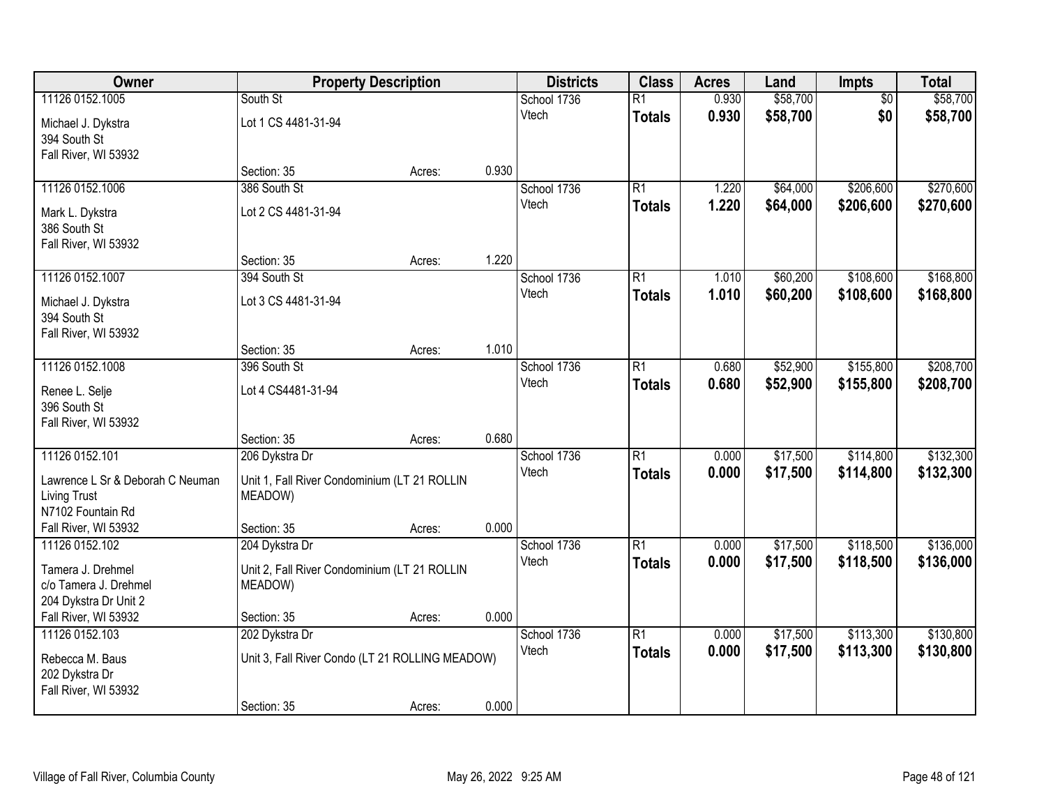| Owner | Property Description | | | Districts | Class | Acres | Land | Impts | Total |
|---|---|---|---|---|---|---|---|---|---|
| 11126 0152.1005<br>Michael J. Dykstra<br>394 South St<br>Fall River, WI 53932 | South St<br>Lot 1 CS 4481-31-94<br>Section: 35 | Acres: | 0.930 | School 1736<br>Vtech | R1<br>**Totals** | 0.930<br>**0.930** | $58,700<br>**$58,700** | $0<br>**$0** | $58,700<br>**$58,700** |
| 11126 0152.1006<br>Mark L. Dykstra<br>386 South St<br>Fall River, WI 53932 | 386 South St<br>Lot 2 CS 4481-31-94<br>Section: 35 | Acres: | 1.220 | School 1736<br>Vtech | R1<br>**Totals** | 1.220<br>**1.220** | $64,000<br>**$64,000** | $206,600<br>**$206,600** | $270,600<br>**$270,600** |
| 11126 0152.1007<br>Michael J. Dykstra<br>394 South St<br>Fall River, WI 53932 | 394 South St<br>Lot 3 CS 4481-31-94<br>Section: 35 | Acres: | 1.010 | School 1736<br>Vtech | R1<br>**Totals** | 1.010<br>**1.010** | $60,200<br>**$60,200** | $108,600<br>**$108,600** | $168,800<br>**$168,800** |
| 11126 0152.1008<br>Renee L. Selje<br>396 South St<br>Fall River, WI 53932 | 396 South St<br>Lot 4 CS4481-31-94<br>Section: 35 | Acres: | 0.680 | School 1736<br>Vtech | R1<br>**Totals** | 0.680<br>**0.680** | $52,900<br>**$52,900** | $155,800<br>**$155,800** | $208,700<br>**$208,700** |
| 11126 0152.101<br>Lawrence L Sr & Deborah C Neuman Living Trust<br>N7102 Fountain Rd<br>Fall River, WI 53932 | 206 Dykstra Dr<br>Unit 1, Fall River Condominium (LT 21 ROLLIN MEADOW)<br>Section: 35 | Acres: | 0.000 | School 1736<br>Vtech | R1<br>**Totals** | 0.000<br>**0.000** | $17,500<br>**$17,500** | $114,800<br>**$114,800** | $132,300<br>**$132,300** |
| 11126 0152.102<br>Tamera J. Drehmel<br>c/o Tamera J. Drehmel<br>204 Dykstra Dr Unit 2<br>Fall River, WI 53932 | 204 Dykstra Dr<br>Unit 2, Fall River Condominium (LT 21 ROLLIN MEADOW)<br>Section: 35 | Acres: | 0.000 | School 1736<br>Vtech | R1<br>**Totals** | 0.000<br>**0.000** | $17,500<br>**$17,500** | $118,500<br>**$118,500** | $136,000<br>**$136,000** |
| 11126 0152.103<br>Rebecca M. Baus<br>202 Dykstra Dr<br>Fall River, WI 53932 | 202 Dykstra Dr<br>Unit 3, Fall River Condo (LT 21 ROLLING MEADOW)<br>Section: 35 | Acres: | 0.000 | School 1736<br>Vtech | R1<br>**Totals** | 0.000<br>**0.000** | $17,500<br>**$17,500** | $113,300<br>**$113,300** | $130,800<br>**$130,800** |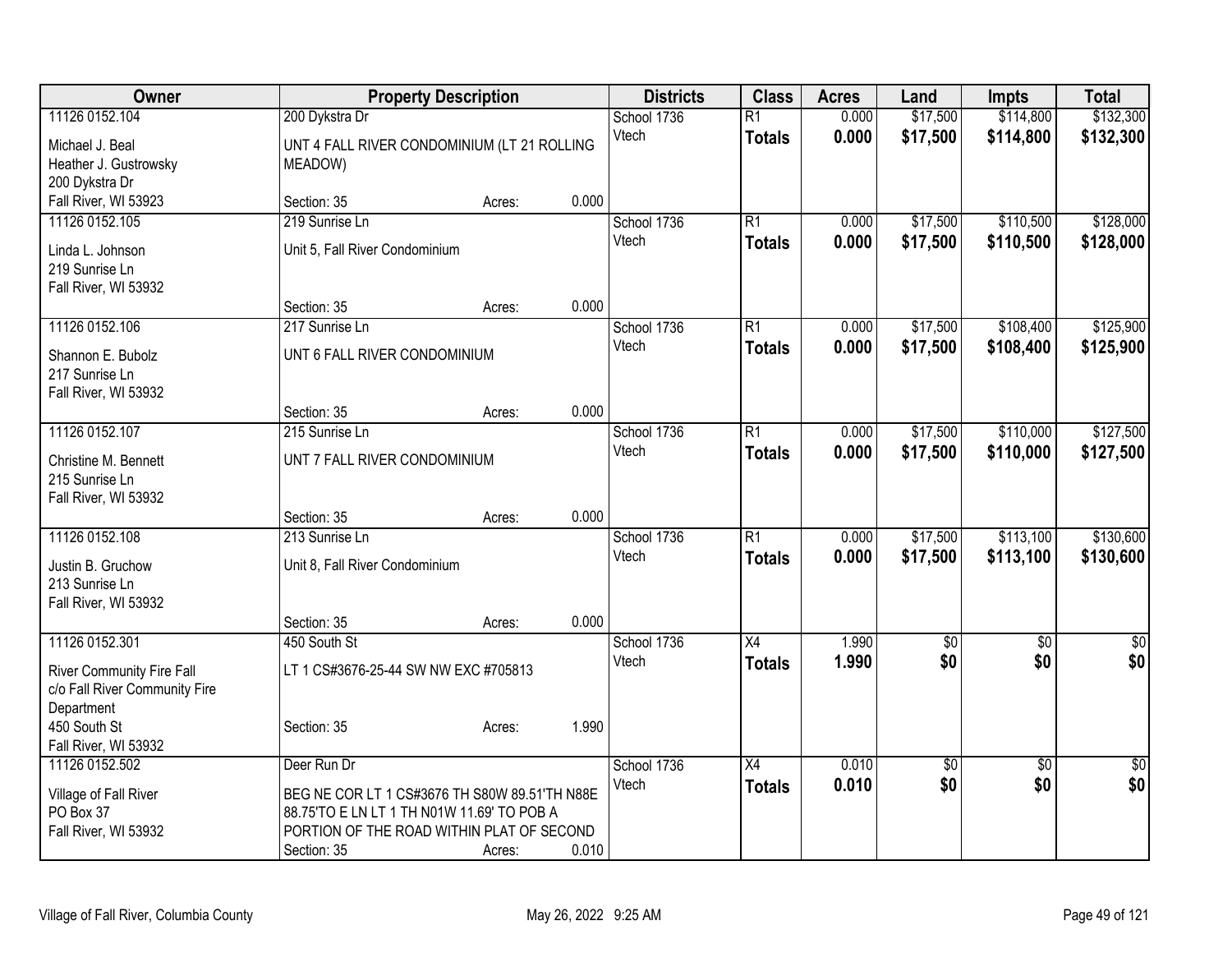| Owner | Property Description | | | Districts | Class | Acres | Land | Impts | Total |
|---|---|---|---|---|---|---|---|---|---|
| 11126 0152.104<br>Michael J. Beal<br>Heather J. Gustrowsky<br>200 Dykstra Dr<br>Fall River, WI 53923 | 200 Dykstra Dr<br>UNT 4 FALL RIVER CONDOMINIUM (LT 21 ROLLING MEADOW)<br>Section: 35 | Acres: | 0.000 | School 1736<br>Vtech | R1<br>**Totals** | 0.000<br>**0.000** | $17,500<br>**$17,500** | $114,800<br>**$114,800** | $132,300<br>**$132,300** |
| 11126 0152.105<br>Linda L. Johnson<br>219 Sunrise Ln<br>Fall River, WI 53932 | 219 Sunrise Ln<br>Unit 5, Fall River Condominium<br>Section: 35 | Acres: | 0.000 | School 1736<br>Vtech | R1<br>**Totals** | 0.000<br>**0.000** | $17,500<br>**$17,500** | $110,500<br>**$110,500** | $128,000<br>**$128,000** |
| 11126 0152.106<br>Shannon E. Bubolz<br>217 Sunrise Ln<br>Fall River, WI 53932 | 217 Sunrise Ln<br>UNT 6 FALL RIVER CONDOMINIUM<br>Section: 35 | Acres: | 0.000 | School 1736<br>Vtech | R1<br>**Totals** | 0.000<br>**0.000** | $17,500<br>**$17,500** | $108,400<br>**$108,400** | $125,900<br>**$125,900** |
| 11126 0152.107<br>Christine M. Bennett<br>215 Sunrise Ln<br>Fall River, WI 53932 | 215 Sunrise Ln<br>UNT 7 FALL RIVER CONDOMINIUM<br>Section: 35 | Acres: | 0.000 | School 1736<br>Vtech | R1<br>**Totals** | 0.000<br>**0.000** | $17,500<br>**$17,500** | $110,000<br>**$110,000** | $127,500<br>**$127,500** |
| 11126 0152.108<br>Justin B. Gruchow<br>213 Sunrise Ln<br>Fall River, WI 53932 | 213 Sunrise Ln<br>Unit 8, Fall River Condominium<br>Section: 35 | Acres: | 0.000 | School 1736<br>Vtech | R1<br>**Totals** | 0.000<br>**0.000** | $17,500<br>**$17,500** | $113,100<br>**$113,100** | $130,600<br>**$130,600** |
| 11126 0152.301<br>River Community Fire Fall<br>c/o Fall River Community Fire Department<br>450 South St<br>Fall River, WI 53932 | 450 South St<br>LT 1 CS#3676-25-44 SW NW EXC #705813<br>Section: 35 | Acres: | 1.990 | School 1736<br>Vtech | X4<br>**Totals** | 1.990<br>**1.990** | $0<br>**$0** | $0<br>**$0** | $0<br>**$0** |
| 11126 0152.502<br>Village of Fall River<br>PO Box 37<br>Fall River, WI 53932 | Deer Run Dr<br>BEG NE COR LT 1 CS#3676 TH S80W 89.51'TH N88E 88.75'TO E LN LT 1 TH N01W 11.69' TO POB A PORTION OF THE ROAD WITHIN PLAT OF SECOND<br>Section: 35 | Acres: | 0.010 | School 1736<br>Vtech | X4<br>**Totals** | 0.010<br>**0.010** | $0<br>**$0** | $0<br>**$0** | $0<br>**$0** |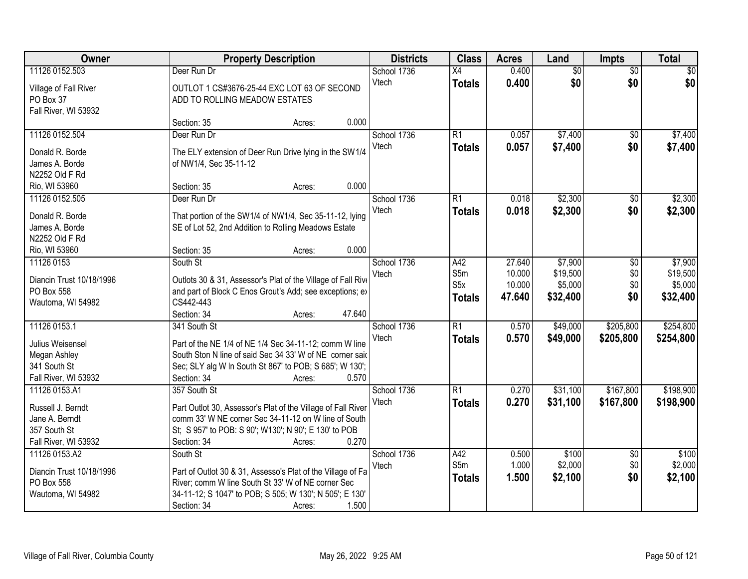| Owner | Property Description | Districts | Class | Acres | Land | Impts | Total |
|---|---|---|---|---|---|---|---|
| 11126 0152.503<br><br>Village of Fall River<br>PO Box 37<br>Fall River, WI 53932 | Deer Run Dr<br><br>OUTLOT 1 CS#3676-25-44 EXC LOT 63 OF SECOND ADD TO ROLLING MEADOW ESTATES<br><br>Section: 35 Acres: 0.000 | School 1736<br>Vtech | X4<br>**Totals** | 0.400<br>**0.400** | $0<br>**$0** | $0<br>**$0** | $0<br>**$0** |
| 11126 0152.504<br><br>Donald R. Borde<br>James A. Borde<br>N2252 Old F Rd<br>Rio, WI 53960 | Deer Run Dr<br><br>The ELY extension of Deer Run Drive lying in the SW1/4 of NW1/4, Sec 35-11-12<br><br>Section: 35 Acres: 0.000 | School 1736<br>Vtech | R1<br>**Totals** | 0.057<br>**0.057** | $7,400<br>**$7,400** | $0<br>**$0** | $7,400<br>**$7,400** |
| 11126 0152.505<br><br>Donald R. Borde<br>James A. Borde<br>N2252 Old F Rd<br>Rio, WI 53960 | Deer Run Dr<br><br>That portion of the SW1/4 of NW1/4, Sec 35-11-12, lying SE of Lot 52, 2nd Addition to Rolling Meadows Estate<br><br>Section: 35 Acres: 0.000 | School 1736<br>Vtech | R1<br>**Totals** | 0.018<br>**0.018** | $2,300<br>**$2,300** | $0<br>**$0** | $2,300<br>**$2,300** |
| 11126 0153<br><br>Diancin Trust 10/18/1996<br>PO Box 558<br>Wautoma, WI 54982 | South St<br><br>Outlots 30 & 31, Assessor's Plat of the Village of Fall Rive and part of Block C Enos Grout's Add; see exceptions; ex CS442-443<br>Section: 34 Acres: 47.640 | School 1736<br>Vtech | A42<br>S5m<br>S5x<br>**Totals** | 27.640<br>10.000<br>10.000<br>**47.640** | $7,900<br>$19,500<br>$5,000<br>**$32,400** | $0<br>$0<br>$0<br>**$0** | $7,900<br>$19,500<br>$5,000<br>**$32,400** |
| 11126 0153.1<br><br>Julius Weisensel<br>Megan Ashley<br>341 South St<br>Fall River, WI 53932 | 341 South St<br><br>Part of the NE 1/4 of NE 1/4 Sec 34-11-12; comm W line South Ston N line of said Sec 34 33' W of NE corner saic Sec; SLY alg W ln South St 867' to POB; S 685'; W 130';<br>Section: 34 Acres: 0.570 | School 1736<br>Vtech | R1<br>**Totals** | 0.570<br>**0.570** | $49,000<br>**$49,000** | $205,800<br>**$205,800** | $254,800<br>**$254,800** |
| 11126 0153.A1<br><br>Russell J. Berndt<br>Jane A. Berndt<br>357 South St<br>Fall River, WI 53932 | 357 South St<br><br>Part Outlot 30, Assessor's Plat of the Village of Fall River comm 33' W NE corner Sec 34-11-12 on W line of South St; S 957' to POB: S 90'; W130'; N 90'; E 130' to POB<br>Section: 34 Acres: 0.270 | School 1736<br>Vtech | R1<br>**Totals** | 0.270<br>**0.270** | $31,100<br>**$31,100** | $167,800<br>**$167,800** | $198,900<br>**$198,900** |
| 11126 0153.A2<br><br>Diancin Trust 10/18/1996<br>PO Box 558<br>Wautoma, WI 54982 | South St<br><br>Part of Outlot 30 & 31, Assesso's Plat of the Village of Fa River; comm W line South St 33' W of NE corner Sec 34-11-12; S 1047' to POB; S 505; W 130'; N 505'; E 130'<br>Section: 34 Acres: 1.500 | School 1736<br>Vtech | A42<br>S5m<br>**Totals** | 0.500<br>1.000<br>**1.500** | $100<br>$2,000<br>**$2,100** | $0<br>$0<br>**$0** | $100<br>$2,000<br>**$2,100** |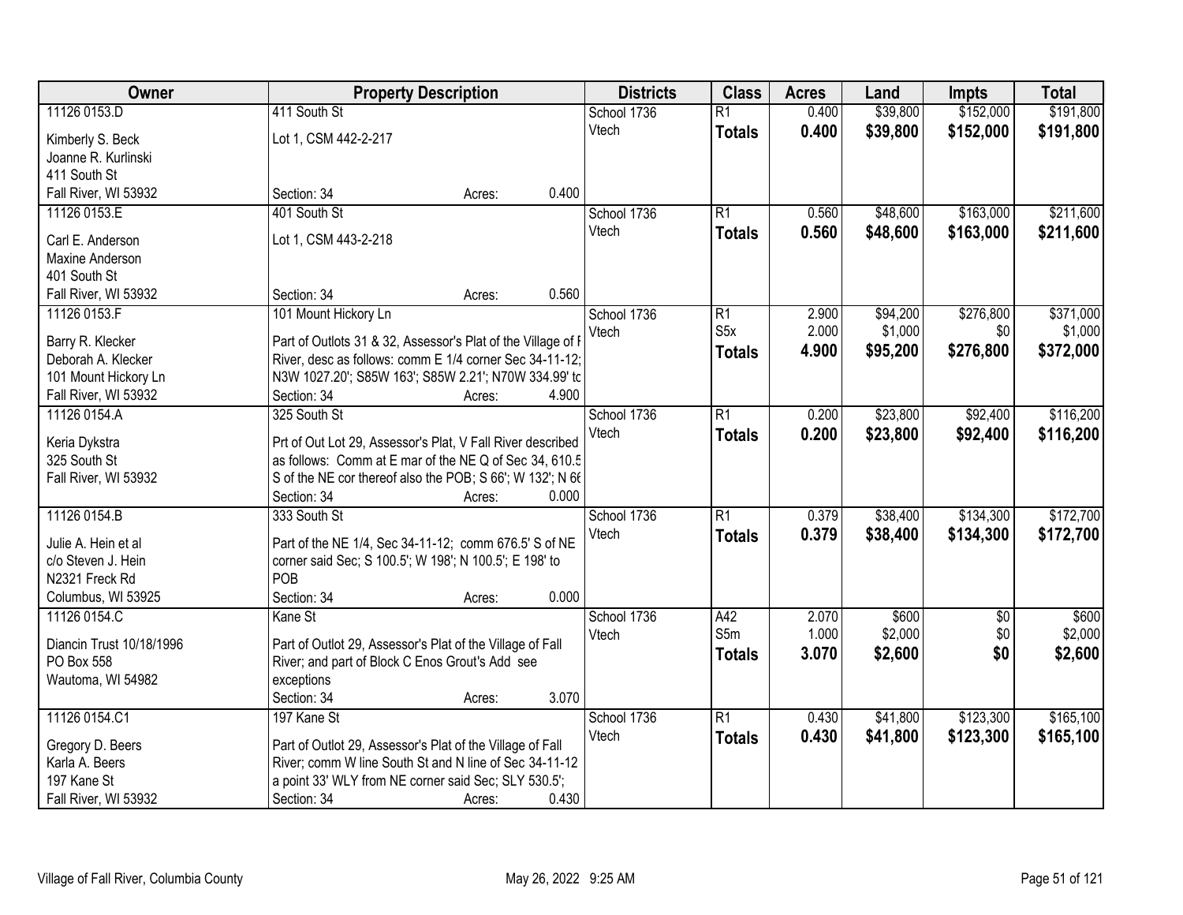| Owner | Property Description | Districts | Class | Acres | Land | Impts | Total |
|---|---|---|---|---|---|---|---|
| 11126 0153.D<br>Kimberly S. Beck<br>Joanne R. Kurlinski<br>411 South St<br>Fall River, WI 53932 | 411 South St<br>Lot 1, CSM 442-2-217<br>Section: 34 Acres: 0.400 | School 1736<br>Vtech | R1<br>**Totals** | 0.400<br>**0.400** | $39,800<br>**$39,800** | $152,000<br>**$152,000** | $191,800<br>**$191,800** |
| 11126 0153.E<br>Carl E. Anderson<br>Maxine Anderson<br>401 South St<br>Fall River, WI 53932 | 401 South St<br>Lot 1, CSM 443-2-218<br>Section: 34 Acres: 0.560 | School 1736<br>Vtech | R1<br>**Totals** | 0.560<br>**0.560** | $48,600<br>**$48,600** | $163,000<br>**$163,000** | $211,600<br>**$211,600** |
| 11126 0153.F<br>Barry R. Klecker<br>Deborah A. Klecker<br>101 Mount Hickory Ln<br>Fall River, WI 53932 | 101 Mount Hickory Ln<br>Part of Outlots 31 & 32, Assessor's Plat of the Village of F River, desc as follows: comm E 1/4 corner Sec 34-11-12; N3W 1027.20'; S85W 163'; S85W 2.21'; N70W 334.99' to<br>Section: 34 Acres: 4.900 | School 1736<br>Vtech | R1<br>S5x<br>**Totals** | 2.900<br>2.000<br>**4.900** | $94,200<br>$1,000<br>**$95,200** | $276,800<br>$0<br>**$276,800** | $371,000<br>$1,000<br>**$372,000** |
| 11126 0154.A<br>Keria Dykstra<br>325 South St<br>Fall River, WI 53932 | 325 South St<br>Prt of Out Lot 29, Assessor's Plat, V Fall River described as follows: Comm at E mar of the NE Q of Sec 34, 610.5 S of the NE cor thereof also the POB; S 66'; W 132'; N 66<br>Section: 34 Acres: 0.000 | School 1736<br>Vtech | R1<br>**Totals** | 0.200<br>**0.200** | $23,800<br>**$23,800** | $92,400<br>**$92,400** | $116,200<br>**$116,200** |
| 11126 0154.B<br>Julie A. Hein et al<br>c/o Steven J. Hein<br>N2321 Freck Rd<br>Columbus, WI 53925 | 333 South St<br>Part of the NE 1/4, Sec 34-11-12; comm 676.5' S of NE corner said Sec; S 100.5'; W 198'; N 100.5'; E 198' to POB<br>Section: 34 Acres: 0.000 | School 1736<br>Vtech | R1<br>**Totals** | 0.379<br>**0.379** | $38,400<br>**$38,400** | $134,300<br>**$134,300** | $172,700<br>**$172,700** |
| 11126 0154.C<br>Diancin Trust 10/18/1996<br>PO Box 558<br>Wautoma, WI 54982 | Kane St<br>Part of Outlot 29, Assessor's Plat of the Village of Fall River; and part of Block C Enos Grout's Add see exceptions<br>Section: 34 Acres: 3.070 | School 1736<br>Vtech | A42<br>S5m<br>**Totals** | 2.070<br>1.000<br>**3.070** | $600<br>$2,000<br>**$2,600** | $0<br>$0<br>**$0** | $600<br>$2,000<br>**$2,600** |
| 11126 0154.C1<br>Gregory D. Beers<br>Karla A. Beers<br>197 Kane St<br>Fall River, WI 53932 | 197 Kane St<br>Part of Outlot 29, Assessor's Plat of the Village of Fall River; comm W line South St and N line of Sec 34-11-12 a point 33' WLY from NE corner said Sec; SLY 530.5';<br>Section: 34 Acres: 0.430 | School 1736<br>Vtech | R1<br>**Totals** | 0.430<br>**0.430** | $41,800<br>**$41,800** | $123,300<br>**$123,300** | $165,100<br>**$165,100** |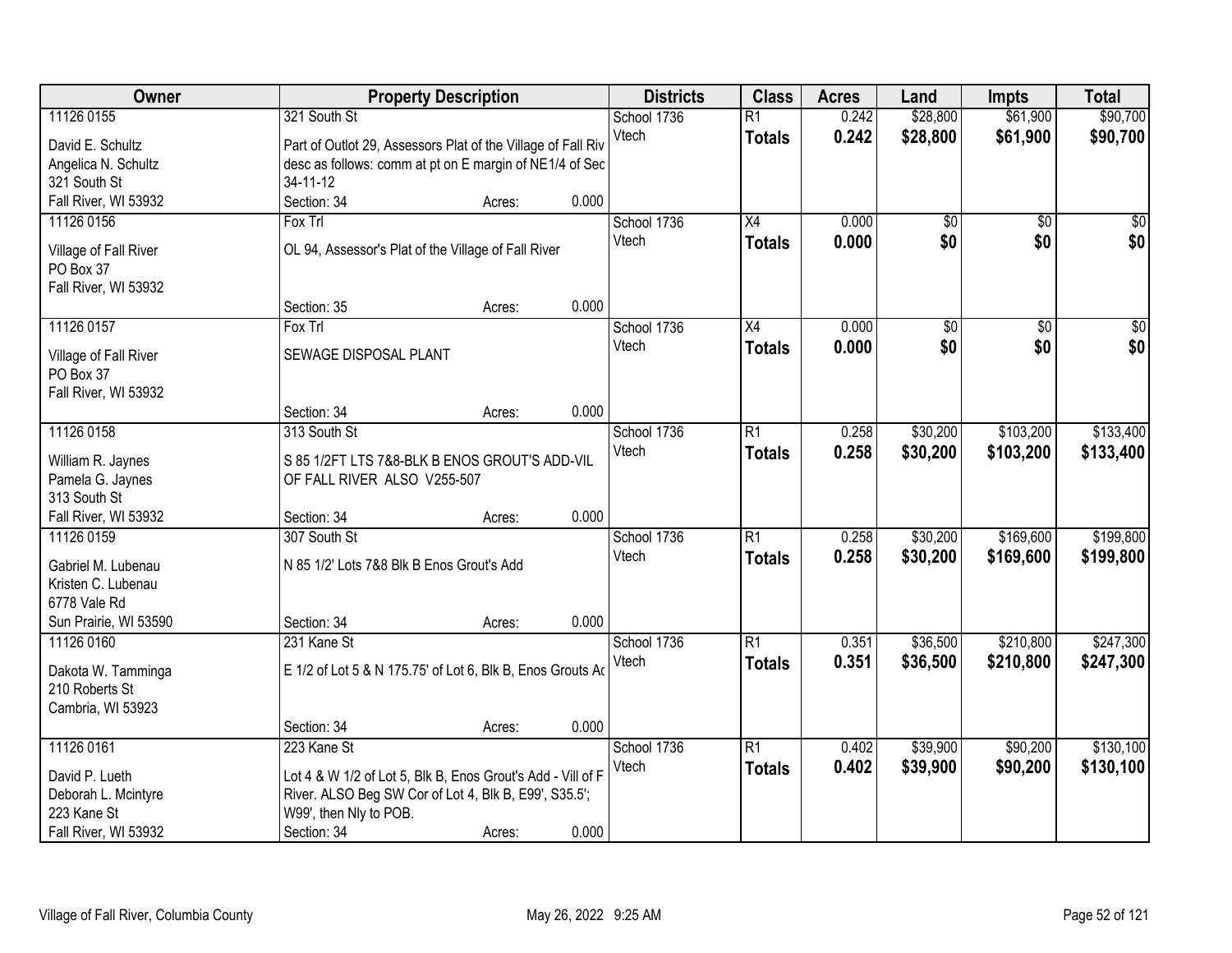| Owner | Property Description | Districts | Class | Acres | Land | Impts | Total |
|---|---|---|---|---|---|---|---|
| 11126 0155<br>David E. Schultz<br>Angelica N. Schultz<br>321 South St<br>Fall River, WI 53932 | 321 South St<br>Part of Outlot 29, Assessors Plat of the Village of Fall Riv desc as follows: comm at pt on E margin of NE1/4 of Sec 34-11-12<br>Section: 34 Acres: 0.000 | School 1736<br>Vtech | R1<br>**Totals** | 0.242<br>**0.242** | $28,800<br>**$28,800** | $61,900<br>**$61,900** | $90,700<br>**$90,700** |
| 11126 0156<br>Village of Fall River<br>PO Box 37<br>Fall River, WI 53932 | Fox Trl<br>OL 94, Assessor's Plat of the Village of Fall River<br>Section: 35 Acres: 0.000 | School 1736<br>Vtech | X4<br>**Totals** | 0.000<br>**0.000** | $0<br>**$0** | $0<br>**$0** | $0<br>**$0** |
| 11126 0157<br>Village of Fall River<br>PO Box 37<br>Fall River, WI 53932 | Fox Trl<br>SEWAGE DISPOSAL PLANT<br>Section: 34 Acres: 0.000 | School 1736<br>Vtech | X4<br>**Totals** | 0.000<br>**0.000** | $0<br>**$0** | $0<br>**$0** | $0<br>**$0** |
| 11126 0158<br>William R. Jaynes<br>Pamela G. Jaynes<br>313 South St<br>Fall River, WI 53932 | 313 South St<br>S 85 1/2FT LTS 7&8-BLK B ENOS GROUT'S ADD-VIL OF FALL RIVER ALSO V255-507<br>Section: 34 Acres: 0.000 | School 1736<br>Vtech | R1<br>**Totals** | 0.258<br>**0.258** | $30,200<br>**$30,200** | $103,200<br>**$103,200** | $133,400<br>**$133,400** |
| 11126 0159<br>Gabriel M. Lubenau<br>Kristen C. Lubenau<br>6778 Vale Rd<br>Sun Prairie, WI 53590 | 307 South St<br>N 85 1/2' Lots 7&8 Blk B Enos Grout's Add<br>Section: 34 Acres: 0.000 | School 1736<br>Vtech | R1<br>**Totals** | 0.258<br>**0.258** | $30,200<br>**$30,200** | $169,600<br>**$169,600** | $199,800<br>**$199,800** |
| 11126 0160<br>Dakota W. Tamminga<br>210 Roberts St<br>Cambria, WI 53923 | 231 Kane St<br>E 1/2 of Lot 5 & N 175.75' of Lot 6, Blk B, Enos Grouts Ad<br>Section: 34 Acres: 0.000 | School 1736<br>Vtech | R1<br>**Totals** | 0.351<br>**0.351** | $36,500<br>**$36,500** | $210,800<br>**$210,800** | $247,300<br>**$247,300** |
| 11126 0161<br>David P. Lueth<br>Deborah L. Mcintyre<br>223 Kane St<br>Fall River, WI 53932 | 223 Kane St<br>Lot 4 & W 1/2 of Lot 5, Blk B, Enos Grout's Add - Vill of F River. ALSO Beg SW Cor of Lot 4, Blk B, E99', S35.5'; W99', then Nly to POB.<br>Section: 34 Acres: 0.000 | School 1736<br>Vtech | R1<br>**Totals** | 0.402<br>**0.402** | $39,900<br>**$39,900** | $90,200<br>**$90,200** | $130,100<br>**$130,100** |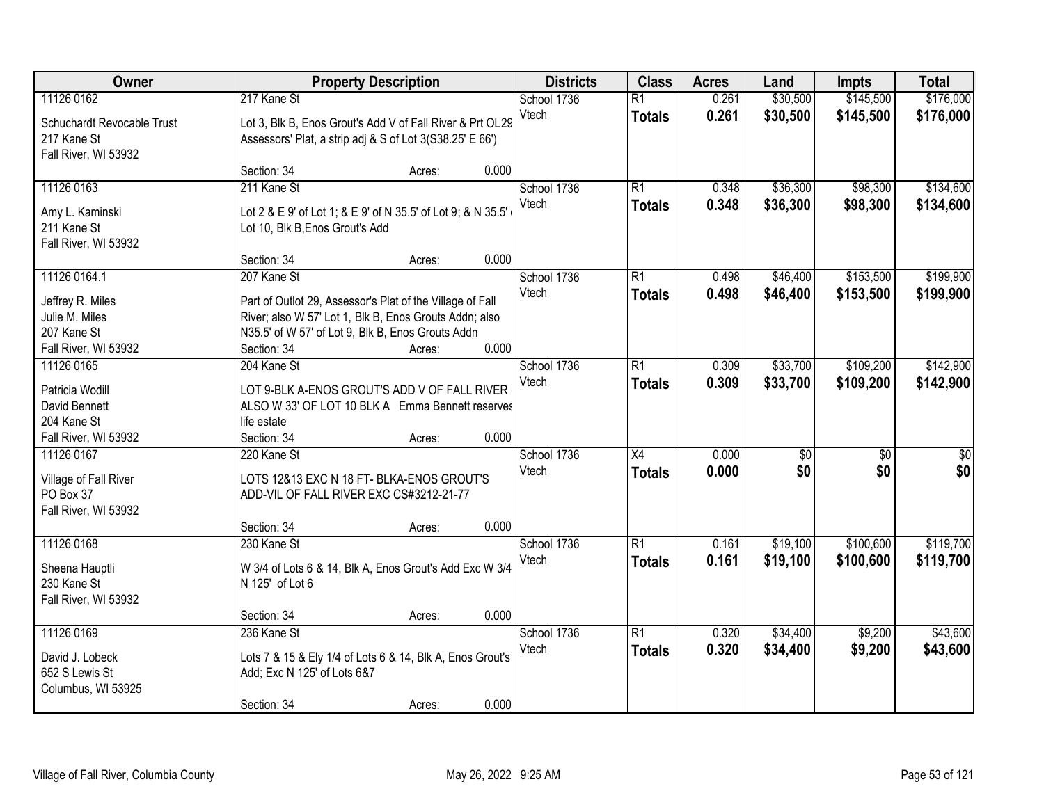| Owner | Property Description | Districts | Class | Acres | Land | Impts | Total |
|---|---|---|---|---|---|---|---|
| 11126 0162<br><br>Schuchardt Revocable Trust<br>217 Kane St<br>Fall River, WI 53932 | 217 Kane St<br><br>Lot 3, Blk B, Enos Grout's Add V of Fall River & Prt OL29 Assessors' Plat, a strip adj & S of Lot 3(S38.25' E 66')<br><br>Section: 34 Acres: 0.000 | School 1736<br>Vtech | R1<br>**Totals** | 0.261<br>**0.261** | $30,500<br>**$30,500** | $145,500<br>**$145,500** | $176,000<br>**$176,000** |
| 11126 0163<br><br>Amy L. Kaminski<br>211 Kane St<br>Fall River, WI 53932 | 211 Kane St<br><br>Lot 2 & E 9' of Lot 1; & E 9' of N 35.5' of Lot 9; & N 35.5' of Lot 10, Blk B,Enos Grout's Add<br><br>Section: 34 Acres: 0.000 | School 1736<br>Vtech | R1<br>**Totals** | 0.348<br>**0.348** | $36,300<br>**$36,300** | $98,300<br>**$98,300** | $134,600<br>**$134,600** |
| 11126 0164.1<br><br>Jeffrey R. Miles<br>Julie M. Miles<br>207 Kane St<br>Fall River, WI 53932 | 207 Kane St<br><br>Part of Outlot 29, Assessor's Plat of the Village of Fall River; also W 57' Lot 1, Blk B, Enos Grouts Addn; also N35.5' of W 57' of Lot 9, Blk B, Enos Grouts Addn<br>Section: 34 Acres: 0.000 | School 1736<br>Vtech | R1<br>**Totals** | 0.498<br>**0.498** | $46,400<br>**$46,400** | $153,500<br>**$153,500** | $199,900<br>**$199,900** |
| 11126 0165<br><br>Patricia Wodill<br>David Bennett<br>204 Kane St<br>Fall River, WI 53932 | 204 Kane St<br><br>LOT 9-BLK A-ENOS GROUT'S ADD V OF FALL RIVER ALSO W 33' OF LOT 10 BLK A Emma Bennett reserves life estate<br>Section: 34 Acres: 0.000 | School 1736<br>Vtech | R1<br>**Totals** | 0.309<br>**0.309** | $33,700<br>**$33,700** | $109,200<br>**$109,200** | $142,900<br>**$142,900** |
| 11126 0167<br><br>Village of Fall River<br>PO Box 37<br>Fall River, WI 53932 | 220 Kane St<br><br>LOTS 12&13 EXC N 18 FT- BLKA-ENOS GROUT'S ADD-VIL OF FALL RIVER EXC CS#3212-21-77<br><br>Section: 34 Acres: 0.000 | School 1736<br>Vtech | X4<br>**Totals** | 0.000<br>**0.000** | $0<br>**$0** | $0<br>**$0** | $0<br>**$0** |
| 11126 0168<br><br>Sheena Hauptli<br>230 Kane St<br>Fall River, WI 53932 | 230 Kane St<br><br>W 3/4 of Lots 6 & 14, Blk A, Enos Grout's Add Exc W 3/4 N 125' of Lot 6<br><br>Section: 34 Acres: 0.000 | School 1736<br>Vtech | R1<br>**Totals** | 0.161<br>**0.161** | $19,100<br>**$19,100** | $100,600<br>**$100,600** | $119,700<br>**$119,700** |
| 11126 0169<br><br>David J. Lobeck<br>652 S Lewis St<br>Columbus, WI 53925 | 236 Kane St<br><br>Lots 7 & 15 & Ely 1/4 of Lots 6 & 14, Blk A, Enos Grout's Add; Exc N 125' of Lots 6&7<br><br>Section: 34 Acres: 0.000 | School 1736<br>Vtech | R1<br>**Totals** | 0.320<br>**0.320** | $34,400<br>**$34,400** | $9,200<br>**$9,200** | $43,600<br>**$43,600** |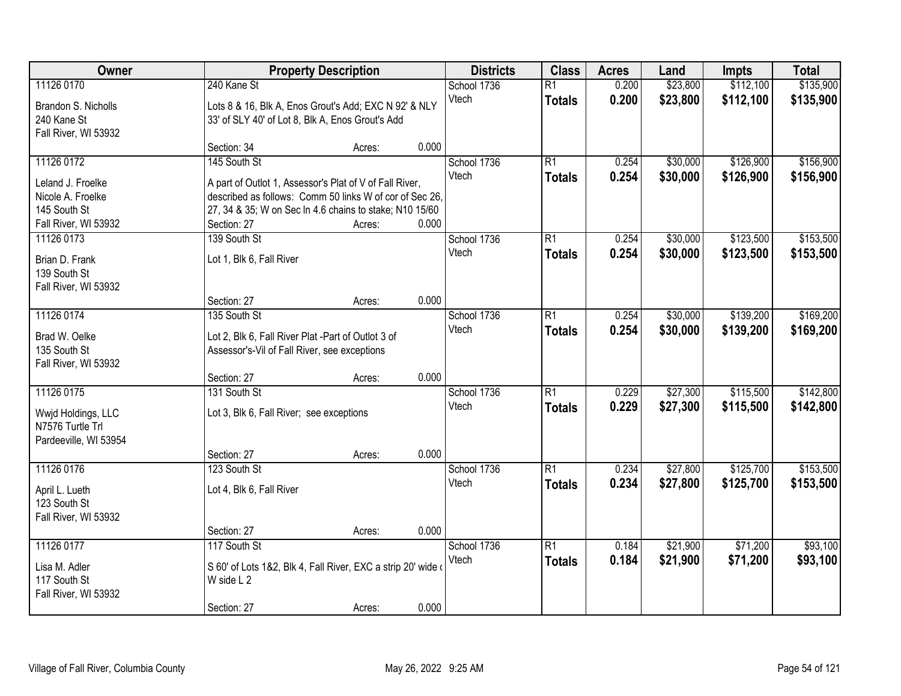| Owner | Property Description | Districts | Class | Acres | Land | Impts | Total |
|---|---|---|---|---|---|---|---|
| 11126 0170<br><br>Brandon S. Nicholls<br>240 Kane St<br>Fall River, WI 53932 | 240 Kane St<br><br>Lots 8 & 16, Blk A, Enos Grout's Add; EXC N 92' & NLY 33' of SLY 40' of Lot 8, Blk A, Enos Grout's Add<br><br>Section: 34 Acres: 0.000 | School 1736<br>Vtech | R1<br>**Totals** | 0.200<br>**0.200** | $23,800<br>**$23,800** | $112,100<br>**$112,100** | $135,900<br>**$135,900** |
| 11126 0172<br><br>Leland J. Froelke<br>Nicole A. Froelke<br>145 South St<br>Fall River, WI 53932 | 145 South St<br><br>A part of Outlot 1, Assessor's Plat of V of Fall River, described as follows: Comm 50 links W of cor of Sec 26, 27, 34 & 35; W on Sec ln 4.6 chains to stake; N10 15/60<br>Section: 27 Acres: 0.000 | School 1736<br>Vtech | R1<br>**Totals** | 0.254<br>**0.254** | $30,000<br>**$30,000** | $126,900<br>**$126,900** | $156,900<br>**$156,900** |
| 11126 0173<br><br>Brian D. Frank<br>139 South St<br>Fall River, WI 53932 | 139 South St<br><br>Lot 1, Blk 6, Fall River<br><br>Section: 27 Acres: 0.000 | School 1736<br>Vtech | R1<br>**Totals** | 0.254<br>**0.254** | $30,000<br>**$30,000** | $123,500<br>**$123,500** | $153,500<br>**$153,500** |
| 11126 0174<br><br>Brad W. Oelke<br>135 South St<br>Fall River, WI 53932 | 135 South St<br><br>Lot 2, Blk 6, Fall River Plat -Part of Outlot 3 of Assessor's-Vil of Fall River, see exceptions<br><br>Section: 27 Acres: 0.000 | School 1736<br>Vtech | R1<br>**Totals** | 0.254<br>**0.254** | $30,000<br>**$30,000** | $139,200<br>**$139,200** | $169,200<br>**$169,200** |
| 11126 0175<br><br>Wwjd Holdings, LLC<br>N7576 Turtle Trl<br>Pardeeville, WI 53954 | 131 South St<br><br>Lot 3, Blk 6, Fall River; see exceptions<br><br>Section: 27 Acres: 0.000 | School 1736<br>Vtech | R1<br>**Totals** | 0.229<br>**0.229** | $27,300<br>**$27,300** | $115,500<br>**$115,500** | $142,800<br>**$142,800** |
| 11126 0176<br><br>April L. Lueth<br>123 South St<br>Fall River, WI 53932 | 123 South St<br><br>Lot 4, Blk 6, Fall River<br><br>Section: 27 Acres: 0.000 | School 1736<br>Vtech | R1<br>**Totals** | 0.234<br>**0.234** | $27,800<br>**$27,800** | $125,700<br>**$125,700** | $153,500<br>**$153,500** |
| 11126 0177<br><br>Lisa M. Adler<br>117 South St<br>Fall River, WI 53932 | 117 South St<br><br>S 60' of Lots 1&2, Blk 4, Fall River, EXC a strip 20' wide ( W side L 2<br><br>Section: 27 Acres: 0.000 | School 1736<br>Vtech | R1<br>**Totals** | 0.184<br>**0.184** | $21,900<br>**$21,900** | $71,200<br>**$71,200** | $93,100<br>**$93,100** |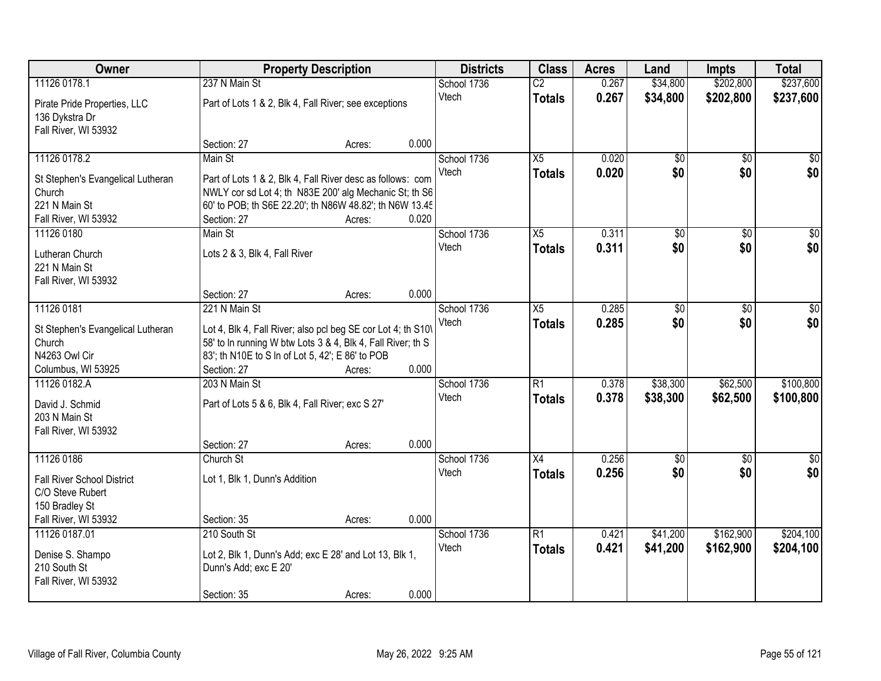| Owner | Property Description | Districts | Class | Acres | Land | Impts | Total |
|---|---|---|---|---|---|---|---|
| 11126 0178.1<br>Pirate Pride Properties, LLC<br>136 Dykstra Dr<br>Fall River, WI 53932 | 237 N Main St<br>Part of Lots 1 & 2, Blk 4, Fall River; see exceptions<br>Section: 27 Acres: 0.000 | School 1736<br>Vtech | C2<br>**Totals** | 0.267<br>**0.267** | $34,800<br>**$34,800** | $202,800<br>**$202,800** | $237,600<br>**$237,600** |
| 11126 0178.2<br>St Stephen's Evangelical Lutheran Church<br>221 N Main St<br>Fall River, WI 53932 | Main St<br>Part of Lots 1 & 2, Blk 4, Fall River desc as follows: com NWLY cor sd Lot 4; th N83E 200' alg Mechanic St; th S6 60' to POB; th S6E 22.20'; th N86W 48.82'; th N6W 13.45<br>Section: 27 Acres: 0.020 | School 1736<br>Vtech | X5<br>**Totals** | 0.020<br>**0.020** | $0<br>**$0** | $0<br>**$0** | $0<br>**$0** |
| 11126 0180<br>Lutheran Church<br>221 N Main St<br>Fall River, WI 53932 | Main St<br>Lots 2 & 3, Blk 4, Fall River<br>Section: 27 Acres: 0.000 | School 1736<br>Vtech | X5<br>**Totals** | 0.311<br>**0.311** | $0<br>**$0** | $0<br>**$0** | $0<br>**$0** |
| 11126 0181<br>St Stephen's Evangelical Lutheran Church<br>N4263 Owl Cir<br>Columbus, WI 53925 | 221 N Main St<br>Lot 4, Blk 4, Fall River; also pcl beg SE cor Lot 4; th S10W 58' to ln running W btw Lots 3 & 4, Blk 4, Fall River; th S 83'; th N10E to S ln of Lot 5, 42'; E 86' to POB<br>Section: 27 Acres: 0.000 | School 1736<br>Vtech | X5<br>**Totals** | 0.285<br>**0.285** | $0<br>**$0** | $0<br>**$0** | $0<br>**$0** |
| 11126 0182.A<br>David J. Schmid<br>203 N Main St<br>Fall River, WI 53932 | 203 N Main St<br>Part of Lots 5 & 6, Blk 4, Fall River; exc S 27'<br>Section: 27 Acres: 0.000 | School 1736<br>Vtech | R1<br>**Totals** | 0.378<br>**0.378** | $38,300<br>**$38,300** | $62,500<br>**$62,500** | $100,800<br>**$100,800** |
| 11126 0186<br>Fall River School District<br>C/O Steve Rubert<br>150 Bradley St<br>Fall River, WI 53932 | Church St<br>Lot 1, Blk 1, Dunn's Addition<br>Section: 35 Acres: 0.000 | School 1736<br>Vtech | X4<br>**Totals** | 0.256<br>**0.256** | $0<br>**$0** | $0<br>**$0** | $0<br>**$0** |
| 11126 0187.01<br>Denise S. Shampo<br>210 South St<br>Fall River, WI 53932 | 210 South St<br>Lot 2, Blk 1, Dunn's Add; exc E 28' and Lot 13, Blk 1, Dunn's Add; exc E 20'<br>Section: 35 Acres: 0.000 | School 1736<br>Vtech | R1<br>**Totals** | 0.421<br>**0.421** | $41,200<br>**$41,200** | $162,900<br>**$162,900** | $204,100<br>**$204,100** |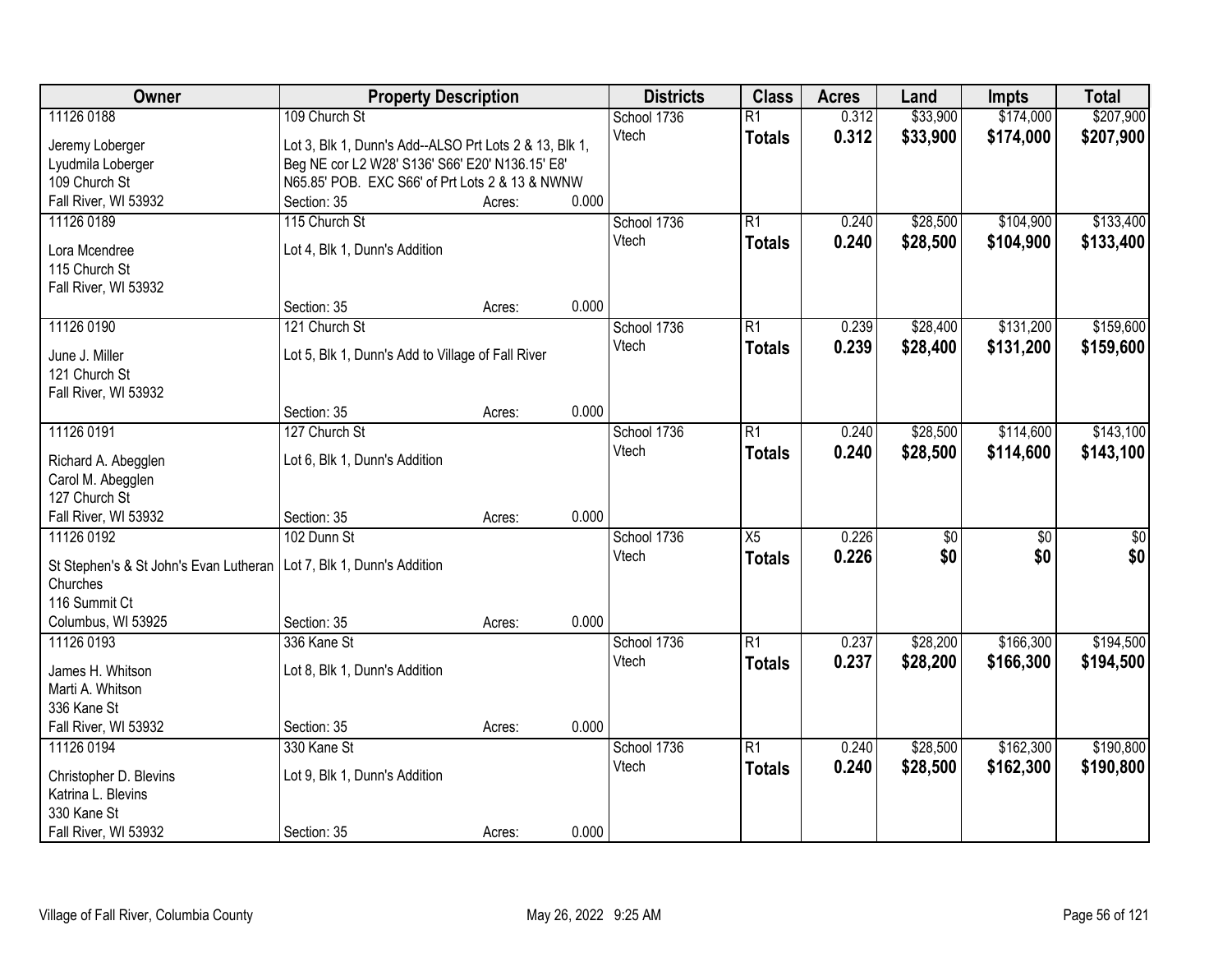| Owner | Property Description | | | Districts | Class | Acres | Land | Impts | Total |
|---|---|---|---|---|---|---|---|---|---|
| 11126 0188<br>Jeremy Loberger<br>Lyudmila Loberger<br>109 Church St<br>Fall River, WI 53932 | 109 Church St<br>Lot 3, Blk 1, Dunn's Add--ALSO Prt Lots 2 & 13, Blk 1, Beg NE cor L2 W28' S136' S66' E20' N136.15' E8' N65.85' POB. EXC S66' of Prt Lots 2 & 13 & NWNW<br>Section: 35 | Acres: | 0.000 | School 1736<br>Vtech | R1<br>**Totals** | 0.312<br>**0.312** | $33,900<br>**$33,900** | $174,000<br>**$174,000** | $207,900<br>**$207,900** |
| 11126 0189<br>Lora Mcendree<br>115 Church St<br>Fall River, WI 53932 | 115 Church St<br>Lot 4, Blk 1, Dunn's Addition<br>Section: 35 | Acres: | 0.000 | School 1736<br>Vtech | R1<br>**Totals** | 0.240<br>**0.240** | $28,500<br>**$28,500** | $104,900<br>**$104,900** | $133,400<br>**$133,400** |
| 11126 0190<br>June J. Miller<br>121 Church St<br>Fall River, WI 53932 | 121 Church St<br>Lot 5, Blk 1, Dunn's Add to Village of Fall River<br>Section: 35 | Acres: | 0.000 | School 1736<br>Vtech | R1<br>**Totals** | 0.239<br>**0.239** | $28,400<br>**$28,400** | $131,200<br>**$131,200** | $159,600<br>**$159,600** |
| 11126 0191<br>Richard A. Abegglen<br>Carol M. Abegglen<br>127 Church St<br>Fall River, WI 53932 | 127 Church St<br>Lot 6, Blk 1, Dunn's Addition<br>Section: 35 | Acres: | 0.000 | School 1736<br>Vtech | R1<br>**Totals** | 0.240<br>**0.240** | $28,500<br>**$28,500** | $114,600<br>**$114,600** | $143,100<br>**$143,100** |
| 11126 0192<br>St Stephen's & St John's Evan Lutheran Churches<br>116 Summit Ct<br>Columbus, WI 53925 | 102 Dunn St<br>Lot 7, Blk 1, Dunn's Addition<br>Section: 35 | Acres: | 0.000 | School 1736<br>Vtech | X5<br>**Totals** | 0.226<br>**0.226** | $0<br>**$0** | $0<br>**$0** | $0<br>**$0** |
| 11126 0193<br>James H. Whitson<br>Marti A. Whitson<br>336 Kane St<br>Fall River, WI 53932 | 336 Kane St<br>Lot 8, Blk 1, Dunn's Addition<br>Section: 35 | Acres: | 0.000 | School 1736<br>Vtech | R1<br>**Totals** | 0.237<br>**0.237** | $28,200<br>**$28,200** | $166,300<br>**$166,300** | $194,500<br>**$194,500** |
| 11126 0194<br>Christopher D. Blevins<br>Katrina L. Blevins<br>330 Kane St<br>Fall River, WI 53932 | 330 Kane St<br>Lot 9, Blk 1, Dunn's Addition<br>Section: 35 | Acres: | 0.000 | School 1736<br>Vtech | R1<br>**Totals** | 0.240<br>**0.240** | $28,500<br>**$28,500** | $162,300<br>**$162,300** | $190,800<br>**$190,800** |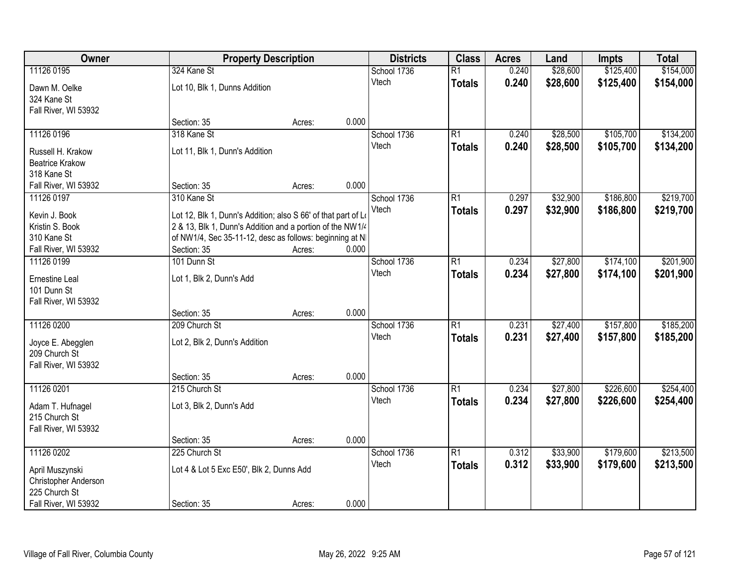| Owner | Property Description | | | Districts | Class | Acres | Land | Impts | Total |
|---|---|---|---|---|---|---|---|---|---|
| 11126 0195 | 324 Kane St | | | School 1736 | R1 | 0.240 | $28,600 | $125,400 | $154,000 |
| Dawn M. Oelke<br>324 Kane St<br>Fall River, WI 53932 | Lot 10, Blk 1, Dunns Addition | | | Vtech | **Totals** | **0.240** | **$28,600** | **$125,400** | **$154,000** |
| | Section: 35 | Acres: | 0.000 | | | | | | |
| 11126 0196 | 318 Kane St | | | School 1736 | R1 | 0.240 | $28,500 | $105,700 | $134,200 |
| Russell H. Krakow<br>Beatrice Krakow<br>318 Kane St<br>Fall River, WI 53932 | Lot 11, Blk 1, Dunn's Addition | | | Vtech | **Totals** | **0.240** | **$28,500** | **$105,700** | **$134,200** |
| | Section: 35 | Acres: | 0.000 | | | | | | |
| 11126 0197 | 310 Kane St | | | School 1736 | R1 | 0.297 | $32,900 | $186,800 | $219,700 |
| Kevin J. Book<br>Kristin S. Book<br>310 Kane St<br>Fall River, WI 53932 | Lot 12, Blk 1, Dunn's Addition; also S 66' of that part of Lo 2 & 13, Blk 1, Dunn's Addition and a portion of the NW1/4 of NW1/4, Sec 35-11-12, desc as follows: beginning at NI | | | Vtech | **Totals** | **0.297** | **$32,900** | **$186,800** | **$219,700** |
| | Section: 35 | Acres: | 0.000 | | | | | | |
| 11126 0199 | 101 Dunn St | | | School 1736 | R1 | 0.234 | $27,800 | $174,100 | $201,900 |
| Ernestine Leal<br>101 Dunn St<br>Fall River, WI 53932 | Lot 1, Blk 2, Dunn's Add | | | Vtech | **Totals** | **0.234** | **$27,800** | **$174,100** | **$201,900** |
| | Section: 35 | Acres: | 0.000 | | | | | | |
| 11126 0200 | 209 Church St | | | School 1736 | R1 | 0.231 | $27,400 | $157,800 | $185,200 |
| Joyce E. Abegglen<br>209 Church St<br>Fall River, WI 53932 | Lot 2, Blk 2, Dunn's Addition | | | Vtech | **Totals** | **0.231** | **$27,400** | **$157,800** | **$185,200** |
| | Section: 35 | Acres: | 0.000 | | | | | | |
| 11126 0201 | 215 Church St | | | School 1736 | R1 | 0.234 | $27,800 | $226,600 | $254,400 |
| Adam T. Hufnagel<br>215 Church St<br>Fall River, WI 53932 | Lot 3, Blk 2, Dunn's Add | | | Vtech | **Totals** | **0.234** | **$27,800** | **$226,600** | **$254,400** |
| | Section: 35 | Acres: | 0.000 | | | | | | |
| 11126 0202 | 225 Church St | | | School 1736 | R1 | 0.312 | $33,900 | $179,600 | $213,500 |
| April Muszynski<br>Christopher Anderson<br>225 Church St<br>Fall River, WI 53932 | Lot 4 & Lot 5 Exc E50', Blk 2, Dunns Add | | | Vtech | **Totals** | **0.312** | **$33,900** | **$179,600** | **$213,500** |
| | Section: 35 | Acres: | 0.000 | | | | | | |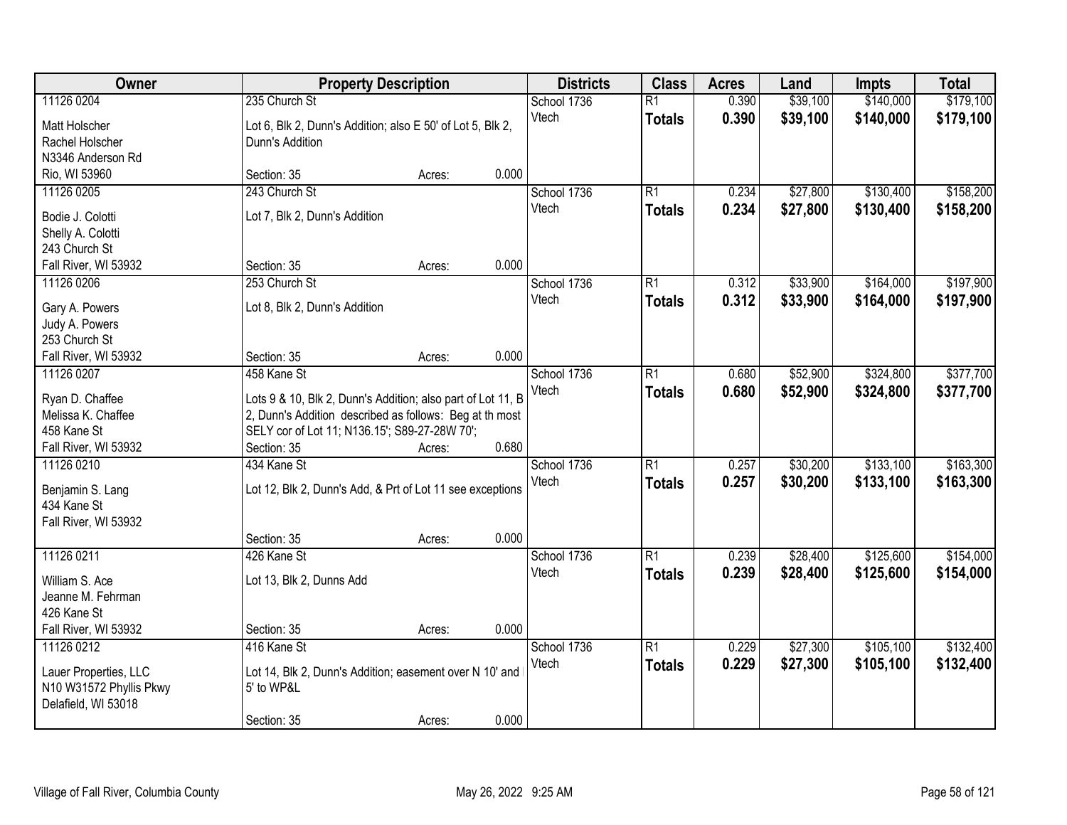| Owner | Property Description | Districts | Class | Acres | Land | Impts | Total |
|---|---|---|---|---|---|---|---|
| 11126 0204<br>Matt Holscher<br>Rachel Holscher<br>N3346 Anderson Rd<br>Rio, WI 53960 | 235 Church St<br>Lot 6, Blk 2, Dunn's Addition; also E 50' of Lot 5, Blk 2, Dunn's Addition<br>Section: 35 Acres: 0.000 | School 1736<br>Vtech | R1<br>**Totals** | 0.390<br>**0.390** | $39,100<br>**$39,100** | $140,000<br>**$140,000** | $179,100<br>**$179,100** |
| 11126 0205<br>Bodie J. Colotti<br>Shelly A. Colotti<br>243 Church St<br>Fall River, WI 53932 | 243 Church St<br>Lot 7, Blk 2, Dunn's Addition<br>Section: 35 Acres: 0.000 | School 1736<br>Vtech | R1<br>**Totals** | 0.234<br>**0.234** | $27,800<br>**$27,800** | $130,400<br>**$130,400** | $158,200<br>**$158,200** |
| 11126 0206<br>Gary A. Powers<br>Judy A. Powers<br>253 Church St<br>Fall River, WI 53932 | 253 Church St<br>Lot 8, Blk 2, Dunn's Addition<br>Section: 35 Acres: 0.000 | School 1736<br>Vtech | R1<br>**Totals** | 0.312<br>**0.312** | $33,900<br>**$33,900** | $164,000<br>**$164,000** | $197,900<br>**$197,900** |
| 11126 0207<br>Ryan D. Chaffee<br>Melissa K. Chaffee<br>458 Kane St<br>Fall River, WI 53932 | 458 Kane St<br>Lots 9 & 10, Blk 2, Dunn's Addition; also part of Lot 11, B 2, Dunn's Addition described as follows: Beg at th most SELY cor of Lot 11; N136.15'; S89-27-28W 70';<br>Section: 35 Acres: 0.680 | School 1736<br>Vtech | R1<br>**Totals** | 0.680<br>**0.680** | $52,900<br>**$52,900** | $324,800<br>**$324,800** | $377,700<br>**$377,700** |
| 11126 0210<br>Benjamin S. Lang<br>434 Kane St<br>Fall River, WI 53932 | 434 Kane St<br>Lot 12, Blk 2, Dunn's Add, & Prt of Lot 11 see exceptions<br>Section: 35 Acres: 0.000 | School 1736<br>Vtech | R1<br>**Totals** | 0.257<br>**0.257** | $30,200<br>**$30,200** | $133,100<br>**$133,100** | $163,300<br>**$163,300** |
| 11126 0211<br>William S. Ace<br>Jeanne M. Fehrman<br>426 Kane St<br>Fall River, WI 53932 | 426 Kane St<br>Lot 13, Blk 2, Dunns Add<br>Section: 35 Acres: 0.000 | School 1736<br>Vtech | R1<br>**Totals** | 0.239<br>**0.239** | $28,400<br>**$28,400** | $125,600<br>**$125,600** | $154,000<br>**$154,000** |
| 11126 0212<br>Lauer Properties, LLC<br>N10 W31572 Phyllis Pkwy<br>Delafield, WI 53018 | 416 Kane St<br>Lot 14, Blk 2, Dunn's Addition; easement over N 10' and 5' to WP&L<br>Section: 35 Acres: 0.000 | School 1736<br>Vtech | R1<br>**Totals** | 0.229<br>**0.229** | $27,300<br>**$27,300** | $105,100<br>**$105,100** | $132,400<br>**$132,400** |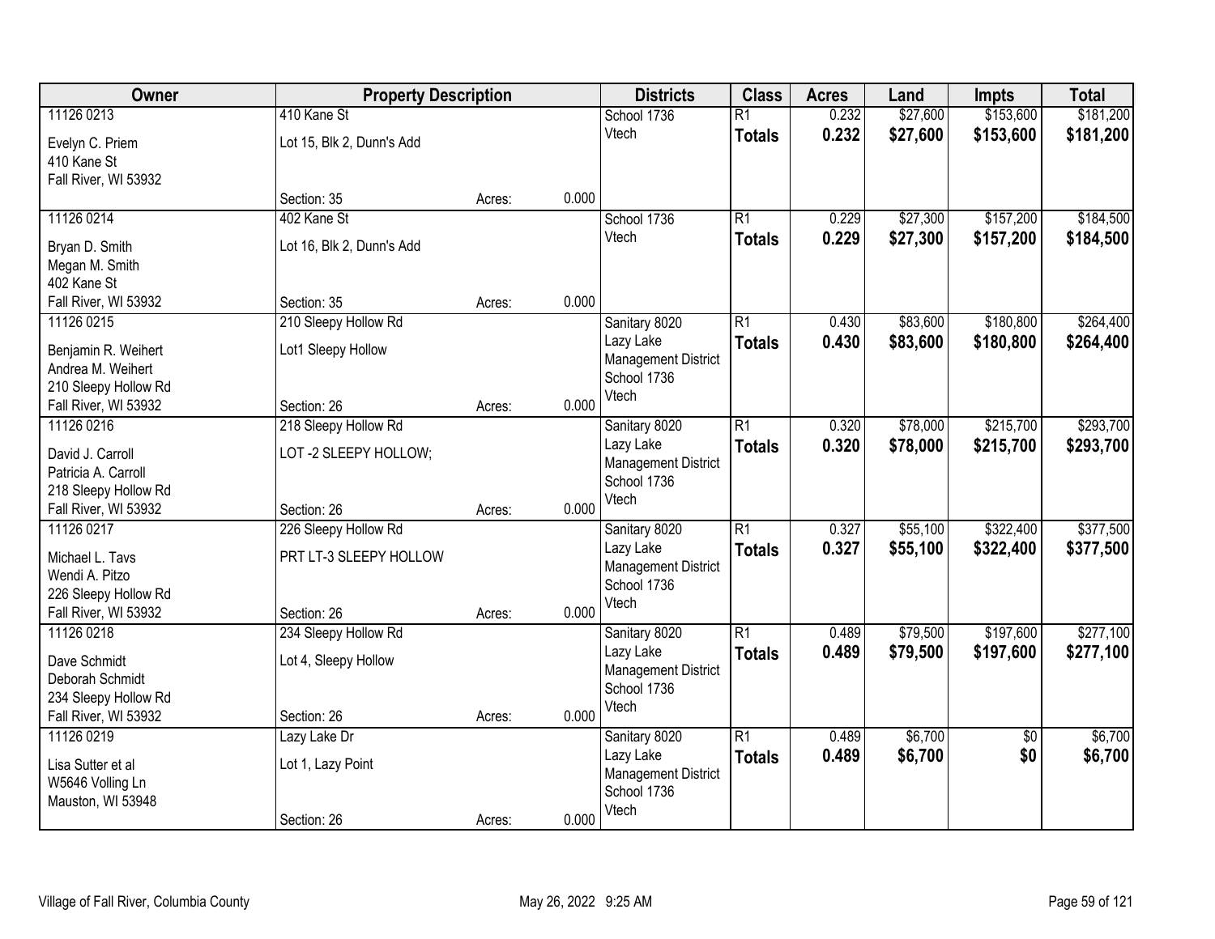| Owner | Property Description | | | Districts | Class | Acres | Land | Impts | Total |
|---|---|---|---|---|---|---|---|---|---|
| 11126 0213<br>Evelyn C. Priem<br>410 Kane St<br>Fall River, WI 53932 | 410 Kane St<br>Lot 15, Blk 2, Dunn's Add<br>Section: 35 | Acres: | 0.000 | School 1736<br>Vtech | R1<br>**Totals** | 0.232<br>**0.232** | $27,600<br>**$27,600** | $153,600<br>**$153,600** | $181,200<br>**$181,200** |
| 11126 0214<br>Bryan D. Smith<br>Megan M. Smith<br>402 Kane St<br>Fall River, WI 53932 | 402 Kane St<br>Lot 16, Blk 2, Dunn's Add<br>Section: 35 | Acres: | 0.000 | School 1736<br>Vtech | R1<br>**Totals** | 0.229<br>**0.229** | $27,300<br>**$27,300** | $157,200<br>**$157,200** | $184,500<br>**$184,500** |
| 11126 0215<br>Benjamin R. Weihert<br>Andrea M. Weihert<br>210 Sleepy Hollow Rd<br>Fall River, WI 53932 | 210 Sleepy Hollow Rd<br>Lot1 Sleepy Hollow<br>Section: 26 | Acres: | 0.000 | Sanitary 8020<br>Lazy Lake Management District<br>School 1736<br>Vtech | R1<br>**Totals** | 0.430<br>**0.430** | $83,600<br>**$83,600** | $180,800<br>**$180,800** | $264,400<br>**$264,400** |
| 11126 0216<br>David J. Carroll<br>Patricia A. Carroll<br>218 Sleepy Hollow Rd<br>Fall River, WI 53932 | 218 Sleepy Hollow Rd<br>LOT -2 SLEEPY HOLLOW;<br>Section: 26 | Acres: | 0.000 | Sanitary 8020<br>Lazy Lake Management District<br>School 1736<br>Vtech | R1<br>**Totals** | 0.320<br>**0.320** | $78,000<br>**$78,000** | $215,700<br>**$215,700** | $293,700<br>**$293,700** |
| 11126 0217<br>Michael L. Tavs<br>Wendi A. Pitzo<br>226 Sleepy Hollow Rd<br>Fall River, WI 53932 | 226 Sleepy Hollow Rd<br>PRT LT-3 SLEEPY HOLLOW<br>Section: 26 | Acres: | 0.000 | Sanitary 8020<br>Lazy Lake Management District<br>School 1736<br>Vtech | R1<br>**Totals** | 0.327<br>**0.327** | $55,100<br>**$55,100** | $322,400<br>**$322,400** | $377,500<br>**$377,500** |
| 11126 0218<br>Dave Schmidt<br>Deborah Schmidt<br>234 Sleepy Hollow Rd<br>Fall River, WI 53932 | 234 Sleepy Hollow Rd<br>Lot 4, Sleepy Hollow<br>Section: 26 | Acres: | 0.000 | Sanitary 8020<br>Lazy Lake Management District<br>School 1736<br>Vtech | R1<br>**Totals** | 0.489<br>**0.489** | $79,500<br>**$79,500** | $197,600<br>**$197,600** | $277,100<br>**$277,100** |
| 11126 0219<br>Lisa Sutter et al<br>W5646 Volling Ln<br>Mauston, WI 53948 | Lazy Lake Dr<br>Lot 1, Lazy Point<br>Section: 26 | Acres: | 0.000 | Sanitary 8020<br>Lazy Lake Management District<br>School 1736<br>Vtech | R1<br>**Totals** | 0.489<br>**0.489** | $6,700<br>**$6,700** | $0<br>**$0** | $6,700<br>**$6,700** |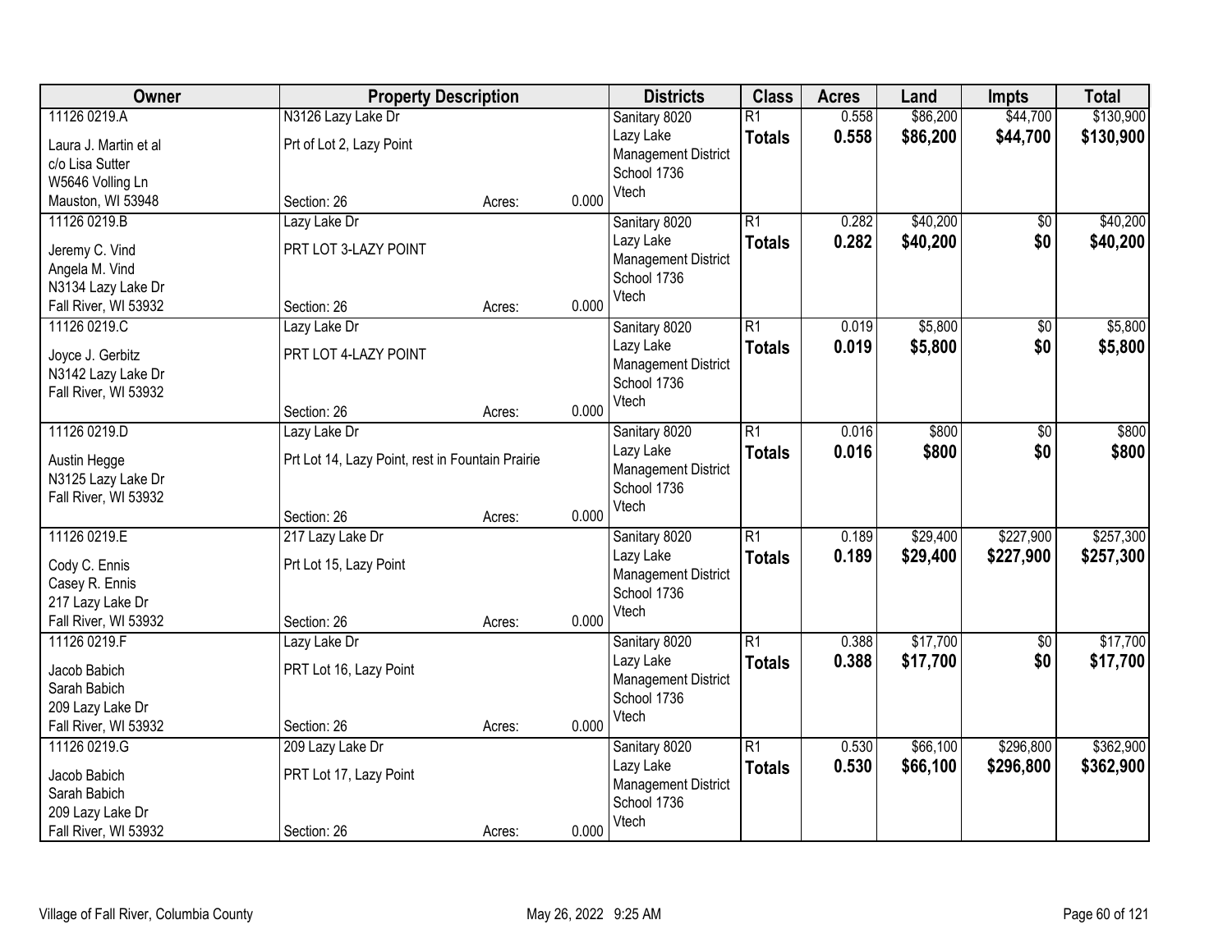| Owner | Property Description | Districts | Class | Acres | Land | Impts | Total |
|---|---|---|---|---|---|---|---|
| 11126 0219.A<br>Laura J. Martin et al<br>c/o Lisa Sutter<br>W5646 Volling Ln<br>Mauston, WI 53948 | N3126 Lazy Lake Dr<br>Prt of Lot 2, Lazy Point<br>Section: 26 Acres: 0.000 | Sanitary 8020<br>Lazy Lake Management District<br>School 1736<br>Vtech | R1<br>**Totals** | 0.558<br>**0.558** | $86,200<br>**$86,200** | $44,700<br>**$44,700** | $130,900<br>**$130,900** |
| 11126 0219.B<br>Jeremy C. Vind<br>Angela M. Vind<br>N3134 Lazy Lake Dr<br>Fall River, WI 53932 | Lazy Lake Dr<br>PRT LOT 3-LAZY POINT<br>Section: 26 Acres: 0.000 | Sanitary 8020<br>Lazy Lake Management District<br>School 1736<br>Vtech | R1<br>**Totals** | 0.282<br>**0.282** | $40,200<br>**$40,200** | $0<br>**$0** | $40,200<br>**$40,200** |
| 11126 0219.C<br>Joyce J. Gerbitz<br>N3142 Lazy Lake Dr<br>Fall River, WI 53932 | Lazy Lake Dr<br>PRT LOT 4-LAZY POINT<br>Section: 26 Acres: 0.000 | Sanitary 8020<br>Lazy Lake Management District<br>School 1736<br>Vtech | R1<br>**Totals** | 0.019<br>**0.019** | $5,800<br>**$5,800** | $0<br>**$0** | $5,800<br>**$5,800** |
| 11126 0219.D<br>Austin Hegge<br>N3125 Lazy Lake Dr<br>Fall River, WI 53932 | Lazy Lake Dr<br>Prt Lot 14, Lazy Point, rest in Fountain Prairie<br>Section: 26 Acres: 0.000 | Sanitary 8020<br>Lazy Lake Management District<br>School 1736<br>Vtech | R1<br>**Totals** | 0.016<br>**0.016** | $800<br>**$800** | $0<br>**$0** | $800<br>**$800** |
| 11126 0219.E<br>Cody C. Ennis<br>Casey R. Ennis<br>217 Lazy Lake Dr<br>Fall River, WI 53932 | 217 Lazy Lake Dr<br>Prt Lot 15, Lazy Point<br>Section: 26 Acres: 0.000 | Sanitary 8020<br>Lazy Lake Management District<br>School 1736<br>Vtech | R1<br>**Totals** | 0.189<br>**0.189** | $29,400<br>**$29,400** | $227,900<br>**$227,900** | $257,300<br>**$257,300** |
| 11126 0219.F<br>Jacob Babich<br>Sarah Babich<br>209 Lazy Lake Dr<br>Fall River, WI 53932 | Lazy Lake Dr<br>PRT Lot 16, Lazy Point<br>Section: 26 Acres: 0.000 | Sanitary 8020<br>Lazy Lake Management District<br>School 1736<br>Vtech | R1<br>**Totals** | 0.388<br>**0.388** | $17,700<br>**$17,700** | $0<br>**$0** | $17,700<br>**$17,700** |
| 11126 0219.G<br>Jacob Babich<br>Sarah Babich<br>209 Lazy Lake Dr<br>Fall River, WI 53932 | 209 Lazy Lake Dr<br>PRT Lot 17, Lazy Point<br>Section: 26 Acres: 0.000 | Sanitary 8020<br>Lazy Lake Management District<br>School 1736<br>Vtech | R1<br>**Totals** | 0.530<br>**0.530** | $66,100<br>**$66,100** | $296,800<br>**$296,800** | $362,900<br>**$362,900** |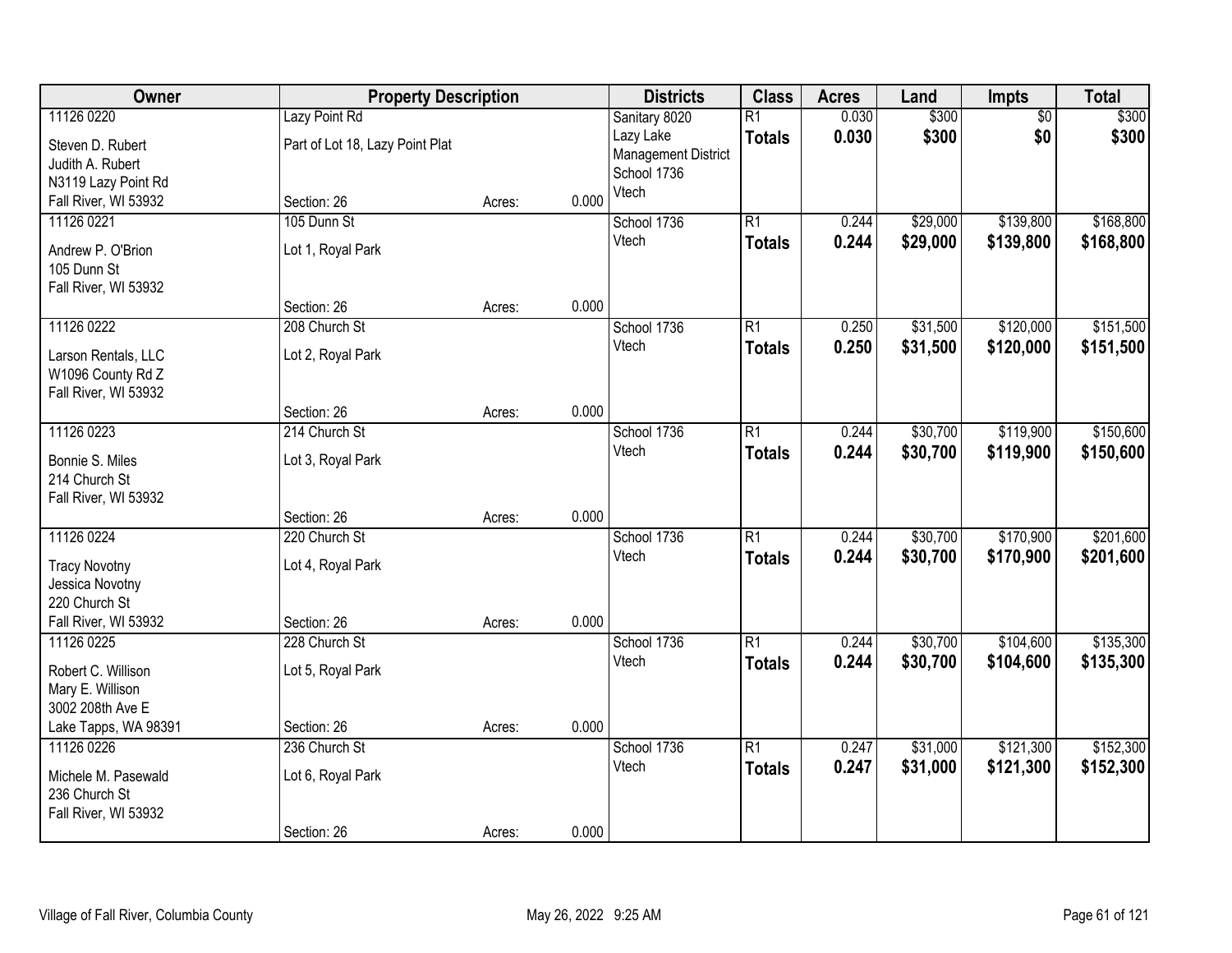| Owner | Property Description | | | Districts | Class | Acres | Land | Impts | Total |
|---|---|---|---|---|---|---|---|---|---|
| 11126 0220<br>Steven D. Rubert<br>Judith A. Rubert<br>N3119 Lazy Point Rd<br>Fall River, WI 53932 | Lazy Point Rd<br>Part of Lot 18, Lazy Point Plat<br>Section: 26 | Acres: | 0.000 | Sanitary 8020<br>Lazy Lake Management District<br>School 1736<br>Vtech | R1<br>**Totals** | 0.030<br>**0.030** | $300<br>**$300** | $0<br>**$0** | $300<br>**$300** |
| 11126 0221<br>Andrew P. O'Brion<br>105 Dunn St<br>Fall River, WI 53932 | 105 Dunn St<br>Lot 1, Royal Park<br>Section: 26 | Acres: | 0.000 | School 1736<br>Vtech | R1<br>**Totals** | 0.244<br>**0.244** | $29,000<br>**$29,000** | $139,800<br>**$139,800** | $168,800<br>**$168,800** |
| 11126 0222<br>Larson Rentals, LLC<br>W1096 County Rd Z<br>Fall River, WI 53932 | 208 Church St<br>Lot 2, Royal Park<br>Section: 26 | Acres: | 0.000 | School 1736<br>Vtech | R1<br>**Totals** | 0.250<br>**0.250** | $31,500<br>**$31,500** | $120,000<br>**$120,000** | $151,500<br>**$151,500** |
| 11126 0223<br>Bonnie S. Miles<br>214 Church St<br>Fall River, WI 53932 | 214 Church St<br>Lot 3, Royal Park<br>Section: 26 | Acres: | 0.000 | School 1736<br>Vtech | R1<br>**Totals** | 0.244<br>**0.244** | $30,700<br>**$30,700** | $119,900<br>**$119,900** | $150,600<br>**$150,600** |
| 11126 0224<br>Tracy Novotny<br>Jessica Novotny<br>220 Church St<br>Fall River, WI 53932 | 220 Church St<br>Lot 4, Royal Park<br>Section: 26 | Acres: | 0.000 | School 1736<br>Vtech | R1<br>**Totals** | 0.244<br>**0.244** | $30,700<br>**$30,700** | $170,900<br>**$170,900** | $201,600<br>**$201,600** |
| 11126 0225<br>Robert C. Willison<br>Mary E. Willison<br>3002 208th Ave E<br>Lake Tapps, WA 98391 | 228 Church St<br>Lot 5, Royal Park<br>Section: 26 | Acres: | 0.000 | School 1736<br>Vtech | R1<br>**Totals** | 0.244<br>**0.244** | $30,700<br>**$30,700** | $104,600<br>**$104,600** | $135,300<br>**$135,300** |
| 11126 0226<br>Michele M. Pasewald<br>236 Church St<br>Fall River, WI 53932 | 236 Church St<br>Lot 6, Royal Park<br>Section: 26 | Acres: | 0.000 | School 1736<br>Vtech | R1<br>**Totals** | 0.247<br>**0.247** | $31,000<br>**$31,000** | $121,300<br>**$121,300** | $152,300<br>**$152,300** |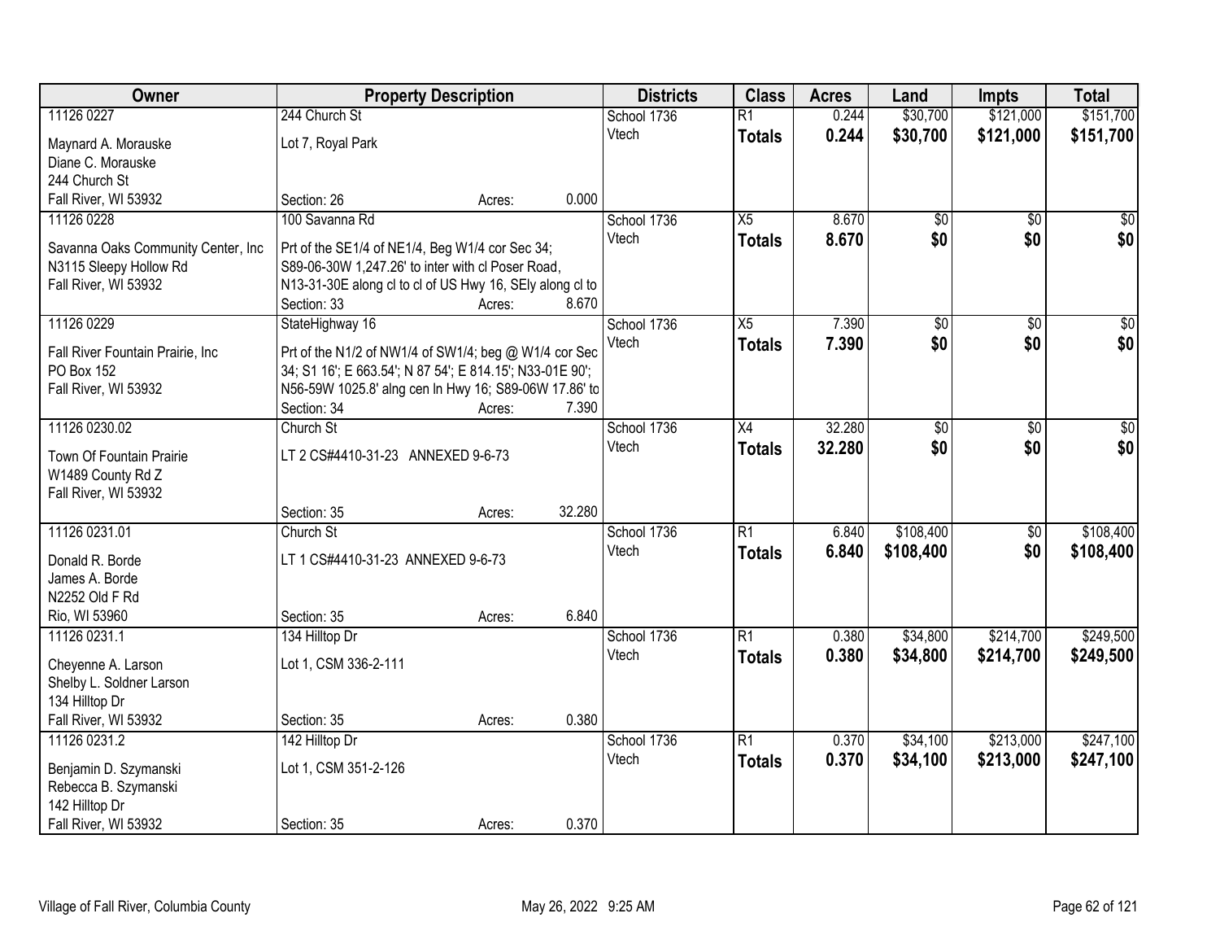| Owner | Property Description | | Districts | Class | Acres | Land | Impts | Total |
|---|---|---|---|---|---|---|---|---|
| 11126 0227<br>Maynard A. Morauske<br>Diane C. Morauske<br>244 Church St<br>Fall River, WI 53932 | 244 Church St<br>Lot 7, Royal Park<br>Section: 26 | Acres: 0.000 | School 1736<br>Vtech | R1<br>**Totals** | 0.244<br>**0.244** | $30,700<br>**$30,700** | $121,000<br>**$121,000** | $151,700<br>**$151,700** |
| 11126 0228<br>Savanna Oaks Community Center, Inc<br>N3115 Sleepy Hollow Rd<br>Fall River, WI 53932 | 100 Savanna Rd<br>Prt of the SE1/4 of NE1/4, Beg W1/4 cor Sec 34; S89-06-30W 1,247.26' to inter with cl Poser Road, N13-31-30E along cl to cl of US Hwy 16, SEly along cl to<br>Section: 33 | Acres: 8.670 | School 1736<br>Vtech | X5<br>**Totals** | 8.670<br>**8.670** | $0<br>**$0** | $0<br>**$0** | $0<br>**$0** |
| 11126 0229<br>Fall River Fountain Prairie, Inc<br>PO Box 152<br>Fall River, WI 53932 | StateHighway 16<br>Prt of the N1/2 of NW1/4 of SW1/4; beg @ W1/4 cor Sec 34; S1 16'; E 663.54'; N 87 54'; E 814.15'; N33-01E 90'; N56-59W 1025.8' alng cen ln Hwy 16; S89-06W 17.86' to<br>Section: 34 | Acres: 7.390 | School 1736<br>Vtech | X5<br>**Totals** | 7.390<br>**7.390** | $0<br>**$0** | $0<br>**$0** | $0<br>**$0** |
| 11126 0230.02<br>Town Of Fountain Prairie<br>W1489 County Rd Z<br>Fall River, WI 53932 | Church St<br>LT 2 CS#4410-31-23 ANNEXED 9-6-73<br>Section: 35 | Acres: 32.280 | School 1736<br>Vtech | X4<br>**Totals** | 32.280<br>**32.280** | $0<br>**$0** | $0<br>**$0** | $0<br>**$0** |
| 11126 0231.01<br>Donald R. Borde<br>James A. Borde<br>N2252 Old F Rd<br>Rio, WI 53960 | Church St<br>LT 1 CS#4410-31-23 ANNEXED 9-6-73<br>Section: 35 | Acres: 6.840 | School 1736<br>Vtech | R1<br>**Totals** | 6.840<br>**6.840** | $108,400<br>**$108,400** | $0<br>**$0** | $108,400<br>**$108,400** |
| 11126 0231.1<br>Cheyenne A. Larson<br>Shelby L. Soldner Larson<br>134 Hilltop Dr<br>Fall River, WI 53932 | 134 Hilltop Dr<br>Lot 1, CSM 336-2-111<br>Section: 35 | Acres: 0.380 | School 1736<br>Vtech | R1<br>**Totals** | 0.380<br>**0.380** | $34,800<br>**$34,800** | $214,700<br>**$214,700** | $249,500<br>**$249,500** |
| 11126 0231.2<br>Benjamin D. Szymanski<br>Rebecca B. Szymanski<br>142 Hilltop Dr<br>Fall River, WI 53932 | 142 Hilltop Dr<br>Lot 1, CSM 351-2-126<br>Section: 35 | Acres: 0.370 | School 1736<br>Vtech | R1<br>**Totals** | 0.370<br>**0.370** | $34,100<br>**$34,100** | $213,000<br>**$213,000** | $247,100<br>**$247,100** |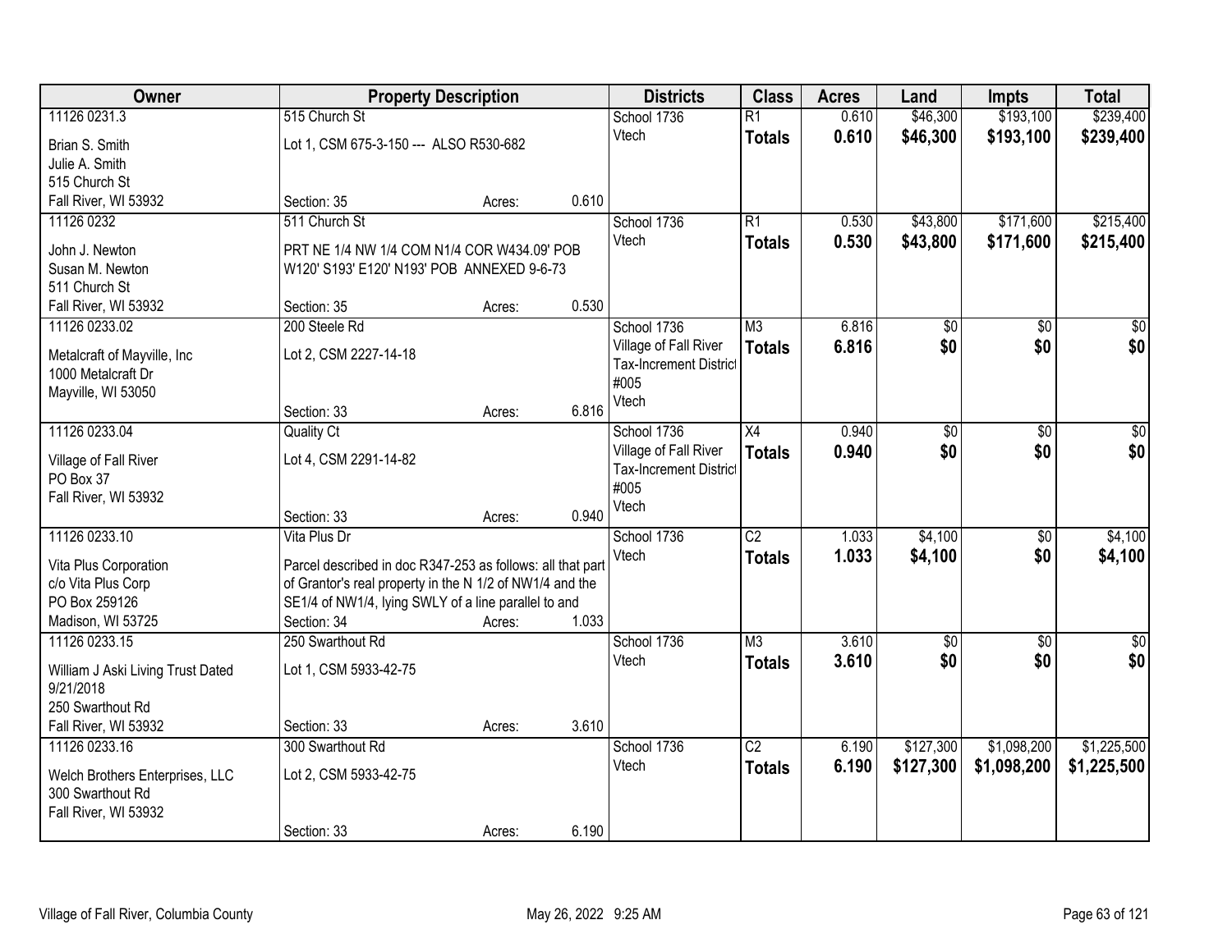| Owner | Property Description | | | Districts | Class | Acres | Land | Impts | Total |
|---|---|---|---|---|---|---|---|---|---|
| 11126 0231.3<br>Brian S. Smith<br>Julie A. Smith<br>515 Church St<br>Fall River, WI 53932 | 515 Church St<br>Lot 1, CSM 675-3-150 --- ALSO R530-682<br>Section: 35 | Acres: | 0.610 | School 1736<br>Vtech | R1<br>**Totals** | 0.610<br>**0.610** | $46,300<br>**$46,300** | $193,100<br>**$193,100** | $239,400<br>**$239,400** |
| 11126 0232<br>John J. Newton<br>Susan M. Newton<br>511 Church St<br>Fall River, WI 53932 | 511 Church St<br>PRT NE 1/4 NW 1/4 COM N1/4 COR W434.09' POB W120' S193' E120' N193' POB ANNEXED 9-6-73<br>Section: 35 | Acres: | 0.530 | School 1736<br>Vtech | R1<br>**Totals** | 0.530<br>**0.530** | $43,800<br>**$43,800** | $171,600<br>**$171,600** | $215,400<br>**$215,400** |
| 11126 0233.02<br>Metalcraft of Mayville, Inc<br>1000 Metalcraft Dr<br>Mayville, WI 53050 | 200 Steele Rd<br>Lot 2, CSM 2227-14-18<br>Section: 33 | Acres: | 6.816 | School 1736<br>Village of Fall River<br>Tax-Increment District #005<br>Vtech | M3<br>**Totals** | 6.816<br>**6.816** | $0<br>**$0** | $0<br>**$0** | $0<br>**$0** |
| 11126 0233.04<br>Village of Fall River<br>PO Box 37<br>Fall River, WI 53932 | Quality Ct<br>Lot 4, CSM 2291-14-82<br>Section: 33 | Acres: | 0.940 | School 1736<br>Village of Fall River<br>Tax-Increment District #005<br>Vtech | X4<br>**Totals** | 0.940<br>**0.940** | $0<br>**$0** | $0<br>**$0** | $0<br>**$0** |
| 11126 0233.10<br>Vita Plus Corporation<br>c/o Vita Plus Corp<br>PO Box 259126<br>Madison, WI 53725 | Vita Plus Dr<br>Parcel described in doc R347-253 as follows: all that part of Grantor's real property in the N 1/2 of NW1/4 and the SE1/4 of NW1/4, lying SWLY of a line parallel to and<br>Section: 34 | Acres: | 1.033 | School 1736<br>Vtech | C2<br>**Totals** | 1.033<br>**1.033** | $4,100<br>**$4,100** | $0<br>**$0** | $4,100<br>**$4,100** |
| 11126 0233.15<br>William J Aski Living Trust Dated 9/21/2018<br>250 Swarthout Rd<br>Fall River, WI 53932 | 250 Swarthout Rd<br>Lot 1, CSM 5933-42-75<br>Section: 33 | Acres: | 3.610 | School 1736<br>Vtech | M3<br>**Totals** | 3.610<br>**3.610** | $0<br>**$0** | $0<br>**$0** | $0<br>**$0** |
| 11126 0233.16<br>Welch Brothers Enterprises, LLC<br>300 Swarthout Rd<br>Fall River, WI 53932 | 300 Swarthout Rd<br>Lot 2, CSM 5933-42-75<br>Section: 33 | Acres: | 6.190 | School 1736<br>Vtech | C2<br>**Totals** | 6.190<br>**6.190** | $127,300<br>**$127,300** | $1,098,200<br>**$1,098,200** | $1,225,500<br>**$1,225,500** |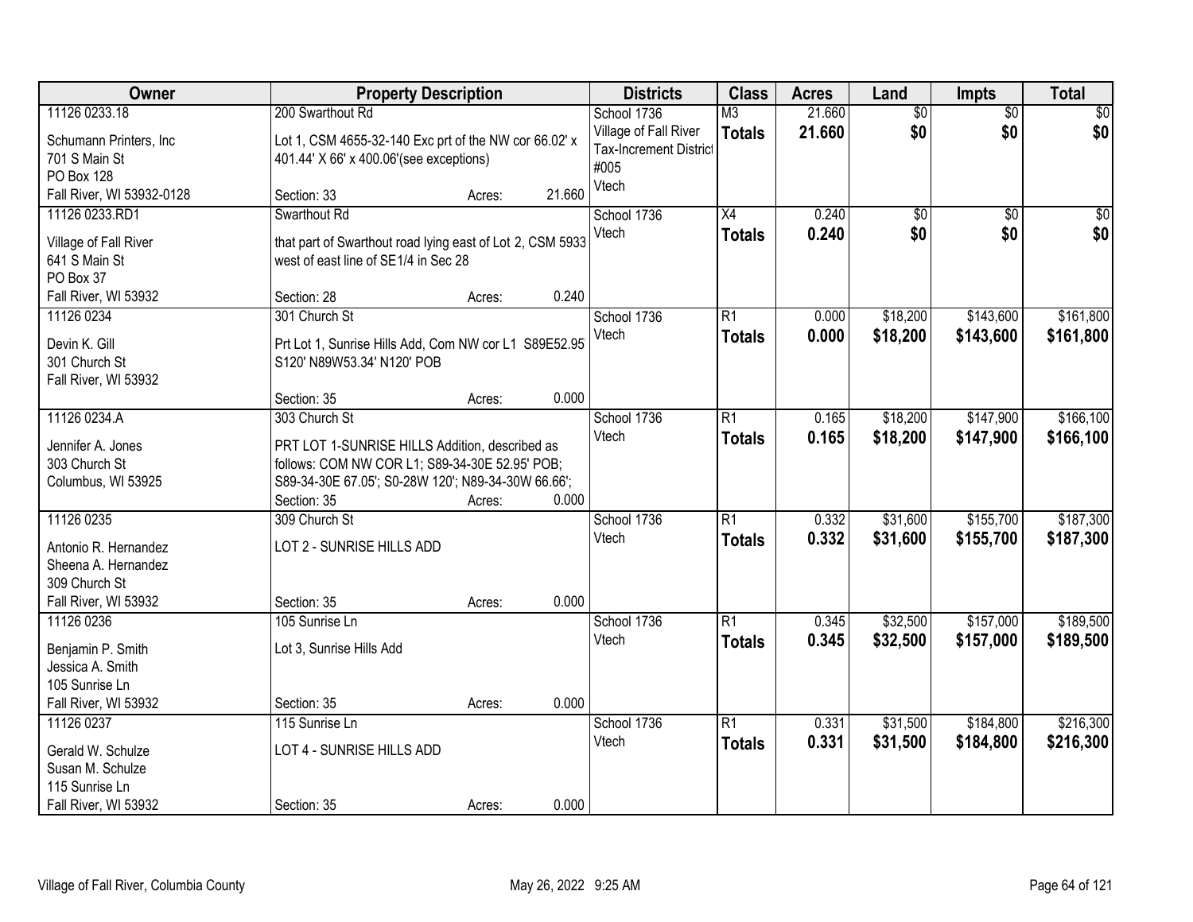| Owner | Property Description | Districts | Class | Acres | Land | Impts | Total |
|---|---|---|---|---|---|---|---|
| 11126 0233.18<br>Schumann Printers, Inc<br>701 S Main St<br>PO Box 128<br>Fall River, WI 53932-0128 | 200 Swarthout Rd<br>Lot 1, CSM 4655-32-140 Exc prt of the NW cor 66.02' x 401.44' X 66' x 400.06'(see exceptions)<br>Section: 33 Acres: 21.660 | School 1736<br>Village of Fall River Tax-Increment District #005<br>Vtech | M3<br>**Totals** | 21.660<br>**21.660** | $0<br>**$0** | $0<br>**$0** | $0<br>**$0** |
| 11126 0233.RD1<br>Village of Fall River<br>641 S Main St<br>PO Box 37<br>Fall River, WI 53932 | Swarthout Rd<br>that part of Swarthout road lying east of Lot 2, CSM 5933 west of east line of SE1/4 in Sec 28<br>Section: 28 Acres: 0.240 | School 1736<br>Vtech | X4<br>**Totals** | 0.240<br>**0.240** | $0<br>**$0** | $0<br>**$0** | $0<br>**$0** |
| 11126 0234<br>Devin K. Gill<br>301 Church St<br>Fall River, WI 53932 | 301 Church St<br>Prt Lot 1, Sunrise Hills Add, Com NW cor L1 S89E52.95 S120' N89W53.34' N120' POB<br>Section: 35 Acres: 0.000 | School 1736<br>Vtech | R1<br>**Totals** | 0.000<br>**0.000** | $18,200<br>**$18,200** | $143,600<br>**$143,600** | $161,800<br>**$161,800** |
| 11126 0234.A<br>Jennifer A. Jones<br>303 Church St<br>Columbus, WI 53925 | 303 Church St<br>PRT LOT 1-SUNRISE HILLS Addition, described as follows: COM NW COR L1; S89-34-30E 52.95' POB; S89-34-30E 67.05'; S0-28W 120'; N89-34-30W 66.66';<br>Section: 35 Acres: 0.000 | School 1736<br>Vtech | R1<br>**Totals** | 0.165<br>**0.165** | $18,200<br>**$18,200** | $147,900<br>**$147,900** | $166,100<br>**$166,100** |
| 11126 0235<br>Antonio R. Hernandez<br>Sheena A. Hernandez<br>309 Church St<br>Fall River, WI 53932 | 309 Church St<br>LOT 2 - SUNRISE HILLS ADD<br>Section: 35 Acres: 0.000 | School 1736<br>Vtech | R1<br>**Totals** | 0.332<br>**0.332** | $31,600<br>**$31,600** | $155,700<br>**$155,700** | $187,300<br>**$187,300** |
| 11126 0236<br>Benjamin P. Smith<br>Jessica A. Smith<br>105 Sunrise Ln<br>Fall River, WI 53932 | 105 Sunrise Ln<br>Lot 3, Sunrise Hills Add<br>Section: 35 Acres: 0.000 | School 1736<br>Vtech | R1<br>**Totals** | 0.345<br>**0.345** | $32,500<br>**$32,500** | $157,000<br>**$157,000** | $189,500<br>**$189,500** |
| 11126 0237<br>Gerald W. Schulze<br>Susan M. Schulze<br>115 Sunrise Ln<br>Fall River, WI 53932 | 115 Sunrise Ln<br>LOT 4 - SUNRISE HILLS ADD<br>Section: 35 Acres: 0.000 | School 1736<br>Vtech | R1<br>**Totals** | 0.331<br>**0.331** | $31,500<br>**$31,500** | $184,800<br>**$184,800** | $216,300<br>**$216,300** |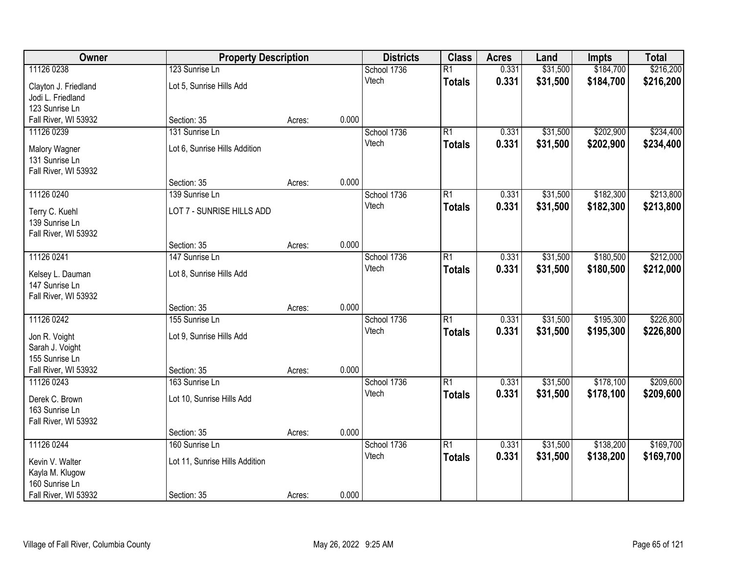| Owner | Property Description | | | Districts | Class | Acres | Land | Impts | Total |
|---|---|---|---|---|---|---|---|---|---|
| 11126 0238 | 123 Sunrise Ln | | | School 1736 | R1 | 0.331 | $31,500 | $184,700 | $216,200 |
| Clayton J. Friedland<br>Jodi L. Friedland<br>123 Sunrise Ln<br>Fall River, WI 53932 | Lot 5, Sunrise Hills Add<br><br>Section: 35 | Acres: | 0.000 | Vtech | **Totals** | **0.331** | **$31,500** | **$184,700** | **$216,200** |
| 11126 0239 | 131 Sunrise Ln | | | School 1736 | R1 | 0.331 | $31,500 | $202,900 | $234,400 |
| Malory Wagner<br>131 Sunrise Ln<br>Fall River, WI 53932 | Lot 6, Sunrise Hills Addition<br><br>Section: 35 | Acres: | 0.000 | Vtech | **Totals** | **0.331** | **$31,500** | **$202,900** | **$234,400** |
| 11126 0240 | 139 Sunrise Ln | | | School 1736 | R1 | 0.331 | $31,500 | $182,300 | $213,800 |
| Terry C. Kuehl<br>139 Sunrise Ln<br>Fall River, WI 53932 | LOT 7 - SUNRISE HILLS ADD<br><br>Section: 35 | Acres: | 0.000 | Vtech | **Totals** | **0.331** | **$31,500** | **$182,300** | **$213,800** |
| 11126 0241 | 147 Sunrise Ln | | | School 1736 | R1 | 0.331 | $31,500 | $180,500 | $212,000 |
| Kelsey L. Dauman<br>147 Sunrise Ln<br>Fall River, WI 53932 | Lot 8, Sunrise Hills Add<br><br>Section: 35 | Acres: | 0.000 | Vtech | **Totals** | **0.331** | **$31,500** | **$180,500** | **$212,000** |
| 11126 0242 | 155 Sunrise Ln | | | School 1736 | R1 | 0.331 | $31,500 | $195,300 | $226,800 |
| Jon R. Voight<br>Sarah J. Voight<br>155 Sunrise Ln<br>Fall River, WI 53932 | Lot 9, Sunrise Hills Add<br><br>Section: 35 | Acres: | 0.000 | Vtech | **Totals** | **0.331** | **$31,500** | **$195,300** | **$226,800** |
| 11126 0243 | 163 Sunrise Ln | | | School 1736 | R1 | 0.331 | $31,500 | $178,100 | $209,600 |
| Derek C. Brown<br>163 Sunrise Ln<br>Fall River, WI 53932 | Lot 10, Sunrise Hills Add<br><br>Section: 35 | Acres: | 0.000 | Vtech | **Totals** | **0.331** | **$31,500** | **$178,100** | **$209,600** |
| 11126 0244 | 160 Sunrise Ln | | | School 1736 | R1 | 0.331 | $31,500 | $138,200 | $169,700 |
| Kevin V. Walter<br>Kayla M. Klugow<br>160 Sunrise Ln<br>Fall River, WI 53932 | Lot 11, Sunrise Hills Addition<br><br>Section: 35 | Acres: | 0.000 | Vtech | **Totals** | **0.331** | **$31,500** | **$138,200** | **$169,700** |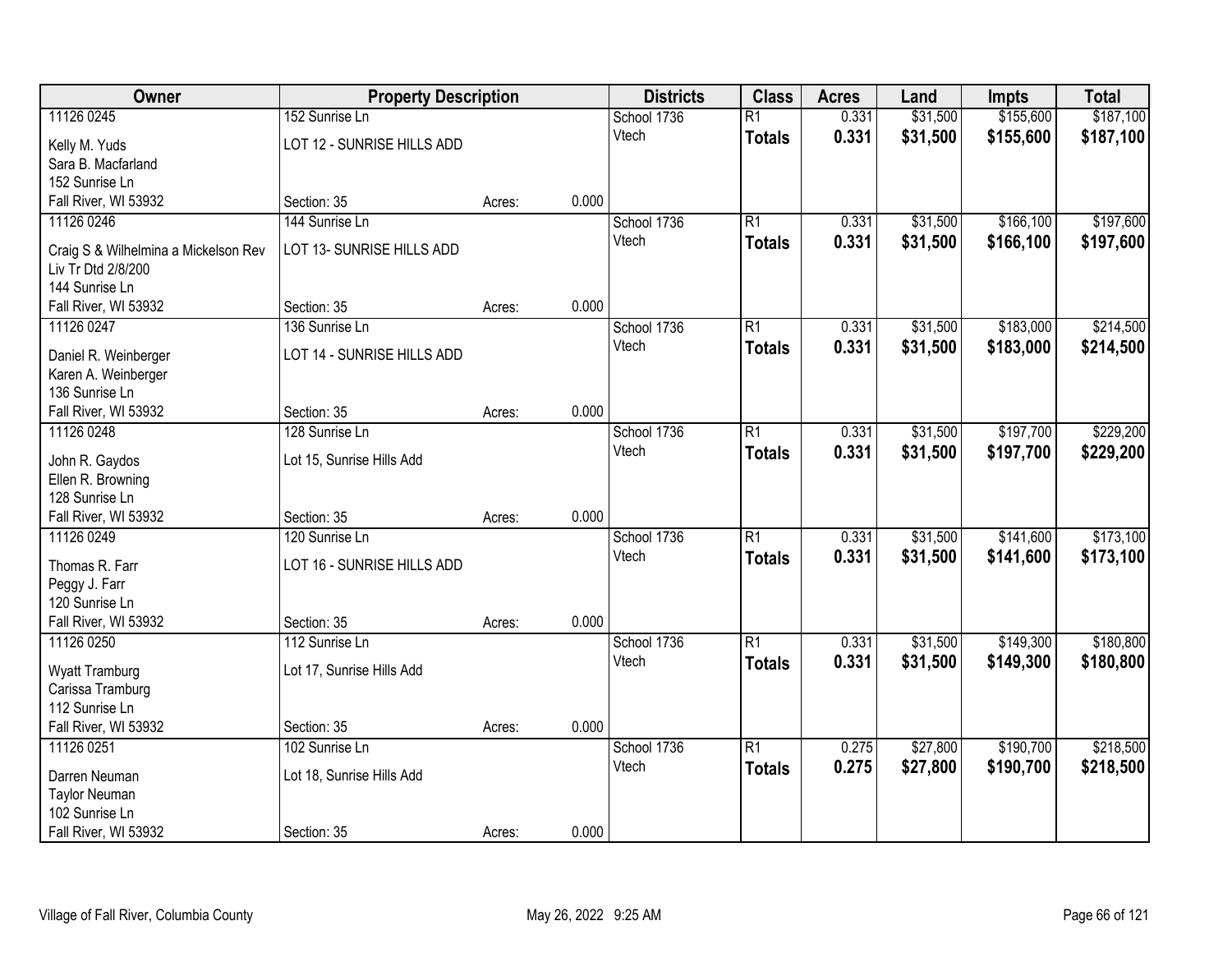| Owner | Property Description | | | Districts | Class | Acres | Land | Impts | Total |
|---|---|---|---|---|---|---|---|---|---|
| 11126 0245 | 152 Sunrise Ln | | | School 1736 | R1 | 0.331 | $31,500 | $155,600 | $187,100 |
| Kelly M. Yuds<br>Sara B. Macfarland<br>152 Sunrise Ln<br>Fall River, WI 53932 | LOT 12 - SUNRISE HILLS ADD<br><br><br>Section: 35 | Acres: | 0.000 | Vtech | **Totals** | **0.331** | **$31,500** | **$155,600** | **$187,100** |
| 11126 0246 | 144 Sunrise Ln | | | School 1736 | R1 | 0.331 | $31,500 | $166,100 | $197,600 |
| Craig S & Wilhelmina a Mickelson Rev Liv Tr Dtd 2/8/200<br>144 Sunrise Ln<br>Fall River, WI 53932 | LOT 13- SUNRISE HILLS ADD<br><br><br>Section: 35 | Acres: | 0.000 | Vtech | **Totals** | **0.331** | **$31,500** | **$166,100** | **$197,600** |
| 11126 0247 | 136 Sunrise Ln | | | School 1736 | R1 | 0.331 | $31,500 | $183,000 | $214,500 |
| Daniel R. Weinberger<br>Karen A. Weinberger<br>136 Sunrise Ln<br>Fall River, WI 53932 | LOT 14 - SUNRISE HILLS ADD<br><br><br>Section: 35 | Acres: | 0.000 | Vtech | **Totals** | **0.331** | **$31,500** | **$183,000** | **$214,500** |
| 11126 0248 | 128 Sunrise Ln | | | School 1736 | R1 | 0.331 | $31,500 | $197,700 | $229,200 |
| John R. Gaydos<br>Ellen R. Browning<br>128 Sunrise Ln<br>Fall River, WI 53932 | Lot 15, Sunrise Hills Add<br><br><br>Section: 35 | Acres: | 0.000 | Vtech | **Totals** | **0.331** | **$31,500** | **$197,700** | **$229,200** |
| 11126 0249 | 120 Sunrise Ln | | | School 1736 | R1 | 0.331 | $31,500 | $141,600 | $173,100 |
| Thomas R. Farr<br>Peggy J. Farr<br>120 Sunrise Ln<br>Fall River, WI 53932 | LOT 16 - SUNRISE HILLS ADD<br><br><br>Section: 35 | Acres: | 0.000 | Vtech | **Totals** | **0.331** | **$31,500** | **$141,600** | **$173,100** |
| 11126 0250 | 112 Sunrise Ln | | | School 1736 | R1 | 0.331 | $31,500 | $149,300 | $180,800 |
| Wyatt Tramburg<br>Carissa Tramburg<br>112 Sunrise Ln<br>Fall River, WI 53932 | Lot 17, Sunrise Hills Add<br><br><br>Section: 35 | Acres: | 0.000 | Vtech | **Totals** | **0.331** | **$31,500** | **$149,300** | **$180,800** |
| 11126 0251 | 102 Sunrise Ln | | | School 1736 | R1 | 0.275 | $27,800 | $190,700 | $218,500 |
| Darren Neuman<br>Taylor Neuman<br>102 Sunrise Ln<br>Fall River, WI 53932 | Lot 18, Sunrise Hills Add<br><br><br>Section: 35 | Acres: | 0.000 | Vtech | **Totals** | **0.275** | **$27,800** | **$190,700** | **$218,500** |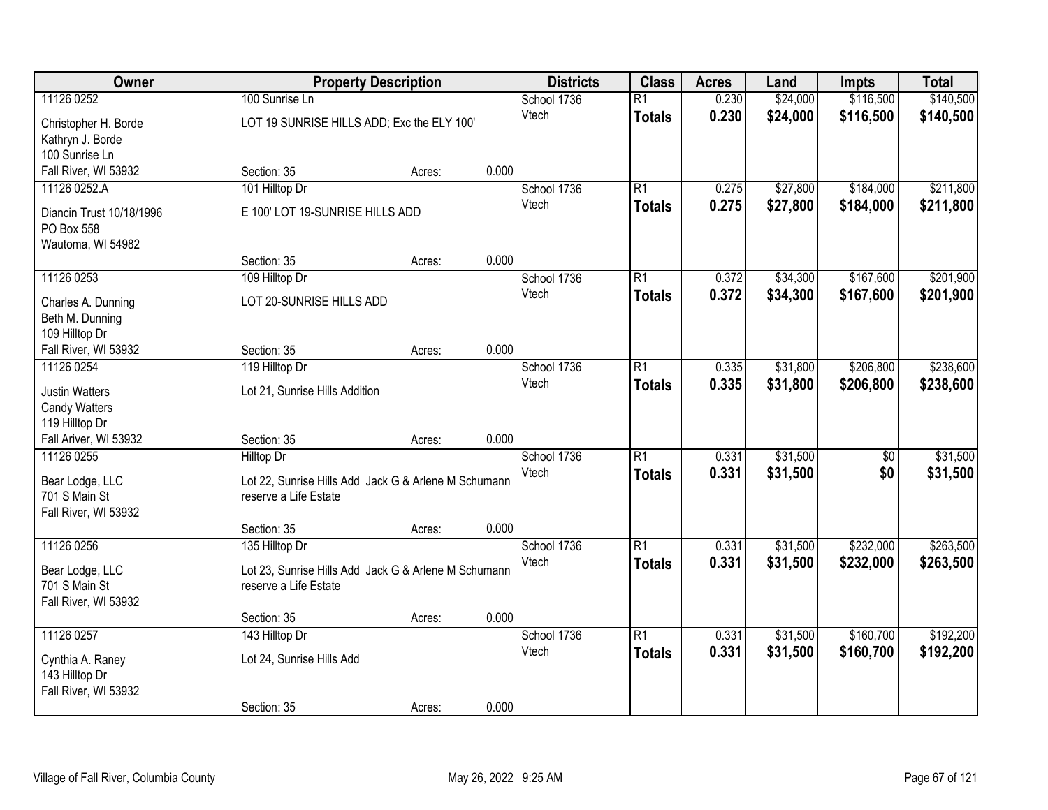| Owner | Property Description | | Districts | Class | Acres | Land | Impts | Total |
|---|---|---|---|---|---|---|---|---|
| 11126 0252 | 100 Sunrise Ln | | School 1736 | R1 | 0.230 | $24,000 | $116,500 | $140,500 |
| Christopher H. Borde<br>Kathryn J. Borde<br>100 Sunrise Ln<br>Fall River, WI 53932 | LOT 19 SUNRISE HILLS ADD; Exc the ELY 100' | | Vtech | **Totals** | **0.230** | **$24,000** | **$116,500** | **$140,500** |
| | Section: 35 | Acres: 0.000 | | | | | | |
| 11126 0252.A | 101 Hilltop Dr | | School 1736 | R1 | 0.275 | $27,800 | $184,000 | $211,800 |
| Diancin Trust 10/18/1996<br>PO Box 558<br>Wautoma, WI 54982 | E 100' LOT 19-SUNRISE HILLS ADD | | Vtech | **Totals** | **0.275** | **$27,800** | **$184,000** | **$211,800** |
| | Section: 35 | Acres: 0.000 | | | | | | |
| 11126 0253 | 109 Hilltop Dr | | School 1736 | R1 | 0.372 | $34,300 | $167,600 | $201,900 |
| Charles A. Dunning<br>Beth M. Dunning<br>109 Hilltop Dr<br>Fall River, WI 53932 | LOT 20-SUNRISE HILLS ADD | | Vtech | **Totals** | **0.372** | **$34,300** | **$167,600** | **$201,900** |
| | Section: 35 | Acres: 0.000 | | | | | | |
| 11126 0254 | 119 Hilltop Dr | | School 1736 | R1 | 0.335 | $31,800 | $206,800 | $238,600 |
| Justin Watters<br>Candy Watters<br>119 Hilltop Dr<br>Fall Ariver, WI 53932 | Lot 21, Sunrise Hills Addition | | Vtech | **Totals** | **0.335** | **$31,800** | **$206,800** | **$238,600** |
| | Section: 35 | Acres: 0.000 | | | | | | |
| 11126 0255 | Hilltop Dr | | School 1736 | R1 | 0.331 | $31,500 | $0 | $31,500 |
| Bear Lodge, LLC<br>701 S Main St<br>Fall River, WI 53932 | Lot 22, Sunrise Hills Add Jack G & Arlene M Schumann reserve a Life Estate | | Vtech | **Totals** | **0.331** | **$31,500** | **$0** | **$31,500** |
| | Section: 35 | Acres: 0.000 | | | | | | |
| 11126 0256 | 135 Hilltop Dr | | School 1736 | R1 | 0.331 | $31,500 | $232,000 | $263,500 |
| Bear Lodge, LLC<br>701 S Main St<br>Fall River, WI 53932 | Lot 23, Sunrise Hills Add Jack G & Arlene M Schumann reserve a Life Estate | | Vtech | **Totals** | **0.331** | **$31,500** | **$232,000** | **$263,500** |
| | Section: 35 | Acres: 0.000 | | | | | | |
| 11126 0257 | 143 Hilltop Dr | | School 1736 | R1 | 0.331 | $31,500 | $160,700 | $192,200 |
| Cynthia A. Raney<br>143 Hilltop Dr<br>Fall River, WI 53932 | Lot 24, Sunrise Hills Add | | Vtech | **Totals** | **0.331** | **$31,500** | **$160,700** | **$192,200** |
| | Section: 35 | Acres: 0.000 | | | | | | |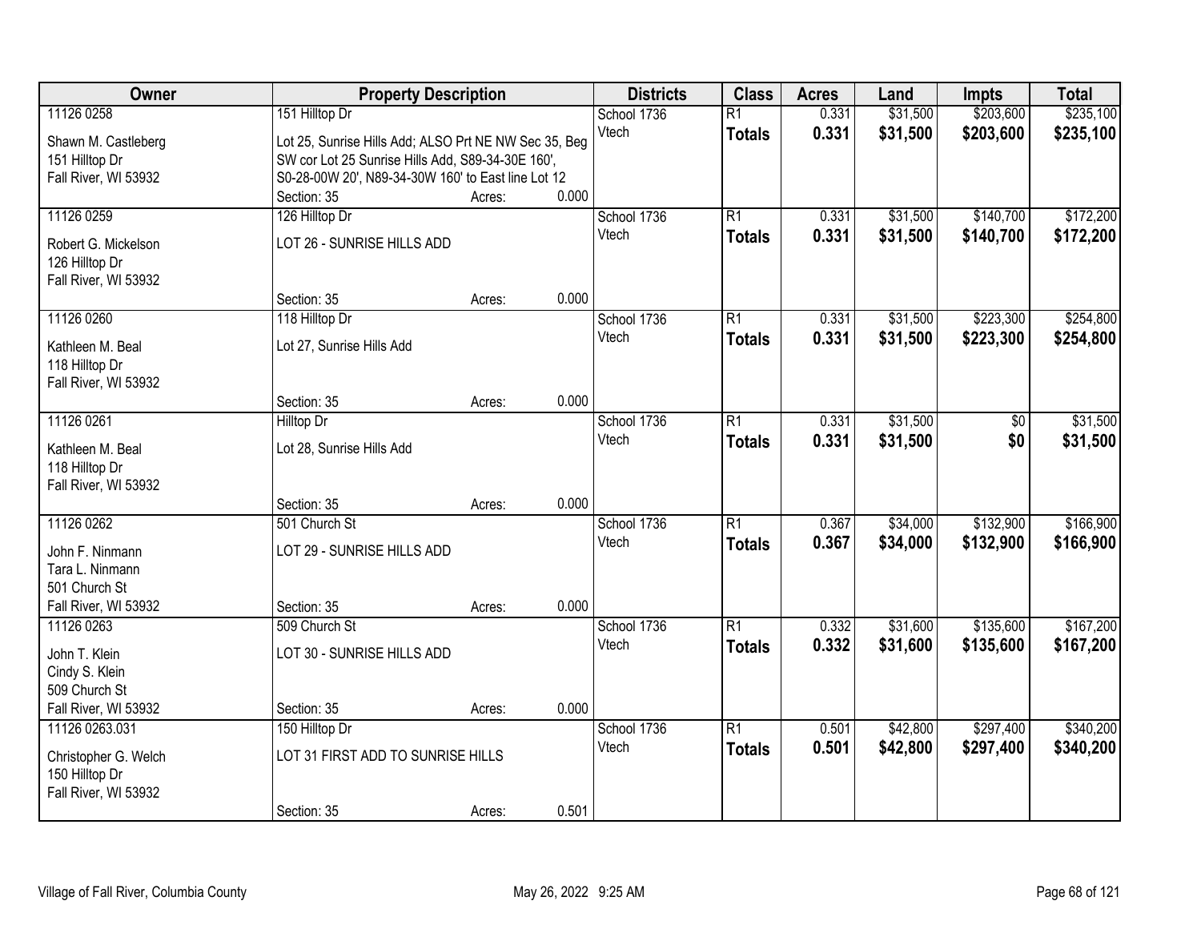| Owner | Property Description | Districts | Class | Acres | Land | Impts | Total |
|---|---|---|---|---|---|---|---|
| 11126 0258<br>Shawn M. Castleberg<br>151 Hilltop Dr<br>Fall River, WI 53932 | 151 Hilltop Dr<br>Lot 25, Sunrise Hills Add; ALSO Prt NE NW Sec 35, Beg SW cor Lot 25 Sunrise Hills Add, S89-34-30E 160', S0-28-00W 20', N89-34-30W 160' to East line Lot 12<br>Section: 35 Acres: 0.000 | School 1736<br>Vtech | R1<br>**Totals** | 0.331<br>**0.331** | $31,500<br>**$31,500** | $203,600<br>**$203,600** | $235,100<br>**$235,100** |
| 11126 0259<br>Robert G. Mickelson<br>126 Hilltop Dr<br>Fall River, WI 53932 | 126 Hilltop Dr<br>LOT 26 - SUNRISE HILLS ADD<br>Section: 35 Acres: 0.000 | School 1736<br>Vtech | R1<br>**Totals** | 0.331<br>**0.331** | $31,500<br>**$31,500** | $140,700<br>**$140,700** | $172,200<br>**$172,200** |
| 11126 0260<br>Kathleen M. Beal<br>118 Hilltop Dr<br>Fall River, WI 53932 | 118 Hilltop Dr<br>Lot 27, Sunrise Hills Add<br>Section: 35 Acres: 0.000 | School 1736<br>Vtech | R1<br>**Totals** | 0.331<br>**0.331** | $31,500<br>**$31,500** | $223,300<br>**$223,300** | $254,800<br>**$254,800** |
| 11126 0261<br>Kathleen M. Beal<br>118 Hilltop Dr<br>Fall River, WI 53932 | Hilltop Dr<br>Lot 28, Sunrise Hills Add<br>Section: 35 Acres: 0.000 | School 1736<br>Vtech | R1<br>**Totals** | 0.331<br>**0.331** | $31,500<br>**$31,500** | $0<br>**$0** | $31,500<br>**$31,500** |
| 11126 0262<br>John F. Ninmann<br>Tara L. Ninmann<br>501 Church St<br>Fall River, WI 53932 | 501 Church St<br>LOT 29 - SUNRISE HILLS ADD<br>Section: 35 Acres: 0.000 | School 1736<br>Vtech | R1<br>**Totals** | 0.367<br>**0.367** | $34,000<br>**$34,000** | $132,900<br>**$132,900** | $166,900<br>**$166,900** |
| 11126 0263<br>John T. Klein<br>Cindy S. Klein<br>509 Church St<br>Fall River, WI 53932 | 509 Church St<br>LOT 30 - SUNRISE HILLS ADD<br>Section: 35 Acres: 0.000 | School 1736<br>Vtech | R1<br>**Totals** | 0.332<br>**0.332** | $31,600<br>**$31,600** | $135,600<br>**$135,600** | $167,200<br>**$167,200** |
| 11126 0263.031<br>Christopher G. Welch<br>150 Hilltop Dr<br>Fall River, WI 53932 | 150 Hilltop Dr<br>LOT 31 FIRST ADD TO SUNRISE HILLS<br>Section: 35 Acres: 0.501 | School 1736<br>Vtech | R1<br>**Totals** | 0.501<br>**0.501** | $42,800<br>**$42,800** | $297,400<br>**$297,400** | $340,200<br>**$340,200** |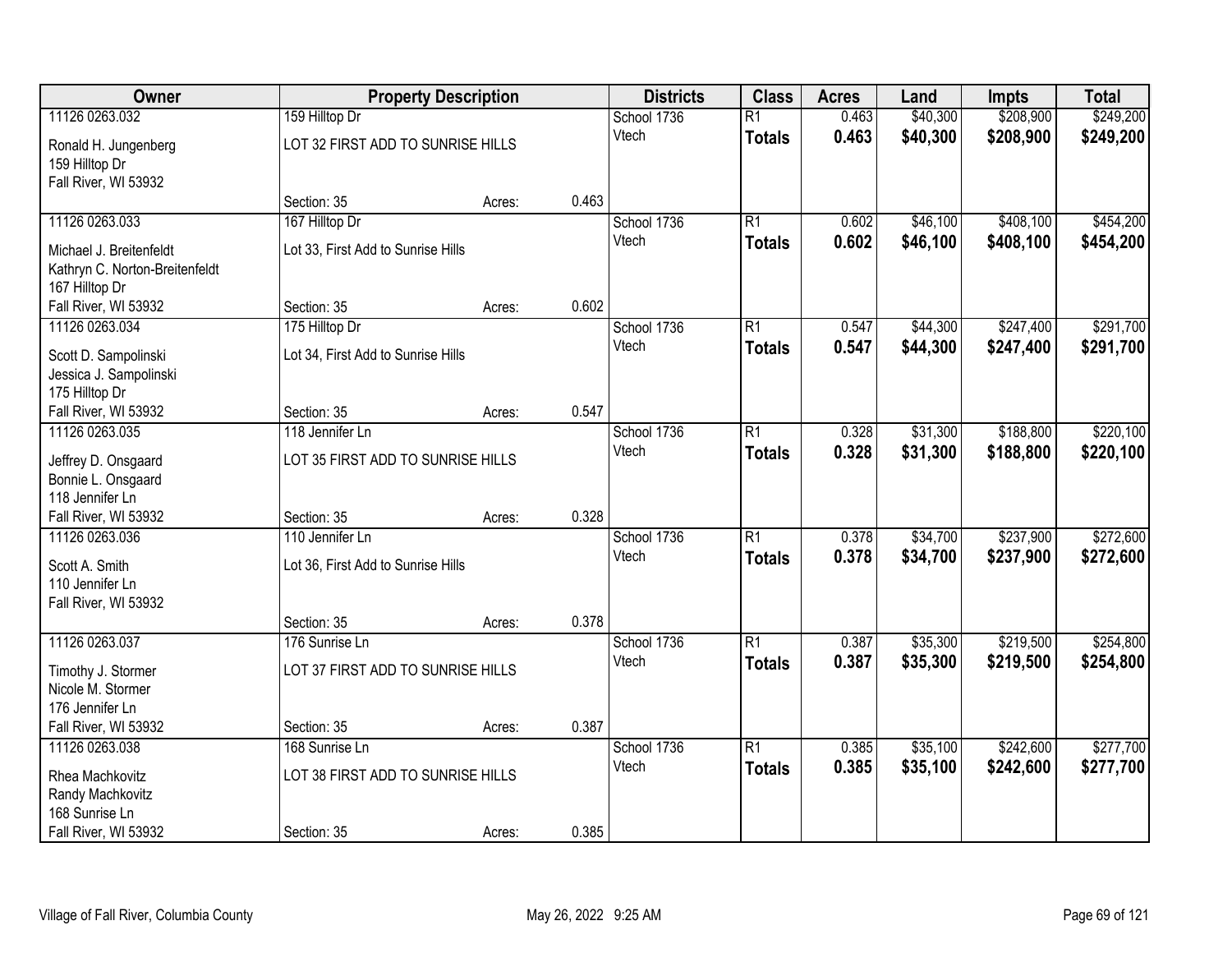| Owner | Property Description | | | Districts | Class | Acres | Land | Impts | Total |
|---|---|---|---|---|---|---|---|---|---|
| 11126 0263.032 | 159 Hilltop Dr | | | School 1736 | R1 | 0.463 | $40,300 | $208,900 | $249,200 |
| Ronald H. Jungenberg<br>159 Hilltop Dr<br>Fall River, WI 53932 | LOT 32 FIRST ADD TO SUNRISE HILLS | | | Vtech | **Totals** | **0.463** | **$40,300** | **$208,900** | **$249,200** |
| | Section: 35 | Acres: | 0.463 | | | | | | |
| 11126 0263.033 | 167 Hilltop Dr | | | School 1736 | R1 | 0.602 | $46,100 | $408,100 | $454,200 |
| Michael J. Breitenfeldt<br>Kathryn C. Norton-Breitenfeldt<br>167 Hilltop Dr<br>Fall River, WI 53932 | Lot 33, First Add to Sunrise Hills | | | Vtech | **Totals** | **0.602** | **$46,100** | **$408,100** | **$454,200** |
| | Section: 35 | Acres: | 0.602 | | | | | | |
| 11126 0263.034 | 175 Hilltop Dr | | | School 1736 | R1 | 0.547 | $44,300 | $247,400 | $291,700 |
| Scott D. Sampolinski<br>Jessica J. Sampolinski<br>175 Hilltop Dr<br>Fall River, WI 53932 | Lot 34, First Add to Sunrise Hills | | | Vtech | **Totals** | **0.547** | **$44,300** | **$247,400** | **$291,700** |
| | Section: 35 | Acres: | 0.547 | | | | | | |
| 11126 0263.035 | 118 Jennifer Ln | | | School 1736 | R1 | 0.328 | $31,300 | $188,800 | $220,100 |
| Jeffrey D. Onsgaard<br>Bonnie L. Onsgaard<br>118 Jennifer Ln<br>Fall River, WI 53932 | LOT 35 FIRST ADD TO SUNRISE HILLS | | | Vtech | **Totals** | **0.328** | **$31,300** | **$188,800** | **$220,100** |
| | Section: 35 | Acres: | 0.328 | | | | | | |
| 11126 0263.036 | 110 Jennifer Ln | | | School 1736 | R1 | 0.378 | $34,700 | $237,900 | $272,600 |
| Scott A. Smith<br>110 Jennifer Ln<br>Fall River, WI 53932 | Lot 36, First Add to Sunrise Hills | | | Vtech | **Totals** | **0.378** | **$34,700** | **$237,900** | **$272,600** |
| | Section: 35 | Acres: | 0.378 | | | | | | |
| 11126 0263.037 | 176 Sunrise Ln | | | School 1736 | R1 | 0.387 | $35,300 | $219,500 | $254,800 |
| Timothy J. Stormer<br>Nicole M. Stormer<br>176 Jennifer Ln<br>Fall River, WI 53932 | LOT 37 FIRST ADD TO SUNRISE HILLS | | | Vtech | **Totals** | **0.387** | **$35,300** | **$219,500** | **$254,800** |
| | Section: 35 | Acres: | 0.387 | | | | | | |
| 11126 0263.038 | 168 Sunrise Ln | | | School 1736 | R1 | 0.385 | $35,100 | $242,600 | $277,700 |
| Rhea Machkovitz<br>Randy Machkovitz<br>168 Sunrise Ln<br>Fall River, WI 53932 | LOT 38 FIRST ADD TO SUNRISE HILLS | | | Vtech | **Totals** | **0.385** | **$35,100** | **$242,600** | **$277,700** |
| | Section: 35 | Acres: | 0.385 | | | | | | |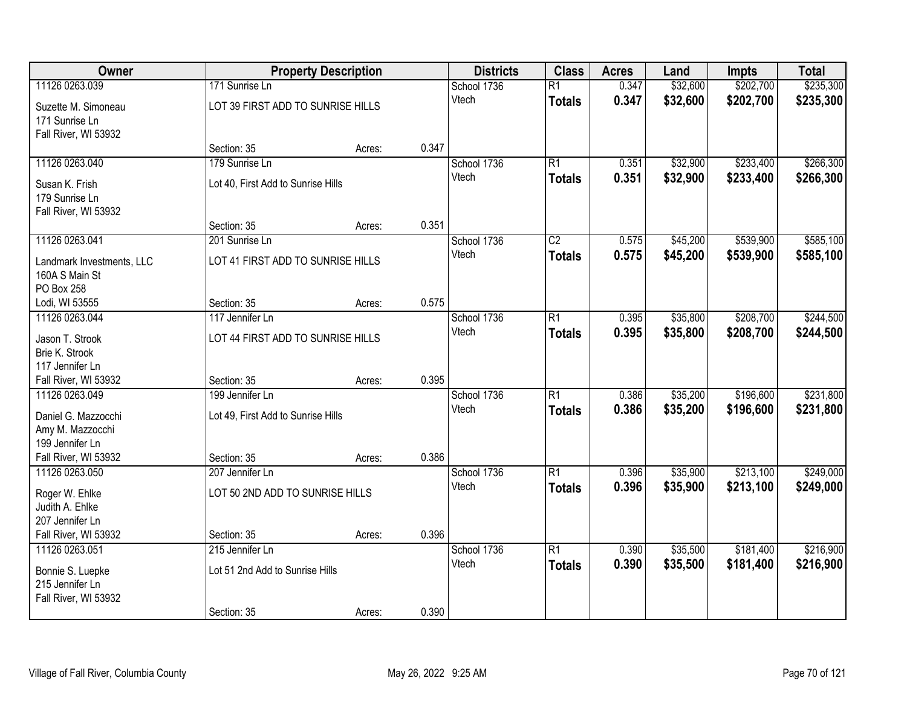| Owner | Property Description | | | Districts | Class | Acres | Land | Impts | Total |
|---|---|---|---|---|---|---|---|---|---|
| 11126 0263.039 | 171 Sunrise Ln | | | School 1736 | R1 | 0.347 | $32,600 | $202,700 | $235,300 |
| Suzette M. Simoneau<br>171 Sunrise Ln<br>Fall River, WI 53932 | LOT 39 FIRST ADD TO SUNRISE HILLS | | | Vtech | **Totals** | **0.347** | **$32,600** | **$202,700** | **$235,300** |
| | Section: 35 | Acres: | 0.347 | | | | | | |
| 11126 0263.040 | 179 Sunrise Ln | | | School 1736 | R1 | 0.351 | $32,900 | $233,400 | $266,300 |
| Susan K. Frish<br>179 Sunrise Ln<br>Fall River, WI 53932 | Lot 40, First Add to Sunrise Hills | | | Vtech | **Totals** | **0.351** | **$32,900** | **$233,400** | **$266,300** |
| | Section: 35 | Acres: | 0.351 | | | | | | |
| 11126 0263.041 | 201 Sunrise Ln | | | School 1736 | C2 | 0.575 | $45,200 | $539,900 | $585,100 |
| Landmark Investments, LLC<br>160A S Main St<br>PO Box 258<br>Lodi, WI 53555 | LOT 41 FIRST ADD TO SUNRISE HILLS | | | Vtech | **Totals** | **0.575** | **$45,200** | **$539,900** | **$585,100** |
| | Section: 35 | Acres: | 0.575 | | | | | | |
| 11126 0263.044 | 117 Jennifer Ln | | | School 1736 | R1 | 0.395 | $35,800 | $208,700 | $244,500 |
| Jason T. Strook<br>Brie K. Strook<br>117 Jennifer Ln<br>Fall River, WI 53932 | LOT 44 FIRST ADD TO SUNRISE HILLS | | | Vtech | **Totals** | **0.395** | **$35,800** | **$208,700** | **$244,500** |
| | Section: 35 | Acres: | 0.395 | | | | | | |
| 11126 0263.049 | 199 Jennifer Ln | | | School 1736 | R1 | 0.386 | $35,200 | $196,600 | $231,800 |
| Daniel G. Mazzocchi<br>Amy M. Mazzocchi<br>199 Jennifer Ln<br>Fall River, WI 53932 | Lot 49, First Add to Sunrise Hills | | | Vtech | **Totals** | **0.386** | **$35,200** | **$196,600** | **$231,800** |
| | Section: 35 | Acres: | 0.386 | | | | | | |
| 11126 0263.050 | 207 Jennifer Ln | | | School 1736 | R1 | 0.396 | $35,900 | $213,100 | $249,000 |
| Roger W. Ehlke<br>Judith A. Ehlke<br>207 Jennifer Ln<br>Fall River, WI 53932 | LOT 50 2ND ADD TO SUNRISE HILLS | | | Vtech | **Totals** | **0.396** | **$35,900** | **$213,100** | **$249,000** |
| | Section: 35 | Acres: | 0.396 | | | | | | |
| 11126 0263.051 | 215 Jennifer Ln | | | School 1736 | R1 | 0.390 | $35,500 | $181,400 | $216,900 |
| Bonnie S. Luepke<br>215 Jennifer Ln<br>Fall River, WI 53932 | Lot 51 2nd Add to Sunrise Hills | | | Vtech | **Totals** | **0.390** | **$35,500** | **$181,400** | **$216,900** |
| | Section: 35 | Acres: | 0.390 | | | | | | |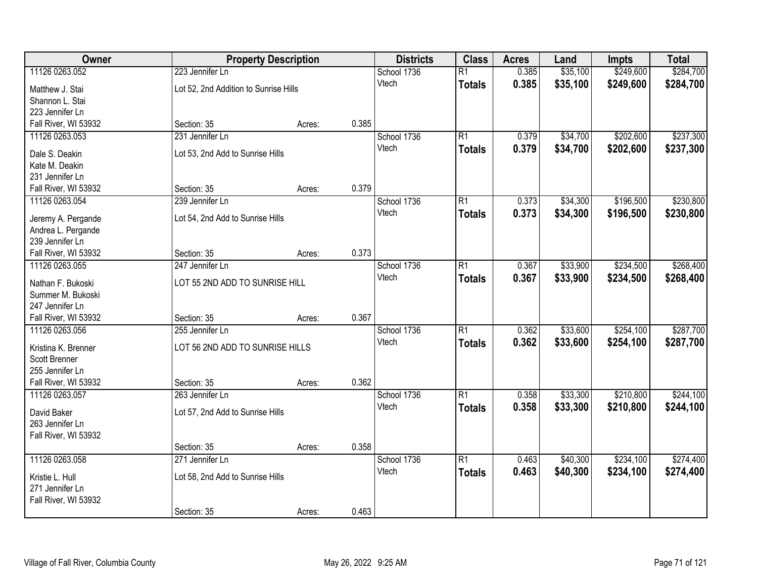| Owner | Property Description | | | Districts | Class | Acres | Land | Impts | Total |
|---|---|---|---|---|---|---|---|---|---|
| 11126 0263.052<br>Matthew J. Stai<br>Shannon L. Stai<br>223 Jennifer Ln<br>Fall River, WI 53932 | 223 Jennifer Ln<br>Lot 52, 2nd Addition to Sunrise Hills<br>Section: 35 | Acres: | 0.385 | School 1736<br>Vtech | R1<br>**Totals** | 0.385<br>**0.385** | $35,100<br>**$35,100** | $249,600<br>**$249,600** | $284,700<br>**$284,700** |
| 11126 0263.053<br>Dale S. Deakin<br>Kate M. Deakin<br>231 Jennifer Ln<br>Fall River, WI 53932 | 231 Jennifer Ln<br>Lot 53, 2nd Add to Sunrise Hills<br>Section: 35 | Acres: | 0.379 | School 1736<br>Vtech | R1<br>**Totals** | 0.379<br>**0.379** | $34,700<br>**$34,700** | $202,600<br>**$202,600** | $237,300<br>**$237,300** |
| 11126 0263.054<br>Jeremy A. Pergande<br>Andrea L. Pergande<br>239 Jennifer Ln<br>Fall River, WI 53932 | 239 Jennifer Ln<br>Lot 54, 2nd Add to Sunrise Hills<br>Section: 35 | Acres: | 0.373 | School 1736<br>Vtech | R1<br>**Totals** | 0.373<br>**0.373** | $34,300<br>**$34,300** | $196,500<br>**$196,500** | $230,800<br>**$230,800** |
| 11126 0263.055<br>Nathan F. Bukoski<br>Summer M. Bukoski<br>247 Jennifer Ln<br>Fall River, WI 53932 | 247 Jennifer Ln<br>LOT 55 2ND ADD TO SUNRISE HILL<br>Section: 35 | Acres: | 0.367 | School 1736<br>Vtech | R1<br>**Totals** | 0.367<br>**0.367** | $33,900<br>**$33,900** | $234,500<br>**$234,500** | $268,400<br>**$268,400** |
| 11126 0263.056<br>Kristina K. Brenner<br>Scott Brenner<br>255 Jennifer Ln<br>Fall River, WI 53932 | 255 Jennifer Ln<br>LOT 56 2ND ADD TO SUNRISE HILLS<br>Section: 35 | Acres: | 0.362 | School 1736<br>Vtech | R1<br>**Totals** | 0.362<br>**0.362** | $33,600<br>**$33,600** | $254,100<br>**$254,100** | $287,700<br>**$287,700** |
| 11126 0263.057<br>David Baker<br>263 Jennifer Ln<br>Fall River, WI 53932 | 263 Jennifer Ln<br>Lot 57, 2nd Add to Sunrise Hills<br>Section: 35 | Acres: | 0.358 | School 1736<br>Vtech | R1<br>**Totals** | 0.358<br>**0.358** | $33,300<br>**$33,300** | $210,800<br>**$210,800** | $244,100<br>**$244,100** |
| 11126 0263.058<br>Kristie L. Hull<br>271 Jennifer Ln<br>Fall River, WI 53932 | 271 Jennifer Ln<br>Lot 58, 2nd Add to Sunrise Hills<br>Section: 35 | Acres: | 0.463 | School 1736<br>Vtech | R1<br>**Totals** | 0.463<br>**0.463** | $40,300<br>**$40,300** | $234,100<br>**$234,100** | $274,400<br>**$274,400** |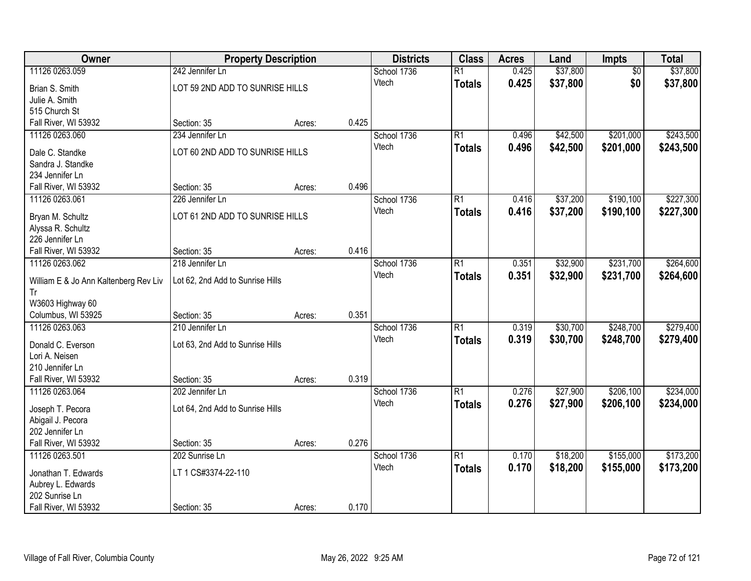| Owner | Property Description | | | Districts | Class | Acres | Land | Impts | Total |
|---|---|---|---|---|---|---|---|---|---|
| 11126 0263.059 | 242 Jennifer Ln | | | School 1736 | R1 | 0.425 | $37,800 | $0 | $37,800 |
| Brian S. Smith<br>Julie A. Smith<br>515 Church St<br>Fall River, WI 53932 | LOT 59 2ND ADD TO SUNRISE HILLS<br>Section: 35 | Acres: | 0.425 | Vtech | **Totals** | **0.425** | **$37,800** | **$0** | **$37,800** |
| 11126 0263.060 | 234 Jennifer Ln | | | School 1736 | R1 | 0.496 | $42,500 | $201,000 | $243,500 |
| Dale C. Standke<br>Sandra J. Standke<br>234 Jennifer Ln<br>Fall River, WI 53932 | LOT 60 2ND ADD TO SUNRISE HILLS<br>Section: 35 | Acres: | 0.496 | Vtech | **Totals** | **0.496** | **$42,500** | **$201,000** | **$243,500** |
| 11126 0263.061 | 226 Jennifer Ln | | | School 1736 | R1 | 0.416 | $37,200 | $190,100 | $227,300 |
| Bryan M. Schultz<br>Alyssa R. Schultz<br>226 Jennifer Ln<br>Fall River, WI 53932 | LOT 61 2ND ADD TO SUNRISE HILLS<br>Section: 35 | Acres: | 0.416 | Vtech | **Totals** | **0.416** | **$37,200** | **$190,100** | **$227,300** |
| 11126 0263.062 | 218 Jennifer Ln | | | School 1736 | R1 | 0.351 | $32,900 | $231,700 | $264,600 |
| William E & Jo Ann Kaltenberg Rev Liv Tr<br>W3603 Highway 60<br>Columbus, WI 53925 | Lot 62, 2nd Add to Sunrise Hills<br>Section: 35 | Acres: | 0.351 | Vtech | **Totals** | **0.351** | **$32,900** | **$231,700** | **$264,600** |
| 11126 0263.063 | 210 Jennifer Ln | | | School 1736 | R1 | 0.319 | $30,700 | $248,700 | $279,400 |
| Donald C. Everson<br>Lori A. Neisen<br>210 Jennifer Ln<br>Fall River, WI 53932 | Lot 63, 2nd Add to Sunrise Hills<br>Section: 35 | Acres: | 0.319 | Vtech | **Totals** | **0.319** | **$30,700** | **$248,700** | **$279,400** |
| 11126 0263.064 | 202 Jennifer Ln | | | School 1736 | R1 | 0.276 | $27,900 | $206,100 | $234,000 |
| Joseph T. Pecora<br>Abigail J. Pecora<br>202 Jennifer Ln<br>Fall River, WI 53932 | Lot 64, 2nd Add to Sunrise Hills<br>Section: 35 | Acres: | 0.276 | Vtech | **Totals** | **0.276** | **$27,900** | **$206,100** | **$234,000** |
| 11126 0263.501 | 202 Sunrise Ln | | | School 1736 | R1 | 0.170 | $18,200 | $155,000 | $173,200 |
| Jonathan T. Edwards<br>Aubrey L. Edwards<br>202 Sunrise Ln<br>Fall River, WI 53932 | LT 1 CS#3374-22-110<br>Section: 35 | Acres: | 0.170 | Vtech | **Totals** | **0.170** | **$18,200** | **$155,000** | **$173,200** |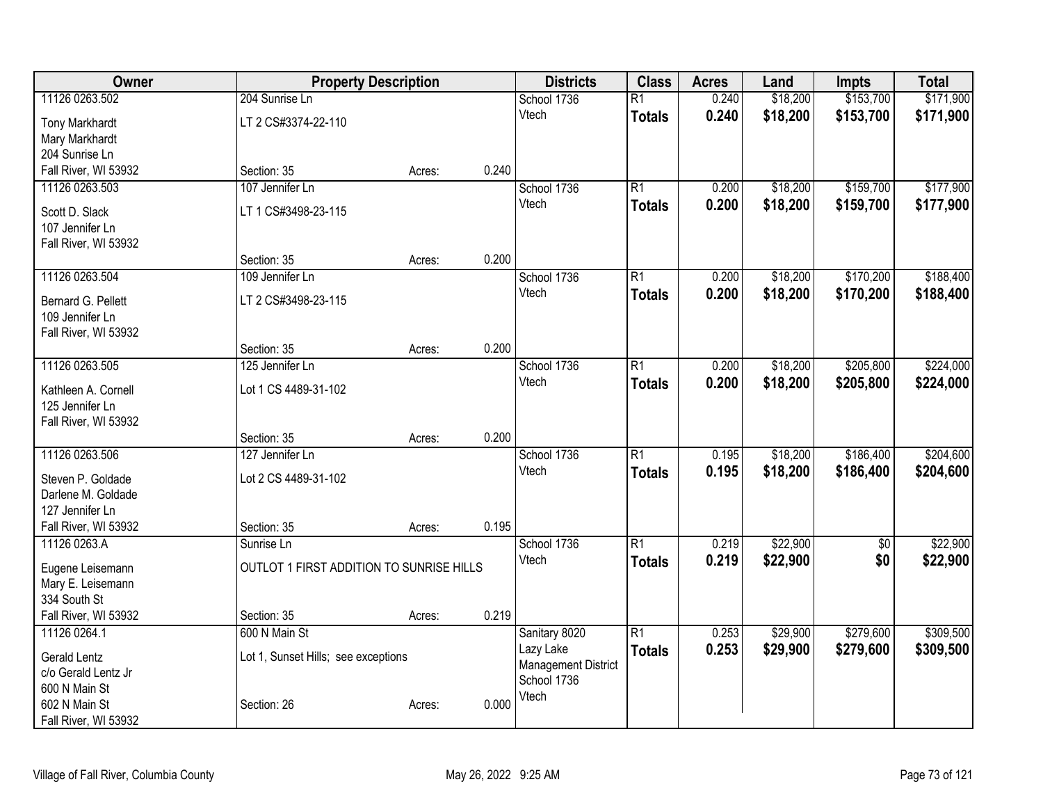| Owner | Property Description | | | Districts | Class | Acres | Land | Impts | Total |
|---|---|---|---|---|---|---|---|---|---|
| 11126 0263.502 | 204 Sunrise Ln | | | School 1736 | R1 | 0.240 | $18,200 | $153,700 | $171,900 |
| Tony Markhardt<br>Mary Markhardt<br>204 Sunrise Ln<br>Fall River, WI 53932 | LT 2 CS#3374-22-110 | | | Vtech | **Totals** | **0.240** | **$18,200** | **$153,700** | **$171,900** |
| | Section: 35 | Acres: | 0.240 | | | | | | |
| 11126 0263.503 | 107 Jennifer Ln | | | School 1736 | R1 | 0.200 | $18,200 | $159,700 | $177,900 |
| Scott D. Slack<br>107 Jennifer Ln<br>Fall River, WI 53932 | LT 1 CS#3498-23-115 | | | Vtech | **Totals** | **0.200** | **$18,200** | **$159,700** | **$177,900** |
| | Section: 35 | Acres: | 0.200 | | | | | | |
| 11126 0263.504 | 109 Jennifer Ln | | | School 1736 | R1 | 0.200 | $18,200 | $170,200 | $188,400 |
| Bernard G. Pellett<br>109 Jennifer Ln<br>Fall River, WI 53932 | LT 2 CS#3498-23-115 | | | Vtech | **Totals** | **0.200** | **$18,200** | **$170,200** | **$188,400** |
| | Section: 35 | Acres: | 0.200 | | | | | | |
| 11126 0263.505 | 125 Jennifer Ln | | | School 1736 | R1 | 0.200 | $18,200 | $205,800 | $224,000 |
| Kathleen A. Cornell<br>125 Jennifer Ln<br>Fall River, WI 53932 | Lot 1 CS 4489-31-102 | | | Vtech | **Totals** | **0.200** | **$18,200** | **$205,800** | **$224,000** |
| | Section: 35 | Acres: | 0.200 | | | | | | |
| 11126 0263.506 | 127 Jennifer Ln | | | School 1736 | R1 | 0.195 | $18,200 | $186,400 | $204,600 |
| Steven P. Goldade<br>Darlene M. Goldade<br>127 Jennifer Ln<br>Fall River, WI 53932 | Lot 2 CS 4489-31-102 | | | Vtech | **Totals** | **0.195** | **$18,200** | **$186,400** | **$204,600** |
| | Section: 35 | Acres: | 0.195 | | | | | | |
| 11126 0263.A | Sunrise Ln | | | School 1736 | R1 | 0.219 | $22,900 | $0 | $22,900 |
| Eugene Leisemann<br>Mary E. Leisemann<br>334 South St<br>Fall River, WI 53932 | OUTLOT 1 FIRST ADDITION TO SUNRISE HILLS | | | Vtech | **Totals** | **0.219** | **$22,900** | **$0** | **$22,900** |
| | Section: 35 | Acres: | 0.219 | | | | | | |
| 11126 0264.1 | 600 N Main St | | | Sanitary 8020 | R1 | 0.253 | $29,900 | $279,600 | $309,500 |
| Gerald Lentz<br>c/o Gerald Lentz Jr<br>600 N Main St<br>602 N Main St<br>Fall River, WI 53932 | Lot 1, Sunset Hills; see exceptions | | | Lazy Lake Management District<br>School 1736<br>Vtech | **Totals** | **0.253** | **$29,900** | **$279,600** | **$309,500** |
| | Section: 26 | Acres: | 0.000 | | | | | | |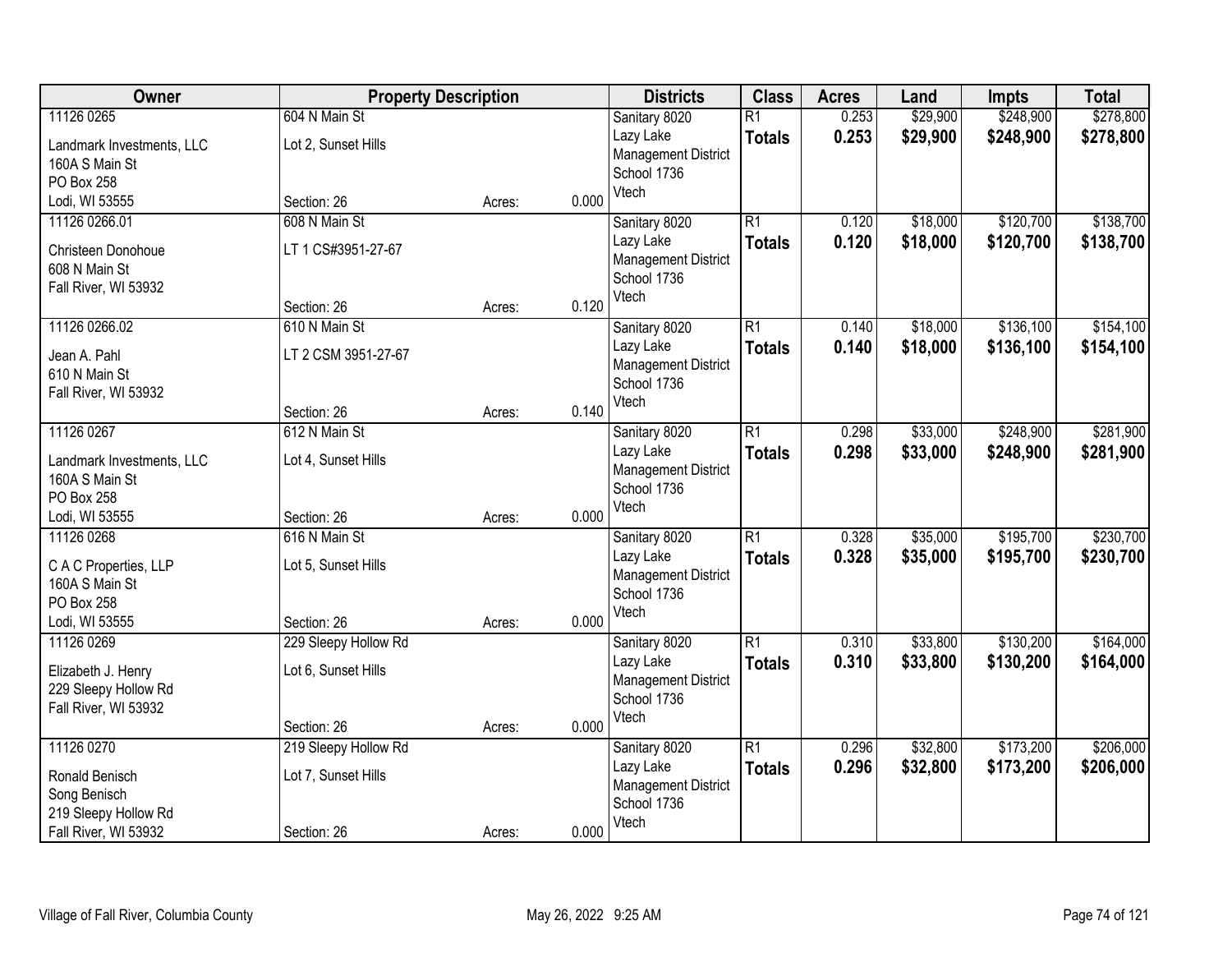| Owner | Property Description | | | Districts | Class | Acres | Land | Impts | Total |
|---|---|---|---|---|---|---|---|---|---|
| 11126 0265<br>Landmark Investments, LLC<br>160A S Main St<br>PO Box 258<br>Lodi, WI 53555 | 604 N Main St<br>Lot 2, Sunset Hills<br>Section: 26 | Acres: | 0.000 | Sanitary 8020<br>Lazy Lake Management District<br>School 1736<br>Vtech | R1<br>**Totals** | 0.253<br>**0.253** | $29,900<br>**$29,900** | $248,900<br>**$248,900** | $278,800<br>**$278,800** |
| 11126 0266.01<br>Christeen Donohoue<br>608 N Main St<br>Fall River, WI 53932 | 608 N Main St<br>LT 1 CS#3951-27-67<br>Section: 26 | Acres: | 0.120 | Sanitary 8020<br>Lazy Lake Management District<br>School 1736<br>Vtech | R1<br>**Totals** | 0.120<br>**0.120** | $18,000<br>**$18,000** | $120,700<br>**$120,700** | $138,700<br>**$138,700** |
| 11126 0266.02<br>Jean A. Pahl<br>610 N Main St<br>Fall River, WI 53932 | 610 N Main St<br>LT 2 CSM 3951-27-67<br>Section: 26 | Acres: | 0.140 | Sanitary 8020<br>Lazy Lake Management District<br>School 1736<br>Vtech | R1<br>**Totals** | 0.140<br>**0.140** | $18,000<br>**$18,000** | $136,100<br>**$136,100** | $154,100<br>**$154,100** |
| 11126 0267<br>Landmark Investments, LLC<br>160A S Main St<br>PO Box 258<br>Lodi, WI 53555 | 612 N Main St<br>Lot 4, Sunset Hills<br>Section: 26 | Acres: | 0.000 | Sanitary 8020<br>Lazy Lake Management District<br>School 1736<br>Vtech | R1<br>**Totals** | 0.298<br>**0.298** | $33,000<br>**$33,000** | $248,900<br>**$248,900** | $281,900<br>**$281,900** |
| 11126 0268<br>C A C Properties, LLP<br>160A S Main St<br>PO Box 258<br>Lodi, WI 53555 | 616 N Main St<br>Lot 5, Sunset Hills<br>Section: 26 | Acres: | 0.000 | Sanitary 8020<br>Lazy Lake Management District<br>School 1736<br>Vtech | R1<br>**Totals** | 0.328<br>**0.328** | $35,000<br>**$35,000** | $195,700<br>**$195,700** | $230,700<br>**$230,700** |
| 11126 0269<br>Elizabeth J. Henry<br>229 Sleepy Hollow Rd<br>Fall River, WI 53932 | 229 Sleepy Hollow Rd<br>Lot 6, Sunset Hills<br>Section: 26 | Acres: | 0.000 | Sanitary 8020<br>Lazy Lake Management District<br>School 1736<br>Vtech | R1<br>**Totals** | 0.310<br>**0.310** | $33,800<br>**$33,800** | $130,200<br>**$130,200** | $164,000<br>**$164,000** |
| 11126 0270<br>Ronald Benisch<br>Song Benisch<br>219 Sleepy Hollow Rd<br>Fall River, WI 53932 | 219 Sleepy Hollow Rd<br>Lot 7, Sunset Hills<br>Section: 26 | Acres: | 0.000 | Sanitary 8020<br>Lazy Lake Management District<br>School 1736<br>Vtech | R1<br>**Totals** | 0.296<br>**0.296** | $32,800<br>**$32,800** | $173,200<br>**$173,200** | $206,000<br>**$206,000** |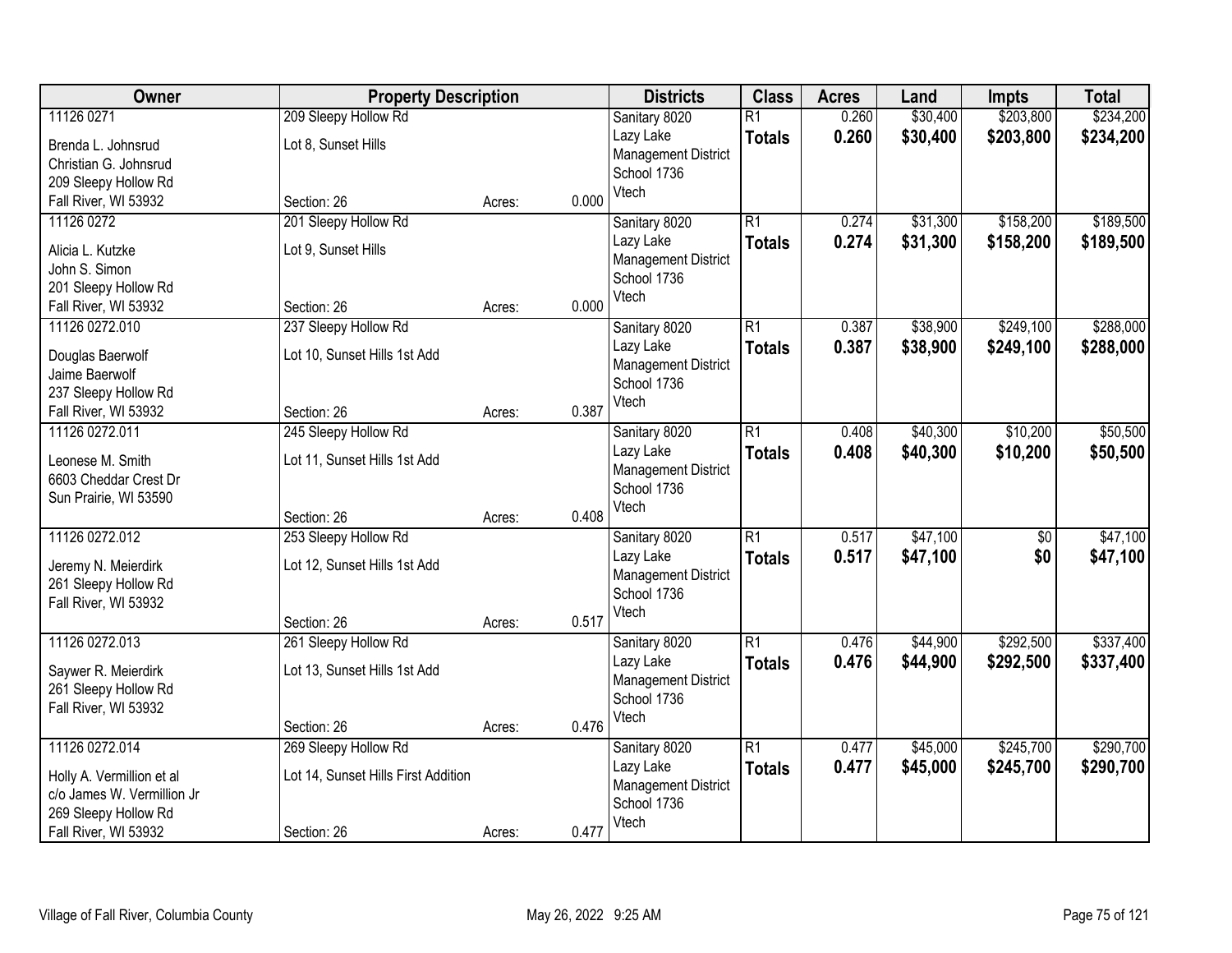| Owner | Property Description | | | Districts | Class | Acres | Land | Impts | Total |
|---|---|---|---|---|---|---|---|---|---|
| 11126 0271<br>Brenda L. Johnsrud<br>Christian G. Johnsrud<br>209 Sleepy Hollow Rd<br>Fall River, WI 53932 | 209 Sleepy Hollow Rd<br>Lot 8, Sunset Hills<br>Section: 26 | Acres: | 0.000 | Sanitary 8020<br>Lazy Lake<br>Management District<br>School 1736<br>Vtech | R1<br>**Totals** | 0.260<br>**0.260** | $30,400<br>**$30,400** | $203,800<br>**$203,800** | $234,200<br>**$234,200** |
| 11126 0272<br>Alicia L. Kutzke<br>John S. Simon<br>201 Sleepy Hollow Rd<br>Fall River, WI 53932 | 201 Sleepy Hollow Rd<br>Lot 9, Sunset Hills<br>Section: 26 | Acres: | 0.000 | Sanitary 8020<br>Lazy Lake<br>Management District<br>School 1736<br>Vtech | R1<br>**Totals** | 0.274<br>**0.274** | $31,300<br>**$31,300** | $158,200<br>**$158,200** | $189,500<br>**$189,500** |
| 11126 0272.010<br>Douglas Baerwolf<br>Jaime Baerwolf<br>237 Sleepy Hollow Rd<br>Fall River, WI 53932 | 237 Sleepy Hollow Rd<br>Lot 10, Sunset Hills 1st Add<br>Section: 26 | Acres: | 0.387 | Sanitary 8020<br>Lazy Lake<br>Management District<br>School 1736<br>Vtech | R1<br>**Totals** | 0.387<br>**0.387** | $38,900<br>**$38,900** | $249,100<br>**$249,100** | $288,000<br>**$288,000** |
| 11126 0272.011<br>Leonese M. Smith<br>6603 Cheddar Crest Dr<br>Sun Prairie, WI 53590 | 245 Sleepy Hollow Rd<br>Lot 11, Sunset Hills 1st Add<br>Section: 26 | Acres: | 0.408 | Sanitary 8020<br>Lazy Lake<br>Management District<br>School 1736<br>Vtech | R1<br>**Totals** | 0.408<br>**0.408** | $40,300<br>**$40,300** | $10,200<br>**$10,200** | $50,500<br>**$50,500** |
| 11126 0272.012<br>Jeremy N. Meierdirk<br>261 Sleepy Hollow Rd<br>Fall River, WI 53932 | 253 Sleepy Hollow Rd<br>Lot 12, Sunset Hills 1st Add<br>Section: 26 | Acres: | 0.517 | Sanitary 8020<br>Lazy Lake<br>Management District<br>School 1736<br>Vtech | R1<br>**Totals** | 0.517<br>**0.517** | $47,100<br>**$47,100** | $0<br>**$0** | $47,100<br>**$47,100** |
| 11126 0272.013<br>Saywer R. Meierdirk<br>261 Sleepy Hollow Rd<br>Fall River, WI 53932 | 261 Sleepy Hollow Rd<br>Lot 13, Sunset Hills 1st Add<br>Section: 26 | Acres: | 0.476 | Sanitary 8020<br>Lazy Lake<br>Management District<br>School 1736<br>Vtech | R1<br>**Totals** | 0.476<br>**0.476** | $44,900<br>**$44,900** | $292,500<br>**$292,500** | $337,400<br>**$337,400** |
| 11126 0272.014<br>Holly A. Vermillion et al<br>c/o James W. Vermillion Jr<br>269 Sleepy Hollow Rd<br>Fall River, WI 53932 | 269 Sleepy Hollow Rd<br>Lot 14, Sunset Hills First Addition<br>Section: 26 | Acres: | 0.477 | Sanitary 8020<br>Lazy Lake<br>Management District<br>School 1736<br>Vtech | R1<br>**Totals** | 0.477<br>**0.477** | $45,000<br>**$45,000** | $245,700<br>**$245,700** | $290,700<br>**$290,700** |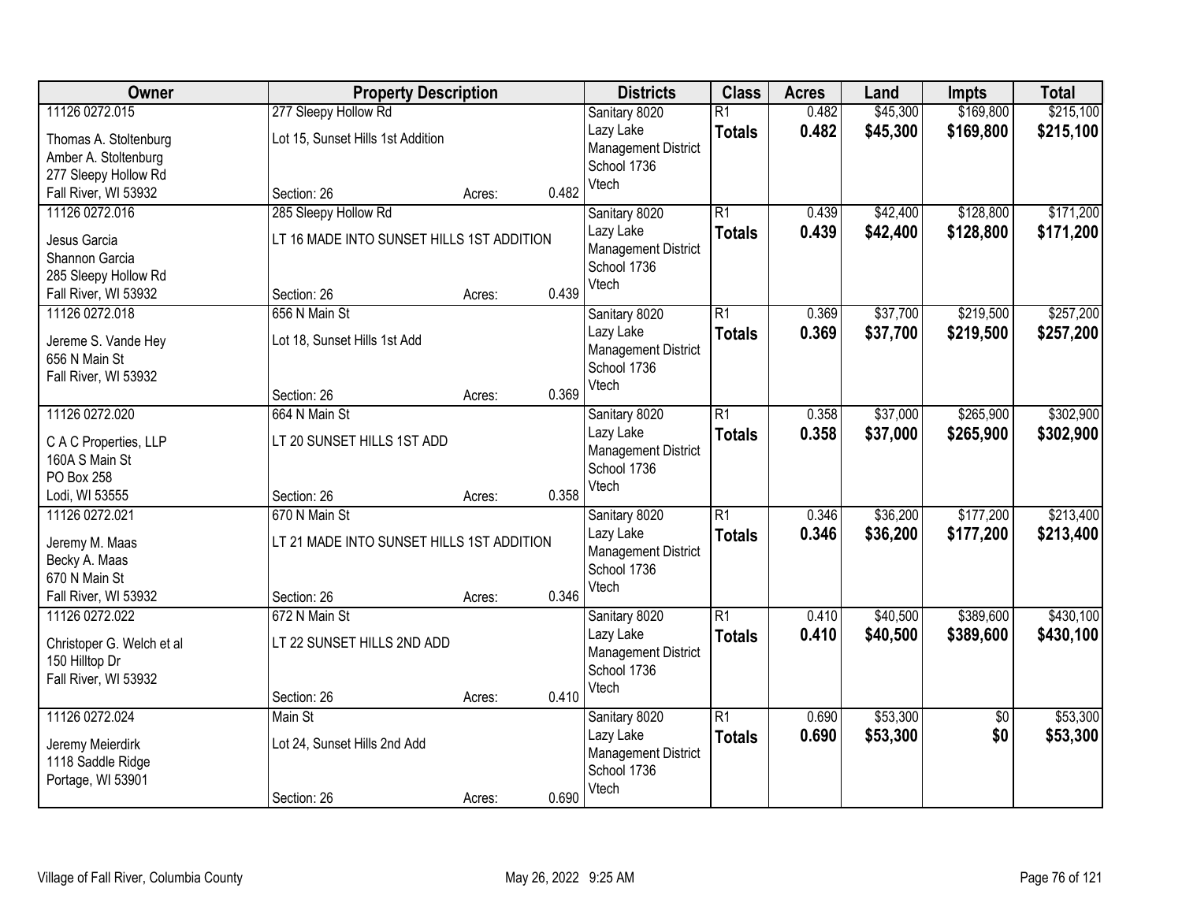| Owner | Property Description | | | Districts | Class | Acres | Land | Impts | Total |
|---|---|---|---|---|---|---|---|---|---|
| 11126 0272.015<br><br>Thomas A. Stoltenburg<br>Amber A. Stoltenburg<br>277 Sleepy Hollow Rd<br>Fall River, WI 53932 | 277 Sleepy Hollow Rd<br><br>Lot 15, Sunset Hills 1st Addition<br><br>Section: 26 | Acres: | 0.482 | Sanitary 8020<br>Lazy Lake<br>Management District<br>School 1736<br>Vtech | R1<br>**Totals** | 0.482<br>**0.482** | $45,300<br>**$45,300** | $169,800<br>**$169,800** | $215,100<br>**$215,100** |
| 11126 0272.016<br><br>Jesus Garcia<br>Shannon Garcia<br>285 Sleepy Hollow Rd<br>Fall River, WI 53932 | 285 Sleepy Hollow Rd<br><br>LT 16 MADE INTO SUNSET HILLS 1ST ADDITION<br><br>Section: 26 | Acres: | 0.439 | Sanitary 8020<br>Lazy Lake<br>Management District<br>School 1736<br>Vtech | R1<br>**Totals** | 0.439<br>**0.439** | $42,400<br>**$42,400** | $128,800<br>**$128,800** | $171,200<br>**$171,200** |
| 11126 0272.018<br><br>Jereme S. Vande Hey<br>656 N Main St<br>Fall River, WI 53932 | 656 N Main St<br><br>Lot 18, Sunset Hills 1st Add<br><br>Section: 26 | Acres: | 0.369 | Sanitary 8020<br>Lazy Lake<br>Management District<br>School 1736<br>Vtech | R1<br>**Totals** | 0.369<br>**0.369** | $37,700<br>**$37,700** | $219,500<br>**$219,500** | $257,200<br>**$257,200** |
| 11126 0272.020<br><br>C A C Properties, LLP<br>160A S Main St<br>PO Box 258<br>Lodi, WI 53555 | 664 N Main St<br><br>LT 20 SUNSET HILLS 1ST ADD<br><br>Section: 26 | Acres: | 0.358 | Sanitary 8020<br>Lazy Lake<br>Management District<br>School 1736<br>Vtech | R1<br>**Totals** | 0.358<br>**0.358** | $37,000<br>**$37,000** | $265,900<br>**$265,900** | $302,900<br>**$302,900** |
| 11126 0272.021<br><br>Jeremy M. Maas<br>Becky A. Maas<br>670 N Main St<br>Fall River, WI 53932 | 670 N Main St<br><br>LT 21 MADE INTO SUNSET HILLS 1ST ADDITION<br><br>Section: 26 | Acres: | 0.346 | Sanitary 8020<br>Lazy Lake<br>Management District<br>School 1736<br>Vtech | R1<br>**Totals** | 0.346<br>**0.346** | $36,200<br>**$36,200** | $177,200<br>**$177,200** | $213,400<br>**$213,400** |
| 11126 0272.022<br><br>Christoper G. Welch et al<br>150 Hilltop Dr<br>Fall River, WI 53932 | 672 N Main St<br><br>LT 22 SUNSET HILLS 2ND ADD<br><br>Section: 26 | Acres: | 0.410 | Sanitary 8020<br>Lazy Lake<br>Management District<br>School 1736<br>Vtech | R1<br>**Totals** | 0.410<br>**0.410** | $40,500<br>**$40,500** | $389,600<br>**$389,600** | $430,100<br>**$430,100** |
| 11126 0272.024<br><br>Jeremy Meierdirk<br>1118 Saddle Ridge<br>Portage, WI 53901 | Main St<br><br>Lot 24, Sunset Hills 2nd Add<br><br>Section: 26 | Acres: | 0.690 | Sanitary 8020<br>Lazy Lake<br>Management District<br>School 1736<br>Vtech | R1<br>**Totals** | 0.690<br>**0.690** | $53,300<br>**$53,300** | $0<br>**$0** | $53,300<br>**$53,300** |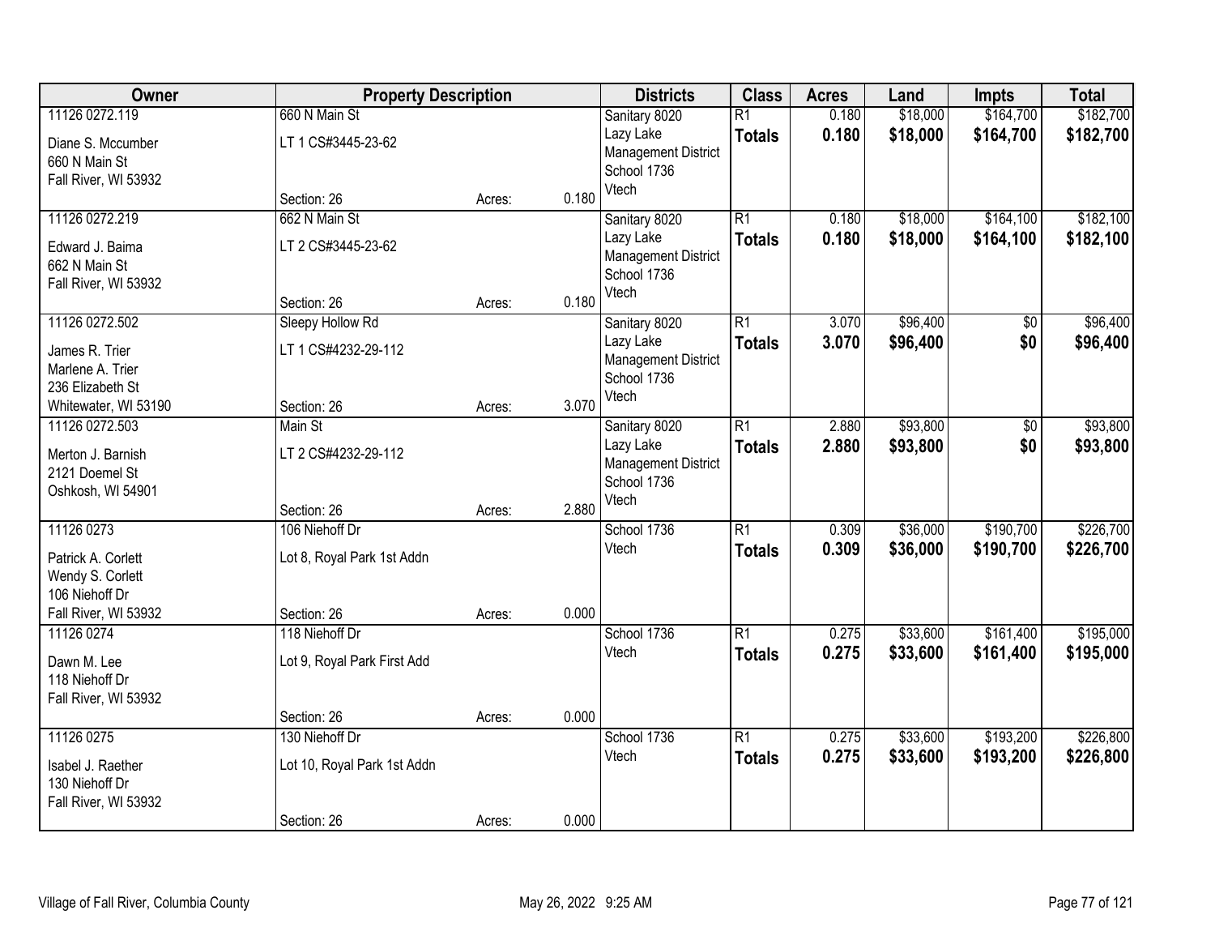| Owner | Property Description | | | Districts | Class | Acres | Land | Impts | Total |
|---|---|---|---|---|---|---|---|---|---|
| 11126 0272.119<br>Diane S. Mccumber<br>660 N Main St<br>Fall River, WI 53932 | 660 N Main St<br>LT 1 CS#3445-23-62<br><br>Section: 26 | Acres: | 0.180 | Sanitary 8020<br>Lazy Lake Management District<br>School 1736<br>Vtech | R1<br>**Totals** | 0.180<br>**0.180** | $18,000<br>**$18,000** | $164,700<br>**$164,700** | $182,700<br>**$182,700** |
| 11126 0272.219<br>Edward J. Baima<br>662 N Main St<br>Fall River, WI 53932 | 662 N Main St<br>LT 2 CS#3445-23-62<br><br>Section: 26 | Acres: | 0.180 | Sanitary 8020<br>Lazy Lake Management District<br>School 1736<br>Vtech | R1<br>**Totals** | 0.180<br>**0.180** | $18,000<br>**$18,000** | $164,100<br>**$164,100** | $182,100<br>**$182,100** |
| 11126 0272.502<br>James R. Trier<br>Marlene A. Trier<br>236 Elizabeth St<br>Whitewater, WI 53190 | Sleepy Hollow Rd<br>LT 1 CS#4232-29-112<br><br>Section: 26 | Acres: | 3.070 | Sanitary 8020<br>Lazy Lake Management District<br>School 1736<br>Vtech | R1<br>**Totals** | 3.070<br>**3.070** | $96,400<br>**$96,400** | $0<br>**$0** | $96,400<br>**$96,400** |
| 11126 0272.503<br>Merton J. Barnish<br>2121 Doemel St<br>Oshkosh, WI 54901 | Main St<br>LT 2 CS#4232-29-112<br><br>Section: 26 | Acres: | 2.880 | Sanitary 8020<br>Lazy Lake Management District<br>School 1736<br>Vtech | R1<br>**Totals** | 2.880<br>**2.880** | $93,800<br>**$93,800** | $0<br>**$0** | $93,800<br>**$93,800** |
| 11126 0273<br>Patrick A. Corlett<br>Wendy S. Corlett<br>106 Niehoff Dr<br>Fall River, WI 53932 | 106 Niehoff Dr<br>Lot 8, Royal Park 1st Addn<br><br>Section: 26 | Acres: | 0.000 | School 1736<br>Vtech | R1<br>**Totals** | 0.309<br>**0.309** | $36,000<br>**$36,000** | $190,700<br>**$190,700** | $226,700<br>**$226,700** |
| 11126 0274<br>Dawn M. Lee<br>118 Niehoff Dr<br>Fall River, WI 53932 | 118 Niehoff Dr<br>Lot 9, Royal Park First Add<br><br>Section: 26 | Acres: | 0.000 | School 1736<br>Vtech | R1<br>**Totals** | 0.275<br>**0.275** | $33,600<br>**$33,600** | $161,400<br>**$161,400** | $195,000<br>**$195,000** |
| 11126 0275<br>Isabel J. Raether<br>130 Niehoff Dr<br>Fall River, WI 53932 | 130 Niehoff Dr<br>Lot 10, Royal Park 1st Addn<br><br>Section: 26 | Acres: | 0.000 | School 1736<br>Vtech | R1<br>**Totals** | 0.275<br>**0.275** | $33,600<br>**$33,600** | $193,200<br>**$193,200** | $226,800<br>**$226,800** |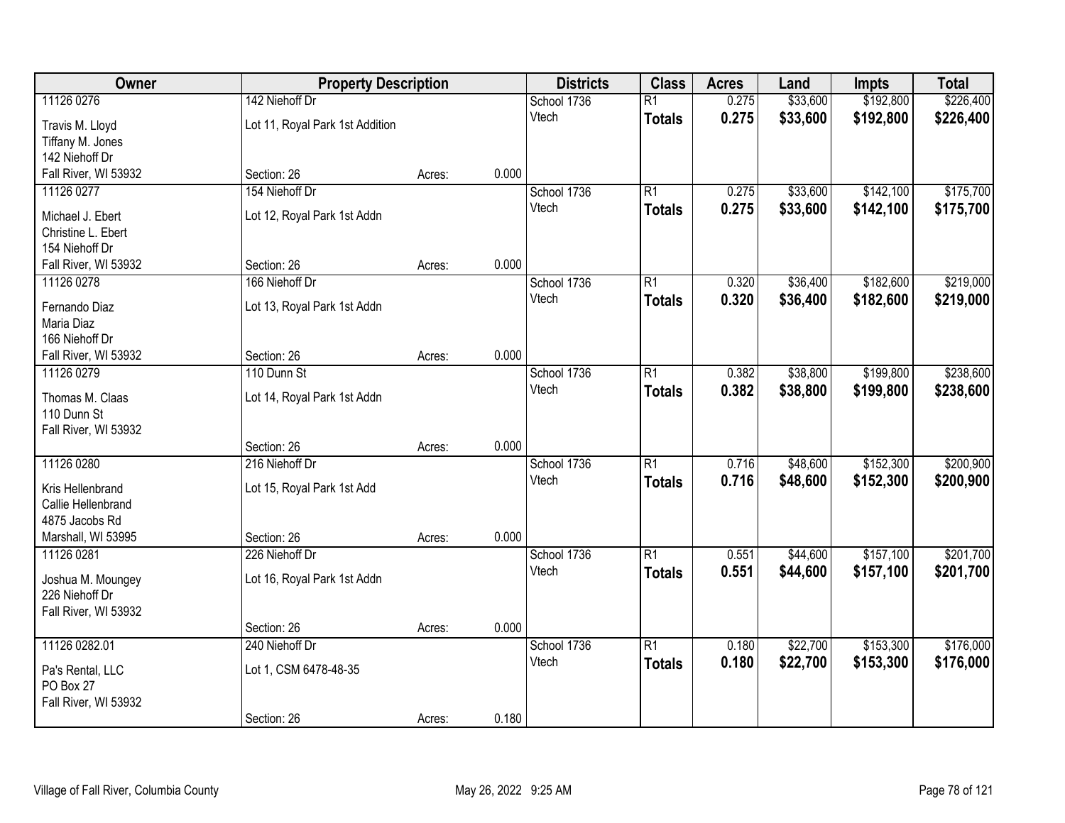| Owner | Property Description | | | Districts | Class | Acres | Land | Impts | Total |
|---|---|---|---|---|---|---|---|---|---|
| 11126 0276 | 142 Niehoff Dr | | | School 1736 | R1 | 0.275 | $33,600 | $192,800 | $226,400 |
| Travis M. Lloyd<br>Tiffany M. Jones<br>142 Niehoff Dr<br>Fall River, WI 53932 | Lot 11, Royal Park 1st Addition | | | Vtech | **Totals** | **0.275** | **$33,600** | **$192,800** | **$226,400** |
| | Section: 26 | Acres: | 0.000 | | | | | | |
| 11126 0277 | 154 Niehoff Dr | | | School 1736 | R1 | 0.275 | $33,600 | $142,100 | $175,700 |
| Michael J. Ebert<br>Christine L. Ebert<br>154 Niehoff Dr<br>Fall River, WI 53932 | Lot 12, Royal Park 1st Addn | | | Vtech | **Totals** | **0.275** | **$33,600** | **$142,100** | **$175,700** |
| | Section: 26 | Acres: | 0.000 | | | | | | |
| 11126 0278 | 166 Niehoff Dr | | | School 1736 | R1 | 0.320 | $36,400 | $182,600 | $219,000 |
| Fernando Diaz<br>Maria Diaz<br>166 Niehoff Dr<br>Fall River, WI 53932 | Lot 13, Royal Park 1st Addn | | | Vtech | **Totals** | **0.320** | **$36,400** | **$182,600** | **$219,000** |
| | Section: 26 | Acres: | 0.000 | | | | | | |
| 11126 0279 | 110 Dunn St | | | School 1736 | R1 | 0.382 | $38,800 | $199,800 | $238,600 |
| Thomas M. Claas<br>110 Dunn St<br>Fall River, WI 53932 | Lot 14, Royal Park 1st Addn | | | Vtech | **Totals** | **0.382** | **$38,800** | **$199,800** | **$238,600** |
| | Section: 26 | Acres: | 0.000 | | | | | | |
| 11126 0280 | 216 Niehoff Dr | | | School 1736 | R1 | 0.716 | $48,600 | $152,300 | $200,900 |
| Kris Hellenbrand<br>Callie Hellenbrand<br>4875 Jacobs Rd<br>Marshall, WI 53995 | Lot 15, Royal Park 1st Add | | | Vtech | **Totals** | **0.716** | **$48,600** | **$152,300** | **$200,900** |
| | Section: 26 | Acres: | 0.000 | | | | | | |
| 11126 0281 | 226 Niehoff Dr | | | School 1736 | R1 | 0.551 | $44,600 | $157,100 | $201,700 |
| Joshua M. Moungey<br>226 Niehoff Dr<br>Fall River, WI 53932 | Lot 16, Royal Park 1st Addn | | | Vtech | **Totals** | **0.551** | **$44,600** | **$157,100** | **$201,700** |
| | Section: 26 | Acres: | 0.000 | | | | | | |
| 11126 0282.01 | 240 Niehoff Dr | | | School 1736 | R1 | 0.180 | $22,700 | $153,300 | $176,000 |
| Pa's Rental, LLC<br>PO Box 27<br>Fall River, WI 53932 | Lot 1, CSM 6478-48-35 | | | Vtech | **Totals** | **0.180** | **$22,700** | **$153,300** | **$176,000** |
| | Section: 26 | Acres: | 0.180 | | | | | | |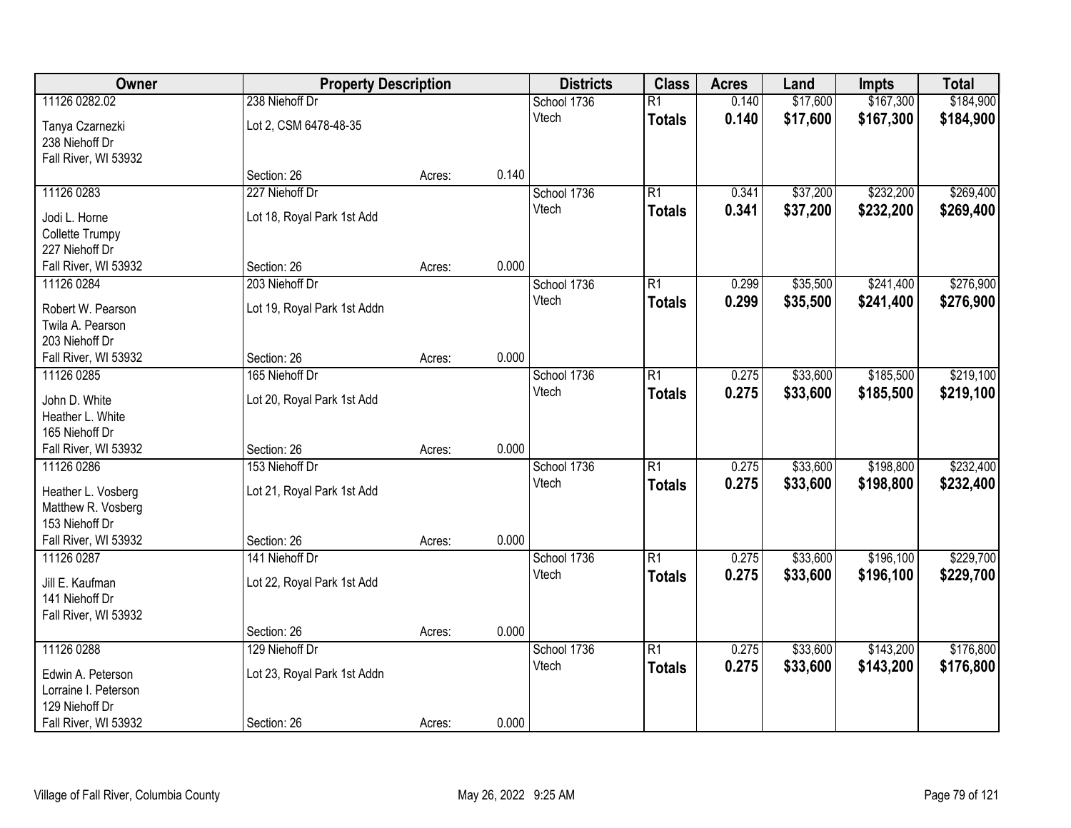| Owner | Property Description | | | Districts | Class | Acres | Land | Impts | Total |
|---|---|---|---|---|---|---|---|---|---|
| 11126 0282.02 | 238 Niehoff Dr | | | School 1736 | R1 | 0.140 | $17,600 | $167,300 | $184,900 |
| Tanya Czarnezki<br>238 Niehoff Dr<br>Fall River, WI 53932 | Lot 2, CSM 6478-48-35 | | | Vtech | **Totals** | **0.140** | **$17,600** | **$167,300** | **$184,900** |
| | Section: 26 | Acres: | 0.140 | | | | | | |
| 11126 0283 | 227 Niehoff Dr | | | School 1736 | R1 | 0.341 | $37,200 | $232,200 | $269,400 |
| Jodi L. Horne<br>Collette Trumpy<br>227 Niehoff Dr<br>Fall River, WI 53932 | Lot 18, Royal Park 1st Add | | | Vtech | **Totals** | **0.341** | **$37,200** | **$232,200** | **$269,400** |
| | Section: 26 | Acres: | 0.000 | | | | | | |
| 11126 0284 | 203 Niehoff Dr | | | School 1736 | R1 | 0.299 | $35,500 | $241,400 | $276,900 |
| Robert W. Pearson<br>Twila A. Pearson<br>203 Niehoff Dr<br>Fall River, WI 53932 | Lot 19, Royal Park 1st Addn | | | Vtech | **Totals** | **0.299** | **$35,500** | **$241,400** | **$276,900** |
| | Section: 26 | Acres: | 0.000 | | | | | | |
| 11126 0285 | 165 Niehoff Dr | | | School 1736 | R1 | 0.275 | $33,600 | $185,500 | $219,100 |
| John D. White<br>Heather L. White<br>165 Niehoff Dr<br>Fall River, WI 53932 | Lot 20, Royal Park 1st Add | | | Vtech | **Totals** | **0.275** | **$33,600** | **$185,500** | **$219,100** |
| | Section: 26 | Acres: | 0.000 | | | | | | |
| 11126 0286 | 153 Niehoff Dr | | | School 1736 | R1 | 0.275 | $33,600 | $198,800 | $232,400 |
| Heather L. Vosberg<br>Matthew R. Vosberg<br>153 Niehoff Dr<br>Fall River, WI 53932 | Lot 21, Royal Park 1st Add | | | Vtech | **Totals** | **0.275** | **$33,600** | **$198,800** | **$232,400** |
| | Section: 26 | Acres: | 0.000 | | | | | | |
| 11126 0287 | 141 Niehoff Dr | | | School 1736 | R1 | 0.275 | $33,600 | $196,100 | $229,700 |
| Jill E. Kaufman<br>141 Niehoff Dr<br>Fall River, WI 53932 | Lot 22, Royal Park 1st Add | | | Vtech | **Totals** | **0.275** | **$33,600** | **$196,100** | **$229,700** |
| | Section: 26 | Acres: | 0.000 | | | | | | |
| 11126 0288 | 129 Niehoff Dr | | | School 1736 | R1 | 0.275 | $33,600 | $143,200 | $176,800 |
| Edwin A. Peterson<br>Lorraine I. Peterson<br>129 Niehoff Dr<br>Fall River, WI 53932 | Lot 23, Royal Park 1st Addn | | | Vtech | **Totals** | **0.275** | **$33,600** | **$143,200** | **$176,800** |
| | Section: 26 | Acres: | 0.000 | | | | | | |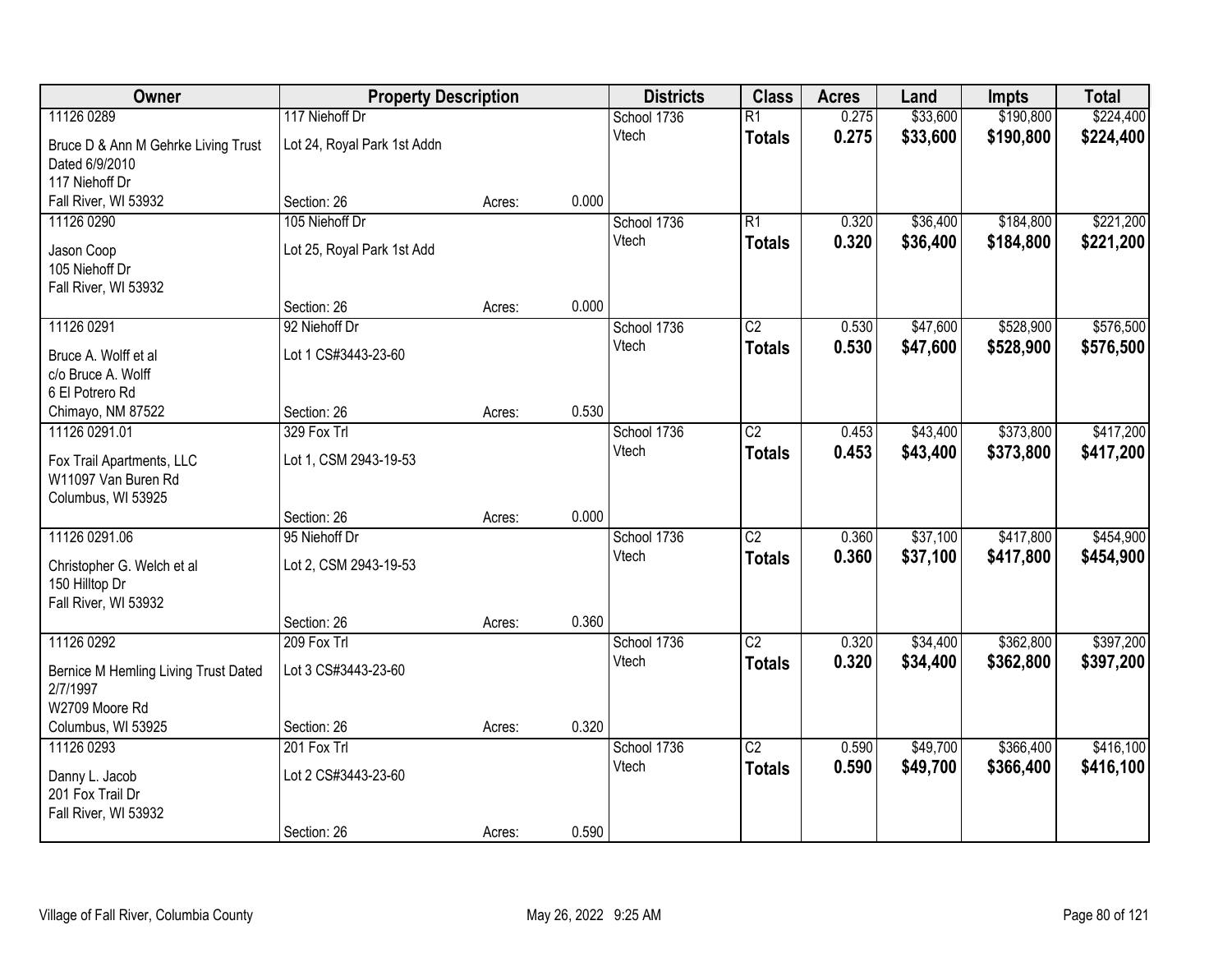| Owner | Property Description | | | Districts | Class | Acres | Land | Impts | Total |
|---|---|---|---|---|---|---|---|---|---|
| 11126 0289 | 117 Niehoff Dr | | | School 1736 | R1 | 0.275 | $33,600 | $190,800 | $224,400 |
| Bruce D & Ann M Gehrke Living Trust Dated 6/9/2010 117 Niehoff Dr Fall River, WI 53932 | Lot 24, Royal Park 1st Addn | | | Vtech | **Totals** | **0.275** | **$33,600** | **$190,800** | **$224,400** |
| | Section: 26 | Acres: | 0.000 | | | | | | |
| 11126 0290 | 105 Niehoff Dr | | | School 1736 | R1 | 0.320 | $36,400 | $184,800 | $221,200 |
| Jason Coop 105 Niehoff Dr Fall River, WI 53932 | Lot 25, Royal Park 1st Add | | | Vtech | **Totals** | **0.320** | **$36,400** | **$184,800** | **$221,200** |
| | Section: 26 | Acres: | 0.000 | | | | | | |
| 11126 0291 | 92 Niehoff Dr | | | School 1736 | C2 | 0.530 | $47,600 | $528,900 | $576,500 |
| Bruce A. Wolff et al c/o Bruce A. Wolff 6 El Potrero Rd Chimayo, NM 87522 | Lot 1 CS#3443-23-60 | | | Vtech | **Totals** | **0.530** | **$47,600** | **$528,900** | **$576,500** |
| | Section: 26 | Acres: | 0.530 | | | | | | |
| 11126 0291.01 | 329 Fox Trl | | | School 1736 | C2 | 0.453 | $43,400 | $373,800 | $417,200 |
| Fox Trail Apartments, LLC W11097 Van Buren Rd Columbus, WI 53925 | Lot 1, CSM 2943-19-53 | | | Vtech | **Totals** | **0.453** | **$43,400** | **$373,800** | **$417,200** |
| | Section: 26 | Acres: | 0.000 | | | | | | |
| 11126 0291.06 | 95 Niehoff Dr | | | School 1736 | C2 | 0.360 | $37,100 | $417,800 | $454,900 |
| Christopher G. Welch et al 150 Hilltop Dr Fall River, WI 53932 | Lot 2, CSM 2943-19-53 | | | Vtech | **Totals** | **0.360** | **$37,100** | **$417,800** | **$454,900** |
| | Section: 26 | Acres: | 0.360 | | | | | | |
| 11126 0292 | 209 Fox Trl | | | School 1736 | C2 | 0.320 | $34,400 | $362,800 | $397,200 |
| Bernice M Hemling Living Trust Dated 2/7/1997 W2709 Moore Rd Columbus, WI 53925 | Lot 3 CS#3443-23-60 | | | Vtech | **Totals** | **0.320** | **$34,400** | **$362,800** | **$397,200** |
| | Section: 26 | Acres: | 0.320 | | | | | | |
| 11126 0293 | 201 Fox Trl | | | School 1736 | C2 | 0.590 | $49,700 | $366,400 | $416,100 |
| Danny L. Jacob 201 Fox Trail Dr Fall River, WI 53932 | Lot 2 CS#3443-23-60 | | | Vtech | **Totals** | **0.590** | **$49,700** | **$366,400** | **$416,100** |
| | Section: 26 | Acres: | 0.590 | | | | | | |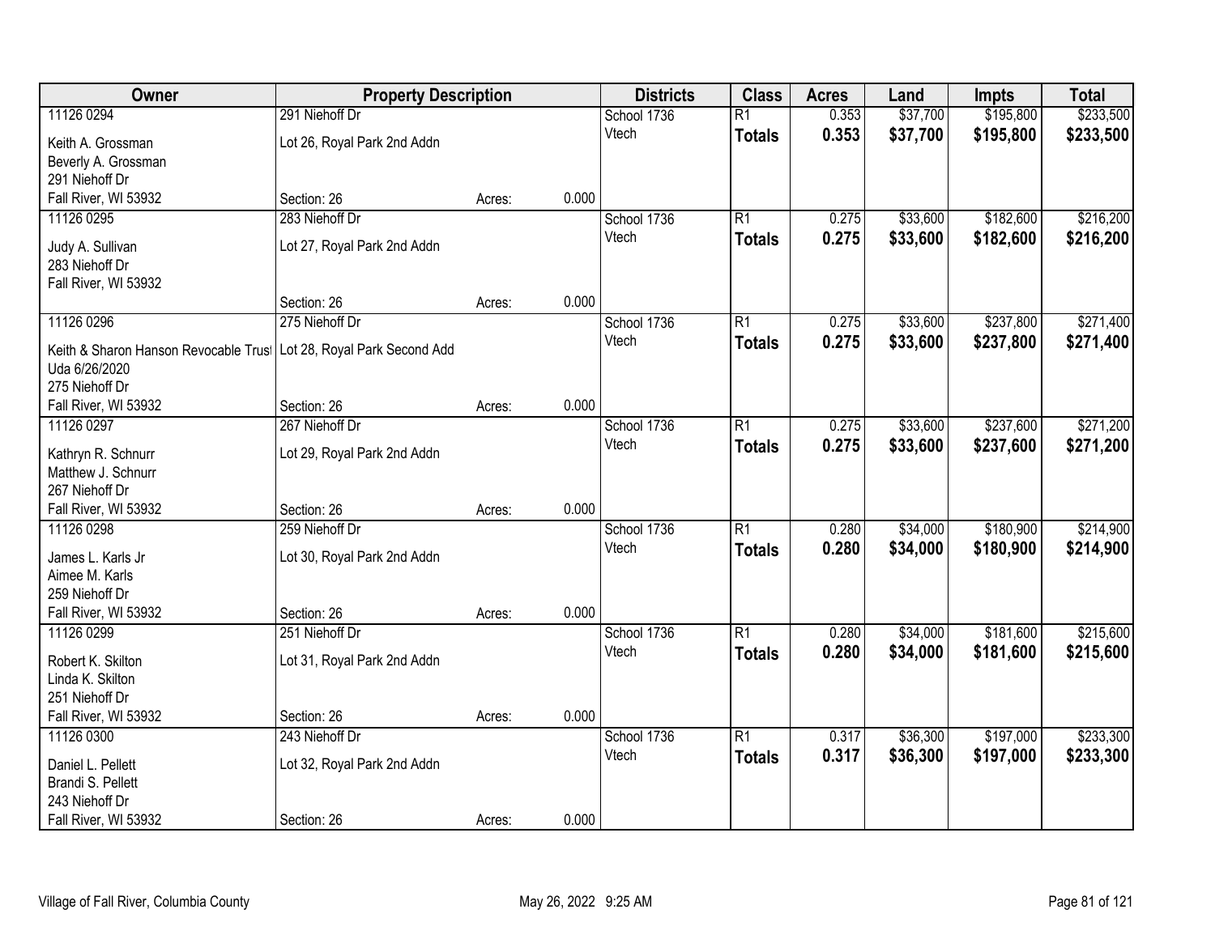| Owner | Property Description | | | Districts | Class | Acres | Land | Impts | Total |
|---|---|---|---|---|---|---|---|---|---|
| 11126 0294 | 291 Niehoff Dr | | | School 1736 | R1 | 0.353 | $37,700 | $195,800 | $233,500 |
| Keith A. Grossman<br>Beverly A. Grossman<br>291 Niehoff Dr<br>Fall River, WI 53932 | Lot 26, Royal Park 2nd Addn<br><br><br>Section: 26 | Acres: | 0.000 | Vtech | **Totals** | **0.353** | **$37,700** | **$195,800** | **$233,500** |
| 11126 0295 | 283 Niehoff Dr | | | School 1736 | R1 | 0.275 | $33,600 | $182,600 | $216,200 |
| Judy A. Sullivan<br>283 Niehoff Dr<br>Fall River, WI 53932 | Lot 27, Royal Park 2nd Addn<br><br><br>Section: 26 | Acres: | 0.000 | Vtech | **Totals** | **0.275** | **$33,600** | **$182,600** | **$216,200** |
| 11126 0296 | 275 Niehoff Dr | | | School 1736 | R1 | 0.275 | $33,600 | $237,800 | $271,400 |
| Keith & Sharon Hanson Revocable Trust<br>Uda 6/26/2020<br>275 Niehoff Dr<br>Fall River, WI 53932 | Lot 28, Royal Park Second Add<br><br><br>Section: 26 | Acres: | 0.000 | Vtech | **Totals** | **0.275** | **$33,600** | **$237,800** | **$271,400** |
| 11126 0297 | 267 Niehoff Dr | | | School 1736 | R1 | 0.275 | $33,600 | $237,600 | $271,200 |
| Kathryn R. Schnurr<br>Matthew J. Schnurr<br>267 Niehoff Dr<br>Fall River, WI 53932 | Lot 29, Royal Park 2nd Addn<br><br><br>Section: 26 | Acres: | 0.000 | Vtech | **Totals** | **0.275** | **$33,600** | **$237,600** | **$271,200** |
| 11126 0298 | 259 Niehoff Dr | | | School 1736 | R1 | 0.280 | $34,000 | $180,900 | $214,900 |
| James L. Karls Jr<br>Aimee M. Karls<br>259 Niehoff Dr<br>Fall River, WI 53932 | Lot 30, Royal Park 2nd Addn<br><br><br>Section: 26 | Acres: | 0.000 | Vtech | **Totals** | **0.280** | **$34,000** | **$180,900** | **$214,900** |
| 11126 0299 | 251 Niehoff Dr | | | School 1736 | R1 | 0.280 | $34,000 | $181,600 | $215,600 |
| Robert K. Skilton<br>Linda K. Skilton<br>251 Niehoff Dr<br>Fall River, WI 53932 | Lot 31, Royal Park 2nd Addn<br><br><br>Section: 26 | Acres: | 0.000 | Vtech | **Totals** | **0.280** | **$34,000** | **$181,600** | **$215,600** |
| 11126 0300 | 243 Niehoff Dr | | | School 1736 | R1 | 0.317 | $36,300 | $197,000 | $233,300 |
| Daniel L. Pellett<br>Brandi S. Pellett<br>243 Niehoff Dr<br>Fall River, WI 53932 | Lot 32, Royal Park 2nd Addn<br><br><br>Section: 26 | Acres: | 0.000 | Vtech | **Totals** | **0.317** | **$36,300** | **$197,000** | **$233,300** |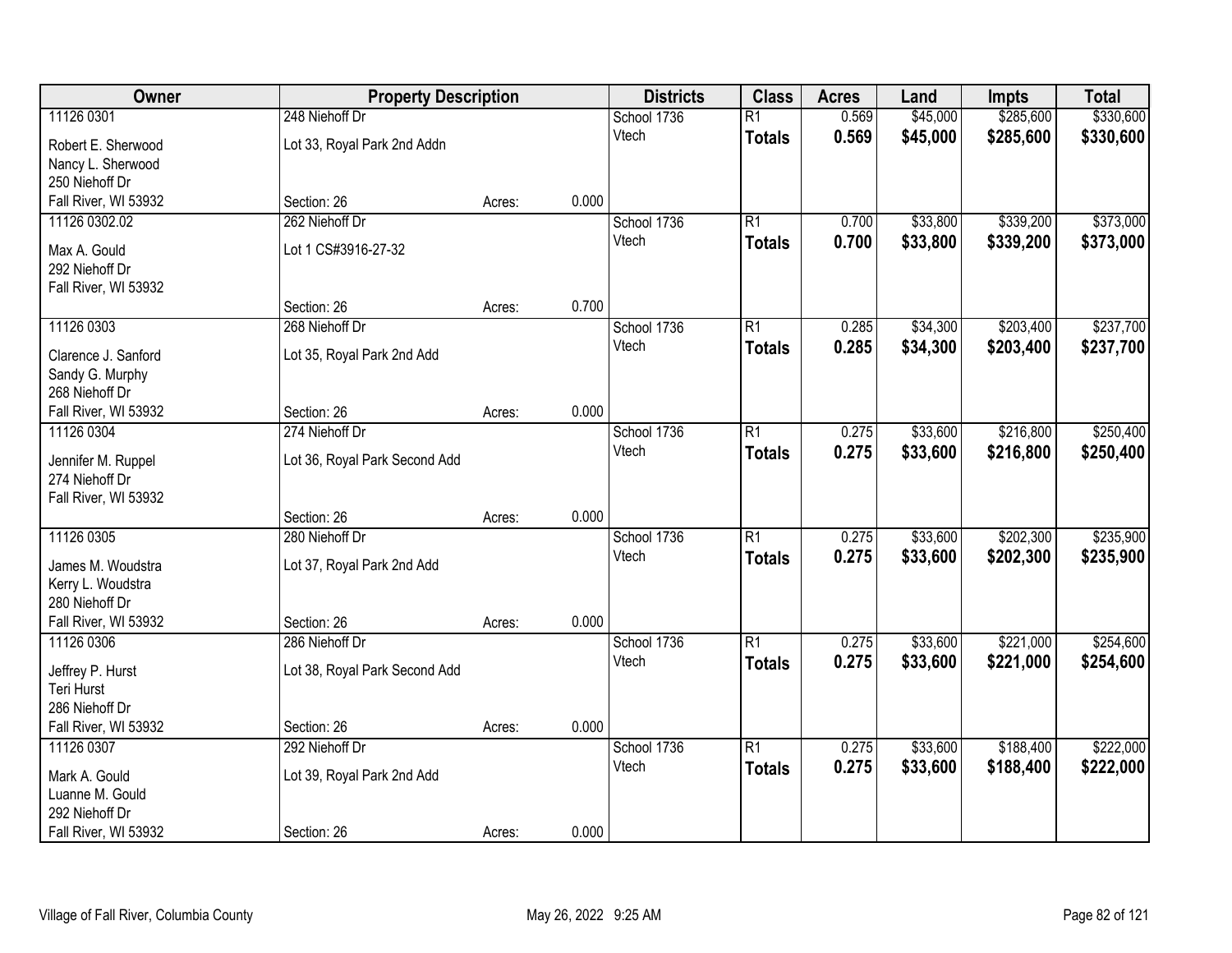| Owner | Property Description | | | Districts | Class | Acres | Land | Impts | Total |
|---|---|---|---|---|---|---|---|---|---|
| 11126 0301 | 248 Niehoff Dr | | | School 1736 | R1 | 0.569 | $45,000 | $285,600 | $330,600 |
| Robert E. Sherwood<br>Nancy L. Sherwood<br>250 Niehoff Dr<br>Fall River, WI 53932 | Lot 33, Royal Park 2nd Addn | | | Vtech | **Totals** | **0.569** | **$45,000** | **$285,600** | **$330,600** |
| | Section: 26 | Acres: | 0.000 | | | | | | |
| 11126 0302.02 | 262 Niehoff Dr | | | School 1736 | R1 | 0.700 | $33,800 | $339,200 | $373,000 |
| Max A. Gould<br>292 Niehoff Dr<br>Fall River, WI 53932 | Lot 1 CS#3916-27-32 | | | Vtech | **Totals** | **0.700** | **$33,800** | **$339,200** | **$373,000** |
| | Section: 26 | Acres: | 0.700 | | | | | | |
| 11126 0303 | 268 Niehoff Dr | | | School 1736 | R1 | 0.285 | $34,300 | $203,400 | $237,700 |
| Clarence J. Sanford<br>Sandy G. Murphy<br>268 Niehoff Dr<br>Fall River, WI 53932 | Lot 35, Royal Park 2nd Add | | | Vtech | **Totals** | **0.285** | **$34,300** | **$203,400** | **$237,700** |
| | Section: 26 | Acres: | 0.000 | | | | | | |
| 11126 0304 | 274 Niehoff Dr | | | School 1736 | R1 | 0.275 | $33,600 | $216,800 | $250,400 |
| Jennifer M. Ruppel<br>274 Niehoff Dr<br>Fall River, WI 53932 | Lot 36, Royal Park Second Add | | | Vtech | **Totals** | **0.275** | **$33,600** | **$216,800** | **$250,400** |
| | Section: 26 | Acres: | 0.000 | | | | | | |
| 11126 0305 | 280 Niehoff Dr | | | School 1736 | R1 | 0.275 | $33,600 | $202,300 | $235,900 |
| James M. Woudstra<br>Kerry L. Woudstra<br>280 Niehoff Dr<br>Fall River, WI 53932 | Lot 37, Royal Park 2nd Add | | | Vtech | **Totals** | **0.275** | **$33,600** | **$202,300** | **$235,900** |
| | Section: 26 | Acres: | 0.000 | | | | | | |
| 11126 0306 | 286 Niehoff Dr | | | School 1736 | R1 | 0.275 | $33,600 | $221,000 | $254,600 |
| Jeffrey P. Hurst<br>Teri Hurst<br>286 Niehoff Dr<br>Fall River, WI 53932 | Lot 38, Royal Park Second Add | | | Vtech | **Totals** | **0.275** | **$33,600** | **$221,000** | **$254,600** |
| | Section: 26 | Acres: | 0.000 | | | | | | |
| 11126 0307 | 292 Niehoff Dr | | | School 1736 | R1 | 0.275 | $33,600 | $188,400 | $222,000 |
| Mark A. Gould<br>Luanne M. Gould<br>292 Niehoff Dr<br>Fall River, WI 53932 | Lot 39, Royal Park 2nd Add | | | Vtech | **Totals** | **0.275** | **$33,600** | **$188,400** | **$222,000** |
| | Section: 26 | Acres: | 0.000 | | | | | | |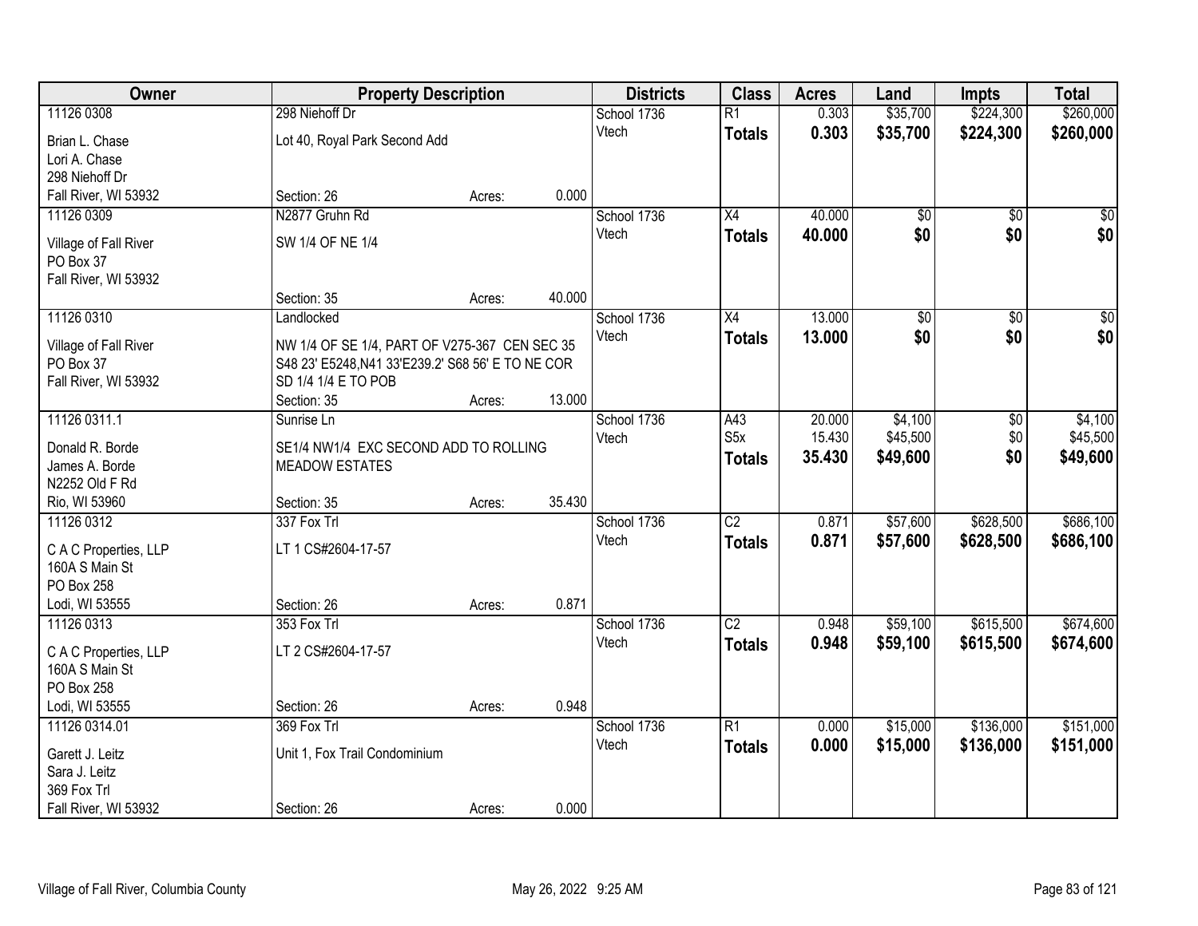| Owner | Property Description | | | Districts | Class | Acres | Land | Impts | Total |
|---|---|---|---|---|---|---|---|---|---|
| 11126 0308 | 298 Niehoff Dr | | | School 1736 | R1 | 0.303 | $35,700 | $224,300 | $260,000 |
| Brian L. Chase<br>Lori A. Chase<br>298 Niehoff Dr<br>Fall River, WI 53932 | Lot 40, Royal Park Second Add | | | Vtech | **Totals** | **0.303** | **$35,700** | **$224,300** | **$260,000** |
| | Section: 26 | Acres: | 0.000 | | | | | | |
| 11126 0309 | N2877 Gruhn Rd | | | School 1736 | X4 | 40.000 | $0 | $0 | $0 |
| Village of Fall River<br>PO Box 37<br>Fall River, WI 53932 | SW 1/4 OF NE 1/4 | | | Vtech | **Totals** | **40.000** | **$0** | **$0** | **$0** |
| | Section: 35 | Acres: | 40.000 | | | | | | |
| 11126 0310 | Landlocked | | | School 1736 | X4 | 13.000 | $0 | $0 | $0 |
| Village of Fall River<br>PO Box 37<br>Fall River, WI 53932 | NW 1/4 OF SE 1/4, PART OF V275-367 CEN SEC 35 S48 23' E5248,N41 33'E239.2' S68 56' E TO NE COR SD 1/4 1/4 E TO POB | | | Vtech | **Totals** | **13.000** | **$0** | **$0** | **$0** |
| | Section: 35 | Acres: | 13.000 | | | | | | |
| 11126 0311.1 | Sunrise Ln | | | School 1736 | A43 | 20.000 | $4,100 | $0 | $4,100 |
| Donald R. Borde<br>James A. Borde<br>N2252 Old F Rd<br>Rio, WI 53960 | SE1/4 NW1/4 EXC SECOND ADD TO ROLLING MEADOW ESTATES | | | Vtech | S5x | 15.430 | $45,500 | $0 | $45,500 |
| | | | | | **Totals** | **35.430** | **$49,600** | **$0** | **$49,600** |
| | Section: 35 | Acres: | 35.430 | | | | | | |
| 11126 0312 | 337 Fox Trl | | | School 1736 | C2 | 0.871 | $57,600 | $628,500 | $686,100 |
| C A C Properties, LLP<br>160A S Main St<br>PO Box 258<br>Lodi, WI 53555 | LT 1 CS#2604-17-57 | | | Vtech | **Totals** | **0.871** | **$57,600** | **$628,500** | **$686,100** |
| | Section: 26 | Acres: | 0.871 | | | | | | |
| 11126 0313 | 353 Fox Trl | | | School 1736 | C2 | 0.948 | $59,100 | $615,500 | $674,600 |
| C A C Properties, LLP<br>160A S Main St<br>PO Box 258<br>Lodi, WI 53555 | LT 2 CS#2604-17-57 | | | Vtech | **Totals** | **0.948** | **$59,100** | **$615,500** | **$674,600** |
| | Section: 26 | Acres: | 0.948 | | | | | | |
| 11126 0314.01 | 369 Fox Trl | | | School 1736 | R1 | 0.000 | $15,000 | $136,000 | $151,000 |
| Garett J. Leitz<br>Sara J. Leitz<br>369 Fox Trl<br>Fall River, WI 53932 | Unit 1, Fox Trail Condominium | | | Vtech | **Totals** | **0.000** | **$15,000** | **$136,000** | **$151,000** |
| | Section: 26 | Acres: | 0.000 | | | | | | |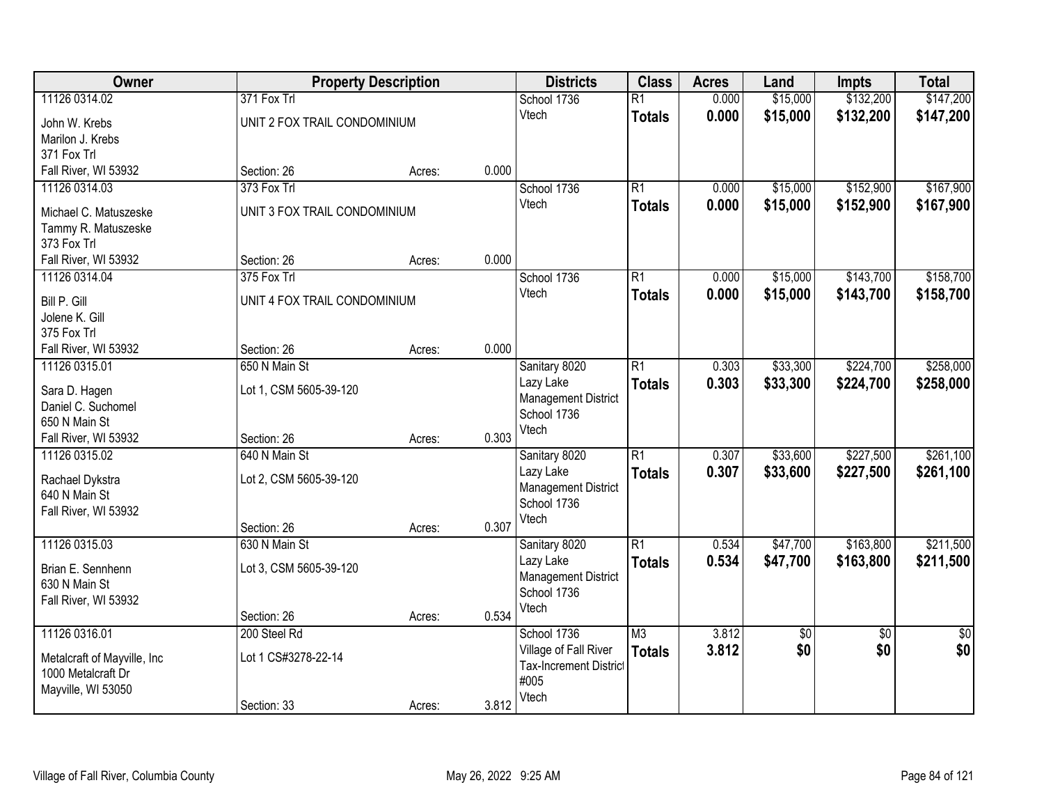| Owner | Property Description | | | Districts | Class | Acres | Land | Impts | Total |
|---|---|---|---|---|---|---|---|---|---|
| 11126 0314.02<br>John W. Krebs<br>Marilon J. Krebs<br>371 Fox Trl<br>Fall River, WI 53932 | 371 Fox Trl<br>UNIT 2 FOX TRAIL CONDOMINIUM<br>Section: 26 | Acres: | 0.000 | School 1736<br>Vtech | R1<br>**Totals** | 0.000<br>**0.000** | $15,000<br>**$15,000** | $132,200<br>**$132,200** | $147,200<br>**$147,200** |
| 11126 0314.03<br>Michael C. Matuszeske<br>Tammy R. Matuszeske<br>373 Fox Trl<br>Fall River, WI 53932 | 373 Fox Trl<br>UNIT 3 FOX TRAIL CONDOMINIUM<br>Section: 26 | Acres: | 0.000 | School 1736<br>Vtech | R1<br>**Totals** | 0.000<br>**0.000** | $15,000<br>**$15,000** | $152,900<br>**$152,900** | $167,900<br>**$167,900** |
| 11126 0314.04<br>Bill P. Gill<br>Jolene K. Gill<br>375 Fox Trl<br>Fall River, WI 53932 | 375 Fox Trl<br>UNIT 4 FOX TRAIL CONDOMINIUM<br>Section: 26 | Acres: | 0.000 | School 1736<br>Vtech | R1<br>**Totals** | 0.000<br>**0.000** | $15,000<br>**$15,000** | $143,700<br>**$143,700** | $158,700<br>**$158,700** |
| 11126 0315.01<br>Sara D. Hagen<br>Daniel C. Suchomel<br>650 N Main St<br>Fall River, WI 53932 | 650 N Main St<br>Lot 1, CSM 5605-39-120<br>Section: 26 | Acres: | 0.303 | Sanitary 8020<br>Lazy Lake Management District<br>School 1736<br>Vtech | R1<br>**Totals** | 0.303<br>**0.303** | $33,300<br>**$33,300** | $224,700<br>**$224,700** | $258,000<br>**$258,000** |
| 11126 0315.02<br>Rachael Dykstra<br>640 N Main St<br>Fall River, WI 53932 | 640 N Main St<br>Lot 2, CSM 5605-39-120<br>Section: 26 | Acres: | 0.307 | Sanitary 8020<br>Lazy Lake Management District<br>School 1736<br>Vtech | R1<br>**Totals** | 0.307<br>**0.307** | $33,600<br>**$33,600** | $227,500<br>**$227,500** | $261,100<br>**$261,100** |
| 11126 0315.03<br>Brian E. Sennhenn<br>630 N Main St<br>Fall River, WI 53932 | 630 N Main St<br>Lot 3, CSM 5605-39-120<br>Section: 26 | Acres: | 0.534 | Sanitary 8020<br>Lazy Lake Management District<br>School 1736<br>Vtech | R1<br>**Totals** | 0.534<br>**0.534** | $47,700<br>**$47,700** | $163,800<br>**$163,800** | $211,500<br>**$211,500** |
| 11126 0316.01<br>Metalcraft of Mayville, Inc<br>1000 Metalcraft Dr<br>Mayville, WI 53050 | 200 Steel Rd<br>Lot 1 CS#3278-22-14<br>Section: 33 | Acres: | 3.812 | School 1736<br>Village of Fall River Tax-Increment District #005<br>Vtech | M3<br>**Totals** | 3.812<br>**3.812** | $0<br>**$0** | $0<br>**$0** | $0<br>**$0** |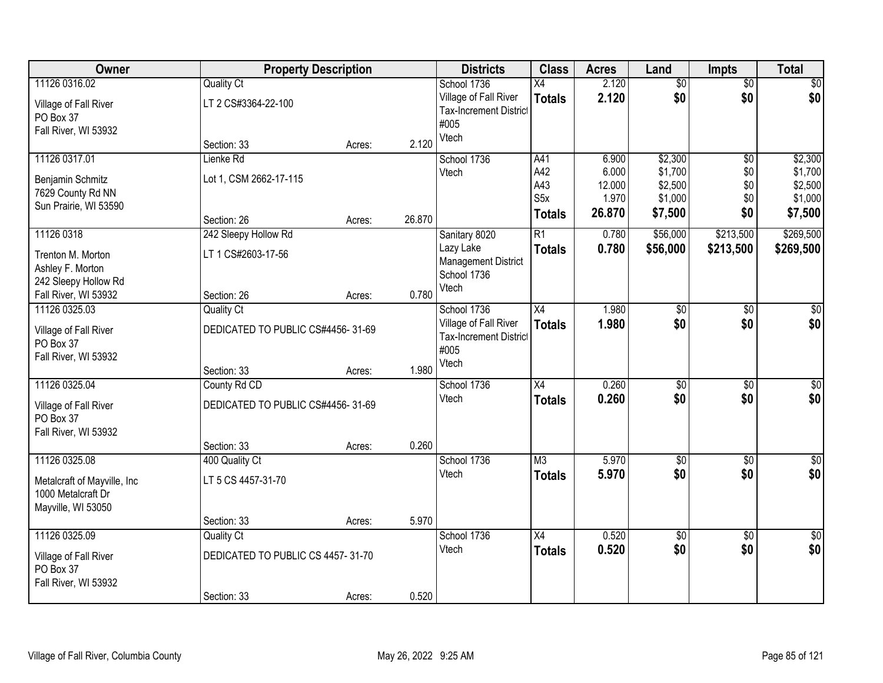| Owner | Property Description | | | Districts | Class | Acres | Land | Impts | Total |
|---|---|---|---|---|---|---|---|---|---|
| 11126 0316.02<br>Village of Fall River<br>PO Box 37<br>Fall River, WI 53932 | Quality Ct<br>LT 2 CS#3364-22-100<br>Section: 33 | Acres: | 2.120 | School 1736<br>Village of Fall River<br>Tax-Increment District #005<br>Vtech | X4<br>**Totals** | 2.120<br>**2.120** | $0<br>**$0** | $0<br>**$0** | $0<br>**$0** |
| 11126 0317.01<br>Benjamin Schmitz<br>7629 County Rd NN<br>Sun Prairie, WI 53590 | Lienke Rd<br>Lot 1, CSM 2662-17-115<br>Section: 26 | Acres: | 26.870 | School 1736<br>Vtech | A41<br>A42<br>A43<br>S5x<br>**Totals** | 6.900<br>6.000<br>12.000<br>1.970<br>**26.870** | $2,300<br>$1,700<br>$2,500<br>$1,000<br>**$7,500** | $0<br>$0<br>$0<br>$0<br>**$0** | $2,300<br>$1,700<br>$2,500<br>$1,000<br>**$7,500** |
| 11126 0318<br>Trenton M. Morton<br>Ashley F. Morton<br>242 Sleepy Hollow Rd<br>Fall River, WI 53932 | 242 Sleepy Hollow Rd<br>LT 1 CS#2603-17-56<br>Section: 26 | Acres: | 0.780 | Sanitary 8020<br>Lazy Lake Management District<br>School 1736<br>Vtech | R1<br>**Totals** | 0.780<br>**0.780** | $56,000<br>**$56,000** | $213,500<br>**$213,500** | $269,500<br>**$269,500** |
| 11126 0325.03<br>Village of Fall River<br>PO Box 37<br>Fall River, WI 53932 | Quality Ct<br>DEDICATED TO PUBLIC CS#4456- 31-69<br>Section: 33 | Acres: | 1.980 | School 1736<br>Village of Fall River<br>Tax-Increment District #005<br>Vtech | X4<br>**Totals** | 1.980<br>**1.980** | $0<br>**$0** | $0<br>**$0** | $0<br>**$0** |
| 11126 0325.04<br>Village of Fall River<br>PO Box 37<br>Fall River, WI 53932 | County Rd CD<br>DEDICATED TO PUBLIC CS#4456- 31-69<br>Section: 33 | Acres: | 0.260 | School 1736<br>Vtech | X4<br>**Totals** | 0.260<br>**0.260** | $0<br>**$0** | $0<br>**$0** | $0<br>**$0** |
| 11126 0325.08<br>Metalcraft of Mayville, Inc<br>1000 Metalcraft Dr<br>Mayville, WI 53050 | 400 Quality Ct<br>LT 5 CS 4457-31-70<br>Section: 33 | Acres: | 5.970 | School 1736<br>Vtech | M3<br>**Totals** | 5.970<br>**5.970** | $0<br>**$0** | $0<br>**$0** | $0<br>**$0** |
| 11126 0325.09<br>Village of Fall River<br>PO Box 37<br>Fall River, WI 53932 | Quality Ct<br>DEDICATED TO PUBLIC CS 4457- 31-70<br>Section: 33 | Acres: | 0.520 | School 1736<br>Vtech | X4<br>**Totals** | 0.520<br>**0.520** | $0<br>**$0** | $0<br>**$0** | $0<br>**$0** |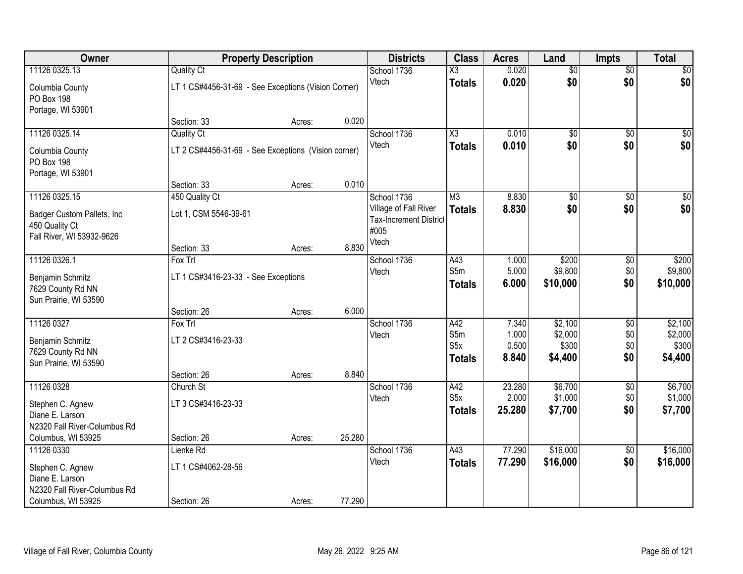| Owner | Property Description | | | Districts | Class | Acres | Land | Impts | Total |
|---|---|---|---|---|---|---|---|---|---|
| 11126 0325.13<br>Columbia County<br>PO Box 198<br>Portage, WI 53901 | Quality Ct<br>LT 1 CS#4456-31-69 - See Exceptions (Vision Corner)<br>Section: 33 | Acres: | 0.020 | School 1736<br>Vtech | X3<br>**Totals** | 0.020<br>**0.020** | $0<br>**$0** | $0<br>**$0** | $0<br>**$0** |
| 11126 0325.14<br>Columbia County<br>PO Box 198<br>Portage, WI 53901 | Quality Ct<br>LT 2 CS#4456-31-69 - See Exceptions (Vision corner)<br>Section: 33 | Acres: | 0.010 | School 1736<br>Vtech | X3<br>**Totals** | 0.010<br>**0.010** | $0<br>**$0** | $0<br>**$0** | $0<br>**$0** |
| 11126 0325.15<br>Badger Custom Pallets, Inc<br>450 Quality Ct<br>Fall River, WI 53932-9626 | 450 Quality Ct<br>Lot 1, CSM 5546-39-61<br>Section: 33 | Acres: | 8.830 | School 1736<br>Village of Fall River Tax-Increment District #005<br>Vtech | M3<br>**Totals** | 8.830<br>**8.830** | $0<br>**$0** | $0<br>**$0** | $0<br>**$0** |
| 11126 0326.1<br>Benjamin Schmitz<br>7629 County Rd NN<br>Sun Prairie, WI 53590 | Fox Trl<br>LT 1 CS#3416-23-33 - See Exceptions<br>Section: 26 | Acres: | 6.000 | School 1736<br>Vtech | A43<br>S5m<br>**Totals** | 1.000<br>5.000<br>**6.000** | $200<br>$9,800<br>**$10,000** | $0<br>$0<br>**$0** | $200<br>$9,800<br>**$10,000** |
| 11126 0327<br>Benjamin Schmitz<br>7629 County Rd NN<br>Sun Prairie, WI 53590 | Fox Trl<br>LT 2 CS#3416-23-33<br>Section: 26 | Acres: | 8.840 | School 1736<br>Vtech | A42<br>S5m<br>S5x<br>**Totals** | 7.340<br>1.000<br>0.500<br>**8.840** | $2,100<br>$2,000<br>$300<br>**$4,400** | $0<br>$0<br>$0<br>**$0** | $2,100<br>$2,000<br>$300<br>**$4,400** |
| 11126 0328<br>Stephen C. Agnew<br>Diane E. Larson<br>N2320 Fall River-Columbus Rd<br>Columbus, WI 53925 | Church St<br>LT 3 CS#3416-23-33<br>Section: 26 | Acres: | 25.280 | School 1736<br>Vtech | A42<br>S5x<br>**Totals** | 23.280<br>2.000<br>**25.280** | $6,700<br>$1,000<br>**$7,700** | $0<br>$0<br>**$0** | $6,700<br>$1,000<br>**$7,700** |
| 11126 0330<br>Stephen C. Agnew<br>Diane E. Larson<br>N2320 Fall River-Columbus Rd<br>Columbus, WI 53925 | Lienke Rd<br>LT 1 CS#4062-28-56<br>Section: 26 | Acres: | 77.290 | School 1736<br>Vtech | A43<br>**Totals** | 77.290<br>**77.290** | $16,000<br>**$16,000** | $0<br>**$0** | $16,000<br>**$16,000** |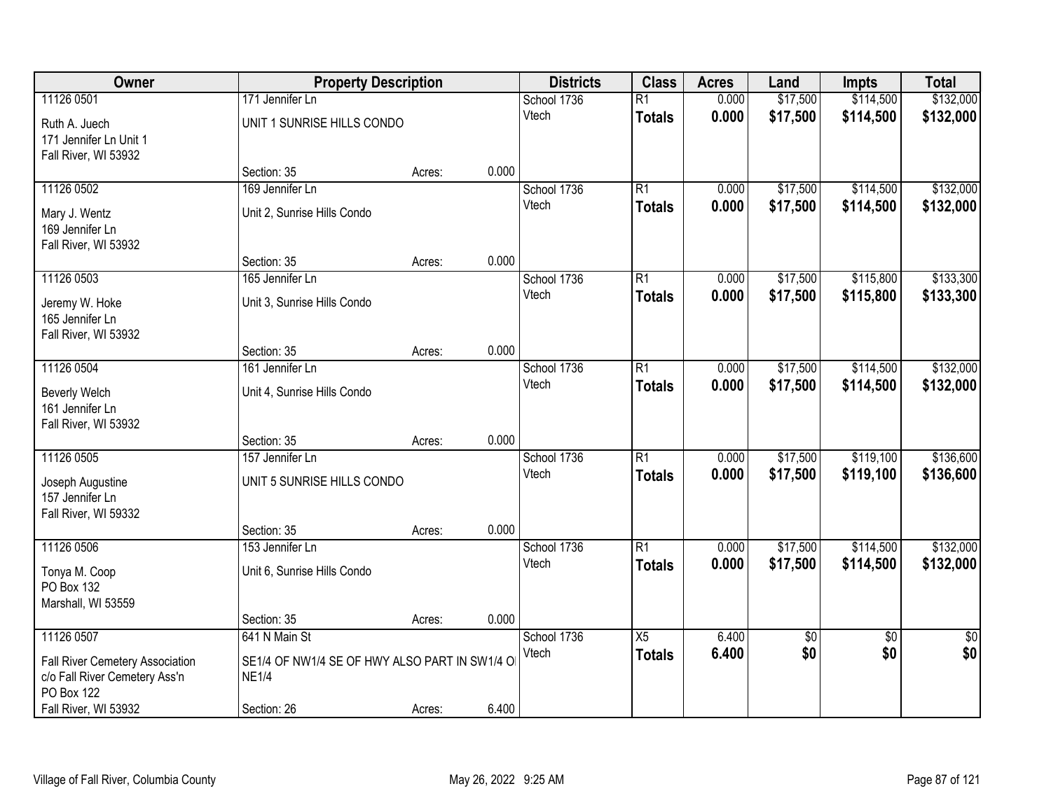| Owner | Property Description | | | Districts | Class | Acres | Land | Impts | Total |
|---|---|---|---|---|---|---|---|---|---|
| 11126 0501 | 171 Jennifer Ln | | | School 1736 | R1 | 0.000 | $17,500 | $114,500 | $132,000 |
| Ruth A. Juech<br>171 Jennifer Ln Unit 1<br>Fall River, WI 53932 | UNIT 1 SUNRISE HILLS CONDO | | | Vtech | **Totals** | **0.000** | **$17,500** | **$114,500** | **$132,000** |
| | Section: 35 | Acres: | 0.000 | | | | | | |
| 11126 0502 | 169 Jennifer Ln | | | School 1736 | R1 | 0.000 | $17,500 | $114,500 | $132,000 |
| Mary J. Wentz<br>169 Jennifer Ln<br>Fall River, WI 53932 | Unit 2, Sunrise Hills Condo | | | Vtech | **Totals** | **0.000** | **$17,500** | **$114,500** | **$132,000** |
| | Section: 35 | Acres: | 0.000 | | | | | | |
| 11126 0503 | 165 Jennifer Ln | | | School 1736 | R1 | 0.000 | $17,500 | $115,800 | $133,300 |
| Jeremy W. Hoke<br>165 Jennifer Ln<br>Fall River, WI 53932 | Unit 3, Sunrise Hills Condo | | | Vtech | **Totals** | **0.000** | **$17,500** | **$115,800** | **$133,300** |
| | Section: 35 | Acres: | 0.000 | | | | | | |
| 11126 0504 | 161 Jennifer Ln | | | School 1736 | R1 | 0.000 | $17,500 | $114,500 | $132,000 |
| Beverly Welch<br>161 Jennifer Ln<br>Fall River, WI 53932 | Unit 4, Sunrise Hills Condo | | | Vtech | **Totals** | **0.000** | **$17,500** | **$114,500** | **$132,000** |
| | Section: 35 | Acres: | 0.000 | | | | | | |
| 11126 0505 | 157 Jennifer Ln | | | School 1736 | R1 | 0.000 | $17,500 | $119,100 | $136,600 |
| Joseph Augustine<br>157 Jennifer Ln<br>Fall River, WI 59332 | UNIT 5 SUNRISE HILLS CONDO | | | Vtech | **Totals** | **0.000** | **$17,500** | **$119,100** | **$136,600** |
| | Section: 35 | Acres: | 0.000 | | | | | | |
| 11126 0506 | 153 Jennifer Ln | | | School 1736 | R1 | 0.000 | $17,500 | $114,500 | $132,000 |
| Tonya M. Coop<br>PO Box 132<br>Marshall, WI 53559 | Unit 6, Sunrise Hills Condo | | | Vtech | **Totals** | **0.000** | **$17,500** | **$114,500** | **$132,000** |
| | Section: 35 | Acres: | 0.000 | | | | | | |
| 11126 0507 | 641 N Main St | | | School 1736 | X5 | 6.400 | $0 | $0 | $0 |
| Fall River Cemetery Association<br>c/o Fall River Cemetery Ass'n<br>PO Box 122<br>Fall River, WI 53932 | SE1/4 OF NW1/4 SE OF HWY ALSO PART IN SW1/4 OF NE1/4 | | | Vtech | **Totals** | **6.400** | **$0** | **$0** | **$0** |
| | Section: 26 | Acres: | 6.400 | | | | | | |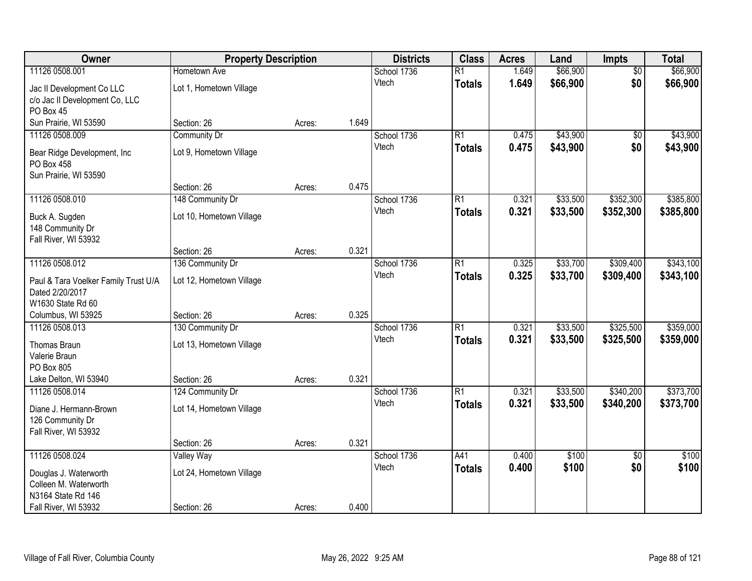| Owner | Property Description | | | Districts | Class | Acres | Land | Impts | Total |
|---|---|---|---|---|---|---|---|---|---|
| 11126 0508.001 | Hometown Ave | | | School 1736 | R1 | 1.649 | $66,900 | $0 | $66,900 |
| Jac II Development Co LLC<br>c/o Jac II Development Co, LLC<br>PO Box 45<br>Sun Prairie, WI 53590 | Lot 1, Hometown Village | | | Vtech | **Totals** | **1.649** | **$66,900** | **$0** | **$66,900** |
| | Section: 26 | Acres: | 1.649 | | | | | | |
| 11126 0508.009 | Community Dr | | | School 1736 | R1 | 0.475 | $43,900 | $0 | $43,900 |
| Bear Ridge Development, Inc<br>PO Box 458<br>Sun Prairie, WI 53590 | Lot 9, Hometown Village | | | Vtech | **Totals** | **0.475** | **$43,900** | **$0** | **$43,900** |
| | Section: 26 | Acres: | 0.475 | | | | | | |
| 11126 0508.010 | 148 Community Dr | | | School 1736 | R1 | 0.321 | $33,500 | $352,300 | $385,800 |
| Buck A. Sugden<br>148 Community Dr<br>Fall River, WI 53932 | Lot 10, Hometown Village | | | Vtech | **Totals** | **0.321** | **$33,500** | **$352,300** | **$385,800** |
| | Section: 26 | Acres: | 0.321 | | | | | | |
| 11126 0508.012 | 136 Community Dr | | | School 1736 | R1 | 0.325 | $33,700 | $309,400 | $343,100 |
| Paul & Tara Voelker Family Trust U/A<br>Dated 2/20/2017<br>W1630 State Rd 60<br>Columbus, WI 53925 | Lot 12, Hometown Village | | | Vtech | **Totals** | **0.325** | **$33,700** | **$309,400** | **$343,100** |
| | Section: 26 | Acres: | 0.325 | | | | | | |
| 11126 0508.013 | 130 Community Dr | | | School 1736 | R1 | 0.321 | $33,500 | $325,500 | $359,000 |
| Thomas Braun<br>Valerie Braun<br>PO Box 805<br>Lake Delton, WI 53940 | Lot 13, Hometown Village | | | Vtech | **Totals** | **0.321** | **$33,500** | **$325,500** | **$359,000** |
| | Section: 26 | Acres: | 0.321 | | | | | | |
| 11126 0508.014 | 124 Community Dr | | | School 1736 | R1 | 0.321 | $33,500 | $340,200 | $373,700 |
| Diane J. Hermann-Brown<br>126 Community Dr<br>Fall River, WI 53932 | Lot 14, Hometown Village | | | Vtech | **Totals** | **0.321** | **$33,500** | **$340,200** | **$373,700** |
| | Section: 26 | Acres: | 0.321 | | | | | | |
| 11126 0508.024 | Valley Way | | | School 1736 | A41 | 0.400 | $100 | $0 | $100 |
| Douglas J. Waterworth<br>Colleen M. Waterworth<br>N3164 State Rd 146<br>Fall River, WI 53932 | Lot 24, Hometown Village | | | Vtech | **Totals** | **0.400** | **$100** | **$0** | **$100** |
| | Section: 26 | Acres: | 0.400 | | | | | | |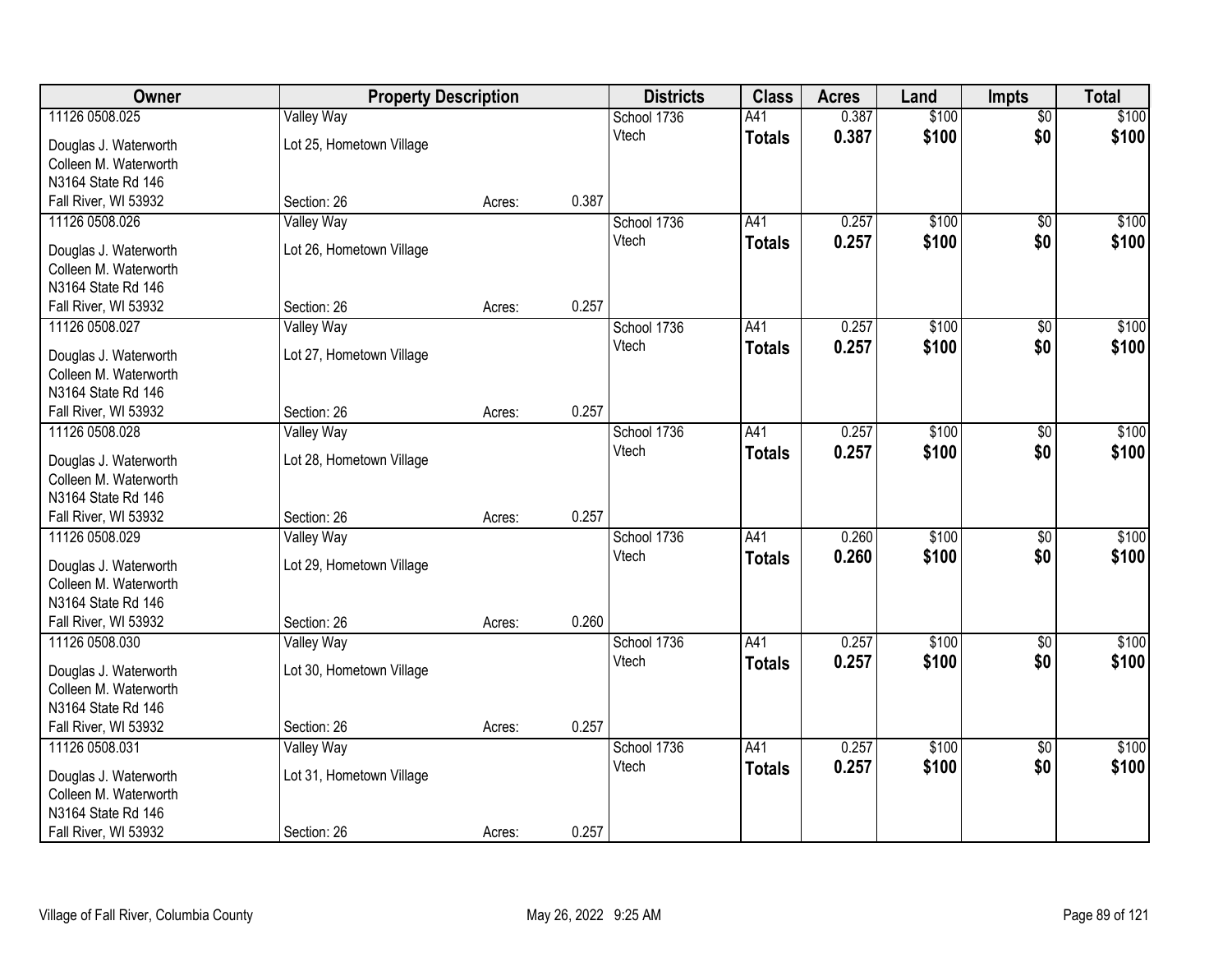| Owner | Property Description | | | Districts | Class | Acres | Land | Impts | Total |
|---|---|---|---|---|---|---|---|---|---|
| 11126 0508.025 | Valley Way | | | School 1736 | A41 | 0.387 | $100 | $0 | $100 |
| Douglas J. Waterworth<br>Colleen M. Waterworth<br>N3164 State Rd 146<br>Fall River, WI 53932 | Lot 25, Hometown Village<br><br><br>Section: 26 | Acres: | 0.387 | Vtech | **Totals** | **0.387** | **$100** | **$0** | **$100** |
| 11126 0508.026 | Valley Way | | | School 1736 | A41 | 0.257 | $100 | $0 | $100 |
| Douglas J. Waterworth<br>Colleen M. Waterworth<br>N3164 State Rd 146<br>Fall River, WI 53932 | Lot 26, Hometown Village<br><br><br>Section: 26 | Acres: | 0.257 | Vtech | **Totals** | **0.257** | **$100** | **$0** | **$100** |
| 11126 0508.027 | Valley Way | | | School 1736 | A41 | 0.257 | $100 | $0 | $100 |
| Douglas J. Waterworth<br>Colleen M. Waterworth<br>N3164 State Rd 146<br>Fall River, WI 53932 | Lot 27, Hometown Village<br><br><br>Section: 26 | Acres: | 0.257 | Vtech | **Totals** | **0.257** | **$100** | **$0** | **$100** |
| 11126 0508.028 | Valley Way | | | School 1736 | A41 | 0.257 | $100 | $0 | $100 |
| Douglas J. Waterworth<br>Colleen M. Waterworth<br>N3164 State Rd 146<br>Fall River, WI 53932 | Lot 28, Hometown Village<br><br><br>Section: 26 | Acres: | 0.257 | Vtech | **Totals** | **0.257** | **$100** | **$0** | **$100** |
| 11126 0508.029 | Valley Way | | | School 1736 | A41 | 0.260 | $100 | $0 | $100 |
| Douglas J. Waterworth<br>Colleen M. Waterworth<br>N3164 State Rd 146<br>Fall River, WI 53932 | Lot 29, Hometown Village<br><br><br>Section: 26 | Acres: | 0.260 | Vtech | **Totals** | **0.260** | **$100** | **$0** | **$100** |
| 11126 0508.030 | Valley Way | | | School 1736 | A41 | 0.257 | $100 | $0 | $100 |
| Douglas J. Waterworth<br>Colleen M. Waterworth<br>N3164 State Rd 146<br>Fall River, WI 53932 | Lot 30, Hometown Village<br><br><br>Section: 26 | Acres: | 0.257 | Vtech | **Totals** | **0.257** | **$100** | **$0** | **$100** |
| 11126 0508.031 | Valley Way | | | School 1736 | A41 | 0.257 | $100 | $0 | $100 |
| Douglas J. Waterworth<br>Colleen M. Waterworth<br>N3164 State Rd 146<br>Fall River, WI 53932 | Lot 31, Hometown Village<br><br><br>Section: 26 | Acres: | 0.257 | Vtech | **Totals** | **0.257** | **$100** | **$0** | **$100** |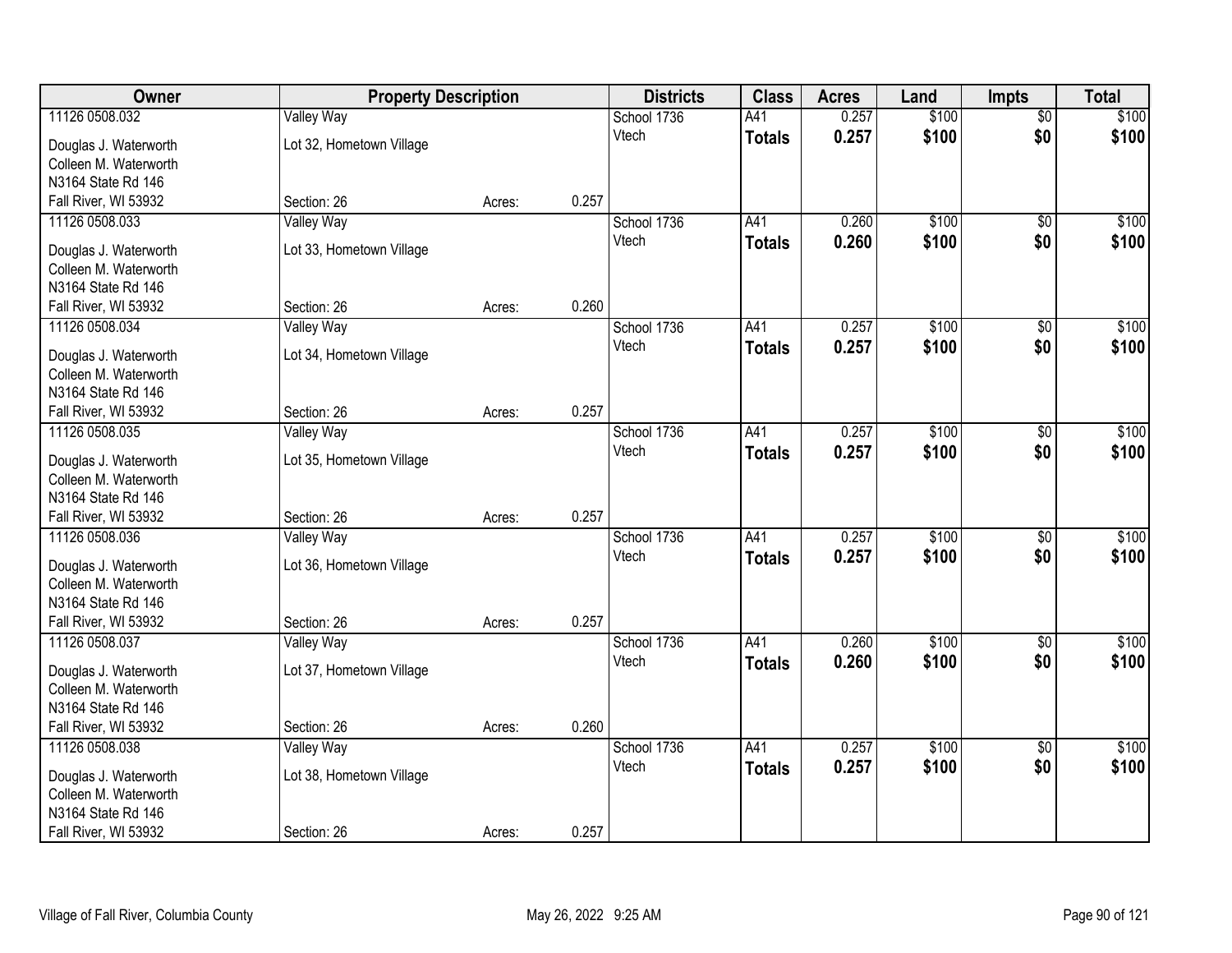| Owner | Property Description | | | Districts | Class | Acres | Land | Impts | Total |
|---|---|---|---|---|---|---|---|---|---|
| 11126 0508.032 | Valley Way | | | School 1736 | A41 | 0.257 | $100 | $0 | $100 |
| Douglas J. Waterworth<br>Colleen M. Waterworth<br>N3164 State Rd 146<br>Fall River, WI 53932 | Lot 32, Hometown Village<br><br><br>Section: 26 | Acres: | 0.257 | Vtech | **Totals** | **0.257** | **$100** | **$0** | **$100** |
| 11126 0508.033 | Valley Way | | | School 1736 | A41 | 0.260 | $100 | $0 | $100 |
| Douglas J. Waterworth<br>Colleen M. Waterworth<br>N3164 State Rd 146<br>Fall River, WI 53932 | Lot 33, Hometown Village<br><br><br>Section: 26 | Acres: | 0.260 | Vtech | **Totals** | **0.260** | **$100** | **$0** | **$100** |
| 11126 0508.034 | Valley Way | | | School 1736 | A41 | 0.257 | $100 | $0 | $100 |
| Douglas J. Waterworth<br>Colleen M. Waterworth<br>N3164 State Rd 146<br>Fall River, WI 53932 | Lot 34, Hometown Village<br><br><br>Section: 26 | Acres: | 0.257 | Vtech | **Totals** | **0.257** | **$100** | **$0** | **$100** |
| 11126 0508.035 | Valley Way | | | School 1736 | A41 | 0.257 | $100 | $0 | $100 |
| Douglas J. Waterworth<br>Colleen M. Waterworth<br>N3164 State Rd 146<br>Fall River, WI 53932 | Lot 35, Hometown Village<br><br><br>Section: 26 | Acres: | 0.257 | Vtech | **Totals** | **0.257** | **$100** | **$0** | **$100** |
| 11126 0508.036 | Valley Way | | | School 1736 | A41 | 0.257 | $100 | $0 | $100 |
| Douglas J. Waterworth<br>Colleen M. Waterworth<br>N3164 State Rd 146<br>Fall River, WI 53932 | Lot 36, Hometown Village<br><br><br>Section: 26 | Acres: | 0.257 | Vtech | **Totals** | **0.257** | **$100** | **$0** | **$100** |
| 11126 0508.037 | Valley Way | | | School 1736 | A41 | 0.260 | $100 | $0 | $100 |
| Douglas J. Waterworth<br>Colleen M. Waterworth<br>N3164 State Rd 146<br>Fall River, WI 53932 | Lot 37, Hometown Village<br><br><br>Section: 26 | Acres: | 0.260 | Vtech | **Totals** | **0.260** | **$100** | **$0** | **$100** |
| 11126 0508.038 | Valley Way | | | School 1736 | A41 | 0.257 | $100 | $0 | $100 |
| Douglas J. Waterworth<br>Colleen M. Waterworth<br>N3164 State Rd 146<br>Fall River, WI 53932 | Lot 38, Hometown Village<br><br><br>Section: 26 | Acres: | 0.257 | Vtech | **Totals** | **0.257** | **$100** | **$0** | **$100** |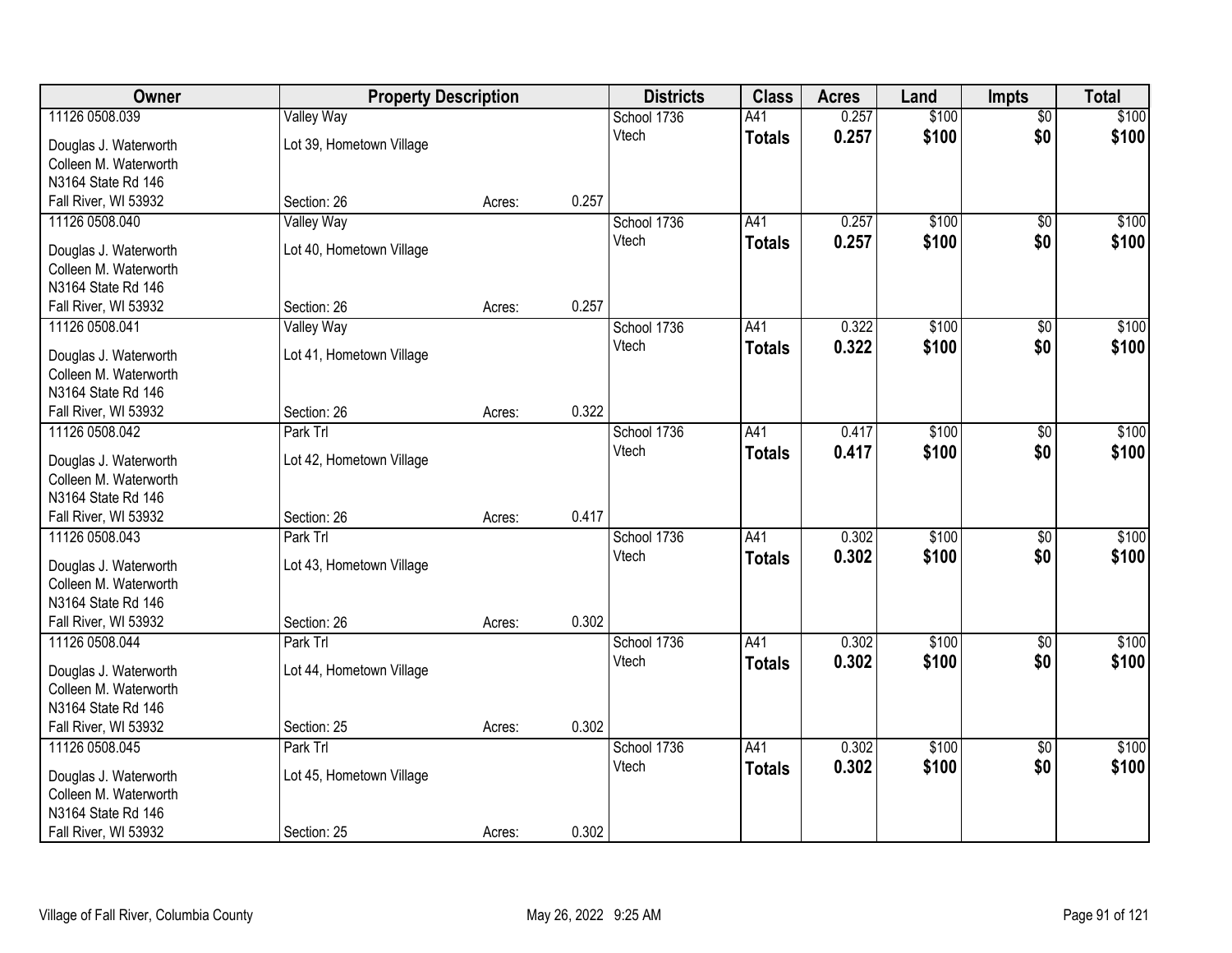| Owner | Property Description | | | Districts | Class | Acres | Land | Impts | Total |
|---|---|---|---|---|---|---|---|---|---|
| 11126 0508.039<br>Douglas J. Waterworth<br>Colleen M. Waterworth<br>N3164 State Rd 146<br>Fall River, WI 53932 | Valley Way<br>Lot 39, Hometown Village<br>Section: 26 | Acres: | 0.257 | School 1736<br>Vtech | A41<br>**Totals** | 0.257<br>**0.257** | $100<br>**$100** | $0<br>**$0** | $100<br>**$100** |
| 11126 0508.040<br>Douglas J. Waterworth<br>Colleen M. Waterworth<br>N3164 State Rd 146<br>Fall River, WI 53932 | Valley Way<br>Lot 40, Hometown Village<br>Section: 26 | Acres: | 0.257 | School 1736<br>Vtech | A41<br>**Totals** | 0.257<br>**0.257** | $100<br>**$100** | $0<br>**$0** | $100<br>**$100** |
| 11126 0508.041<br>Douglas J. Waterworth<br>Colleen M. Waterworth<br>N3164 State Rd 146<br>Fall River, WI 53932 | Valley Way<br>Lot 41, Hometown Village<br>Section: 26 | Acres: | 0.322 | School 1736<br>Vtech | A41<br>**Totals** | 0.322<br>**0.322** | $100<br>**$100** | $0<br>**$0** | $100<br>**$100** |
| 11126 0508.042<br>Douglas J. Waterworth<br>Colleen M. Waterworth<br>N3164 State Rd 146<br>Fall River, WI 53932 | Park Trl<br>Lot 42, Hometown Village<br>Section: 26 | Acres: | 0.417 | School 1736<br>Vtech | A41<br>**Totals** | 0.417<br>**0.417** | $100<br>**$100** | $0<br>**$0** | $100<br>**$100** |
| 11126 0508.043<br>Douglas J. Waterworth<br>Colleen M. Waterworth<br>N3164 State Rd 146<br>Fall River, WI 53932 | Park Trl<br>Lot 43, Hometown Village<br>Section: 26 | Acres: | 0.302 | School 1736<br>Vtech | A41<br>**Totals** | 0.302<br>**0.302** | $100<br>**$100** | $0<br>**$0** | $100<br>**$100** |
| 11126 0508.044<br>Douglas J. Waterworth<br>Colleen M. Waterworth<br>N3164 State Rd 146<br>Fall River, WI 53932 | Park Trl<br>Lot 44, Hometown Village<br>Section: 25 | Acres: | 0.302 | School 1736<br>Vtech | A41<br>**Totals** | 0.302<br>**0.302** | $100<br>**$100** | $0<br>**$0** | $100<br>**$100** |
| 11126 0508.045<br>Douglas J. Waterworth<br>Colleen M. Waterworth<br>N3164 State Rd 146<br>Fall River, WI 53932 | Park Trl<br>Lot 45, Hometown Village<br>Section: 25 | Acres: | 0.302 | School 1736<br>Vtech | A41<br>**Totals** | 0.302<br>**0.302** | $100<br>**$100** | $0<br>**$0** | $100<br>**$100** |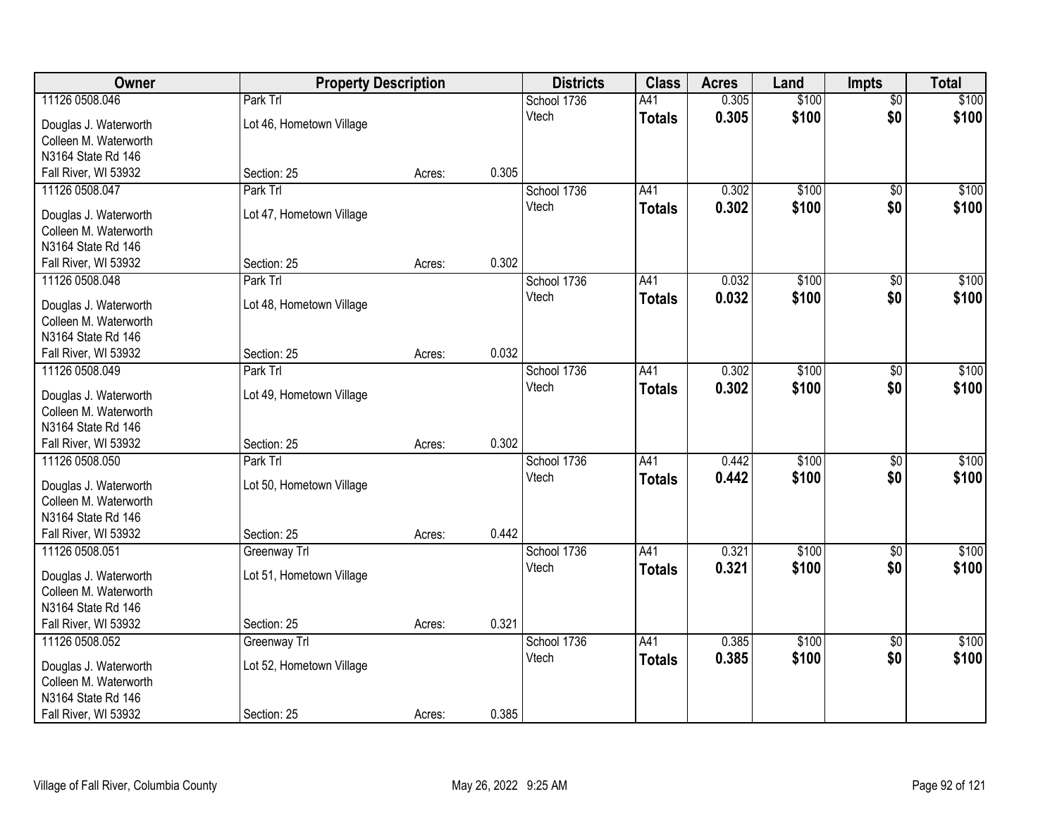| Owner | Property Description | | | Districts | Class | Acres | Land | Impts | Total |
|---|---|---|---|---|---|---|---|---|---|
| 11126 0508.046 | Park Trl | | | School 1736 | A41 | 0.305 | $100 | $0 | $100 |
| Douglas J. Waterworth | Lot 46, Hometown Village | | | Vtech | **Totals** | **0.305** | **$100** | **$0** | **$100** |
| Colleen M. Waterworth | | | | | | | | | |
| N3164 State Rd 146 | | | | | | | | | |
| Fall River, WI 53932 | Section: 25 | Acres: | 0.305 | | | | | | |
| 11126 0508.047 | Park Trl | | | School 1736 | A41 | 0.302 | $100 | $0 | $100 |
| Douglas J. Waterworth | Lot 47, Hometown Village | | | Vtech | **Totals** | **0.302** | **$100** | **$0** | **$100** |
| Colleen M. Waterworth | | | | | | | | | |
| N3164 State Rd 146 | | | | | | | | | |
| Fall River, WI 53932 | Section: 25 | Acres: | 0.302 | | | | | | |
| 11126 0508.048 | Park Trl | | | School 1736 | A41 | 0.032 | $100 | $0 | $100 |
| Douglas J. Waterworth | Lot 48, Hometown Village | | | Vtech | **Totals** | **0.032** | **$100** | **$0** | **$100** |
| Colleen M. Waterworth | | | | | | | | | |
| N3164 State Rd 146 | | | | | | | | | |
| Fall River, WI 53932 | Section: 25 | Acres: | 0.032 | | | | | | |
| 11126 0508.049 | Park Trl | | | School 1736 | A41 | 0.302 | $100 | $0 | $100 |
| Douglas J. Waterworth | Lot 49, Hometown Village | | | Vtech | **Totals** | **0.302** | **$100** | **$0** | **$100** |
| Colleen M. Waterworth | | | | | | | | | |
| N3164 State Rd 146 | | | | | | | | | |
| Fall River, WI 53932 | Section: 25 | Acres: | 0.302 | | | | | | |
| 11126 0508.050 | Park Trl | | | School 1736 | A41 | 0.442 | $100 | $0 | $100 |
| Douglas J. Waterworth | Lot 50, Hometown Village | | | Vtech | **Totals** | **0.442** | **$100** | **$0** | **$100** |
| Colleen M. Waterworth | | | | | | | | | |
| N3164 State Rd 146 | | | | | | | | | |
| Fall River, WI 53932 | Section: 25 | Acres: | 0.442 | | | | | | |
| 11126 0508.051 | Greenway Trl | | | School 1736 | A41 | 0.321 | $100 | $0 | $100 |
| Douglas J. Waterworth | Lot 51, Hometown Village | | | Vtech | **Totals** | **0.321** | **$100** | **$0** | **$100** |
| Colleen M. Waterworth | | | | | | | | | |
| N3164 State Rd 146 | | | | | | | | | |
| Fall River, WI 53932 | Section: 25 | Acres: | 0.321 | | | | | | |
| 11126 0508.052 | Greenway Trl | | | School 1736 | A41 | 0.385 | $100 | $0 | $100 |
| Douglas J. Waterworth | Lot 52, Hometown Village | | | Vtech | **Totals** | **0.385** | **$100** | **$0** | **$100** |
| Colleen M. Waterworth | | | | | | | | | |
| N3164 State Rd 146 | | | | | | | | | |
| Fall River, WI 53932 | Section: 25 | Acres: | 0.385 | | | | | | |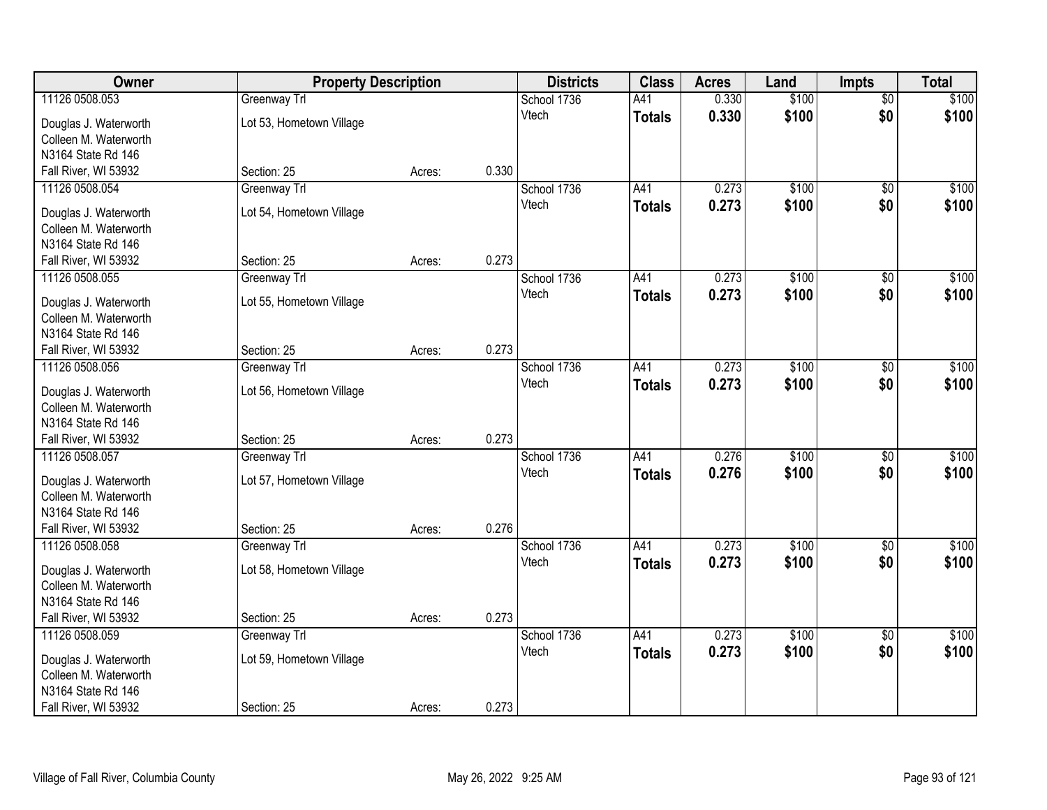| Owner | Property Description | | | Districts | Class | Acres | Land | Impts | Total |
|---|---|---|---|---|---|---|---|---|---|
| 11126 0508.053 | Greenway Trl | | | School 1736 | A41 | 0.330 | $100 | $0 | $100 |
| Douglas J. Waterworth<br>Colleen M. Waterworth<br>N3164 State Rd 146<br>Fall River, WI 53932 | Lot 53, Hometown Village<br><br><br>Section: 25 | Acres: | 0.330 | Vtech | **Totals** | **0.330** | **$100** | **$0** | **$100** |
| 11126 0508.054 | Greenway Trl | | | School 1736 | A41 | 0.273 | $100 | $0 | $100 |
| Douglas J. Waterworth<br>Colleen M. Waterworth<br>N3164 State Rd 146<br>Fall River, WI 53932 | Lot 54, Hometown Village<br><br><br>Section: 25 | Acres: | 0.273 | Vtech | **Totals** | **0.273** | **$100** | **$0** | **$100** |
| 11126 0508.055 | Greenway Trl | | | School 1736 | A41 | 0.273 | $100 | $0 | $100 |
| Douglas J. Waterworth<br>Colleen M. Waterworth<br>N3164 State Rd 146<br>Fall River, WI 53932 | Lot 55, Hometown Village<br><br><br>Section: 25 | Acres: | 0.273 | Vtech | **Totals** | **0.273** | **$100** | **$0** | **$100** |
| 11126 0508.056 | Greenway Trl | | | School 1736 | A41 | 0.273 | $100 | $0 | $100 |
| Douglas J. Waterworth<br>Colleen M. Waterworth<br>N3164 State Rd 146<br>Fall River, WI 53932 | Lot 56, Hometown Village<br><br><br>Section: 25 | Acres: | 0.273 | Vtech | **Totals** | **0.273** | **$100** | **$0** | **$100** |
| 11126 0508.057 | Greenway Trl | | | School 1736 | A41 | 0.276 | $100 | $0 | $100 |
| Douglas J. Waterworth<br>Colleen M. Waterworth<br>N3164 State Rd 146<br>Fall River, WI 53932 | Lot 57, Hometown Village<br><br><br>Section: 25 | Acres: | 0.276 | Vtech | **Totals** | **0.276** | **$100** | **$0** | **$100** |
| 11126 0508.058 | Greenway Trl | | | School 1736 | A41 | 0.273 | $100 | $0 | $100 |
| Douglas J. Waterworth<br>Colleen M. Waterworth<br>N3164 State Rd 146<br>Fall River, WI 53932 | Lot 58, Hometown Village<br><br><br>Section: 25 | Acres: | 0.273 | Vtech | **Totals** | **0.273** | **$100** | **$0** | **$100** |
| 11126 0508.059 | Greenway Trl | | | School 1736 | A41 | 0.273 | $100 | $0 | $100 |
| Douglas J. Waterworth<br>Colleen M. Waterworth<br>N3164 State Rd 146<br>Fall River, WI 53932 | Lot 59, Hometown Village<br><br><br>Section: 25 | Acres: | 0.273 | Vtech | **Totals** | **0.273** | **$100** | **$0** | **$100** |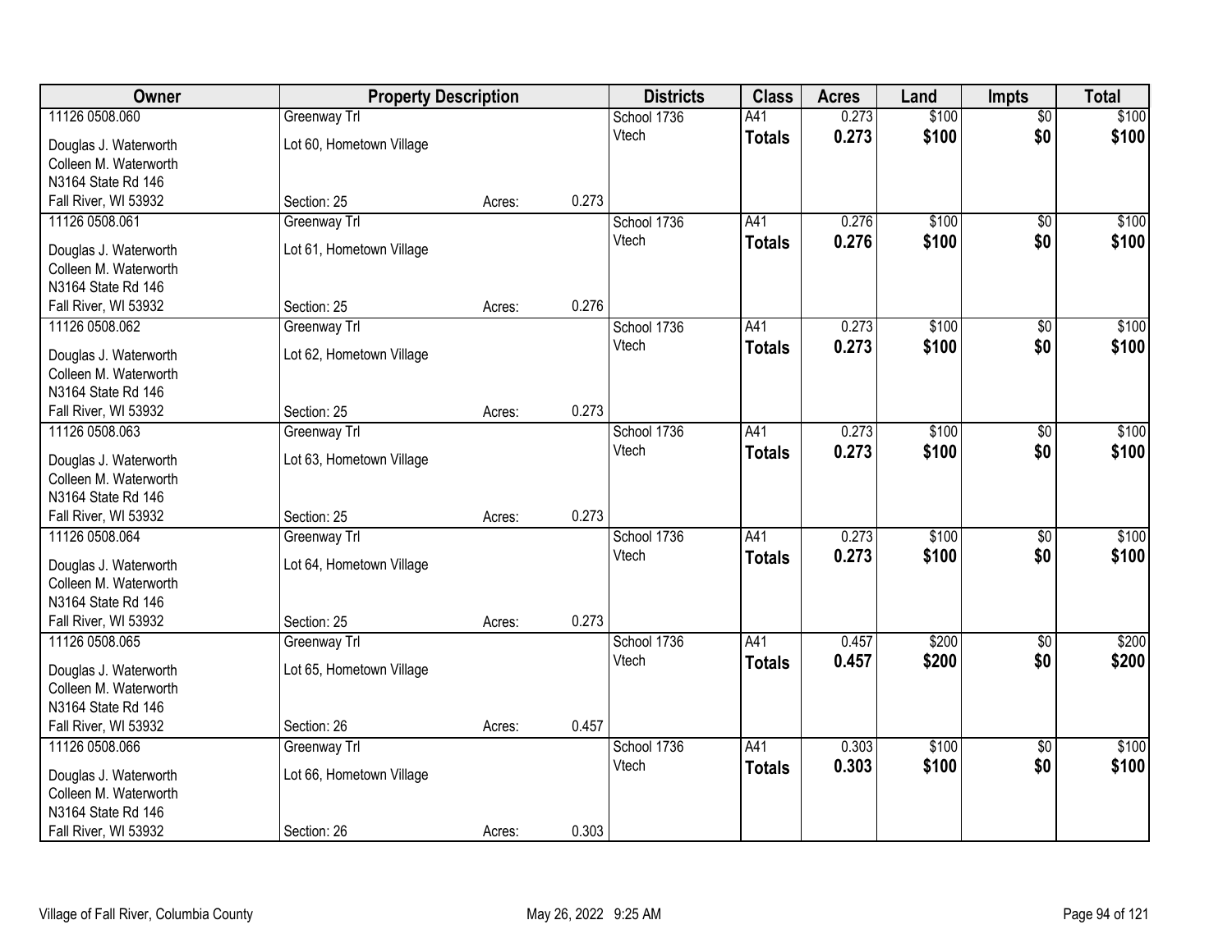| Owner | Property Description | | | Districts | Class | Acres | Land | Impts | Total |
|---|---|---|---|---|---|---|---|---|---|
| 11126 0508.060 | Greenway Trl | | | School 1736 | A41 | 0.273 | $100 | $0 | $100 |
| Douglas J. Waterworth | Lot 60, Hometown Village | | | Vtech | **Totals** | **0.273** | **$100** | **$0** | **$100** |
| Colleen M. Waterworth | | | | | | | | | |
| N3164 State Rd 146 | | | | | | | | | |
| Fall River, WI 53932 | Section: 25 | Acres: | 0.273 | | | | | | |
| 11126 0508.061 | Greenway Trl | | | School 1736 | A41 | 0.276 | $100 | $0 | $100 |
| Douglas J. Waterworth | Lot 61, Hometown Village | | | Vtech | **Totals** | **0.276** | **$100** | **$0** | **$100** |
| Colleen M. Waterworth | | | | | | | | | |
| N3164 State Rd 146 | | | | | | | | | |
| Fall River, WI 53932 | Section: 25 | Acres: | 0.276 | | | | | | |
| 11126 0508.062 | Greenway Trl | | | School 1736 | A41 | 0.273 | $100 | $0 | $100 |
| Douglas J. Waterworth | Lot 62, Hometown Village | | | Vtech | **Totals** | **0.273** | **$100** | **$0** | **$100** |
| Colleen M. Waterworth | | | | | | | | | |
| N3164 State Rd 146 | | | | | | | | | |
| Fall River, WI 53932 | Section: 25 | Acres: | 0.273 | | | | | | |
| 11126 0508.063 | Greenway Trl | | | School 1736 | A41 | 0.273 | $100 | $0 | $100 |
| Douglas J. Waterworth | Lot 63, Hometown Village | | | Vtech | **Totals** | **0.273** | **$100** | **$0** | **$100** |
| Colleen M. Waterworth | | | | | | | | | |
| N3164 State Rd 146 | | | | | | | | | |
| Fall River, WI 53932 | Section: 25 | Acres: | 0.273 | | | | | | |
| 11126 0508.064 | Greenway Trl | | | School 1736 | A41 | 0.273 | $100 | $0 | $100 |
| Douglas J. Waterworth | Lot 64, Hometown Village | | | Vtech | **Totals** | **0.273** | **$100** | **$0** | **$100** |
| Colleen M. Waterworth | | | | | | | | | |
| N3164 State Rd 146 | | | | | | | | | |
| Fall River, WI 53932 | Section: 25 | Acres: | 0.273 | | | | | | |
| 11126 0508.065 | Greenway Trl | | | School 1736 | A41 | 0.457 | $200 | $0 | $200 |
| Douglas J. Waterworth | Lot 65, Hometown Village | | | Vtech | **Totals** | **0.457** | **$200** | **$0** | **$200** |
| Colleen M. Waterworth | | | | | | | | | |
| N3164 State Rd 146 | | | | | | | | | |
| Fall River, WI 53932 | Section: 26 | Acres: | 0.457 | | | | | | |
| 11126 0508.066 | Greenway Trl | | | School 1736 | A41 | 0.303 | $100 | $0 | $100 |
| Douglas J. Waterworth | Lot 66, Hometown Village | | | Vtech | **Totals** | **0.303** | **$100** | **$0** | **$100** |
| Colleen M. Waterworth | | | | | | | | | |
| N3164 State Rd 146 | | | | | | | | | |
| Fall River, WI 53932 | Section: 26 | Acres: | 0.303 | | | | | | |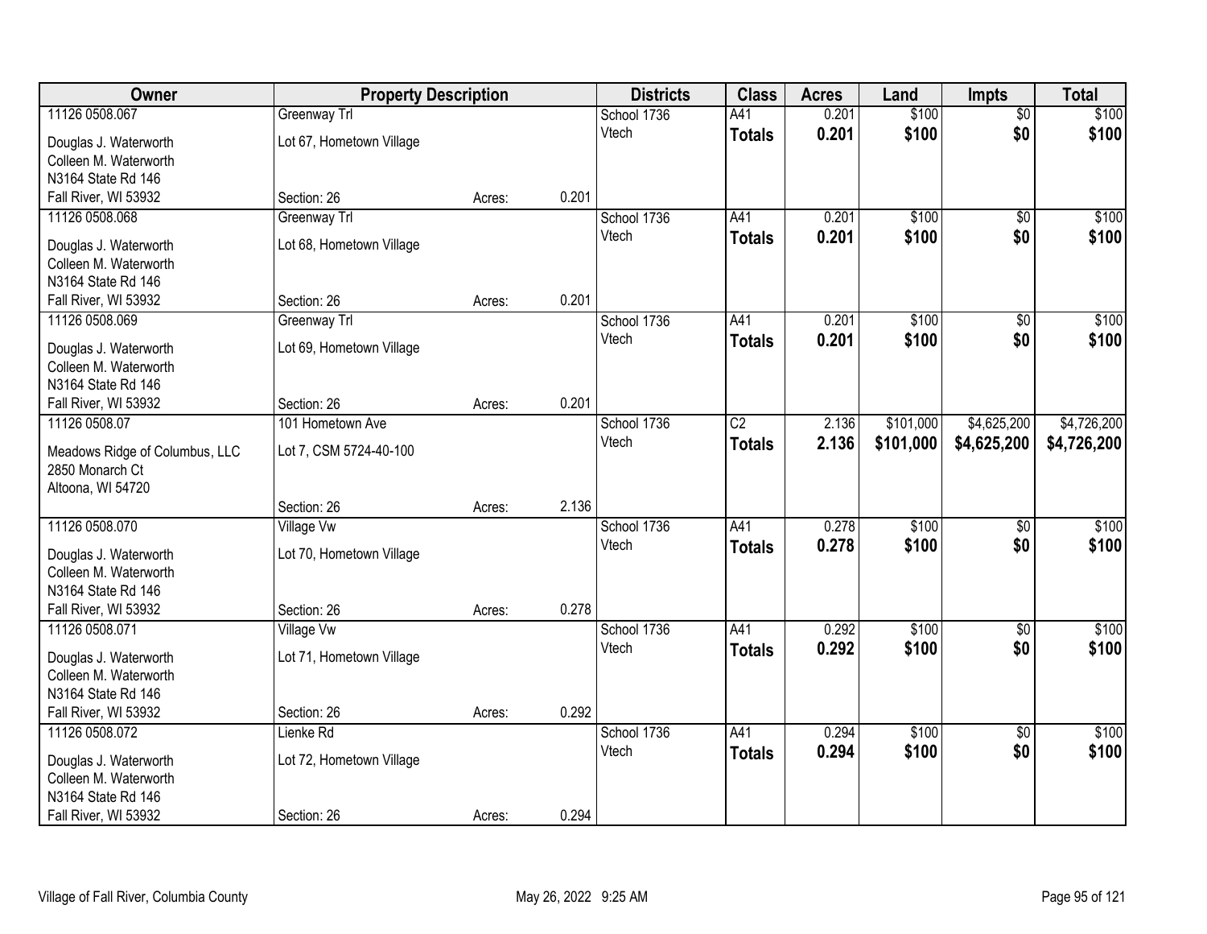| Owner | Property Description | | | Districts | Class | Acres | Land | Impts | Total |
|---|---|---|---|---|---|---|---|---|---|
| 11126 0508.067 | Greenway Trl | | | School 1736 | A41 | 0.201 | $100 | $0 | $100 |
| Douglas J. Waterworth<br>Colleen M. Waterworth<br>N3164 State Rd 146<br>Fall River, WI 53932 | Lot 67, Hometown Village<br><br><br>Section: 26 | Acres: | 0.201 | Vtech | **Totals** | **0.201** | **$100** | **$0** | **$100** |
| 11126 0508.068 | Greenway Trl | | | School 1736 | A41 | 0.201 | $100 | $0 | $100 |
| Douglas J. Waterworth<br>Colleen M. Waterworth<br>N3164 State Rd 146<br>Fall River, WI 53932 | Lot 68, Hometown Village<br><br><br>Section: 26 | Acres: | 0.201 | Vtech | **Totals** | **0.201** | **$100** | **$0** | **$100** |
| 11126 0508.069 | Greenway Trl | | | School 1736 | A41 | 0.201 | $100 | $0 | $100 |
| Douglas J. Waterworth<br>Colleen M. Waterworth<br>N3164 State Rd 146<br>Fall River, WI 53932 | Lot 69, Hometown Village<br><br><br>Section: 26 | Acres: | 0.201 | Vtech | **Totals** | **0.201** | **$100** | **$0** | **$100** |
| 11126 0508.07 | 101 Hometown Ave | | | School 1736 | C2 | 2.136 | $101,000 | $4,625,200 | $4,726,200 |
| Meadows Ridge of Columbus, LLC<br>2850 Monarch Ct<br>Altoona, WI 54720 | Lot 7, CSM 5724-40-100<br><br><br>Section: 26 | Acres: | 2.136 | Vtech | **Totals** | **2.136** | **$101,000** | **$4,625,200** | **$4,726,200** |
| 11126 0508.070 | Village Vw | | | School 1736 | A41 | 0.278 | $100 | $0 | $100 |
| Douglas J. Waterworth<br>Colleen M. Waterworth<br>N3164 State Rd 146<br>Fall River, WI 53932 | Lot 70, Hometown Village<br><br><br>Section: 26 | Acres: | 0.278 | Vtech | **Totals** | **0.278** | **$100** | **$0** | **$100** |
| 11126 0508.071 | Village Vw | | | School 1736 | A41 | 0.292 | $100 | $0 | $100 |
| Douglas J. Waterworth<br>Colleen M. Waterworth<br>N3164 State Rd 146<br>Fall River, WI 53932 | Lot 71, Hometown Village<br><br><br>Section: 26 | Acres: | 0.292 | Vtech | **Totals** | **0.292** | **$100** | **$0** | **$100** |
| 11126 0508.072 | Lienke Rd | | | School 1736 | A41 | 0.294 | $100 | $0 | $100 |
| Douglas J. Waterworth<br>Colleen M. Waterworth<br>N3164 State Rd 146<br>Fall River, WI 53932 | Lot 72, Hometown Village<br><br><br>Section: 26 | Acres: | 0.294 | Vtech | **Totals** | **0.294** | **$100** | **$0** | **$100** |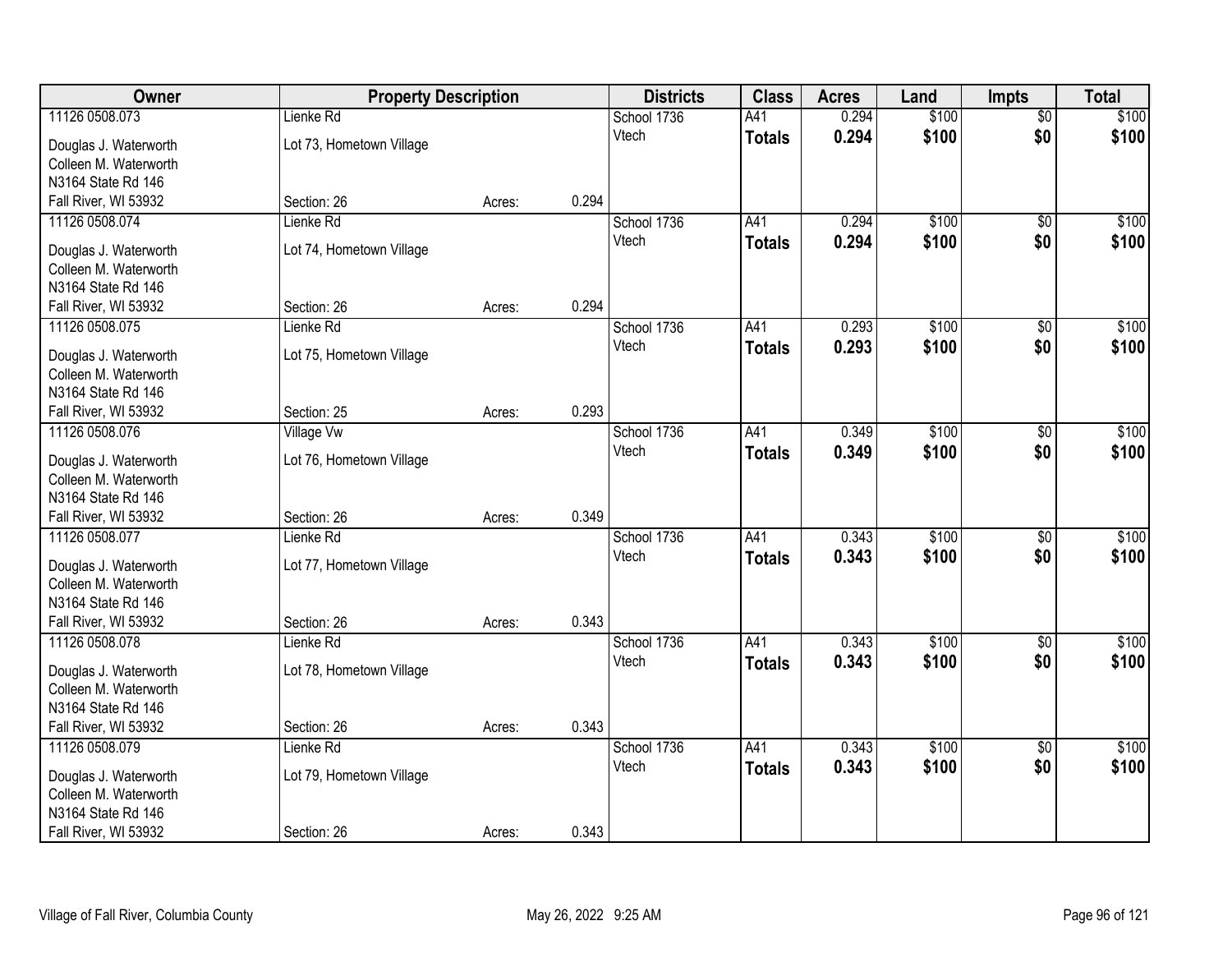| Owner | Property Description | | | Districts | Class | Acres | Land | Impts | Total |
|---|---|---|---|---|---|---|---|---|---|
| 11126 0508.073 | Lienke Rd | | | School 1736 | A41 | 0.294 | $100 | $0 | $100 |
| Douglas J. Waterworth<br>Colleen M. Waterworth<br>N3164 State Rd 146<br>Fall River, WI 53932 | Lot 73, Hometown Village<br><br><br>Section: 26 | Acres: | 0.294 | Vtech | **Totals** | **0.294** | **$100** | **$0** | **$100** |
| 11126 0508.074 | Lienke Rd | | | School 1736 | A41 | 0.294 | $100 | $0 | $100 |
| Douglas J. Waterworth<br>Colleen M. Waterworth<br>N3164 State Rd 146<br>Fall River, WI 53932 | Lot 74, Hometown Village<br><br><br>Section: 26 | Acres: | 0.294 | Vtech | **Totals** | **0.294** | **$100** | **$0** | **$100** |
| 11126 0508.075 | Lienke Rd | | | School 1736 | A41 | 0.293 | $100 | $0 | $100 |
| Douglas J. Waterworth<br>Colleen M. Waterworth<br>N3164 State Rd 146<br>Fall River, WI 53932 | Lot 75, Hometown Village<br><br><br>Section: 25 | Acres: | 0.293 | Vtech | **Totals** | **0.293** | **$100** | **$0** | **$100** |
| 11126 0508.076 | Village Vw | | | School 1736 | A41 | 0.349 | $100 | $0 | $100 |
| Douglas J. Waterworth<br>Colleen M. Waterworth<br>N3164 State Rd 146<br>Fall River, WI 53932 | Lot 76, Hometown Village<br><br><br>Section: 26 | Acres: | 0.349 | Vtech | **Totals** | **0.349** | **$100** | **$0** | **$100** |
| 11126 0508.077 | Lienke Rd | | | School 1736 | A41 | 0.343 | $100 | $0 | $100 |
| Douglas J. Waterworth<br>Colleen M. Waterworth<br>N3164 State Rd 146<br>Fall River, WI 53932 | Lot 77, Hometown Village<br><br><br>Section: 26 | Acres: | 0.343 | Vtech | **Totals** | **0.343** | **$100** | **$0** | **$100** |
| 11126 0508.078 | Lienke Rd | | | School 1736 | A41 | 0.343 | $100 | $0 | $100 |
| Douglas J. Waterworth<br>Colleen M. Waterworth<br>N3164 State Rd 146<br>Fall River, WI 53932 | Lot 78, Hometown Village<br><br><br>Section: 26 | Acres: | 0.343 | Vtech | **Totals** | **0.343** | **$100** | **$0** | **$100** |
| 11126 0508.079 | Lienke Rd | | | School 1736 | A41 | 0.343 | $100 | $0 | $100 |
| Douglas J. Waterworth<br>Colleen M. Waterworth<br>N3164 State Rd 146<br>Fall River, WI 53932 | Lot 79, Hometown Village<br><br><br>Section: 26 | Acres: | 0.343 | Vtech | **Totals** | **0.343** | **$100** | **$0** | **$100** |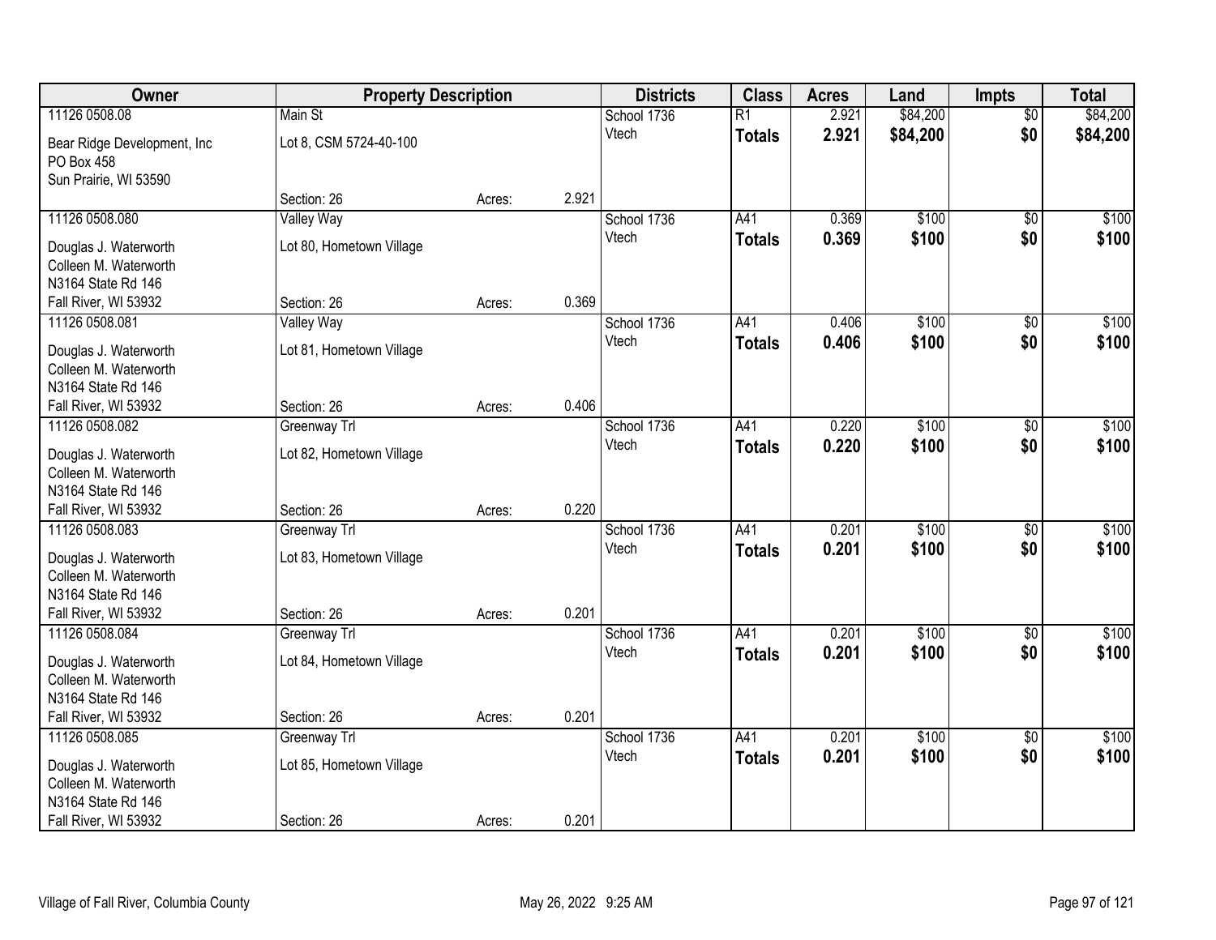| Owner | Property Description | | | Districts | Class | Acres | Land | Impts | Total |
|---|---|---|---|---|---|---|---|---|---|
| 11126 0508.08 | Main St | | | School 1736 | R1 | 2.921 | $84,200 | $0 | $84,200 |
| Bear Ridge Development, Inc<br>PO Box 458<br>Sun Prairie, WI 53590 | Lot 8, CSM 5724-40-100 | | | Vtech | **Totals** | **2.921** | **$84,200** | **$0** | **$84,200** |
| | Section: 26 | Acres: | 2.921 | | | | | | |
| 11126 0508.080 | Valley Way | | | School 1736 | A41 | 0.369 | $100 | $0 | $100 |
| Douglas J. Waterworth<br>Colleen M. Waterworth<br>N3164 State Rd 146<br>Fall River, WI 53932 | Lot 80, Hometown Village | | | Vtech | **Totals** | **0.369** | **$100** | **$0** | **$100** |
| | Section: 26 | Acres: | 0.369 | | | | | | |
| 11126 0508.081 | Valley Way | | | School 1736 | A41 | 0.406 | $100 | $0 | $100 |
| Douglas J. Waterworth<br>Colleen M. Waterworth<br>N3164 State Rd 146<br>Fall River, WI 53932 | Lot 81, Hometown Village | | | Vtech | **Totals** | **0.406** | **$100** | **$0** | **$100** |
| | Section: 26 | Acres: | 0.406 | | | | | | |
| 11126 0508.082 | Greenway Trl | | | School 1736 | A41 | 0.220 | $100 | $0 | $100 |
| Douglas J. Waterworth<br>Colleen M. Waterworth<br>N3164 State Rd 146<br>Fall River, WI 53932 | Lot 82, Hometown Village | | | Vtech | **Totals** | **0.220** | **$100** | **$0** | **$100** |
| | Section: 26 | Acres: | 0.220 | | | | | | |
| 11126 0508.083 | Greenway Trl | | | School 1736 | A41 | 0.201 | $100 | $0 | $100 |
| Douglas J. Waterworth<br>Colleen M. Waterworth<br>N3164 State Rd 146<br>Fall River, WI 53932 | Lot 83, Hometown Village | | | Vtech | **Totals** | **0.201** | **$100** | **$0** | **$100** |
| | Section: 26 | Acres: | 0.201 | | | | | | |
| 11126 0508.084 | Greenway Trl | | | School 1736 | A41 | 0.201 | $100 | $0 | $100 |
| Douglas J. Waterworth<br>Colleen M. Waterworth<br>N3164 State Rd 146<br>Fall River, WI 53932 | Lot 84, Hometown Village | | | Vtech | **Totals** | **0.201** | **$100** | **$0** | **$100** |
| | Section: 26 | Acres: | 0.201 | | | | | | |
| 11126 0508.085 | Greenway Trl | | | School 1736 | A41 | 0.201 | $100 | $0 | $100 |
| Douglas J. Waterworth<br>Colleen M. Waterworth<br>N3164 State Rd 146<br>Fall River, WI 53932 | Lot 85, Hometown Village | | | Vtech | **Totals** | **0.201** | **$100** | **$0** | **$100** |
| | Section: 26 | Acres: | 0.201 | | | | | | |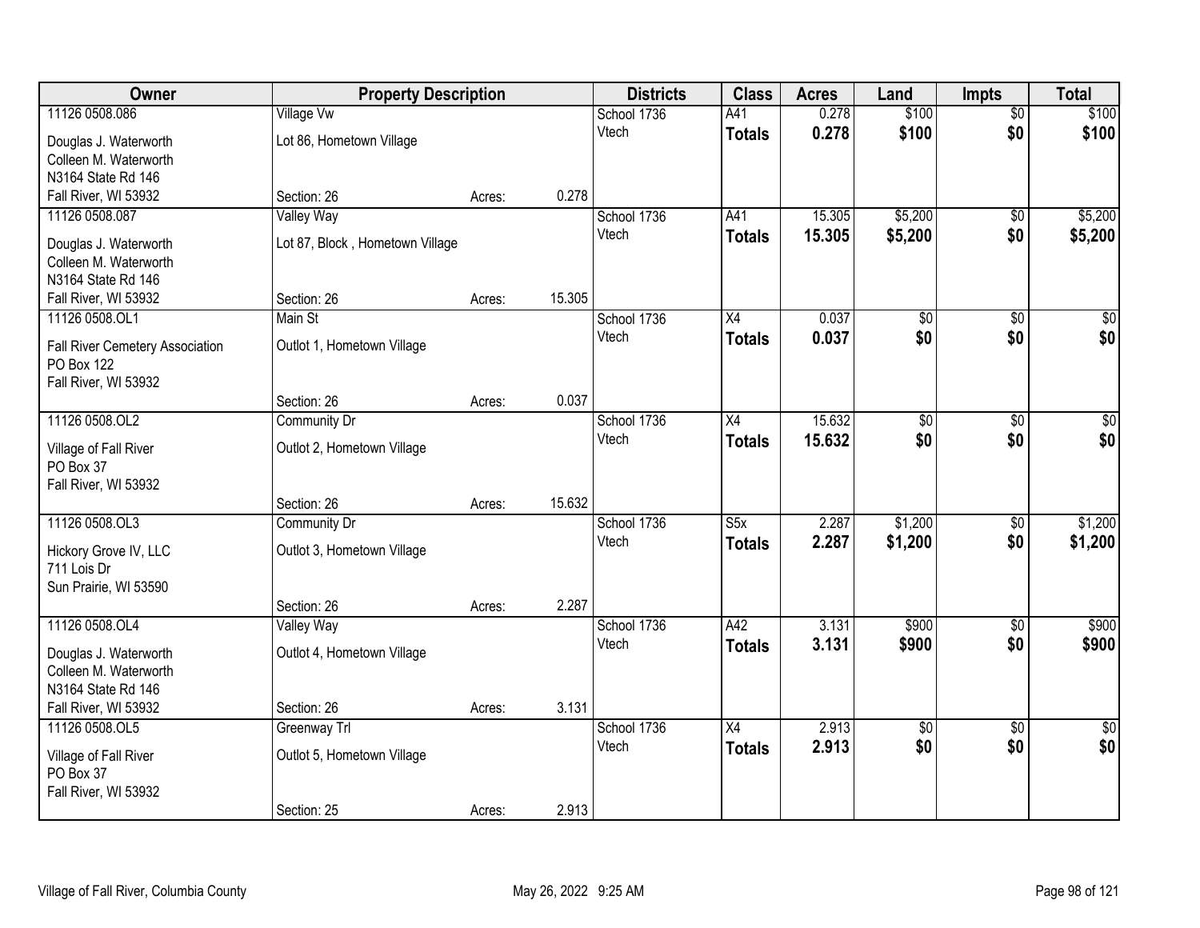| Owner | Property Description | | | Districts | Class | Acres | Land | Impts | Total |
|---|---|---|---|---|---|---|---|---|---|
| 11126 0508.086 | Village Vw | | | School 1736 | A41 | 0.278 | $100 | $0 | $100 |
| Douglas J. Waterworth<br>Colleen M. Waterworth<br>N3164 State Rd 146<br>Fall River, WI 53932 | Lot 86, Hometown Village | | | Vtech | **Totals** | **0.278** | **$100** | **$0** | **$100** |
| | Section: 26 | Acres: | 0.278 | | | | | | |
| 11126 0508.087 | Valley Way | | | School 1736 | A41 | 15.305 | $5,200 | $0 | $5,200 |
| Douglas J. Waterworth<br>Colleen M. Waterworth<br>N3164 State Rd 146<br>Fall River, WI 53932 | Lot 87, Block , Hometown Village | | | Vtech | **Totals** | **15.305** | **$5,200** | **$0** | **$5,200** |
| | Section: 26 | Acres: | 15.305 | | | | | | |
| 11126 0508.OL1 | Main St | | | School 1736 | X4 | 0.037 | $0 | $0 | $0 |
| Fall River Cemetery Association<br>PO Box 122<br>Fall River, WI 53932 | Outlot 1, Hometown Village | | | Vtech | **Totals** | **0.037** | **$0** | **$0** | **$0** |
| | Section: 26 | Acres: | 0.037 | | | | | | |
| 11126 0508.OL2 | Community Dr | | | School 1736 | X4 | 15.632 | $0 | $0 | $0 |
| Village of Fall River<br>PO Box 37<br>Fall River, WI 53932 | Outlot 2, Hometown Village | | | Vtech | **Totals** | **15.632** | **$0** | **$0** | **$0** |
| | Section: 26 | Acres: | 15.632 | | | | | | |
| 11126 0508.OL3 | Community Dr | | | School 1736 | S5x | 2.287 | $1,200 | $0 | $1,200 |
| Hickory Grove IV, LLC<br>711 Lois Dr<br>Sun Prairie, WI 53590 | Outlot 3, Hometown Village | | | Vtech | **Totals** | **2.287** | **$1,200** | **$0** | **$1,200** |
| | Section: 26 | Acres: | 2.287 | | | | | | |
| 11126 0508.OL4 | Valley Way | | | School 1736 | A42 | 3.131 | $900 | $0 | $900 |
| Douglas J. Waterworth<br>Colleen M. Waterworth<br>N3164 State Rd 146<br>Fall River, WI 53932 | Outlot 4, Hometown Village | | | Vtech | **Totals** | **3.131** | **$900** | **$0** | **$900** |
| | Section: 26 | Acres: | 3.131 | | | | | | |
| 11126 0508.OL5 | Greenway Trl | | | School 1736 | X4 | 2.913 | $0 | $0 | $0 |
| Village of Fall River<br>PO Box 37<br>Fall River, WI 53932 | Outlot 5, Hometown Village | | | Vtech | **Totals** | **2.913** | **$0** | **$0** | **$0** |
| | Section: 25 | Acres: | 2.913 | | | | | | |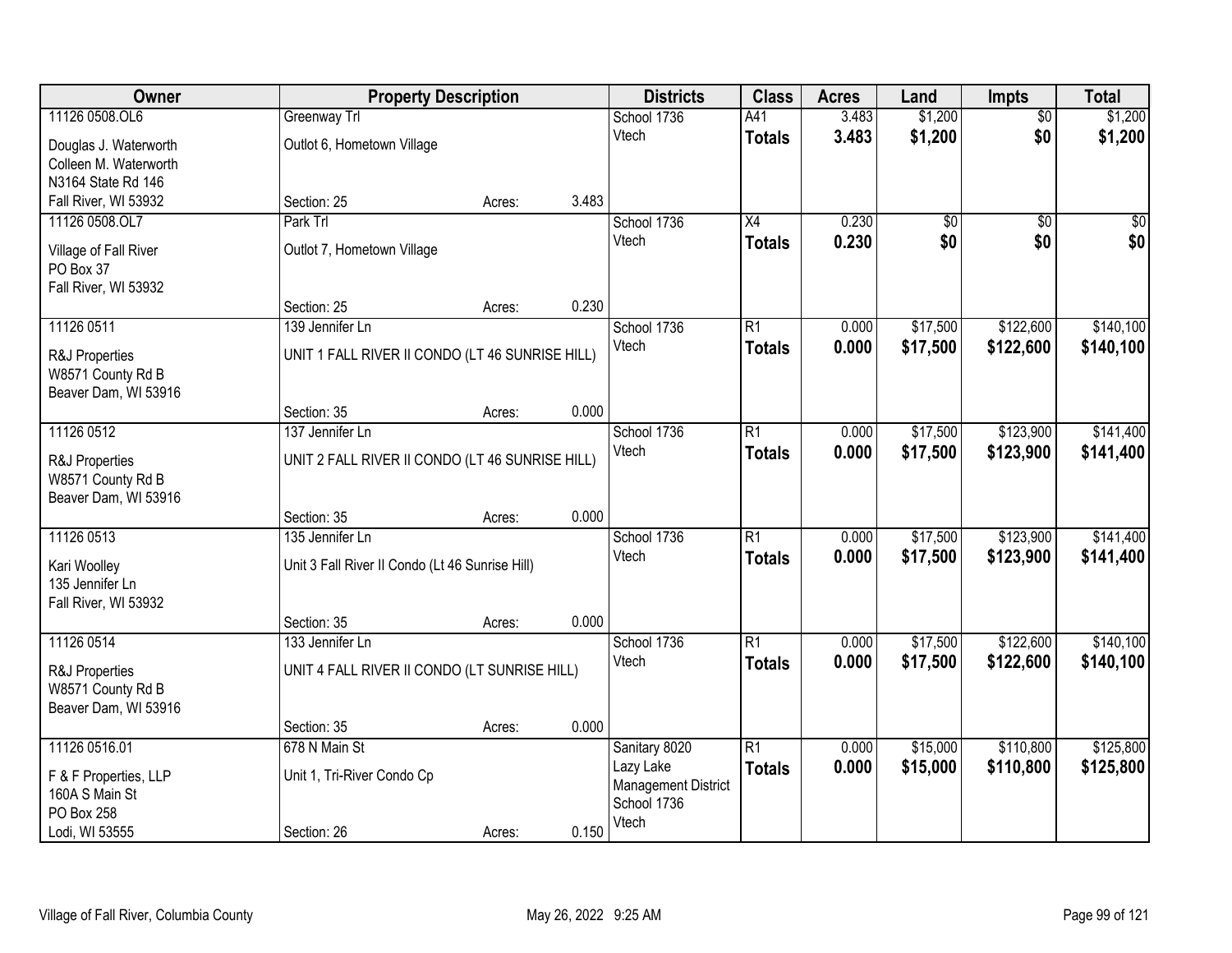| Owner | Property Description | | | Districts | Class | Acres | Land | Impts | Total |
|---|---|---|---|---|---|---|---|---|---|
| 11126 0508.OL6<br>Douglas J. Waterworth<br>Colleen M. Waterworth<br>N3164 State Rd 146<br>Fall River, WI 53932 | Greenway Trl<br>Outlot 6, Hometown Village<br>Section: 25 | Acres: | 3.483 | School 1736<br>Vtech | A41<br>**Totals** | 3.483<br>**3.483** | $1,200<br>**$1,200** | $0<br>**$0** | $1,200<br>**$1,200** |
| 11126 0508.OL7<br>Village of Fall River<br>PO Box 37<br>Fall River, WI 53932 | Park Trl<br>Outlot 7, Hometown Village<br>Section: 25 | Acres: | 0.230 | School 1736<br>Vtech | X4<br>**Totals** | 0.230<br>**0.230** | $0<br>**$0** | $0<br>**$0** | $0<br>**$0** |
| 11126 0511<br>R&J Properties<br>W8571 County Rd B<br>Beaver Dam, WI 53916 | 139 Jennifer Ln<br>UNIT 1 FALL RIVER II CONDO (LT 46 SUNRISE HILL)<br>Section: 35 | Acres: | 0.000 | School 1736<br>Vtech | R1<br>**Totals** | 0.000<br>**0.000** | $17,500<br>**$17,500** | $122,600<br>**$122,600** | $140,100<br>**$140,100** |
| 11126 0512<br>R&J Properties<br>W8571 County Rd B<br>Beaver Dam, WI 53916 | 137 Jennifer Ln<br>UNIT 2 FALL RIVER II CONDO (LT 46 SUNRISE HILL)<br>Section: 35 | Acres: | 0.000 | School 1736<br>Vtech | R1<br>**Totals** | 0.000<br>**0.000** | $17,500<br>**$17,500** | $123,900<br>**$123,900** | $141,400<br>**$141,400** |
| 11126 0513<br>Kari Woolley<br>135 Jennifer Ln<br>Fall River, WI 53932 | 135 Jennifer Ln<br>Unit 3 Fall River II Condo (Lt 46 Sunrise Hill)<br>Section: 35 | Acres: | 0.000 | School 1736<br>Vtech | R1<br>**Totals** | 0.000<br>**0.000** | $17,500<br>**$17,500** | $123,900<br>**$123,900** | $141,400<br>**$141,400** |
| 11126 0514<br>R&J Properties<br>W8571 County Rd B<br>Beaver Dam, WI 53916 | 133 Jennifer Ln<br>UNIT 4 FALL RIVER II CONDO (LT SUNRISE HILL)<br>Section: 35 | Acres: | 0.000 | School 1736<br>Vtech | R1<br>**Totals** | 0.000<br>**0.000** | $17,500<br>**$17,500** | $122,600<br>**$122,600** | $140,100<br>**$140,100** |
| 11126 0516.01<br>F & F Properties, LLP<br>160A S Main St<br>PO Box 258<br>Lodi, WI 53555 | 678 N Main St<br>Unit 1, Tri-River Condo Cp<br>Section: 26 | Acres: | 0.150 | Sanitary 8020<br>Lazy Lake Management District<br>School 1736<br>Vtech | R1<br>**Totals** | 0.000<br>**0.000** | $15,000<br>**$15,000** | $110,800<br>**$110,800** | $125,800<br>**$125,800** |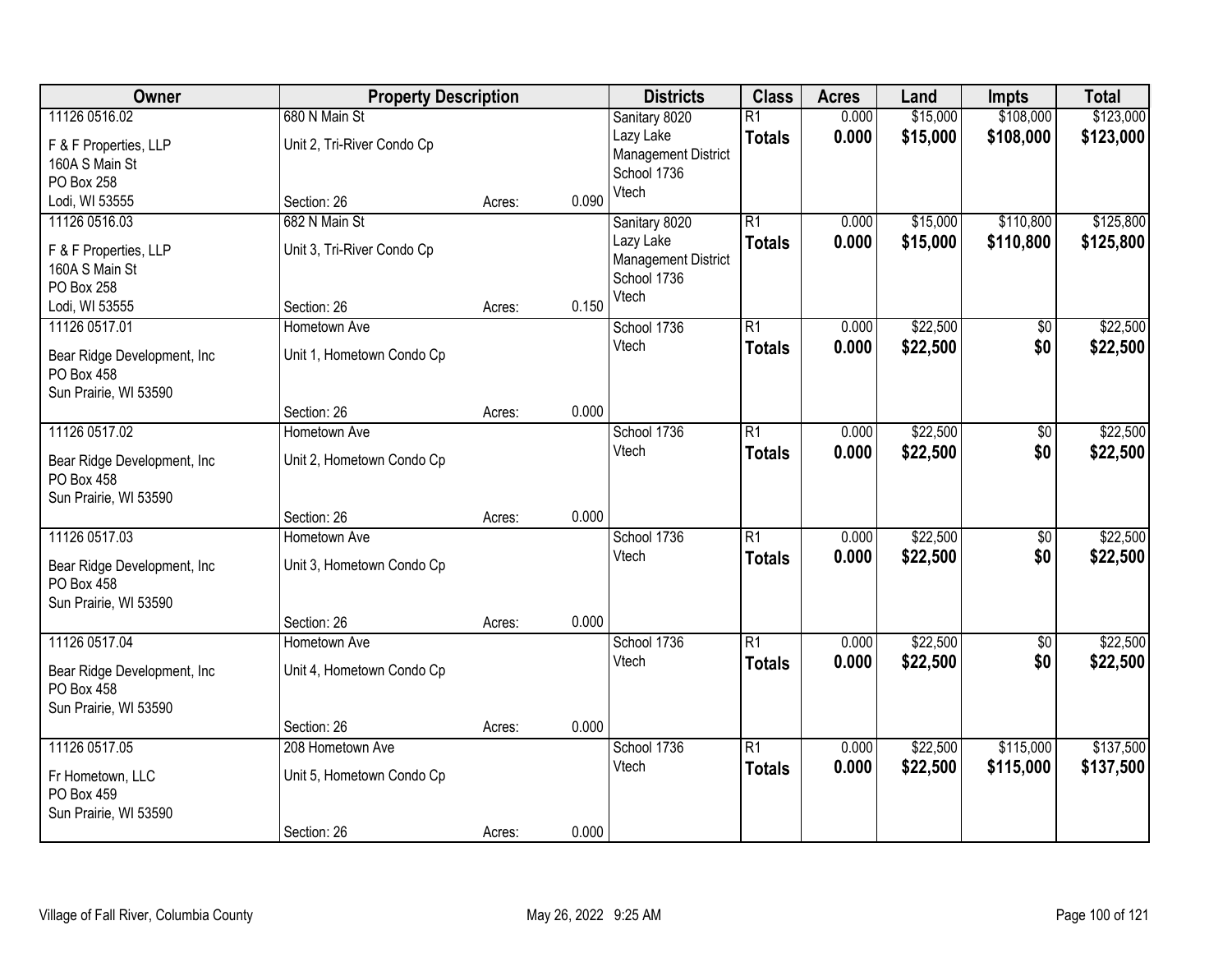| Owner | Property Description | | | Districts | Class | Acres | Land | Impts | Total |
|---|---|---|---|---|---|---|---|---|---|
| 11126 0516.02<br>F & F Properties, LLP<br>160A S Main St<br>PO Box 258<br>Lodi, WI 53555 | 680 N Main St<br>Unit 2, Tri-River Condo Cp<br>Section: 26 | Acres: | 0.090 | Sanitary 8020<br>Lazy Lake Management District<br>School 1736<br>Vtech | R1<br>**Totals** | 0.000<br>**0.000** | $15,000<br>**$15,000** | $108,000<br>**$108,000** | $123,000<br>**$123,000** |
| 11126 0516.03<br>F & F Properties, LLP<br>160A S Main St<br>PO Box 258<br>Lodi, WI 53555 | 682 N Main St<br>Unit 3, Tri-River Condo Cp<br>Section: 26 | Acres: | 0.150 | Sanitary 8020<br>Lazy Lake Management District<br>School 1736<br>Vtech | R1<br>**Totals** | 0.000<br>**0.000** | $15,000<br>**$15,000** | $110,800<br>**$110,800** | $125,800<br>**$125,800** |
| 11126 0517.01<br>Bear Ridge Development, Inc<br>PO Box 458<br>Sun Prairie, WI 53590 | Hometown Ave<br>Unit 1, Hometown Condo Cp<br>Section: 26 | Acres: | 0.000 | School 1736<br>Vtech | R1<br>**Totals** | 0.000<br>**0.000** | $22,500<br>**$22,500** | $0<br>**$0** | $22,500<br>**$22,500** |
| 11126 0517.02<br>Bear Ridge Development, Inc<br>PO Box 458<br>Sun Prairie, WI 53590 | Hometown Ave<br>Unit 2, Hometown Condo Cp<br>Section: 26 | Acres: | 0.000 | School 1736<br>Vtech | R1<br>**Totals** | 0.000<br>**0.000** | $22,500<br>**$22,500** | $0<br>**$0** | $22,500<br>**$22,500** |
| 11126 0517.03<br>Bear Ridge Development, Inc<br>PO Box 458<br>Sun Prairie, WI 53590 | Hometown Ave<br>Unit 3, Hometown Condo Cp<br>Section: 26 | Acres: | 0.000 | School 1736<br>Vtech | R1<br>**Totals** | 0.000<br>**0.000** | $22,500<br>**$22,500** | $0<br>**$0** | $22,500<br>**$22,500** |
| 11126 0517.04<br>Bear Ridge Development, Inc<br>PO Box 458<br>Sun Prairie, WI 53590 | Hometown Ave<br>Unit 4, Hometown Condo Cp<br>Section: 26 | Acres: | 0.000 | School 1736<br>Vtech | R1<br>**Totals** | 0.000<br>**0.000** | $22,500<br>**$22,500** | $0<br>**$0** | $22,500<br>**$22,500** |
| 11126 0517.05<br>Fr Hometown, LLC<br>PO Box 459<br>Sun Prairie, WI 53590 | 208 Hometown Ave<br>Unit 5, Hometown Condo Cp<br>Section: 26 | Acres: | 0.000 | School 1736<br>Vtech | R1<br>**Totals** | 0.000<br>**0.000** | $22,500<br>**$22,500** | $115,000<br>**$115,000** | $137,500<br>**$137,500** |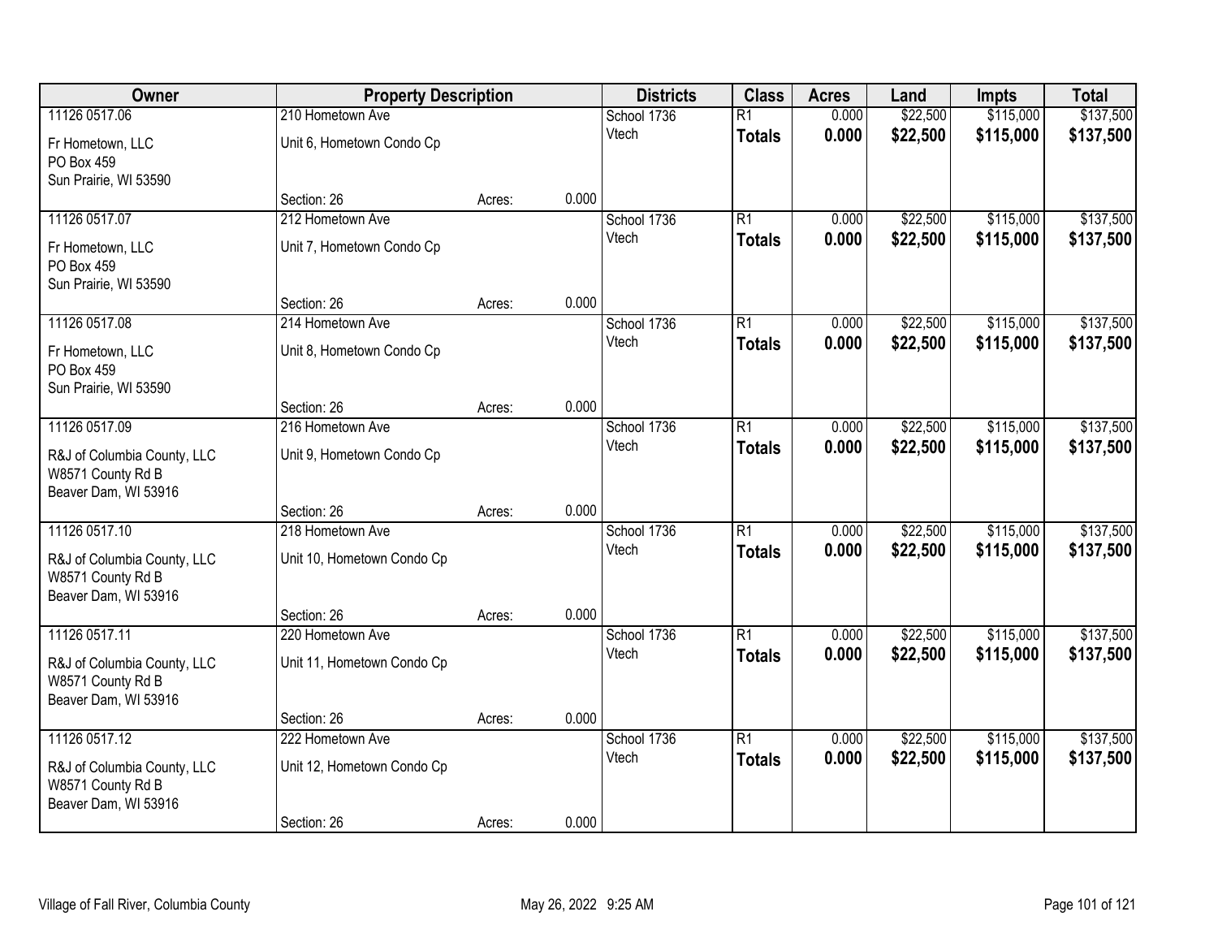| Owner | Property Description | | | Districts | Class | Acres | Land | Impts | Total |
|---|---|---|---|---|---|---|---|---|---|
| 11126 0517.06 | 210 Hometown Ave | | | School 1736 | R1 | 0.000 | $22,500 | $115,000 | $137,500 |
| Fr Hometown, LLC<br>PO Box 459<br>Sun Prairie, WI 53590 | Unit 6, Hometown Condo Cp | | | Vtech | **Totals** | **0.000** | **$22,500** | **$115,000** | **$137,500** |
| | Section: 26 | Acres: | 0.000 | | | | | | |
| 11126 0517.07 | 212 Hometown Ave | | | School 1736 | R1 | 0.000 | $22,500 | $115,000 | $137,500 |
| Fr Hometown, LLC<br>PO Box 459<br>Sun Prairie, WI 53590 | Unit 7, Hometown Condo Cp | | | Vtech | **Totals** | **0.000** | **$22,500** | **$115,000** | **$137,500** |
| | Section: 26 | Acres: | 0.000 | | | | | | |
| 11126 0517.08 | 214 Hometown Ave | | | School 1736 | R1 | 0.000 | $22,500 | $115,000 | $137,500 |
| Fr Hometown, LLC<br>PO Box 459<br>Sun Prairie, WI 53590 | Unit 8, Hometown Condo Cp | | | Vtech | **Totals** | **0.000** | **$22,500** | **$115,000** | **$137,500** |
| | Section: 26 | Acres: | 0.000 | | | | | | |
| 11126 0517.09 | 216 Hometown Ave | | | School 1736 | R1 | 0.000 | $22,500 | $115,000 | $137,500 |
| R&J of Columbia County, LLC<br>W8571 County Rd B<br>Beaver Dam, WI 53916 | Unit 9, Hometown Condo Cp | | | Vtech | **Totals** | **0.000** | **$22,500** | **$115,000** | **$137,500** |
| | Section: 26 | Acres: | 0.000 | | | | | | |
| 11126 0517.10 | 218 Hometown Ave | | | School 1736 | R1 | 0.000 | $22,500 | $115,000 | $137,500 |
| R&J of Columbia County, LLC<br>W8571 County Rd B<br>Beaver Dam, WI 53916 | Unit 10, Hometown Condo Cp | | | Vtech | **Totals** | **0.000** | **$22,500** | **$115,000** | **$137,500** |
| | Section: 26 | Acres: | 0.000 | | | | | | |
| 11126 0517.11 | 220 Hometown Ave | | | School 1736 | R1 | 0.000 | $22,500 | $115,000 | $137,500 |
| R&J of Columbia County, LLC<br>W8571 County Rd B<br>Beaver Dam, WI 53916 | Unit 11, Hometown Condo Cp | | | Vtech | **Totals** | **0.000** | **$22,500** | **$115,000** | **$137,500** |
| | Section: 26 | Acres: | 0.000 | | | | | | |
| 11126 0517.12 | 222 Hometown Ave | | | School 1736 | R1 | 0.000 | $22,500 | $115,000 | $137,500 |
| R&J of Columbia County, LLC<br>W8571 County Rd B<br>Beaver Dam, WI 53916 | Unit 12, Hometown Condo Cp | | | Vtech | **Totals** | **0.000** | **$22,500** | **$115,000** | **$137,500** |
| | Section: 26 | Acres: | 0.000 | | | | | | |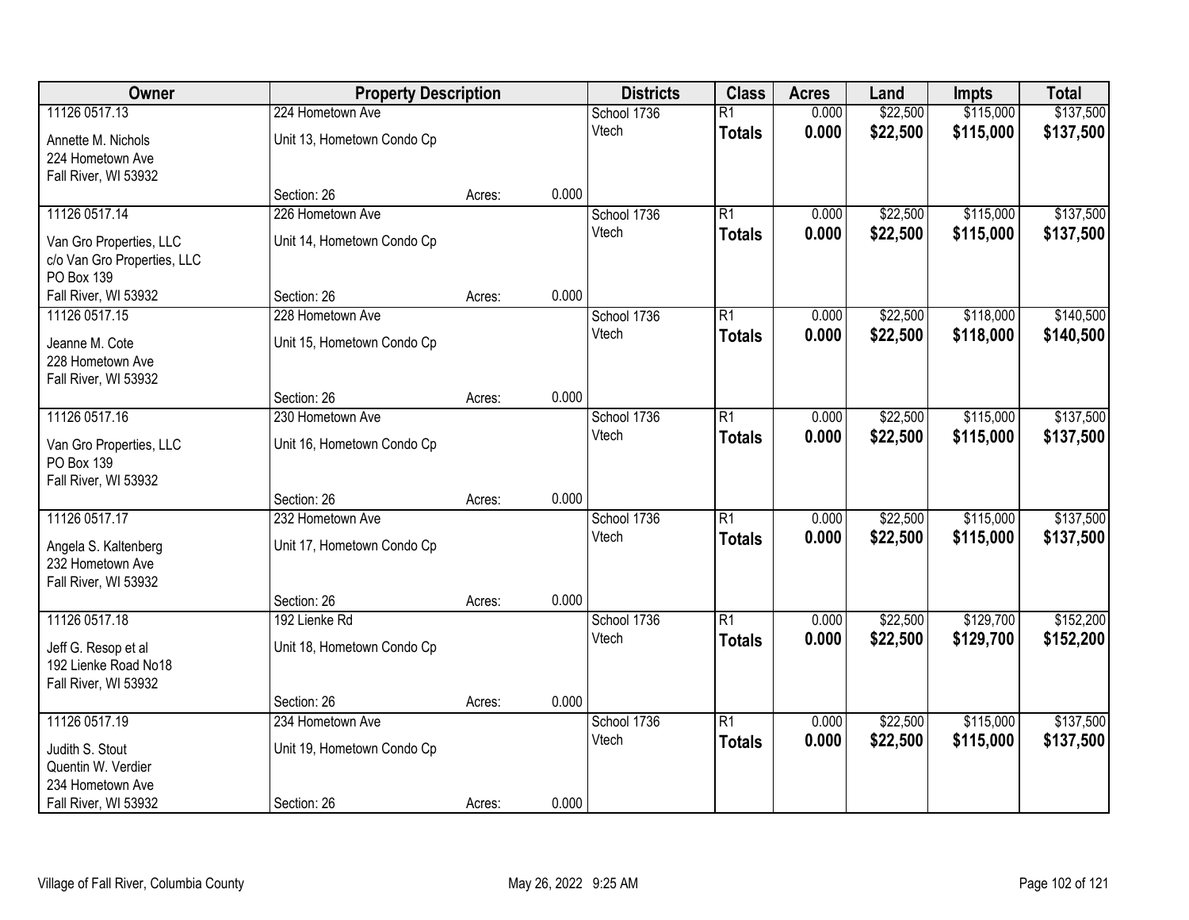| Owner | Property Description | | | Districts | Class | Acres | Land | Impts | Total |
|---|---|---|---|---|---|---|---|---|---|
| 11126 0517.13 | 224 Hometown Ave | | | School 1736 | R1 | 0.000 | $22,500 | $115,000 | $137,500 |
| Annette M. Nichols<br>224 Hometown Ave<br>Fall River, WI 53932 | Unit 13, Hometown Condo Cp | | | Vtech | **Totals** | **0.000** | **$22,500** | **$115,000** | **$137,500** |
| | Section: 26 | Acres: | 0.000 | | | | | | |
| 11126 0517.14 | 226 Hometown Ave | | | School 1736 | R1 | 0.000 | $22,500 | $115,000 | $137,500 |
| Van Gro Properties, LLC<br>c/o Van Gro Properties, LLC<br>PO Box 139<br>Fall River, WI 53932 | Unit 14, Hometown Condo Cp | | | Vtech | **Totals** | **0.000** | **$22,500** | **$115,000** | **$137,500** |
| | Section: 26 | Acres: | 0.000 | | | | | | |
| 11126 0517.15 | 228 Hometown Ave | | | School 1736 | R1 | 0.000 | $22,500 | $118,000 | $140,500 |
| Jeanne M. Cote<br>228 Hometown Ave<br>Fall River, WI 53932 | Unit 15, Hometown Condo Cp | | | Vtech | **Totals** | **0.000** | **$22,500** | **$118,000** | **$140,500** |
| | Section: 26 | Acres: | 0.000 | | | | | | |
| 11126 0517.16 | 230 Hometown Ave | | | School 1736 | R1 | 0.000 | $22,500 | $115,000 | $137,500 |
| Van Gro Properties, LLC<br>PO Box 139<br>Fall River, WI 53932 | Unit 16, Hometown Condo Cp | | | Vtech | **Totals** | **0.000** | **$22,500** | **$115,000** | **$137,500** |
| | Section: 26 | Acres: | 0.000 | | | | | | |
| 11126 0517.17 | 232 Hometown Ave | | | School 1736 | R1 | 0.000 | $22,500 | $115,000 | $137,500 |
| Angela S. Kaltenberg<br>232 Hometown Ave<br>Fall River, WI 53932 | Unit 17, Hometown Condo Cp | | | Vtech | **Totals** | **0.000** | **$22,500** | **$115,000** | **$137,500** |
| | Section: 26 | Acres: | 0.000 | | | | | | |
| 11126 0517.18 | 192 Lienke Rd | | | School 1736 | R1 | 0.000 | $22,500 | $129,700 | $152,200 |
| Jeff G. Resop et al<br>192 Lienke Road No18<br>Fall River, WI 53932 | Unit 18, Hometown Condo Cp | | | Vtech | **Totals** | **0.000** | **$22,500** | **$129,700** | **$152,200** |
| | Section: 26 | Acres: | 0.000 | | | | | | |
| 11126 0517.19 | 234 Hometown Ave | | | School 1736 | R1 | 0.000 | $22,500 | $115,000 | $137,500 |
| Judith S. Stout<br>Quentin W. Verdier<br>234 Hometown Ave<br>Fall River, WI 53932 | Unit 19, Hometown Condo Cp | | | Vtech | **Totals** | **0.000** | **$22,500** | **$115,000** | **$137,500** |
| | Section: 26 | Acres: | 0.000 | | | | | | |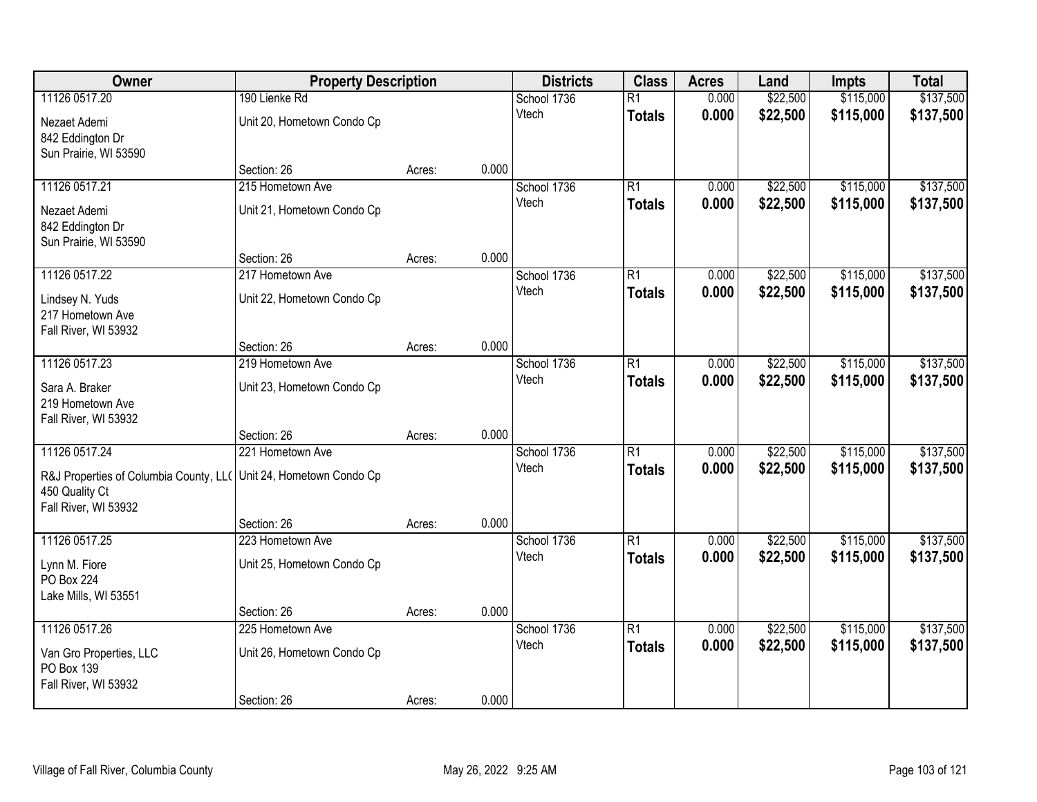| Owner | Property Description | | | Districts | Class | Acres | Land | Impts | Total |
|---|---|---|---|---|---|---|---|---|---|
| 11126 0517.20 | 190 Lienke Rd | | | School 1736 | R1 | 0.000 | $22,500 | $115,000 | $137,500 |
| Nezaet Ademi<br>842 Eddington Dr<br>Sun Prairie, WI 53590 | Unit 20, Hometown Condo Cp | | | Vtech | **Totals** | **0.000** | **$22,500** | **$115,000** | **$137,500** |
| | Section: 26 | Acres: | 0.000 | | | | | | |
| 11126 0517.21 | 215 Hometown Ave | | | School 1736 | R1 | 0.000 | $22,500 | $115,000 | $137,500 |
| Nezaet Ademi<br>842 Eddington Dr<br>Sun Prairie, WI 53590 | Unit 21, Hometown Condo Cp | | | Vtech | **Totals** | **0.000** | **$22,500** | **$115,000** | **$137,500** |
| | Section: 26 | Acres: | 0.000 | | | | | | |
| 11126 0517.22 | 217 Hometown Ave | | | School 1736 | R1 | 0.000 | $22,500 | $115,000 | $137,500 |
| Lindsey N. Yuds<br>217 Hometown Ave<br>Fall River, WI 53932 | Unit 22, Hometown Condo Cp | | | Vtech | **Totals** | **0.000** | **$22,500** | **$115,000** | **$137,500** |
| | Section: 26 | Acres: | 0.000 | | | | | | |
| 11126 0517.23 | 219 Hometown Ave | | | School 1736 | R1 | 0.000 | $22,500 | $115,000 | $137,500 |
| Sara A. Braker<br>219 Hometown Ave<br>Fall River, WI 53932 | Unit 23, Hometown Condo Cp | | | Vtech | **Totals** | **0.000** | **$22,500** | **$115,000** | **$137,500** |
| | Section: 26 | Acres: | 0.000 | | | | | | |
| 11126 0517.24 | 221 Hometown Ave | | | School 1736 | R1 | 0.000 | $22,500 | $115,000 | $137,500 |
| R&J Properties of Columbia County, LL(<br>450 Quality Ct<br>Fall River, WI 53932 | Unit 24, Hometown Condo Cp | | | Vtech | **Totals** | **0.000** | **$22,500** | **$115,000** | **$137,500** |
| | Section: 26 | Acres: | 0.000 | | | | | | |
| 11126 0517.25 | 223 Hometown Ave | | | School 1736 | R1 | 0.000 | $22,500 | $115,000 | $137,500 |
| Lynn M. Fiore<br>PO Box 224<br>Lake Mills, WI 53551 | Unit 25, Hometown Condo Cp | | | Vtech | **Totals** | **0.000** | **$22,500** | **$115,000** | **$137,500** |
| | Section: 26 | Acres: | 0.000 | | | | | | |
| 11126 0517.26 | 225 Hometown Ave | | | School 1736 | R1 | 0.000 | $22,500 | $115,000 | $137,500 |
| Van Gro Properties, LLC<br>PO Box 139<br>Fall River, WI 53932 | Unit 26, Hometown Condo Cp | | | Vtech | **Totals** | **0.000** | **$22,500** | **$115,000** | **$137,500** |
| | Section: 26 | Acres: | 0.000 | | | | | | |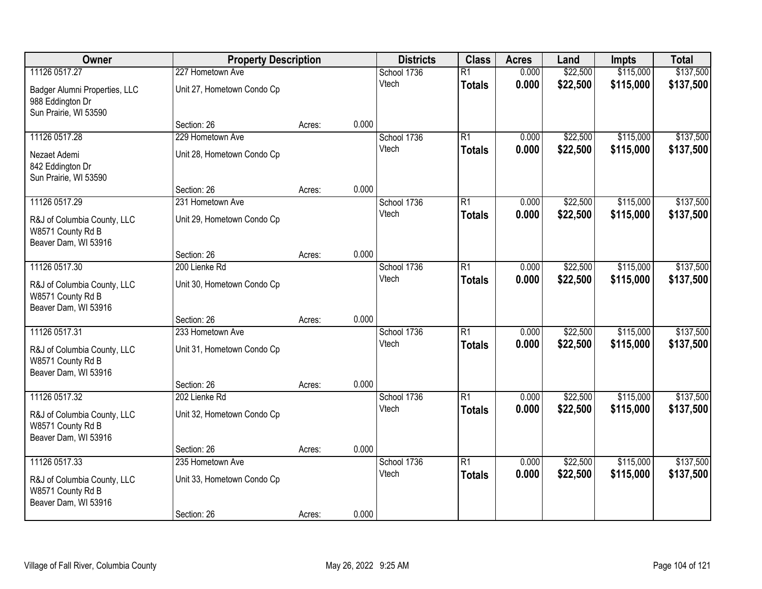| Owner | Property Description | | | Districts | Class | Acres | Land | Impts | Total |
|---|---|---|---|---|---|---|---|---|---|
| 11126 0517.27 | 227 Hometown Ave | | | School 1736 | R1 | 0.000 | $22,500 | $115,000 | $137,500 |
| Badger Alumni Properties, LLC<br>988 Eddington Dr<br>Sun Prairie, WI 53590 | Unit 27, Hometown Condo Cp | | | Vtech | **Totals** | **0.000** | **$22,500** | **$115,000** | **$137,500** |
| | Section: 26 | Acres: | 0.000 | | | | | | |
| 11126 0517.28 | 229 Hometown Ave | | | School 1736 | R1 | 0.000 | $22,500 | $115,000 | $137,500 |
| Nezaet Ademi<br>842 Eddington Dr<br>Sun Prairie, WI 53590 | Unit 28, Hometown Condo Cp | | | Vtech | **Totals** | **0.000** | **$22,500** | **$115,000** | **$137,500** |
| | Section: 26 | Acres: | 0.000 | | | | | | |
| 11126 0517.29 | 231 Hometown Ave | | | School 1736 | R1 | 0.000 | $22,500 | $115,000 | $137,500 |
| R&J of Columbia County, LLC<br>W8571 County Rd B<br>Beaver Dam, WI 53916 | Unit 29, Hometown Condo Cp | | | Vtech | **Totals** | **0.000** | **$22,500** | **$115,000** | **$137,500** |
| | Section: 26 | Acres: | 0.000 | | | | | | |
| 11126 0517.30 | 200 Lienke Rd | | | School 1736 | R1 | 0.000 | $22,500 | $115,000 | $137,500 |
| R&J of Columbia County, LLC<br>W8571 County Rd B<br>Beaver Dam, WI 53916 | Unit 30, Hometown Condo Cp | | | Vtech | **Totals** | **0.000** | **$22,500** | **$115,000** | **$137,500** |
| | Section: 26 | Acres: | 0.000 | | | | | | |
| 11126 0517.31 | 233 Hometown Ave | | | School 1736 | R1 | 0.000 | $22,500 | $115,000 | $137,500 |
| R&J of Columbia County, LLC<br>W8571 County Rd B<br>Beaver Dam, WI 53916 | Unit 31, Hometown Condo Cp | | | Vtech | **Totals** | **0.000** | **$22,500** | **$115,000** | **$137,500** |
| | Section: 26 | Acres: | 0.000 | | | | | | |
| 11126 0517.32 | 202 Lienke Rd | | | School 1736 | R1 | 0.000 | $22,500 | $115,000 | $137,500 |
| R&J of Columbia County, LLC<br>W8571 County Rd B<br>Beaver Dam, WI 53916 | Unit 32, Hometown Condo Cp | | | Vtech | **Totals** | **0.000** | **$22,500** | **$115,000** | **$137,500** |
| | Section: 26 | Acres: | 0.000 | | | | | | |
| 11126 0517.33 | 235 Hometown Ave | | | School 1736 | R1 | 0.000 | $22,500 | $115,000 | $137,500 |
| R&J of Columbia County, LLC<br>W8571 County Rd B<br>Beaver Dam, WI 53916 | Unit 33, Hometown Condo Cp | | | Vtech | **Totals** | **0.000** | **$22,500** | **$115,000** | **$137,500** |
| | Section: 26 | Acres: | 0.000 | | | | | | |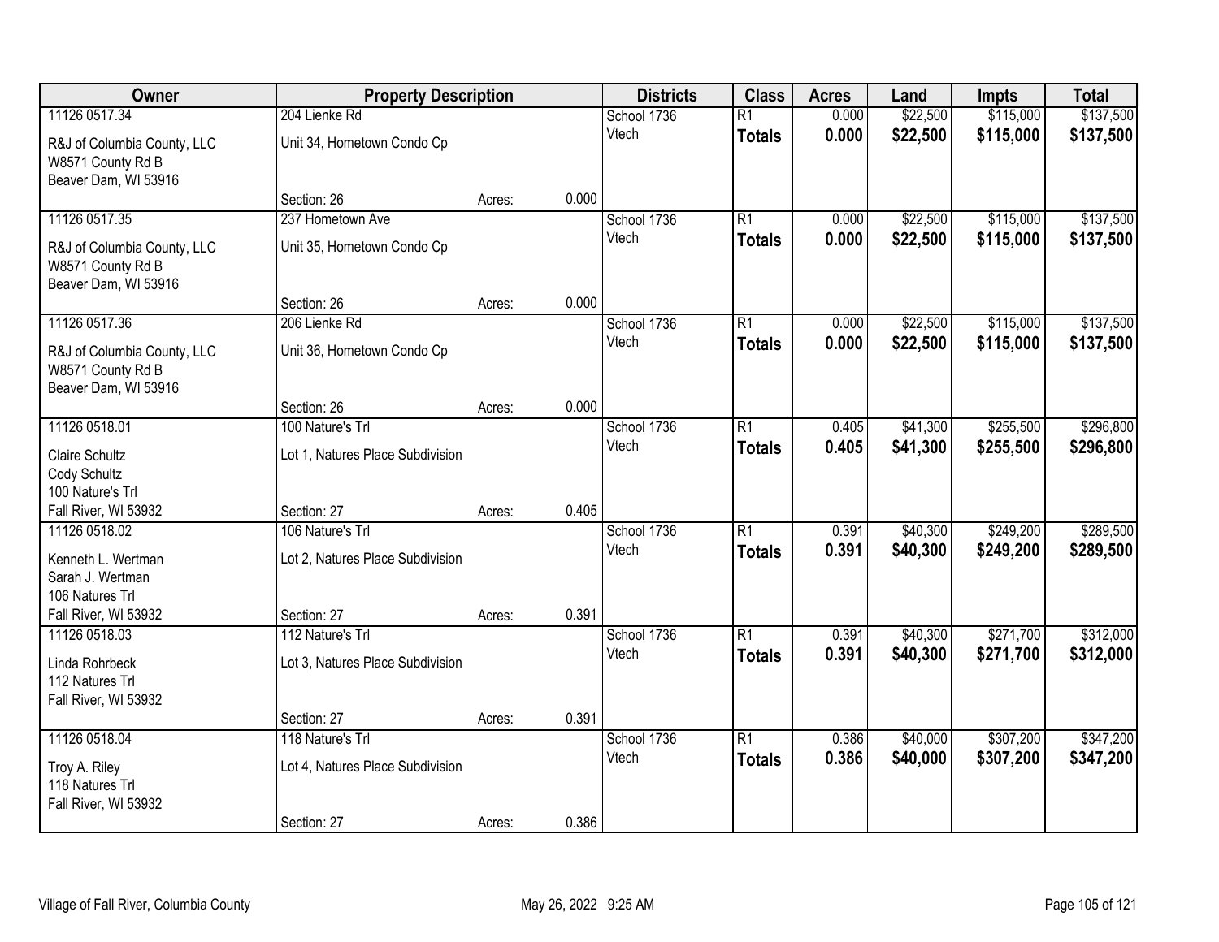| Owner | Property Description | | | Districts | Class | Acres | Land | Impts | Total |
|---|---|---|---|---|---|---|---|---|---|
| 11126 0517.34 | 204 Lienke Rd | | | School 1736 | R1 | 0.000 | $22,500 | $115,000 | $137,500 |
| R&J of Columbia County, LLC<br>W8571 County Rd B<br>Beaver Dam, WI 53916 | Unit 34, Hometown Condo Cp | | | Vtech | **Totals** | **0.000** | **$22,500** | **$115,000** | **$137,500** |
| | Section: 26 | Acres: | 0.000 | | | | | | |
| 11126 0517.35 | 237 Hometown Ave | | | School 1736 | R1 | 0.000 | $22,500 | $115,000 | $137,500 |
| R&J of Columbia County, LLC<br>W8571 County Rd B<br>Beaver Dam, WI 53916 | Unit 35, Hometown Condo Cp | | | Vtech | **Totals** | **0.000** | **$22,500** | **$115,000** | **$137,500** |
| | Section: 26 | Acres: | 0.000 | | | | | | |
| 11126 0517.36 | 206 Lienke Rd | | | School 1736 | R1 | 0.000 | $22,500 | $115,000 | $137,500 |
| R&J of Columbia County, LLC<br>W8571 County Rd B<br>Beaver Dam, WI 53916 | Unit 36, Hometown Condo Cp | | | Vtech | **Totals** | **0.000** | **$22,500** | **$115,000** | **$137,500** |
| | Section: 26 | Acres: | 0.000 | | | | | | |
| 11126 0518.01 | 100 Nature's Trl | | | School 1736 | R1 | 0.405 | $41,300 | $255,500 | $296,800 |
| Claire Schultz<br>Cody Schultz<br>100 Nature's Trl<br>Fall River, WI 53932 | Lot 1, Natures Place Subdivision | | | Vtech | **Totals** | **0.405** | **$41,300** | **$255,500** | **$296,800** |
| | Section: 27 | Acres: | 0.405 | | | | | | |
| 11126 0518.02 | 106 Nature's Trl | | | School 1736 | R1 | 0.391 | $40,300 | $249,200 | $289,500 |
| Kenneth L. Wertman<br>Sarah J. Wertman<br>106 Natures Trl<br>Fall River, WI 53932 | Lot 2, Natures Place Subdivision | | | Vtech | **Totals** | **0.391** | **$40,300** | **$249,200** | **$289,500** |
| | Section: 27 | Acres: | 0.391 | | | | | | |
| 11126 0518.03 | 112 Nature's Trl | | | School 1736 | R1 | 0.391 | $40,300 | $271,700 | $312,000 |
| Linda Rohrbeck<br>112 Natures Trl<br>Fall River, WI 53932 | Lot 3, Natures Place Subdivision | | | Vtech | **Totals** | **0.391** | **$40,300** | **$271,700** | **$312,000** |
| | Section: 27 | Acres: | 0.391 | | | | | | |
| 11126 0518.04 | 118 Nature's Trl | | | School 1736 | R1 | 0.386 | $40,000 | $307,200 | $347,200 |
| Troy A. Riley<br>118 Natures Trl<br>Fall River, WI 53932 | Lot 4, Natures Place Subdivision | | | Vtech | **Totals** | **0.386** | **$40,000** | **$307,200** | **$347,200** |
| | Section: 27 | Acres: | 0.386 | | | | | | |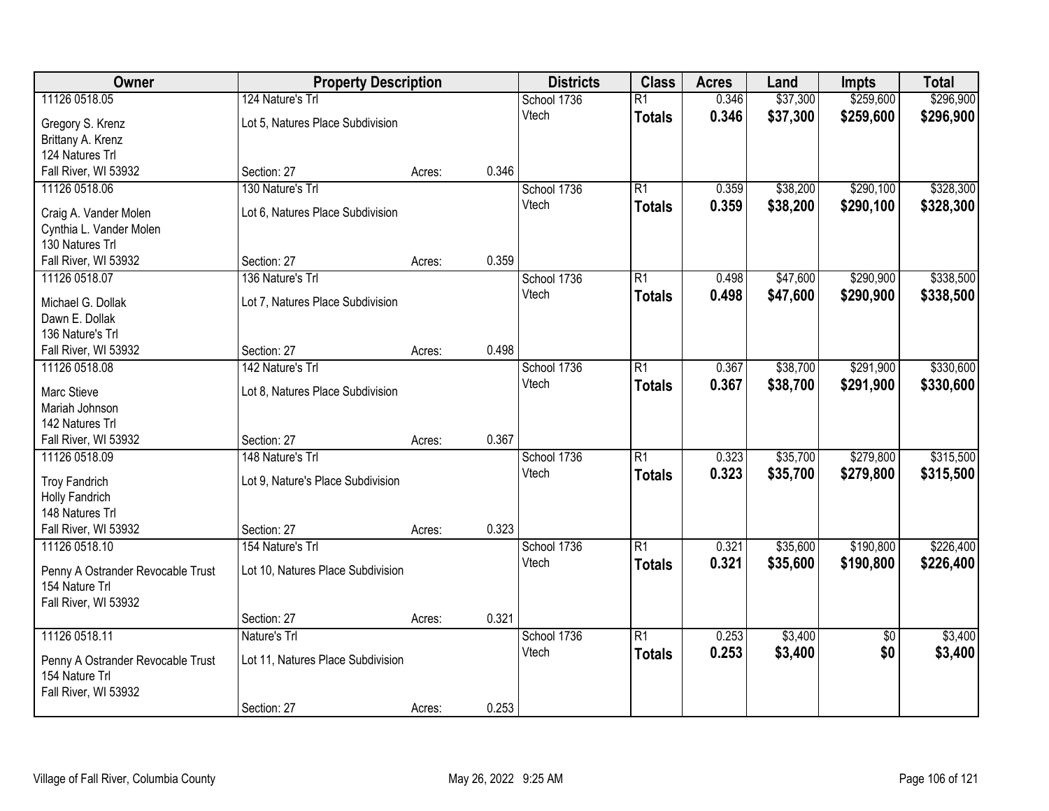| Owner | Property Description | | | Districts | Class | Acres | Land | Impts | Total |
|---|---|---|---|---|---|---|---|---|---|
| 11126 0518.05<br>Gregory S. Krenz<br>Brittany A. Krenz<br>124 Natures Trl<br>Fall River, WI 53932 | 124 Nature's Trl<br>Lot 5, Natures Place Subdivision<br>Section: 27 | Acres: | 0.346 | School 1736<br>Vtech | R1<br>**Totals** | 0.346<br>**0.346** | $37,300<br>**$37,300** | $259,600<br>**$259,600** | $296,900<br>**$296,900** |
| 11126 0518.06<br>Craig A. Vander Molen<br>Cynthia L. Vander Molen<br>130 Natures Trl<br>Fall River, WI 53932 | 130 Nature's Trl<br>Lot 6, Natures Place Subdivision<br>Section: 27 | Acres: | 0.359 | School 1736<br>Vtech | R1<br>**Totals** | 0.359<br>**0.359** | $38,200<br>**$38,200** | $290,100<br>**$290,100** | $328,300<br>**$328,300** |
| 11126 0518.07<br>Michael G. Dollak<br>Dawn E. Dollak<br>136 Nature's Trl<br>Fall River, WI 53932 | 136 Nature's Trl<br>Lot 7, Natures Place Subdivision<br>Section: 27 | Acres: | 0.498 | School 1736<br>Vtech | R1<br>**Totals** | 0.498<br>**0.498** | $47,600<br>**$47,600** | $290,900<br>**$290,900** | $338,500<br>**$338,500** |
| 11126 0518.08<br>Marc Stieve<br>Mariah Johnson<br>142 Natures Trl<br>Fall River, WI 53932 | 142 Nature's Trl<br>Lot 8, Natures Place Subdivision<br>Section: 27 | Acres: | 0.367 | School 1736<br>Vtech | R1<br>**Totals** | 0.367<br>**0.367** | $38,700<br>**$38,700** | $291,900<br>**$291,900** | $330,600<br>**$330,600** |
| 11126 0518.09<br>Troy Fandrich<br>Holly Fandrich<br>148 Natures Trl<br>Fall River, WI 53932 | 148 Nature's Trl<br>Lot 9, Nature's Place Subdivision<br>Section: 27 | Acres: | 0.323 | School 1736<br>Vtech | R1<br>**Totals** | 0.323<br>**0.323** | $35,700<br>**$35,700** | $279,800<br>**$279,800** | $315,500<br>**$315,500** |
| 11126 0518.10<br>Penny A Ostrander Revocable Trust<br>154 Nature Trl<br>Fall River, WI 53932 | 154 Nature's Trl<br>Lot 10, Natures Place Subdivision<br>Section: 27 | Acres: | 0.321 | School 1736<br>Vtech | R1<br>**Totals** | 0.321<br>**0.321** | $35,600<br>**$35,600** | $190,800<br>**$190,800** | $226,400<br>**$226,400** |
| 11126 0518.11<br>Penny A Ostrander Revocable Trust<br>154 Nature Trl<br>Fall River, WI 53932 | Nature's Trl<br>Lot 11, Natures Place Subdivision<br>Section: 27 | Acres: | 0.253 | School 1736<br>Vtech | R1<br>**Totals** | 0.253<br>**0.253** | $3,400<br>**$3,400** | $0<br>**$0** | $3,400<br>**$3,400** |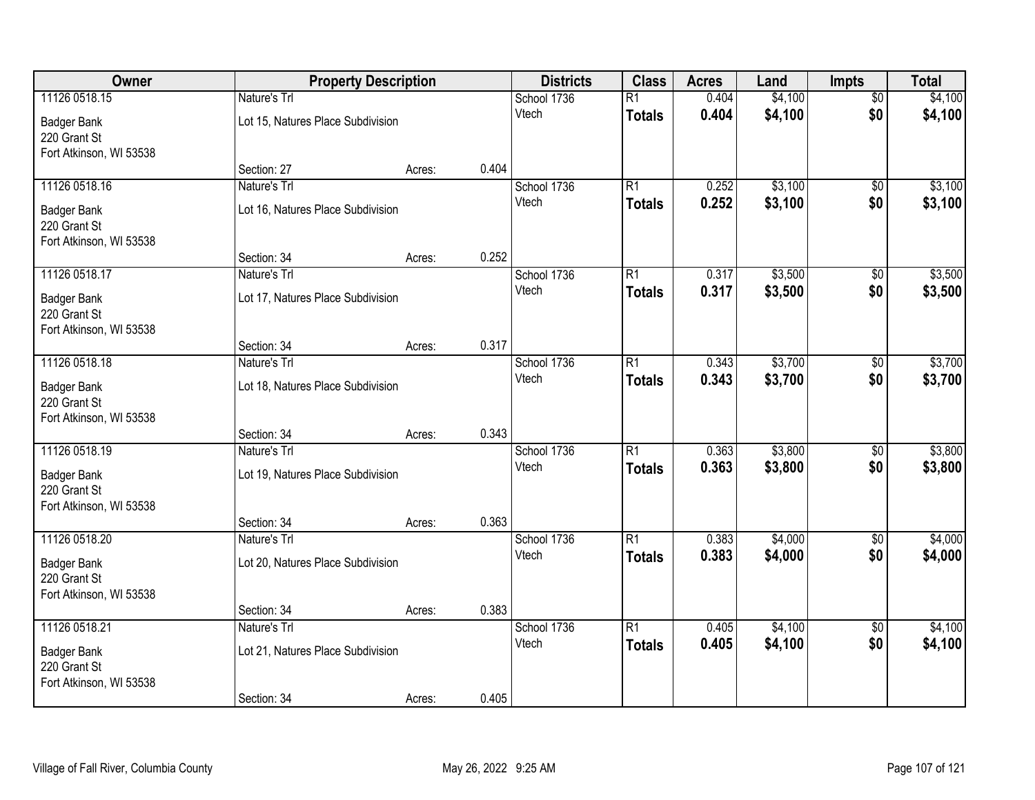| Owner | Property Description | | | Districts | Class | Acres | Land | Impts | Total |
|---|---|---|---|---|---|---|---|---|---|
| 11126 0518.15 | Nature's Trl | | | School 1736 | R1 | 0.404 | $4,100 | $0 | $4,100 |
| Badger Bank<br>220 Grant St<br>Fort Atkinson, WI 53538 | Lot 15, Natures Place Subdivision | | | Vtech | **Totals** | **0.404** | **$4,100** | **$0** | **$4,100** |
| | Section: 27 | Acres: | 0.404 | | | | | | |
| 11126 0518.16 | Nature's Trl | | | School 1736 | R1 | 0.252 | $3,100 | $0 | $3,100 |
| Badger Bank<br>220 Grant St<br>Fort Atkinson, WI 53538 | Lot 16, Natures Place Subdivision | | | Vtech | **Totals** | **0.252** | **$3,100** | **$0** | **$3,100** |
| | Section: 34 | Acres: | 0.252 | | | | | | |
| 11126 0518.17 | Nature's Trl | | | School 1736 | R1 | 0.317 | $3,500 | $0 | $3,500 |
| Badger Bank<br>220 Grant St<br>Fort Atkinson, WI 53538 | Lot 17, Natures Place Subdivision | | | Vtech | **Totals** | **0.317** | **$3,500** | **$0** | **$3,500** |
| | Section: 34 | Acres: | 0.317 | | | | | | |
| 11126 0518.18 | Nature's Trl | | | School 1736 | R1 | 0.343 | $3,700 | $0 | $3,700 |
| Badger Bank<br>220 Grant St<br>Fort Atkinson, WI 53538 | Lot 18, Natures Place Subdivision | | | Vtech | **Totals** | **0.343** | **$3,700** | **$0** | **$3,700** |
| | Section: 34 | Acres: | 0.343 | | | | | | |
| 11126 0518.19 | Nature's Trl | | | School 1736 | R1 | 0.363 | $3,800 | $0 | $3,800 |
| Badger Bank<br>220 Grant St<br>Fort Atkinson, WI 53538 | Lot 19, Natures Place Subdivision | | | Vtech | **Totals** | **0.363** | **$3,800** | **$0** | **$3,800** |
| | Section: 34 | Acres: | 0.363 | | | | | | |
| 11126 0518.20 | Nature's Trl | | | School 1736 | R1 | 0.383 | $4,000 | $0 | $4,000 |
| Badger Bank<br>220 Grant St<br>Fort Atkinson, WI 53538 | Lot 20, Natures Place Subdivision | | | Vtech | **Totals** | **0.383** | **$4,000** | **$0** | **$4,000** |
| | Section: 34 | Acres: | 0.383 | | | | | | |
| 11126 0518.21 | Nature's Trl | | | School 1736 | R1 | 0.405 | $4,100 | $0 | $4,100 |
| Badger Bank<br>220 Grant St<br>Fort Atkinson, WI 53538 | Lot 21, Natures Place Subdivision | | | Vtech | **Totals** | **0.405** | **$4,100** | **$0** | **$4,100** |
| | Section: 34 | Acres: | 0.405 | | | | | | |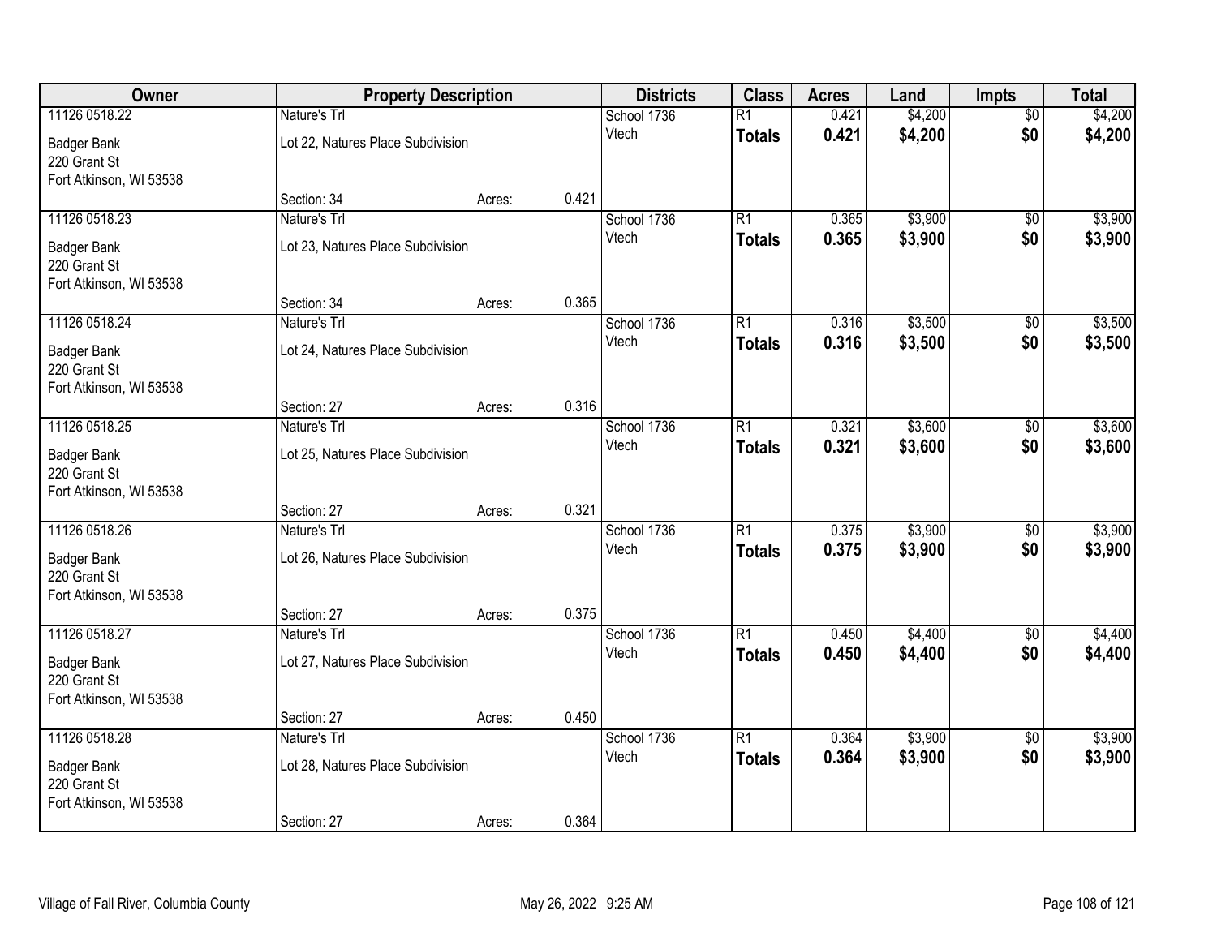| Owner | Property Description | | | Districts | Class | Acres | Land | Impts | Total |
|---|---|---|---|---|---|---|---|---|---|
| 11126 0518.22 | Nature's Trl | | | School 1736 | R1 | 0.421 | $4,200 | $0 | $4,200 |
| Badger Bank<br>220 Grant St<br>Fort Atkinson, WI 53538 | Lot 22, Natures Place Subdivision | | | Vtech | **Totals** | **0.421** | **$4,200** | **$0** | **$4,200** |
| | Section: 34 | Acres: | 0.421 | | | | | | |
| 11126 0518.23 | Nature's Trl | | | School 1736 | R1 | 0.365 | $3,900 | $0 | $3,900 |
| Badger Bank<br>220 Grant St<br>Fort Atkinson, WI 53538 | Lot 23, Natures Place Subdivision | | | Vtech | **Totals** | **0.365** | **$3,900** | **$0** | **$3,900** |
| | Section: 34 | Acres: | 0.365 | | | | | | |
| 11126 0518.24 | Nature's Trl | | | School 1736 | R1 | 0.316 | $3,500 | $0 | $3,500 |
| Badger Bank<br>220 Grant St<br>Fort Atkinson, WI 53538 | Lot 24, Natures Place Subdivision | | | Vtech | **Totals** | **0.316** | **$3,500** | **$0** | **$3,500** |
| | Section: 27 | Acres: | 0.316 | | | | | | |
| 11126 0518.25 | Nature's Trl | | | School 1736 | R1 | 0.321 | $3,600 | $0 | $3,600 |
| Badger Bank<br>220 Grant St<br>Fort Atkinson, WI 53538 | Lot 25, Natures Place Subdivision | | | Vtech | **Totals** | **0.321** | **$3,600** | **$0** | **$3,600** |
| | Section: 27 | Acres: | 0.321 | | | | | | |
| 11126 0518.26 | Nature's Trl | | | School 1736 | R1 | 0.375 | $3,900 | $0 | $3,900 |
| Badger Bank<br>220 Grant St<br>Fort Atkinson, WI 53538 | Lot 26, Natures Place Subdivision | | | Vtech | **Totals** | **0.375** | **$3,900** | **$0** | **$3,900** |
| | Section: 27 | Acres: | 0.375 | | | | | | |
| 11126 0518.27 | Nature's Trl | | | School 1736 | R1 | 0.450 | $4,400 | $0 | $4,400 |
| Badger Bank<br>220 Grant St<br>Fort Atkinson, WI 53538 | Lot 27, Natures Place Subdivision | | | Vtech | **Totals** | **0.450** | **$4,400** | **$0** | **$4,400** |
| | Section: 27 | Acres: | 0.450 | | | | | | |
| 11126 0518.28 | Nature's Trl | | | School 1736 | R1 | 0.364 | $3,900 | $0 | $3,900 |
| Badger Bank<br>220 Grant St<br>Fort Atkinson, WI 53538 | Lot 28, Natures Place Subdivision | | | Vtech | **Totals** | **0.364** | **$3,900** | **$0** | **$3,900** |
| | Section: 27 | Acres: | 0.364 | | | | | | |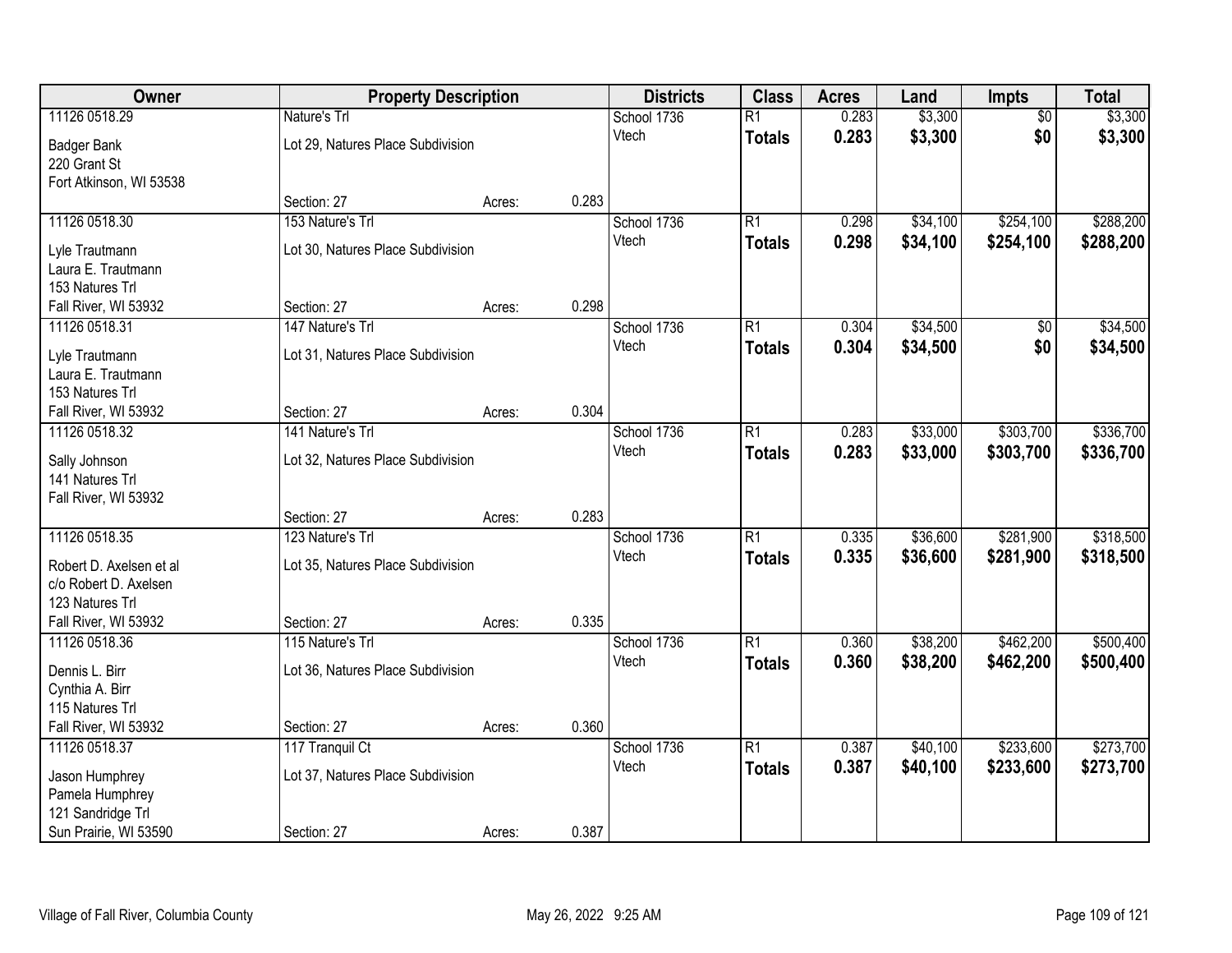| Owner | Property Description | | | Districts | Class | Acres | Land | Impts | Total |
|---|---|---|---|---|---|---|---|---|---|
| 11126 0518.29 | Nature's Trl | | | School 1736 | R1 | 0.283 | $3,300 | $0 | $3,300 |
| Badger Bank<br>220 Grant St<br>Fort Atkinson, WI 53538 | Lot 29, Natures Place Subdivision | | | Vtech | **Totals** | **0.283** | **$3,300** | **$0** | **$3,300** |
| | Section: 27 | Acres: | 0.283 | | | | | | |
| 11126 0518.30 | 153 Nature's Trl | | | School 1736 | R1 | 0.298 | $34,100 | $254,100 | $288,200 |
| Lyle Trautmann<br>Laura E. Trautmann<br>153 Natures Trl<br>Fall River, WI 53932 | Lot 30, Natures Place Subdivision | | | Vtech | **Totals** | **0.298** | **$34,100** | **$254,100** | **$288,200** |
| | Section: 27 | Acres: | 0.298 | | | | | | |
| 11126 0518.31 | 147 Nature's Trl | | | School 1736 | R1 | 0.304 | $34,500 | $0 | $34,500 |
| Lyle Trautmann<br>Laura E. Trautmann<br>153 Natures Trl<br>Fall River, WI 53932 | Lot 31, Natures Place Subdivision | | | Vtech | **Totals** | **0.304** | **$34,500** | **$0** | **$34,500** |
| | Section: 27 | Acres: | 0.304 | | | | | | |
| 11126 0518.32 | 141 Nature's Trl | | | School 1736 | R1 | 0.283 | $33,000 | $303,700 | $336,700 |
| Sally Johnson<br>141 Natures Trl<br>Fall River, WI 53932 | Lot 32, Natures Place Subdivision | | | Vtech | **Totals** | **0.283** | **$33,000** | **$303,700** | **$336,700** |
| | Section: 27 | Acres: | 0.283 | | | | | | |
| 11126 0518.35 | 123 Nature's Trl | | | School 1736 | R1 | 0.335 | $36,600 | $281,900 | $318,500 |
| Robert D. Axelsen et al<br>c/o Robert D. Axelsen<br>123 Natures Trl<br>Fall River, WI 53932 | Lot 35, Natures Place Subdivision | | | Vtech | **Totals** | **0.335** | **$36,600** | **$281,900** | **$318,500** |
| | Section: 27 | Acres: | 0.335 | | | | | | |
| 11126 0518.36 | 115 Nature's Trl | | | School 1736 | R1 | 0.360 | $38,200 | $462,200 | $500,400 |
| Dennis L. Birr<br>Cynthia A. Birr<br>115 Natures Trl<br>Fall River, WI 53932 | Lot 36, Natures Place Subdivision | | | Vtech | **Totals** | **0.360** | **$38,200** | **$462,200** | **$500,400** |
| | Section: 27 | Acres: | 0.360 | | | | | | |
| 11126 0518.37 | 117 Tranquil Ct | | | School 1736 | R1 | 0.387 | $40,100 | $233,600 | $273,700 |
| Jason Humphrey<br>Pamela Humphrey<br>121 Sandridge Trl<br>Sun Prairie, WI 53590 | Lot 37, Natures Place Subdivision | | | Vtech | **Totals** | **0.387** | **$40,100** | **$233,600** | **$273,700** |
| | Section: 27 | Acres: | 0.387 | | | | | | |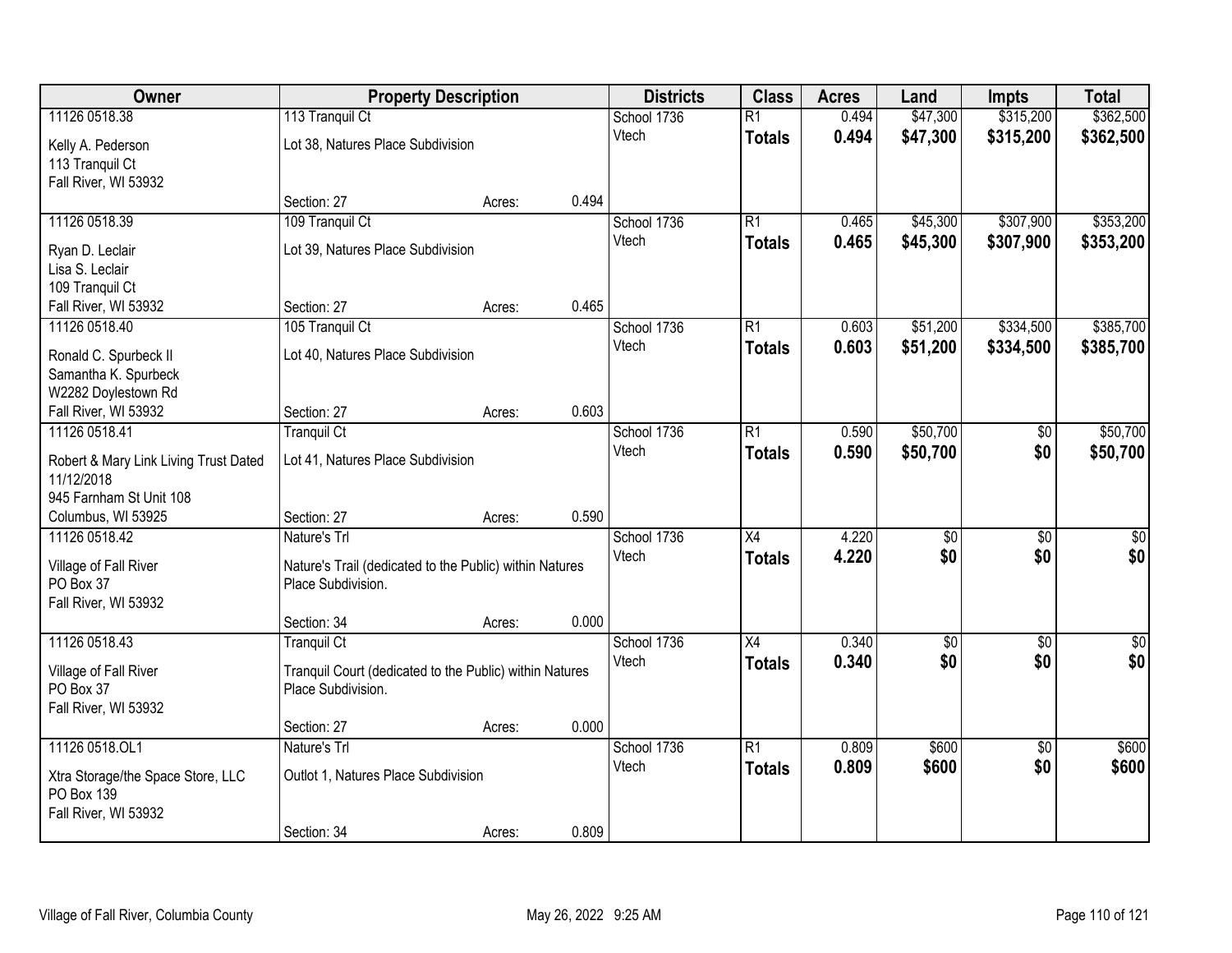| Owner | Property Description | | | Districts | Class | Acres | Land | Impts | Total |
|---|---|---|---|---|---|---|---|---|---|
| 11126 0518.38 | 113 Tranquil Ct | | | School 1736 | R1 | 0.494 | $47,300 | $315,200 | $362,500 |
| Kelly A. Pederson<br>113 Tranquil Ct<br>Fall River, WI 53932 | Lot 38, Natures Place Subdivision | | | Vtech | **Totals** | **0.494** | **$47,300** | **$315,200** | **$362,500** |
| | Section: 27 | Acres: | 0.494 | | | | | | |
| 11126 0518.39 | 109 Tranquil Ct | | | School 1736 | R1 | 0.465 | $45,300 | $307,900 | $353,200 |
| Ryan D. Leclair<br>Lisa S. Leclair<br>109 Tranquil Ct<br>Fall River, WI 53932 | Lot 39, Natures Place Subdivision | | | Vtech | **Totals** | **0.465** | **$45,300** | **$307,900** | **$353,200** |
| | Section: 27 | Acres: | 0.465 | | | | | | |
| 11126 0518.40 | 105 Tranquil Ct | | | School 1736 | R1 | 0.603 | $51,200 | $334,500 | $385,700 |
| Ronald C. Spurbeck II<br>Samantha K. Spurbeck<br>W2282 Doylestown Rd<br>Fall River, WI 53932 | Lot 40, Natures Place Subdivision | | | Vtech | **Totals** | **0.603** | **$51,200** | **$334,500** | **$385,700** |
| | Section: 27 | Acres: | 0.603 | | | | | | |
| 11126 0518.41 | Tranquil Ct | | | School 1736 | R1 | 0.590 | $50,700 | $0 | $50,700 |
| Robert & Mary Link Living Trust Dated 11/12/2018<br>945 Farnham St Unit 108<br>Columbus, WI 53925 | Lot 41, Natures Place Subdivision | | | Vtech | **Totals** | **0.590** | **$50,700** | **$0** | **$50,700** |
| | Section: 27 | Acres: | 0.590 | | | | | | |
| 11126 0518.42 | Nature's Trl | | | School 1736 | X4 | 4.220 | $0 | $0 | $0 |
| Village of Fall River<br>PO Box 37<br>Fall River, WI 53932 | Nature's Trail (dedicated to the Public) within Natures Place Subdivision. | | | Vtech | **Totals** | **4.220** | **$0** | **$0** | **$0** |
| | Section: 34 | Acres: | 0.000 | | | | | | |
| 11126 0518.43 | Tranquil Ct | | | School 1736 | X4 | 0.340 | $0 | $0 | $0 |
| Village of Fall River<br>PO Box 37<br>Fall River, WI 53932 | Tranquil Court (dedicated to the Public) within Natures Place Subdivision. | | | Vtech | **Totals** | **0.340** | **$0** | **$0** | **$0** |
| | Section: 27 | Acres: | 0.000 | | | | | | |
| 11126 0518.OL1 | Nature's Trl | | | School 1736 | R1 | 0.809 | $600 | $0 | $600 |
| Xtra Storage/the Space Store, LLC<br>PO Box 139<br>Fall River, WI 53932 | Outlot 1, Natures Place Subdivision | | | Vtech | **Totals** | **0.809** | **$600** | **$0** | **$600** |
| | Section: 34 | Acres: | 0.809 | | | | | | |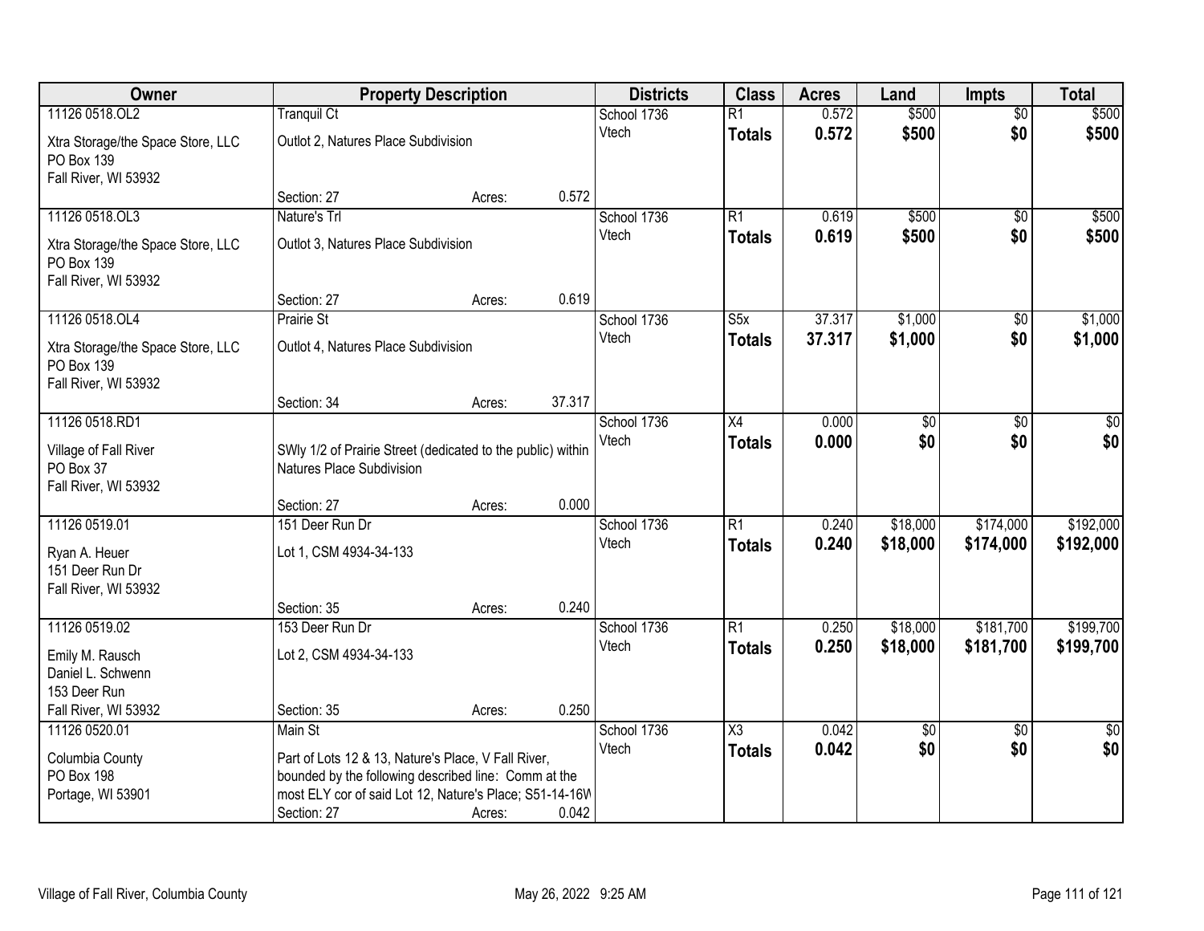| Owner | Property Description | | | Districts | Class | Acres | Land | Impts | Total |
|---|---|---|---|---|---|---|---|---|---|
| 11126 0518.OL2 | Tranquil Ct | | | School 1736 | R1 | 0.572 | $500 | $0 | $500 |
| Xtra Storage/the Space Store, LLC<br>PO Box 139<br>Fall River, WI 53932 | Outlot 2, Natures Place Subdivision | | | Vtech | **Totals** | **0.572** | **$500** | **$0** | **$500** |
| | Section: 27 | Acres: | 0.572 | | | | | | |
| 11126 0518.OL3 | Nature's Trl | | | School 1736 | R1 | 0.619 | $500 | $0 | $500 |
| Xtra Storage/the Space Store, LLC<br>PO Box 139<br>Fall River, WI 53932 | Outlot 3, Natures Place Subdivision | | | Vtech | **Totals** | **0.619** | **$500** | **$0** | **$500** |
| | Section: 27 | Acres: | 0.619 | | | | | | |
| 11126 0518.OL4 | Prairie St | | | School 1736 | S5x | 37.317 | $1,000 | $0 | $1,000 |
| Xtra Storage/the Space Store, LLC<br>PO Box 139<br>Fall River, WI 53932 | Outlot 4, Natures Place Subdivision | | | Vtech | **Totals** | **37.317** | **$1,000** | **$0** | **$1,000** |
| | Section: 34 | Acres: | 37.317 | | | | | | |
| 11126 0518.RD1 | | | | School 1736 | X4 | 0.000 | $0 | $0 | $0 |
| Village of Fall River<br>PO Box 37<br>Fall River, WI 53932 | SWly 1/2 of Prairie Street (dedicated to the public) within Natures Place Subdivision | | | Vtech | **Totals** | **0.000** | **$0** | **$0** | **$0** |
| | Section: 27 | Acres: | 0.000 | | | | | | |
| 11126 0519.01 | 151 Deer Run Dr | | | School 1736 | R1 | 0.240 | $18,000 | $174,000 | $192,000 |
| Ryan A. Heuer<br>151 Deer Run Dr<br>Fall River, WI 53932 | Lot 1, CSM 4934-34-133 | | | Vtech | **Totals** | **0.240** | **$18,000** | **$174,000** | **$192,000** |
| | Section: 35 | Acres: | 0.240 | | | | | | |
| 11126 0519.02 | 153 Deer Run Dr | | | School 1736 | R1 | 0.250 | $18,000 | $181,700 | $199,700 |
| Emily M. Rausch<br>Daniel L. Schwenn<br>153 Deer Run<br>Fall River, WI 53932 | Lot 2, CSM 4934-34-133 | | | Vtech | **Totals** | **0.250** | **$18,000** | **$181,700** | **$199,700** |
| | Section: 35 | Acres: | 0.250 | | | | | | |
| 11126 0520.01 | Main St | | | School 1736 | X3 | 0.042 | $0 | $0 | $0 |
| Columbia County<br>PO Box 198<br>Portage, WI 53901 | Part of Lots 12 & 13, Nature's Place, V Fall River, bounded by the following described line: Comm at the most ELY cor of said Lot 12, Nature's Place; S51-14-16W | | | Vtech | **Totals** | **0.042** | **$0** | **$0** | **$0** |
| | Section: 27 | Acres: | 0.042 | | | | | | |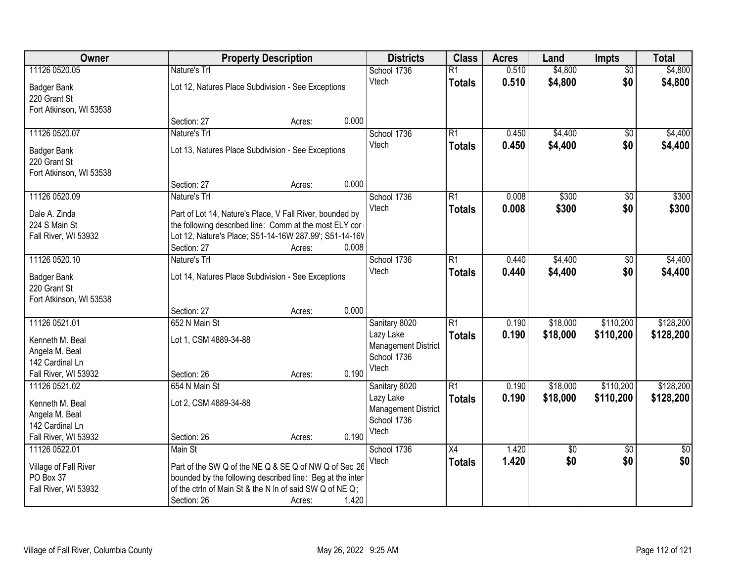| Owner | Property Description | Districts | Class | Acres | Land | Impts | Total |
|---|---|---|---|---|---|---|---|
| 11126 0520.05<br>Badger Bank<br>220 Grant St<br>Fort Atkinson, WI 53538 | Nature's Trl<br>Lot 12, Natures Place Subdivision - See Exceptions<br>Section: 27 Acres: 0.000 | School 1736<br>Vtech | R1<br>**Totals** | 0.510<br>**0.510** | $4,800<br>**$4,800** | $0<br>**$0** | $4,800<br>**$4,800** |
| 11126 0520.07<br>Badger Bank<br>220 Grant St<br>Fort Atkinson, WI 53538 | Nature's Trl<br>Lot 13, Natures Place Subdivision - See Exceptions<br>Section: 27 Acres: 0.000 | School 1736<br>Vtech | R1<br>**Totals** | 0.450<br>**0.450** | $4,400<br>**$4,400** | $0<br>**$0** | $4,400<br>**$4,400** |
| 11126 0520.09<br>Dale A. Zinda<br>224 S Main St<br>Fall River, WI 53932 | Nature's Trl<br>Part of Lot 14, Nature's Place, V Fall River, bounded by the following described line: Comm at the most ELY cor Lot 12, Nature's Place; S51-14-16W 287.99'; S51-14-16V<br>Section: 27 Acres: 0.008 | School 1736<br>Vtech | R1<br>**Totals** | 0.008<br>**0.008** | $300<br>**$300** | $0<br>**$0** | $300<br>**$300** |
| 11126 0520.10<br>Badger Bank<br>220 Grant St<br>Fort Atkinson, WI 53538 | Nature's Trl<br>Lot 14, Natures Place Subdivision - See Exceptions<br>Section: 27 Acres: 0.000 | School 1736<br>Vtech | R1<br>**Totals** | 0.440<br>**0.440** | $4,400<br>**$4,400** | $0<br>**$0** | $4,400<br>**$4,400** |
| 11126 0521.01<br>Kenneth M. Beal<br>Angela M. Beal<br>142 Cardinal Ln<br>Fall River, WI 53932 | 652 N Main St<br>Lot 1, CSM 4889-34-88<br>Section: 26 Acres: 0.190 | Sanitary 8020<br>Lazy Lake Management District<br>School 1736<br>Vtech | R1<br>**Totals** | 0.190<br>**0.190** | $18,000<br>**$18,000** | $110,200<br>**$110,200** | $128,200<br>**$128,200** |
| 11126 0521.02<br>Kenneth M. Beal<br>Angela M. Beal<br>142 Cardinal Ln<br>Fall River, WI 53932 | 654 N Main St<br>Lot 2, CSM 4889-34-88<br>Section: 26 Acres: 0.190 | Sanitary 8020<br>Lazy Lake Management District<br>School 1736<br>Vtech | R1<br>**Totals** | 0.190<br>**0.190** | $18,000<br>**$18,000** | $110,200<br>**$110,200** | $128,200<br>**$128,200** |
| 11126 0522.01<br>Village of Fall River<br>PO Box 37<br>Fall River, WI 53932 | Main St<br>Part of the SW Q of the NE Q & SE Q of NW Q of Sec 26 bounded by the following described line: Beg at the inter of the ctrln of Main St & the N ln of said SW Q of NE Q;<br>Section: 26 Acres: 1.420 | School 1736<br>Vtech | X4<br>**Totals** | 1.420<br>**1.420** | $0<br>**$0** | $0<br>**$0** | $0<br>**$0** |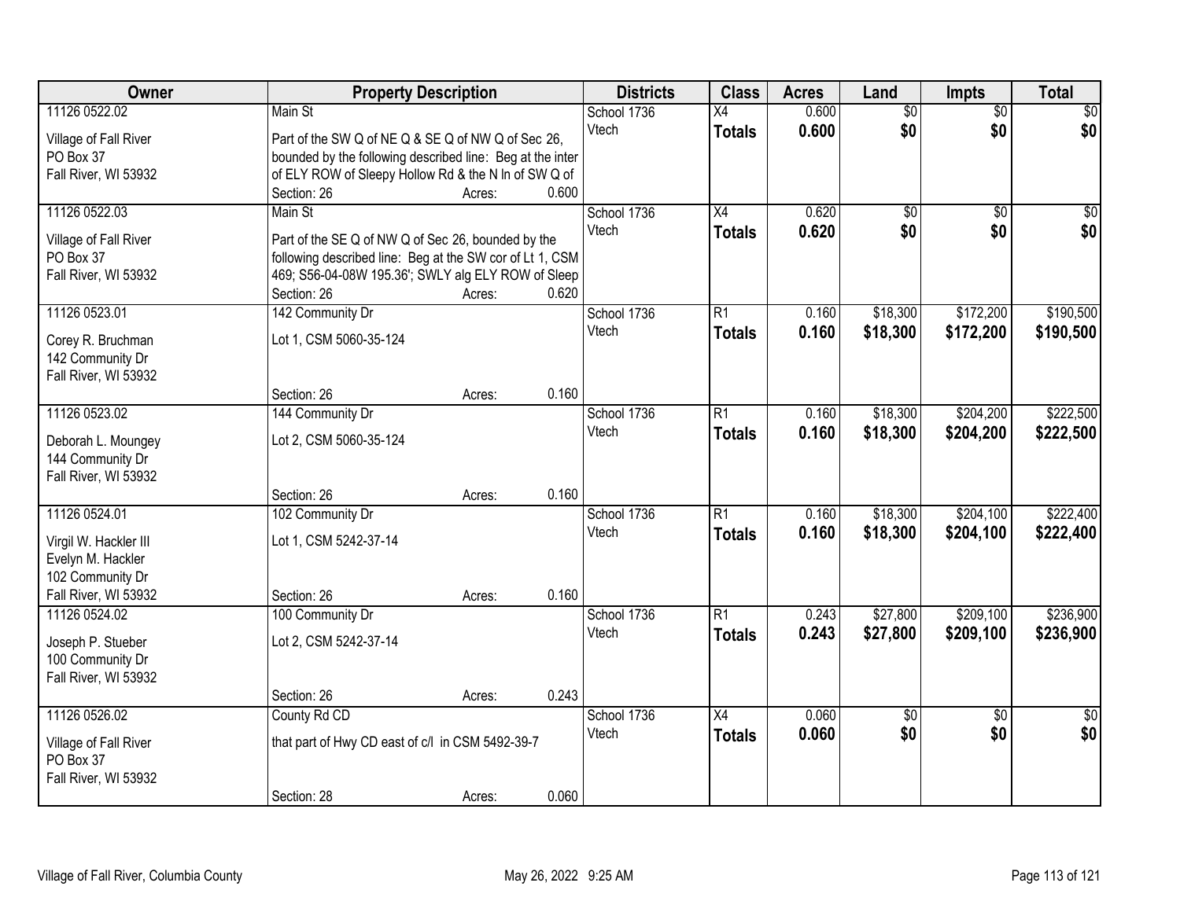| Owner | Property Description | | | Districts | Class | Acres | Land | Impts | Total |
|---|---|---|---|---|---|---|---|---|---|
| 11126 0522.02 | Main St | | | School 1736 | X4 | 0.600 | $0 | $0 | $0 |
| Village of Fall River<br>PO Box 37<br>Fall River, WI 53932 | Part of the SW Q of NE Q & SE Q of NW Q of Sec 26, bounded by the following described line: Beg at the inter of ELY ROW of Sleepy Hollow Rd & the N ln of SW Q of | | | Vtech | **Totals** | **0.600** | **$0** | **$0** | **$0** |
| | Section: 26 | Acres: | 0.600 | | | | | | |
| 11126 0522.03 | Main St | | | School 1736 | X4 | 0.620 | $0 | $0 | $0 |
| Village of Fall River<br>PO Box 37<br>Fall River, WI 53932 | Part of the SE Q of NW Q of Sec 26, bounded by the following described line: Beg at the SW cor of Lt 1, CSM 469; S56-04-08W 195.36'; SWLY alg ELY ROW of Sleep | | | Vtech | **Totals** | **0.620** | **$0** | **$0** | **$0** |
| | Section: 26 | Acres: | 0.620 | | | | | | |
| 11126 0523.01 | 142 Community Dr | | | School 1736 | R1 | 0.160 | $18,300 | $172,200 | $190,500 |
| Corey R. Bruchman<br>142 Community Dr<br>Fall River, WI 53932 | Lot 1, CSM 5060-35-124 | | | Vtech | **Totals** | **0.160** | **$18,300** | **$172,200** | **$190,500** |
| | Section: 26 | Acres: | 0.160 | | | | | | |
| 11126 0523.02 | 144 Community Dr | | | School 1736 | R1 | 0.160 | $18,300 | $204,200 | $222,500 |
| Deborah L. Moungey<br>144 Community Dr<br>Fall River, WI 53932 | Lot 2, CSM 5060-35-124 | | | Vtech | **Totals** | **0.160** | **$18,300** | **$204,200** | **$222,500** |
| | Section: 26 | Acres: | 0.160 | | | | | | |
| 11126 0524.01 | 102 Community Dr | | | School 1736 | R1 | 0.160 | $18,300 | $204,100 | $222,400 |
| Virgil W. Hackler III<br>Evelyn M. Hackler<br>102 Community Dr<br>Fall River, WI 53932 | Lot 1, CSM 5242-37-14 | | | Vtech | **Totals** | **0.160** | **$18,300** | **$204,100** | **$222,400** |
| | Section: 26 | Acres: | 0.160 | | | | | | |
| 11126 0524.02 | 100 Community Dr | | | School 1736 | R1 | 0.243 | $27,800 | $209,100 | $236,900 |
| Joseph P. Stueber<br>100 Community Dr<br>Fall River, WI 53932 | Lot 2, CSM 5242-37-14 | | | Vtech | **Totals** | **0.243** | **$27,800** | **$209,100** | **$236,900** |
| | Section: 26 | Acres: | 0.243 | | | | | | |
| 11126 0526.02 | County Rd CD | | | School 1736 | X4 | 0.060 | $0 | $0 | $0 |
| Village of Fall River<br>PO Box 37<br>Fall River, WI 53932 | that part of Hwy CD east of c/l in CSM 5492-39-7 | | | Vtech | **Totals** | **0.060** | **$0** | **$0** | **$0** |
| | Section: 28 | Acres: | 0.060 | | | | | | |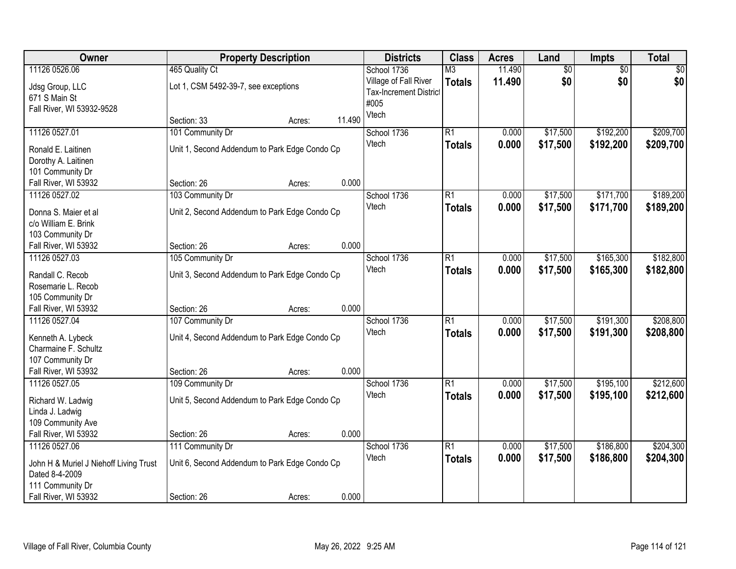| Owner | Property Description | Districts | Class | Acres | Land | Impts | Total |
|---|---|---|---|---|---|---|---|
| 11126 0526.06<br>Jdsg Group, LLC<br>671 S Main St<br>Fall River, WI 53932-9528 | 465 Quality Ct<br>Lot 1, CSM 5492-39-7, see exceptions<br>Section: 33 Acres: 11.490 | School 1736<br>Village of Fall River<br>Tax-Increment District #005<br>Vtech | M3<br>**Totals** | 11.490<br>**11.490** | $0<br>**$0** | $0<br>**$0** | $0<br>**$0** |
| 11126 0527.01<br>Ronald E. Laitinen<br>Dorothy A. Laitinen<br>101 Community Dr<br>Fall River, WI 53932 | 101 Community Dr<br>Unit 1, Second Addendum to Park Edge Condo Cp<br>Section: 26 Acres: 0.000 | School 1736<br>Vtech | R1<br>**Totals** | 0.000<br>**0.000** | $17,500<br>**$17,500** | $192,200<br>**$192,200** | $209,700<br>**$209,700** |
| 11126 0527.02<br>Donna S. Maier et al<br>c/o William E. Brink<br>103 Community Dr<br>Fall River, WI 53932 | 103 Community Dr<br>Unit 2, Second Addendum to Park Edge Condo Cp<br>Section: 26 Acres: 0.000 | School 1736<br>Vtech | R1<br>**Totals** | 0.000<br>**0.000** | $17,500<br>**$17,500** | $171,700<br>**$171,700** | $189,200<br>**$189,200** |
| 11126 0527.03<br>Randall C. Recob<br>Rosemarie L. Recob<br>105 Community Dr<br>Fall River, WI 53932 | 105 Community Dr<br>Unit 3, Second Addendum to Park Edge Condo Cp<br>Section: 26 Acres: 0.000 | School 1736<br>Vtech | R1<br>**Totals** | 0.000<br>**0.000** | $17,500<br>**$17,500** | $165,300<br>**$165,300** | $182,800<br>**$182,800** |
| 11126 0527.04<br>Kenneth A. Lybeck<br>Charmaine F. Schultz<br>107 Community Dr<br>Fall River, WI 53932 | 107 Community Dr<br>Unit 4, Second Addendum to Park Edge Condo Cp<br>Section: 26 Acres: 0.000 | School 1736<br>Vtech | R1<br>**Totals** | 0.000<br>**0.000** | $17,500<br>**$17,500** | $191,300<br>**$191,300** | $208,800<br>**$208,800** |
| 11126 0527.05<br>Richard W. Ladwig<br>Linda J. Ladwig<br>109 Community Ave<br>Fall River, WI 53932 | 109 Community Dr<br>Unit 5, Second Addendum to Park Edge Condo Cp<br>Section: 26 Acres: 0.000 | School 1736<br>Vtech | R1<br>**Totals** | 0.000<br>**0.000** | $17,500<br>**$17,500** | $195,100<br>**$195,100** | $212,600<br>**$212,600** |
| 11126 0527.06<br>John H & Muriel J Niehoff Living Trust Dated 8-4-2009<br>111 Community Dr<br>Fall River, WI 53932 | 111 Community Dr<br>Unit 6, Second Addendum to Park Edge Condo Cp<br>Section: 26 Acres: 0.000 | School 1736<br>Vtech | R1<br>**Totals** | 0.000<br>**0.000** | $17,500<br>**$17,500** | $186,800<br>**$186,800** | $204,300<br>**$204,300** |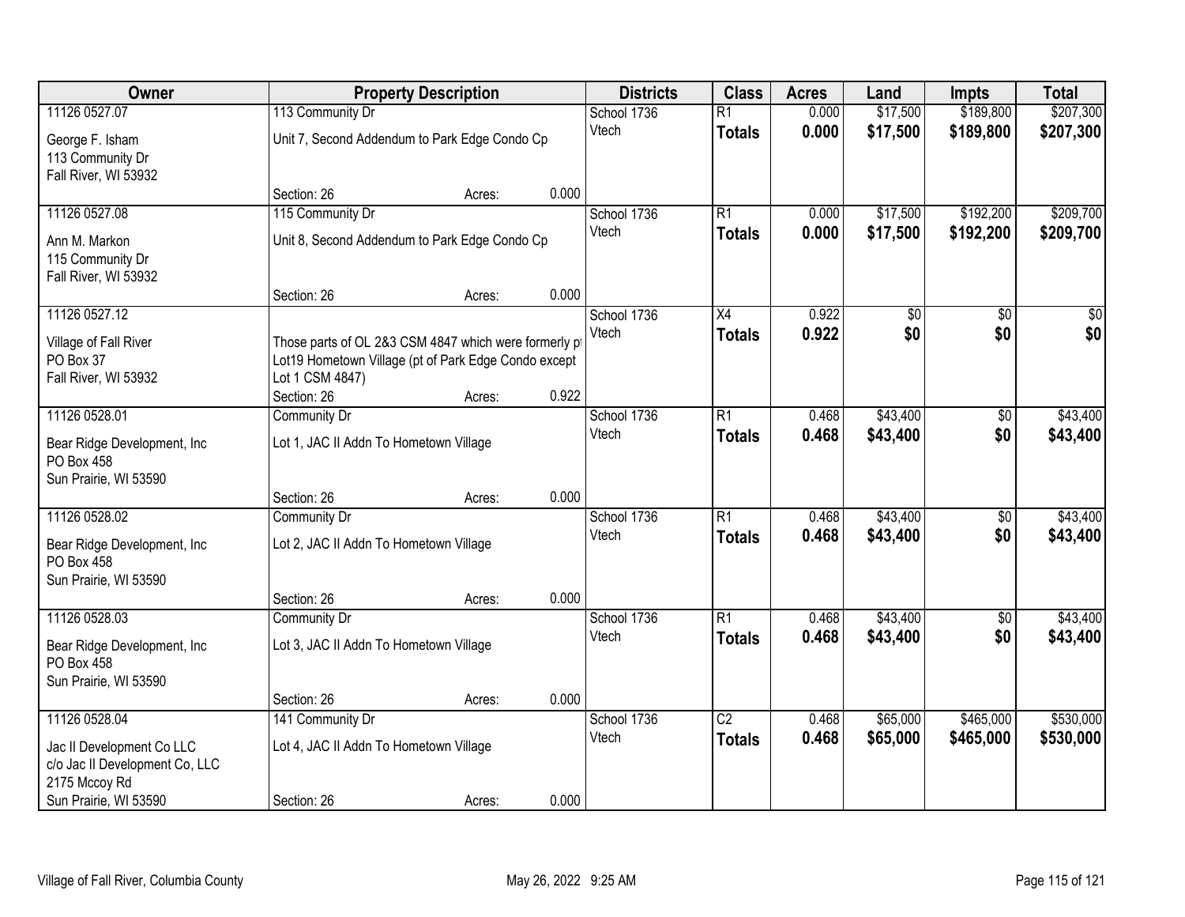| Owner | Property Description | | | Districts | Class | Acres | Land | Impts | Total |
|---|---|---|---|---|---|---|---|---|---|
| 11126 0527.07 | 113 Community Dr | | | School 1736 | R1 | 0.000 | $17,500 | $189,800 | $207,300 |
| George F. Isham<br>113 Community Dr<br>Fall River, WI 53932 | Unit 7, Second Addendum to Park Edge Condo Cp | | | Vtech | **Totals** | **0.000** | **$17,500** | **$189,800** | **$207,300** |
| | Section: 26 | Acres: | 0.000 | | | | | | |
| 11126 0527.08 | 115 Community Dr | | | School 1736 | R1 | 0.000 | $17,500 | $192,200 | $209,700 |
| Ann M. Markon<br>115 Community Dr<br>Fall River, WI 53932 | Unit 8, Second Addendum to Park Edge Condo Cp | | | Vtech | **Totals** | **0.000** | **$17,500** | **$192,200** | **$209,700** |
| | Section: 26 | Acres: | 0.000 | | | | | | |
| 11126 0527.12 | | | | School 1736 | X4 | 0.922 | $0 | $0 | $0 |
| Village of Fall River<br>PO Box 37<br>Fall River, WI 53932 | Those parts of OL 2&3 CSM 4847 which were formerly pt Lot19 Hometown Village (pt of Park Edge Condo except Lot 1 CSM 4847) | | | Vtech | **Totals** | **0.922** | **$0** | **$0** | **$0** |
| | Section: 26 | Acres: | 0.922 | | | | | | |
| 11126 0528.01 | Community Dr | | | School 1736 | R1 | 0.468 | $43,400 | $0 | $43,400 |
| Bear Ridge Development, Inc<br>PO Box 458<br>Sun Prairie, WI 53590 | Lot 1, JAC II Addn To Hometown Village | | | Vtech | **Totals** | **0.468** | **$43,400** | **$0** | **$43,400** |
| | Section: 26 | Acres: | 0.000 | | | | | | |
| 11126 0528.02 | Community Dr | | | School 1736 | R1 | 0.468 | $43,400 | $0 | $43,400 |
| Bear Ridge Development, Inc<br>PO Box 458<br>Sun Prairie, WI 53590 | Lot 2, JAC II Addn To Hometown Village | | | Vtech | **Totals** | **0.468** | **$43,400** | **$0** | **$43,400** |
| | Section: 26 | Acres: | 0.000 | | | | | | |
| 11126 0528.03 | Community Dr | | | School 1736 | R1 | 0.468 | $43,400 | $0 | $43,400 |
| Bear Ridge Development, Inc<br>PO Box 458<br>Sun Prairie, WI 53590 | Lot 3, JAC II Addn To Hometown Village | | | Vtech | **Totals** | **0.468** | **$43,400** | **$0** | **$43,400** |
| | Section: 26 | Acres: | 0.000 | | | | | | |
| 11126 0528.04 | 141 Community Dr | | | School 1736 | C2 | 0.468 | $65,000 | $465,000 | $530,000 |
| Jac II Development Co LLC<br>c/o Jac II Development Co, LLC<br>2175 Mccoy Rd<br>Sun Prairie, WI 53590 | Lot 4, JAC II Addn To Hometown Village | | | Vtech | **Totals** | **0.468** | **$65,000** | **$465,000** | **$530,000** |
| | Section: 26 | Acres: | 0.000 | | | | | | |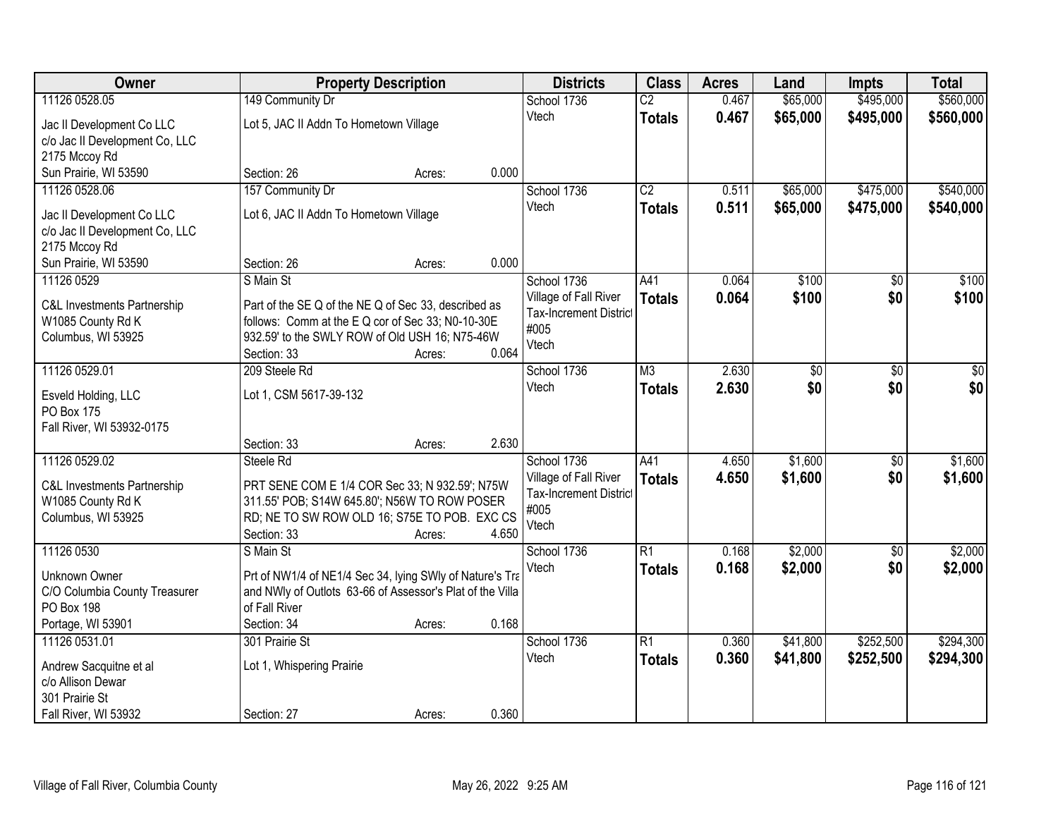| Owner | Property Description | Districts | Class | Acres | Land | Impts | Total |
|---|---|---|---|---|---|---|---|
| 11126 0528.05<br>Jac II Development Co LLC<br>c/o Jac II Development Co, LLC<br>2175 Mccoy Rd<br>Sun Prairie, WI 53590 | 149 Community Dr<br>Lot 5, JAC II Addn To Hometown Village<br>Section: 26 Acres: 0.000 | School 1736<br>Vtech | C2<br>**Totals** | 0.467<br>**0.467** | $65,000<br>**$65,000** | $495,000<br>**$495,000** | $560,000<br>**$560,000** |
| 11126 0528.06<br>Jac II Development Co LLC<br>c/o Jac II Development Co, LLC<br>2175 Mccoy Rd<br>Sun Prairie, WI 53590 | 157 Community Dr<br>Lot 6, JAC II Addn To Hometown Village<br>Section: 26 Acres: 0.000 | School 1736<br>Vtech | C2<br>**Totals** | 0.511<br>**0.511** | $65,000<br>**$65,000** | $475,000<br>**$475,000** | $540,000<br>**$540,000** |
| 11126 0529<br>C&L Investments Partnership<br>W1085 County Rd K<br>Columbus, WI 53925 | S Main St<br>Part of the SE Q of the NE Q of Sec 33, described as follows: Comm at the E Q cor of Sec 33; N0-10-30E 932.59' to the SWLY ROW of Old USH 16; N75-46W<br>Section: 33 Acres: 0.064 | School 1736<br>Village of Fall River<br>Tax-Increment District #005<br>Vtech | A41<br>**Totals** | 0.064<br>**0.064** | $100<br>**$100** | $0<br>**$0** | $100<br>**$100** |
| 11126 0529.01<br>Esveld Holding, LLC<br>PO Box 175<br>Fall River, WI 53932-0175 | 209 Steele Rd<br>Lot 1, CSM 5617-39-132<br>Section: 33 Acres: 2.630 | School 1736<br>Vtech | M3<br>**Totals** | 2.630<br>**2.630** | $0<br>**$0** | $0<br>**$0** | $0<br>**$0** |
| 11126 0529.02<br>C&L Investments Partnership<br>W1085 County Rd K<br>Columbus, WI 53925 | Steele Rd<br>PRT SENE COM E 1/4 COR Sec 33; N 932.59'; N75W 311.55' POB; S14W 645.80'; N56W TO ROW POSER RD; NE TO SW ROW OLD 16; S75E TO POB. EXC CS<br>Section: 33 Acres: 4.650 | School 1736<br>Village of Fall River<br>Tax-Increment District #005<br>Vtech | A41<br>**Totals** | 4.650<br>**4.650** | $1,600<br>**$1,600** | $0<br>**$0** | $1,600<br>**$1,600** |
| 11126 0530<br>Unknown Owner<br>C/O Columbia County Treasurer<br>PO Box 198<br>Portage, WI 53901 | S Main St<br>Prt of NW1/4 of NE1/4 Sec 34, lying SWly of Nature's Tra and NWly of Outlots 63-66 of Assessor's Plat of the Villa of Fall River<br>Section: 34 Acres: 0.168 | School 1736<br>Vtech | R1<br>**Totals** | 0.168<br>**0.168** | $2,000<br>**$2,000** | $0<br>**$0** | $2,000<br>**$2,000** |
| 11126 0531.01<br>Andrew Sacquitne et al<br>c/o Allison Dewar<br>301 Prairie St<br>Fall River, WI 53932 | 301 Prairie St<br>Lot 1, Whispering Prairie<br>Section: 27 Acres: 0.360 | School 1736<br>Vtech | R1<br>**Totals** | 0.360<br>**0.360** | $41,800<br>**$41,800** | $252,500<br>**$252,500** | $294,300<br>**$294,300** |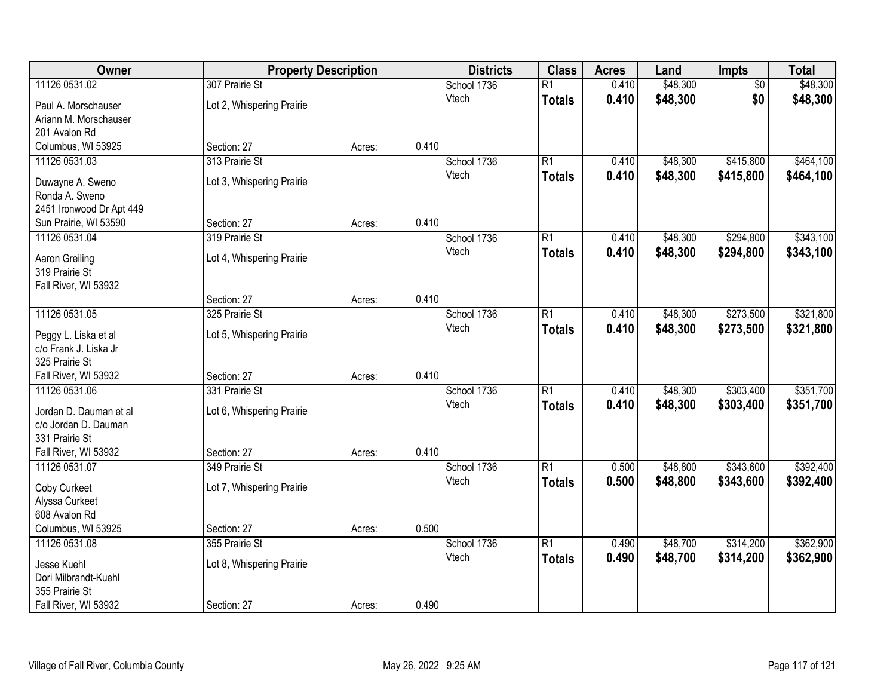| Owner | Property Description | | | Districts | Class | Acres | Land | Impts | Total |
|---|---|---|---|---|---|---|---|---|---|
| 11126 0531.02<br>Paul A. Morschauser<br>Ariann M. Morschauser<br>201 Avalon Rd<br>Columbus, WI 53925 | 307 Prairie St<br>Lot 2, Whispering Prairie<br>Section: 27 | Acres: | 0.410 | School 1736<br>Vtech | R1<br>**Totals** | 0.410<br>**0.410** | $48,300<br>**$48,300** | $0<br>**$0** | $48,300<br>**$48,300** |
| 11126 0531.03<br>Duwayne A. Sweno<br>Ronda A. Sweno<br>2451 Ironwood Dr Apt 449<br>Sun Prairie, WI 53590 | 313 Prairie St<br>Lot 3, Whispering Prairie<br>Section: 27 | Acres: | 0.410 | School 1736<br>Vtech | R1<br>**Totals** | 0.410<br>**0.410** | $48,300<br>**$48,300** | $415,800<br>**$415,800** | $464,100<br>**$464,100** |
| 11126 0531.04<br>Aaron Greiling<br>319 Prairie St<br>Fall River, WI 53932 | 319 Prairie St<br>Lot 4, Whispering Prairie<br>Section: 27 | Acres: | 0.410 | School 1736<br>Vtech | R1<br>**Totals** | 0.410<br>**0.410** | $48,300<br>**$48,300** | $294,800<br>**$294,800** | $343,100<br>**$343,100** |
| 11126 0531.05<br>Peggy L. Liska et al<br>c/o Frank J. Liska Jr<br>325 Prairie St<br>Fall River, WI 53932 | 325 Prairie St<br>Lot 5, Whispering Prairie<br>Section: 27 | Acres: | 0.410 | School 1736<br>Vtech | R1<br>**Totals** | 0.410<br>**0.410** | $48,300<br>**$48,300** | $273,500<br>**$273,500** | $321,800<br>**$321,800** |
| 11126 0531.06<br>Jordan D. Dauman et al<br>c/o Jordan D. Dauman<br>331 Prairie St<br>Fall River, WI 53932 | 331 Prairie St<br>Lot 6, Whispering Prairie<br>Section: 27 | Acres: | 0.410 | School 1736<br>Vtech | R1<br>**Totals** | 0.410<br>**0.410** | $48,300<br>**$48,300** | $303,400<br>**$303,400** | $351,700<br>**$351,700** |
| 11126 0531.07<br>Coby Curkeet<br>Alyssa Curkeet<br>608 Avalon Rd<br>Columbus, WI 53925 | 349 Prairie St<br>Lot 7, Whispering Prairie<br>Section: 27 | Acres: | 0.500 | School 1736<br>Vtech | R1<br>**Totals** | 0.500<br>**0.500** | $48,800<br>**$48,800** | $343,600<br>**$343,600** | $392,400<br>**$392,400** |
| 11126 0531.08<br>Jesse Kuehl<br>Dori Milbrandt-Kuehl<br>355 Prairie St<br>Fall River, WI 53932 | 355 Prairie St<br>Lot 8, Whispering Prairie<br>Section: 27 | Acres: | 0.490 | School 1736<br>Vtech | R1<br>**Totals** | 0.490<br>**0.490** | $48,700<br>**$48,700** | $314,200<br>**$314,200** | $362,900<br>**$362,900** |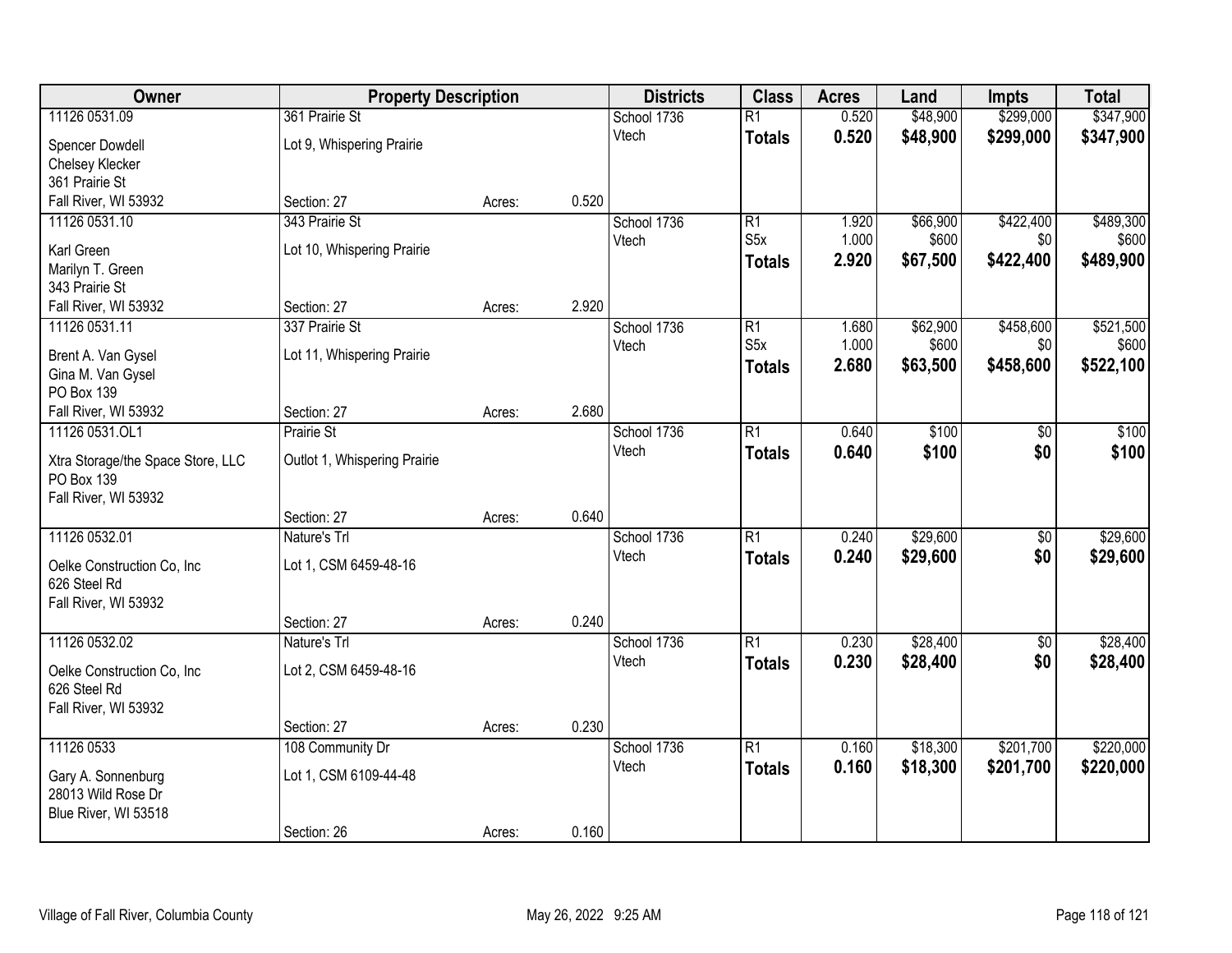| Owner | Property Description | | | Districts | Class | Acres | Land | Impts | Total |
|---|---|---|---|---|---|---|---|---|---|
| 11126 0531.09 | 361 Prairie St | | | School 1736 | R1 | 0.520 | $48,900 | $299,000 | $347,900 |
| Spencer Dowdell | Lot 9, Whispering Prairie | | | Vtech | **Totals** | **0.520** | **$48,900** | **$299,000** | **$347,900** |
| Chelsey Klecker | | | | | | | | | |
| 361 Prairie St | | | | | | | | | |
| Fall River, WI 53932 | Section: 27 | Acres: | 0.520 | | | | | | |
| 11126 0531.10 | 343 Prairie St | | | School 1736 | R1 | 1.920 | $66,900 | $422,400 | $489,300 |
| Karl Green | Lot 10, Whispering Prairie | | | Vtech | S5x | 1.000 | $600 | $0 | $600 |
| Marilyn T. Green | | | | | **Totals** | **2.920** | **$67,500** | **$422,400** | **$489,900** |
| 343 Prairie St | | | | | | | | | |
| Fall River, WI 53932 | Section: 27 | Acres: | 2.920 | | | | | | |
| 11126 0531.11 | 337 Prairie St | | | School 1736 | R1 | 1.680 | $62,900 | $458,600 | $521,500 |
| Brent A. Van Gysel | Lot 11, Whispering Prairie | | | Vtech | S5x | 1.000 | $600 | $0 | $600 |
| Gina M. Van Gysel | | | | | **Totals** | **2.680** | **$63,500** | **$458,600** | **$522,100** |
| PO Box 139 | | | | | | | | | |
| Fall River, WI 53932 | Section: 27 | Acres: | 2.680 | | | | | | |
| 11126 0531.OL1 | Prairie St | | | School 1736 | R1 | 0.640 | $100 | $0 | $100 |
| Xtra Storage/the Space Store, LLC | Outlot 1, Whispering Prairie | | | Vtech | **Totals** | **0.640** | **$100** | **$0** | **$100** |
| PO Box 139 | | | | | | | | | |
| Fall River, WI 53932 | | | | | | | | | |
| | Section: 27 | Acres: | 0.640 | | | | | | |
| 11126 0532.01 | Nature's Trl | | | School 1736 | R1 | 0.240 | $29,600 | $0 | $29,600 |
| Oelke Construction Co, Inc | Lot 1, CSM 6459-48-16 | | | Vtech | **Totals** | **0.240** | **$29,600** | **$0** | **$29,600** |
| 626 Steel Rd | | | | | | | | | |
| Fall River, WI 53932 | | | | | | | | | |
| | Section: 27 | Acres: | 0.240 | | | | | | |
| 11126 0532.02 | Nature's Trl | | | School 1736 | R1 | 0.230 | $28,400 | $0 | $28,400 |
| Oelke Construction Co, Inc | Lot 2, CSM 6459-48-16 | | | Vtech | **Totals** | **0.230** | **$28,400** | **$0** | **$28,400** |
| 626 Steel Rd | | | | | | | | | |
| Fall River, WI 53932 | | | | | | | | | |
| | Section: 27 | Acres: | 0.230 | | | | | | |
| 11126 0533 | 108 Community Dr | | | School 1736 | R1 | 0.160 | $18,300 | $201,700 | $220,000 |
| Gary A. Sonnenburg | Lot 1, CSM 6109-44-48 | | | Vtech | **Totals** | **0.160** | **$18,300** | **$201,700** | **$220,000** |
| 28013 Wild Rose Dr | | | | | | | | | |
| Blue River, WI 53518 | | | | | | | | | |
| | Section: 26 | Acres: | 0.160 | | | | | | |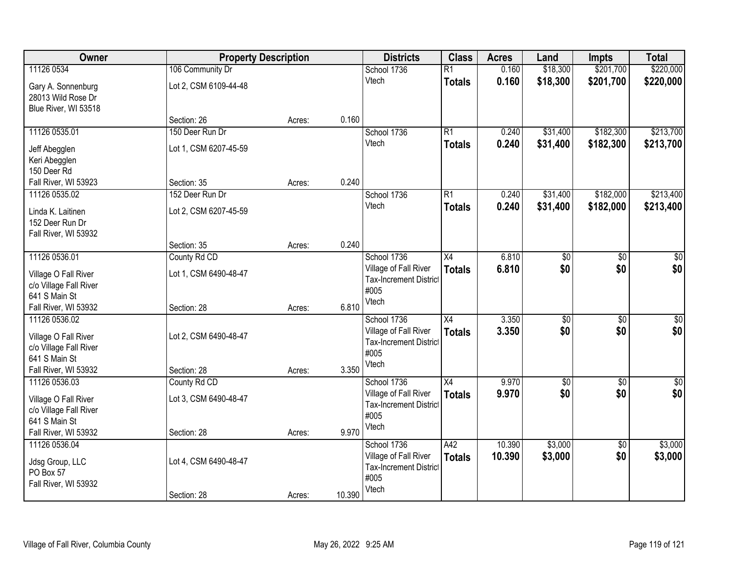| Owner | Property Description | | | Districts | Class | Acres | Land | Impts | Total |
|---|---|---|---|---|---|---|---|---|---|
| 11126 0534<br>Gary A. Sonnenburg<br>28013 Wild Rose Dr<br>Blue River, WI 53518 | 106 Community Dr<br>Lot 2, CSM 6109-44-48<br>Section: 26 | Acres: | 0.160 | School 1736<br>Vtech | R1<br>**Totals** | 0.160<br>**0.160** | $18,300<br>**$18,300** | $201,700<br>**$201,700** | $220,000<br>**$220,000** |
| 11126 0535.01<br>Jeff Abegglen<br>Keri Abegglen<br>150 Deer Rd<br>Fall River, WI 53923 | 150 Deer Run Dr<br>Lot 1, CSM 6207-45-59<br>Section: 35 | Acres: | 0.240 | School 1736<br>Vtech | R1<br>**Totals** | 0.240<br>**0.240** | $31,400<br>**$31,400** | $182,300<br>**$182,300** | $213,700<br>**$213,700** |
| 11126 0535.02<br>Linda K. Laitinen<br>152 Deer Run Dr<br>Fall River, WI 53932 | 152 Deer Run Dr<br>Lot 2, CSM 6207-45-59<br>Section: 35 | Acres: | 0.240 | School 1736<br>Vtech | R1<br>**Totals** | 0.240<br>**0.240** | $31,400<br>**$31,400** | $182,000<br>**$182,000** | $213,400<br>**$213,400** |
| 11126 0536.01<br>Village O Fall River<br>c/o Village Fall River<br>641 S Main St<br>Fall River, WI 53932 | County Rd CD<br>Lot 1, CSM 6490-48-47<br>Section: 28 | Acres: | 6.810 | School 1736<br>Village of Fall River<br>Tax-Increment District #005<br>Vtech | X4<br>**Totals** | 6.810<br>**6.810** | $0<br>**$0** | $0<br>**$0** | $0<br>**$0** |
| 11126 0536.02<br>Village O Fall River<br>c/o Village Fall River<br>641 S Main St<br>Fall River, WI 53932 | Lot 2, CSM 6490-48-47<br>Section: 28 | Acres: | 3.350 | School 1736<br>Village of Fall River<br>Tax-Increment District #005<br>Vtech | X4<br>**Totals** | 3.350<br>**3.350** | $0<br>**$0** | $0<br>**$0** | $0<br>**$0** |
| 11126 0536.03<br>Village O Fall River<br>c/o Village Fall River<br>641 S Main St<br>Fall River, WI 53932 | County Rd CD<br>Lot 3, CSM 6490-48-47<br>Section: 28 | Acres: | 9.970 | School 1736<br>Village of Fall River<br>Tax-Increment District #005<br>Vtech | X4<br>**Totals** | 9.970<br>**9.970** | $0<br>**$0** | $0<br>**$0** | $0<br>**$0** |
| 11126 0536.04<br>Jdsg Group, LLC<br>PO Box 57<br>Fall River, WI 53932 | Lot 4, CSM 6490-48-47<br>Section: 28 | Acres: | 10.390 | School 1736<br>Village of Fall River<br>Tax-Increment District #005<br>Vtech | A42<br>**Totals** | 10.390<br>**10.390** | $3,000<br>**$3,000** | $0<br>**$0** | $3,000<br>**$3,000** |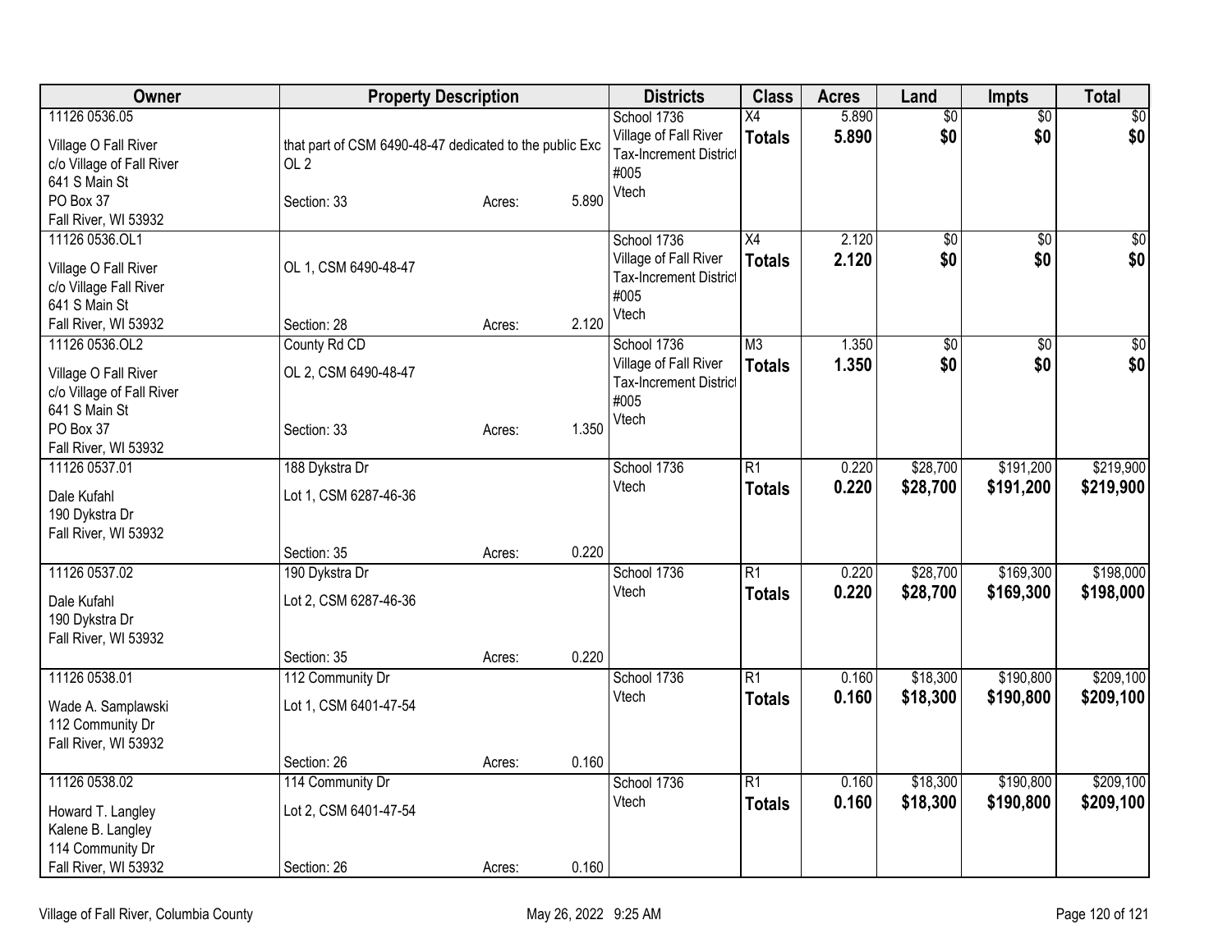| Owner | Property Description | | | Districts | Class | Acres | Land | Impts | Total |
|---|---|---|---|---|---|---|---|---|---|
| 11126 0536.05<br>Village O Fall River<br>c/o Village of Fall River<br>641 S Main St<br>PO Box 37<br>Fall River, WI 53932 | that part of CSM 6490-48-47 dedicated to the public Exc OL 2<br>Section: 33 | Acres: | 5.890 | School 1736<br>Village of Fall River<br>Tax-Increment District #005<br>Vtech | X4<br>**Totals** | 5.890<br>**5.890** | $0<br>**$0** | $0<br>**$0** | $0<br>**$0** |
| 11126 0536.OL1<br>Village O Fall River<br>c/o Village Fall River<br>641 S Main St<br>Fall River, WI 53932 | OL 1, CSM 6490-48-47<br>Section: 28 | Acres: | 2.120 | School 1736<br>Village of Fall River<br>Tax-Increment District #005<br>Vtech | X4<br>**Totals** | 2.120<br>**2.120** | $0<br>**$0** | $0<br>**$0** | $0<br>**$0** |
| 11126 0536.OL2<br>Village O Fall River<br>c/o Village of Fall River<br>641 S Main St<br>PO Box 37<br>Fall River, WI 53932 | County Rd CD<br>OL 2, CSM 6490-48-47<br>Section: 33 | Acres: | 1.350 | School 1736<br>Village of Fall River<br>Tax-Increment District #005<br>Vtech | M3<br>**Totals** | 1.350<br>**1.350** | $0<br>**$0** | $0<br>**$0** | $0<br>**$0** |
| 11126 0537.01<br>Dale Kufahl<br>190 Dykstra Dr<br>Fall River, WI 53932 | 188 Dykstra Dr<br>Lot 1, CSM 6287-46-36<br>Section: 35 | Acres: | 0.220 | School 1736<br>Vtech | R1<br>**Totals** | 0.220<br>**0.220** | $28,700<br>**$28,700** | $191,200<br>**$191,200** | $219,900<br>**$219,900** |
| 11126 0537.02<br>Dale Kufahl<br>190 Dykstra Dr<br>Fall River, WI 53932 | 190 Dykstra Dr<br>Lot 2, CSM 6287-46-36<br>Section: 35 | Acres: | 0.220 | School 1736<br>Vtech | R1<br>**Totals** | 0.220<br>**0.220** | $28,700<br>**$28,700** | $169,300<br>**$169,300** | $198,000<br>**$198,000** |
| 11126 0538.01<br>Wade A. Samplawski<br>112 Community Dr<br>Fall River, WI 53932 | 112 Community Dr<br>Lot 1, CSM 6401-47-54<br>Section: 26 | Acres: | 0.160 | School 1736<br>Vtech | R1<br>**Totals** | 0.160<br>**0.160** | $18,300<br>**$18,300** | $190,800<br>**$190,800** | $209,100<br>**$209,100** |
| 11126 0538.02<br>Howard T. Langley<br>Kalene B. Langley<br>114 Community Dr<br>Fall River, WI 53932 | 114 Community Dr<br>Lot 2, CSM 6401-47-54<br>Section: 26 | Acres: | 0.160 | School 1736<br>Vtech | R1<br>**Totals** | 0.160<br>**0.160** | $18,300<br>**$18,300** | $190,800<br>**$190,800** | $209,100<br>**$209,100** |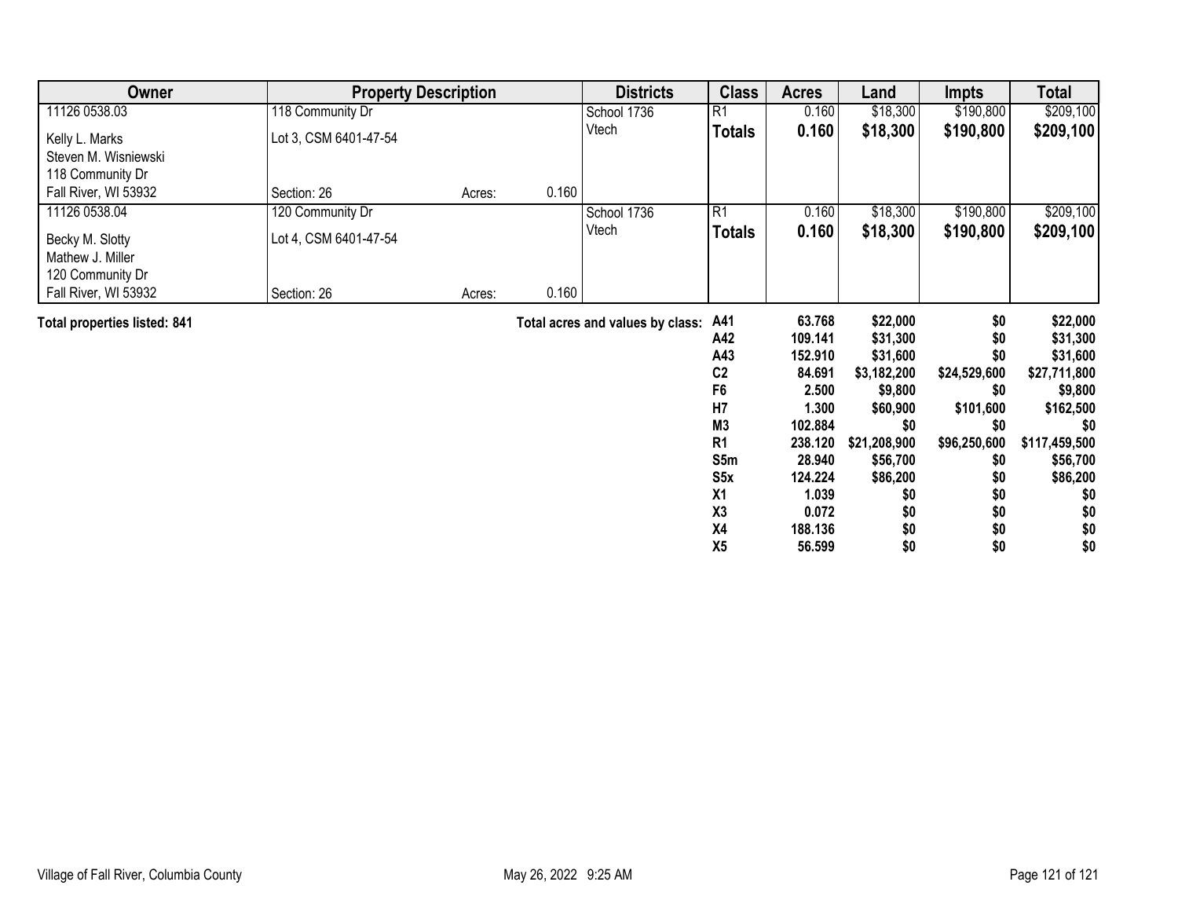| Owner | Property Description | | | Districts | Class | Acres | Land | Impts | Total |
|---|---|---|---|---|---|---|---|---|---|
| 11126 0538.03 | 118 Community Dr | | | School 1736 | R1 | 0.160 | $18,300 | $190,800 | $209,100 |
| Kelly L. Marks<br>Steven M. Wisniewski<br>118 Community Dr<br>Fall River, WI 53932 | Lot 3, CSM 6401-47-54 | | | Vtech | **Totals** | **0.160** | **$18,300** | **$190,800** | **$209,100** |
| | Section: 26 | Acres: | 0.160 | | | | | | |
| 11126 0538.04 | 120 Community Dr | | | School 1736 | R1 | 0.160 | $18,300 | $190,800 | $209,100 |
| Becky M. Slotty<br>Mathew J. Miller<br>120 Community Dr<br>Fall River, WI 53932 | Lot 4, CSM 6401-47-54 | | | Vtech | **Totals** | **0.160** | **$18,300** | **$190,800** | **$209,100** |
| | Section: 26 | Acres: | 0.160 | | | | | | |

**Total properties listed: 841**

**Total acres and values by class:**

| Class | Acres | Land | Impts | Total |
|---|---|---|---|---|
| A41 | 63.768 | $22,000 | $0 | $22,000 |
| A42 | 109.141 | $31,300 | $0 | $31,300 |
| A43 | 152.910 | $31,600 | $0 | $31,600 |
| C2 | 84.691 | $3,182,200 | $24,529,600 | $27,711,800 |
| F6 | 2.500 | $9,800 | $0 | $9,800 |
| H7 | 1.300 | $60,900 | $101,600 | $162,500 |
| M3 | 102.884 | $0 | $0 | $0 |
| R1 | 238.120 | $21,208,900 | $96,250,600 | $117,459,500 |
| S5m | 28.940 | $56,700 | $0 | $56,700 |
| S5x | 124.224 | $86,200 | $0 | $86,200 |
| X1 | 1.039 | $0 | $0 | $0 |
| X3 | 0.072 | $0 | $0 | $0 |
| X4 | 188.136 | $0 | $0 | $0 |
| X5 | 56.599 | $0 | $0 | $0 |